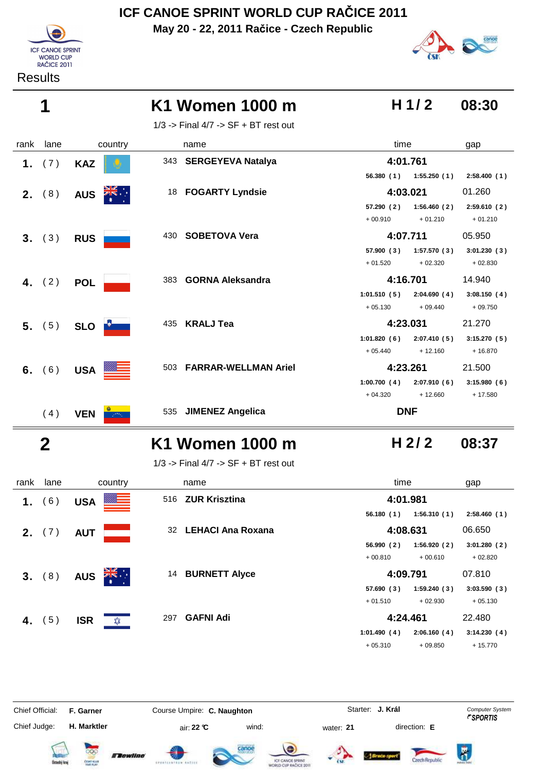# ICF CANOE SPRINT WORLD CUP RAČICE 2011

**May 20 - 22, 2011 Račice - Czech Republic**

ICF CANOE SPRINT WORLD CUP RAČICE 2011

Results

## 1 — K1 Women 1000 m — H 1 / 2 — 08:30

1/3 -> Final 4/7 -> SF + BT rest out

| rank | lane | country | | name | time | | | gap |
|---|---|---|---|---|---|---|---|---|
| 1. | (7) | KAZ | 343 | **SERGEYEVA Natalya** | **4:01.761** | | | |
| | | | | | 56.380 (1) | 1:55.250 (1) | 2:58.400 (1) | |
| 2. | (8) | AUS | 18 | **FOGARTY Lyndsie** | **4:03.021** | | | 01.260 |
| | | | | | 57.290 (2) | 1:56.460 (2) | 2:59.610 (2) | |
| | | | | | + 00.910 | + 01.210 | + 01.210 | |
| 3. | (3) | RUS | 430 | **SOBETOVA Vera** | **4:07.711** | | | 05.950 |
| | | | | | 57.900 (3) | 1:57.570 (3) | 3:01.230 (3) | |
| | | | | | + 01.520 | + 02.320 | + 02.830 | |
| 4. | (2) | POL | 383 | **GORNA Aleksandra** | **4:16.701** | | | 14.940 |
| | | | | | 1:01.510 (5) | 2:04.690 (4) | 3:08.150 (4) | |
| | | | | | + 05.130 | + 09.440 | + 09.750 | |
| 5. | (5) | SLO | 435 | **KRALJ Tea** | **4:23.031** | | | 21.270 |
| | | | | | 1:01.820 (6) | 2:07.410 (5) | 3:15.270 (5) | |
| | | | | | + 05.440 | + 12.160 | + 16.870 | |
| 6. | (6) | USA | 503 | **FARRAR-WELLMAN Ariel** | **4:23.261** | | | 21.500 |
| | | | | | 1:00.700 (4) | 2:07.910 (6) | 3:15.980 (6) | |
| | | | | | + 04.320 | + 12.660 | + 17.580 | |
| | (4) | VEN | 535 | **JIMENEZ Angelica** | **DNF** | | | |

## 2 — K1 Women 1000 m — H 2 / 2 — 08:37

1/3 -> Final 4/7 -> SF + BT rest out

| rank | lane | country | | name | time | | | gap |
|---|---|---|---|---|---|---|---|---|
| 1. | (6) | USA | 516 | **ZUR Krisztina** | **4:01.981** | | | |
| | | | | | 56.180 (1) | 1:56.310 (1) | 2:58.460 (1) | |
| 2. | (7) | AUT | 32 | **LEHACI Ana Roxana** | **4:08.631** | | | 06.650 |
| | | | | | 56.990 (2) | 1:56.920 (2) | 3:01.280 (2) | |
| | | | | | + 00.810 | + 00.610 | + 02.820 | |
| 3. | (8) | AUS | 14 | **BURNETT Alyce** | **4:09.791** | | | 07.810 |
| | | | | | 57.690 (3) | 1:59.240 (3) | 3:03.590 (3) | |
| | | | | | + 01.510 | + 02.930 | + 05.130 | |
| 4. | (5) | ISR | 297 | **GAFNI Adi** | **4:24.461** | | | 22.480 |
| | | | | | 1:01.490 (4) | 2:06.160 (4) | 3:14.230 (4) | |
| | | | | | + 05.310 | + 09.850 | + 15.770 | |

Chief Official: **F. Garner** — Course Umpire: **C. Naughton** — Starter: **J. Král** — Computer System SPORTIS

Chief Judge: **H. Marktler** — air: **22 °C** — wind: — water: **21** — direction: **E**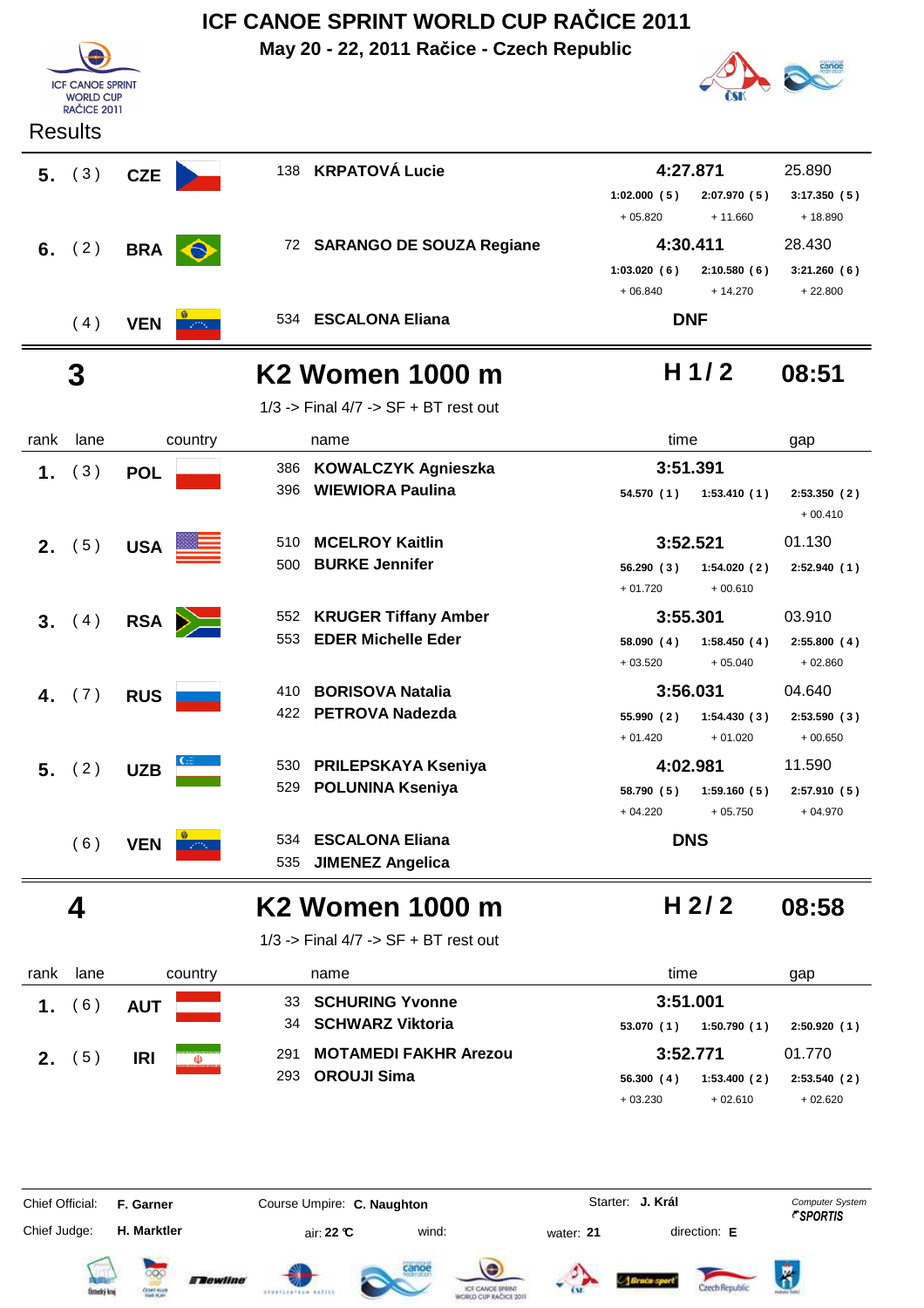# ICF CANOE SPRINT WORLD CUP RAČICE 2011

**May 20 - 22, 2011 Račice - Czech Republic**

Results

| rank | lane | country | name | time | | | gap |
|---|---|---|---|---|---|---|---|
| 5. | ( 3 ) | CZE | 138 **KRPATOVÁ Lucie** | **4:27.871** | | | 25.890 |
| | | | | 1:02.000 ( 5 ) | 2:07.970 ( 5 ) | 3:17.350 ( 5 ) | |
| | | | | + 05.820 | + 11.660 | + 18.890 | |
| 6. | ( 2 ) | BRA | 72 **SARANGO DE SOUZA Regiane** | **4:30.411** | | | 28.430 |
| | | | | 1:03.020 ( 6 ) | 2:10.580 ( 6 ) | 3:21.260 ( 6 ) | |
| | | | | + 06.840 | + 14.270 | + 22.800 | |
| | ( 4 ) | VEN | 534 **ESCALONA Eliana** | **DNF** | | | |

## 3 K2 Women 1000 m — H 1 / 2 — 08:51

1/3 -> Final 4/7 -> SF + BT rest out

| rank | lane | country | name | time | | | gap |
|---|---|---|---|---|---|---|---|
| 1. | ( 3 ) | POL | 386 **KOWALCZYK Agnieszka**<br>396 **WIEWIORA Paulina** | **3:51.391** | | | |
| | | | | 54.570 ( 1 ) | 1:53.410 ( 1 ) | 2:53.350 ( 2 ) | |
| | | | | | | + 00.410 | |
| 2. | ( 5 ) | USA | 510 **MCELROY Kaitlin**<br>500 **BURKE Jennifer** | **3:52.521** | | | 01.130 |
| | | | | 56.290 ( 3 ) | 1:54.020 ( 2 ) | 2:52.940 ( 1 ) | |
| | | | | + 01.720 | + 00.610 | | |
| 3. | ( 4 ) | RSA | 552 **KRUGER Tiffany Amber**<br>553 **EDER Michelle Eder** | **3:55.301** | | | 03.910 |
| | | | | 58.090 ( 4 ) | 1:58.450 ( 4 ) | 2:55.800 ( 4 ) | |
| | | | | + 03.520 | + 05.040 | + 02.860 | |
| 4. | ( 7 ) | RUS | 410 **BORISOVA Natalia**<br>422 **PETROVA Nadezda** | **3:56.031** | | | 04.640 |
| | | | | 55.990 ( 2 ) | 1:54.430 ( 3 ) | 2:53.590 ( 3 ) | |
| | | | | + 01.420 | + 01.020 | + 00.650 | |
| 5. | ( 2 ) | UZB | 530 **PRILEPSKAYA Kseniya**<br>529 **POLUNINA Kseniya** | **4:02.981** | | | 11.590 |
| | | | | 58.790 ( 5 ) | 1:59.160 ( 5 ) | 2:57.910 ( 5 ) | |
| | | | | + 04.220 | + 05.750 | + 04.970 | |
| | ( 6 ) | VEN | 534 **ESCALONA Eliana**<br>535 **JIMENEZ Angelica** | **DNS** | | | |

## 4 K2 Women 1000 m — H 2 / 2 — 08:58

1/3 -> Final 4/7 -> SF + BT rest out

| rank | lane | country | name | time | | | gap |
|---|---|---|---|---|---|---|---|
| 1. | ( 6 ) | AUT | 33 **SCHURING Yvonne**<br>34 **SCHWARZ Viktoria** | **3:51.001** | | | |
| | | | | 53.070 ( 1 ) | 1:50.790 ( 1 ) | 2:50.920 ( 1 ) | |
| 2. | ( 5 ) | IRI | 291 **MOTAMEDI FAKHR Arezou**<br>293 **OROUJI Sima** | **3:52.771** | | | 01.770 |
| | | | | 56.300 ( 4 ) | 1:53.400 ( 2 ) | 2:53.540 ( 2 ) | |
| | | | | + 03.230 | + 02.610 | + 02.620 | |

Chief Official: **F. Garner** — Course Umpire: **C. Naughton** — Starter: **J. Král** — Computer System SPORTIS

Chief Judge: **H. Marktler** — air: **22 °C** — wind: — water: **21** — direction: **E**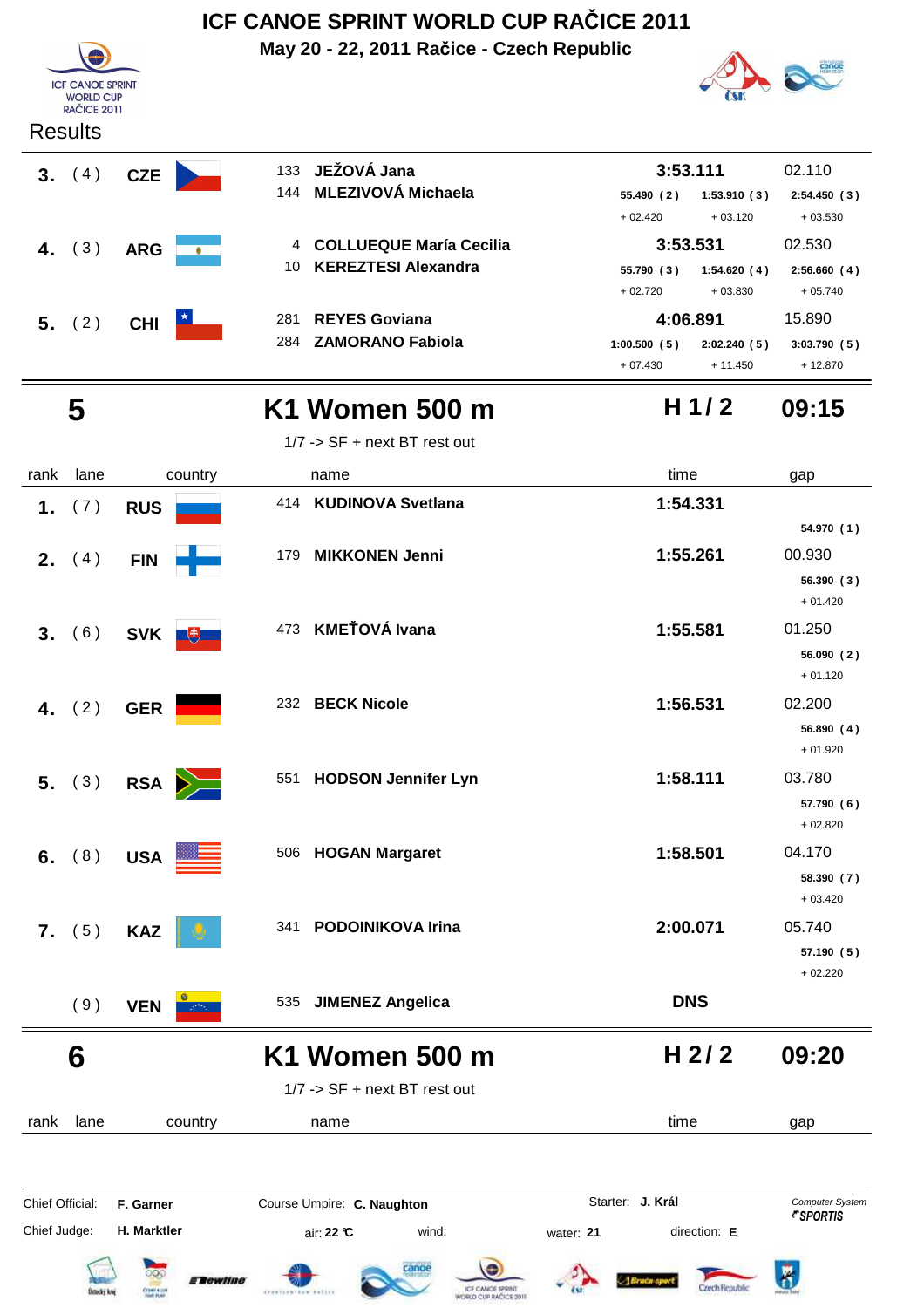# ICF CANOE SPRINT WORLD CUP RAČICE 2011

**May 20 - 22, 2011 Račice - Czech Republic**

Results

| rank | lane | country | name | time | gap |
|---|---|---|---|---|---|
| **3.** | ( 4 ) | **CZE** | 133 **JEŽOVÁ Jana** / 144 **MLEZIVOVÁ Michaela** | **3:53.111** | 02.110 |
| | | | | 55.490 ( 2 ) +02.420 / 1:53.910 ( 3 ) +03.120 / 2:54.450 ( 3 ) +03.530 | |
| **4.** | ( 3 ) | **ARG** | 4 **COLLUEQUE María Cecilia** / 10 **KEREZTESI Alexandra** | **3:53.531** | 02.530 |
| | | | | 55.790 ( 3 ) +02.720 / 1:54.620 ( 4 ) +03.830 / 2:56.660 ( 4 ) +05.740 | |
| **5.** | ( 2 ) | **CHI** | 281 **REYES Goviana** / 284 **ZAMORANO Fabiola** | **4:06.891** | 15.890 |
| | | | | 1:00.500 ( 5 ) +07.430 / 2:02.240 ( 5 ) +11.450 / 3:03.790 ( 5 ) +12.870 | |

## 5 — K1 Women 500 m — H 1 / 2 — 09:15

1/7 -> SF + next BT rest out

| rank | lane | country | name | time | gap | 250 m split |
|---|---|---|---|---|---|---|
| **1.** | ( 7 ) | **RUS** | 414 **KUDINOVA Svetlana** | **1:54.331** | | 54.970 ( 1 ) |
| **2.** | ( 4 ) | **FIN** | 179 **MIKKONEN Jenni** | **1:55.261** | 00.930 | 56.390 ( 3 ) +01.420 |
| **3.** | ( 6 ) | **SVK** | 473 **KMEŤOVÁ Ivana** | **1:55.581** | 01.250 | 56.090 ( 2 ) +01.120 |
| **4.** | ( 2 ) | **GER** | 232 **BECK Nicole** | **1:56.531** | 02.200 | 56.890 ( 4 ) +01.920 |
| **5.** | ( 3 ) | **RSA** | 551 **HODSON Jennifer Lyn** | **1:58.111** | 03.780 | 57.790 ( 6 ) +02.820 |
| **6.** | ( 8 ) | **USA** | 506 **HOGAN Margaret** | **1:58.501** | 04.170 | 58.390 ( 7 ) +03.420 |
| **7.** | ( 5 ) | **KAZ** | 341 **PODOINIKOVA Irina** | **2:00.071** | 05.740 | 57.190 ( 5 ) +02.220 |
| | ( 9 ) | **VEN** | 535 **JIMENEZ Angelica** | **DNS** | | |

## 6 — K1 Women 500 m — H 2 / 2 — 09:20

1/7 -> SF + next BT rest out

| rank | lane | country | name | time | gap |
|---|---|---|---|---|---|

Chief Official: **F. Garner** — Course Umpire: **C. Naughton** — Starter: **J. Král** — Computer System SPORTIS

Chief Judge: **H. Marktler** — air: **22 °C** — wind: — water: **21** — direction: **E**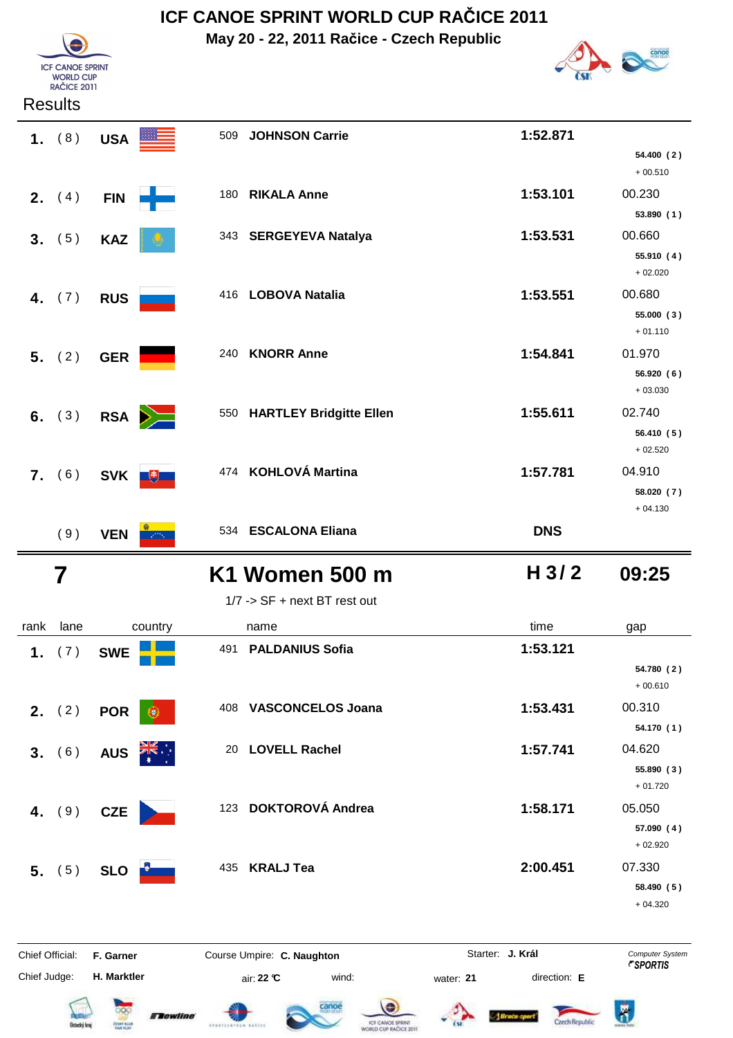# ICF CANOE SPRINT WORLD CUP RAČICE 2011

**May 20 - 22, 2011 Račice - Czech Republic**

Results

| rank | lane | country | | name | time | gap |
|---|---|---|---|---|---|---|
| 1. | ( 8 ) | USA | 509 | JOHNSON Carrie | 1:52.871 | |
| | | | | | | 54.400 ( 2 ) |
| | | | | | | + 00.510 |
| 2. | ( 4 ) | FIN | 180 | RIKALA Anne | 1:53.101 | 00.230 |
| | | | | | | 53.890 ( 1 ) |
| 3. | ( 5 ) | KAZ | 343 | SERGEYEVA Natalya | 1:53.531 | 00.660 |
| | | | | | | 55.910 ( 4 ) |
| | | | | | | + 02.020 |
| 4. | ( 7 ) | RUS | 416 | LOBOVA Natalia | 1:53.551 | 00.680 |
| | | | | | | 55.000 ( 3 ) |
| | | | | | | + 01.110 |
| 5. | ( 2 ) | GER | 240 | KNORR Anne | 1:54.841 | 01.970 |
| | | | | | | 56.920 ( 6 ) |
| | | | | | | + 03.030 |
| 6. | ( 3 ) | RSA | 550 | HARTLEY Bridgitte Ellen | 1:55.611 | 02.740 |
| | | | | | | 56.410 ( 5 ) |
| | | | | | | + 02.520 |
| 7. | ( 6 ) | SVK | 474 | KOHLOVÁ Martina | 1:57.781 | 04.910 |
| | | | | | | 58.020 ( 7 ) |
| | | | | | | + 04.130 |
| | ( 9 ) | VEN | 534 | ESCALONA Eliana | DNS | |

## 7 K1 Women 500 m H 3 / 2 09:25

1/7 -> SF + next BT rest out

| rank | lane | country | | name | time | gap |
|---|---|---|---|---|---|---|
| 1. | ( 7 ) | SWE | 491 | PALDANIUS Sofia | 1:53.121 | |
| | | | | | | 54.780 ( 2 ) |
| | | | | | | + 00.610 |
| 2. | ( 2 ) | POR | 408 | VASCONCELOS Joana | 1:53.431 | 00.310 |
| | | | | | | 54.170 ( 1 ) |
| 3. | ( 6 ) | AUS | 20 | LOVELL Rachel | 1:57.741 | 04.620 |
| | | | | | | 55.890 ( 3 ) |
| | | | | | | + 01.720 |
| 4. | ( 9 ) | CZE | 123 | DOKTOROVÁ Andrea | 1:58.171 | 05.050 |
| | | | | | | 57.090 ( 4 ) |
| | | | | | | + 02.920 |
| 5. | ( 5 ) | SLO | 435 | KRALJ Tea | 2:00.451 | 07.330 |
| | | | | | | 58.490 ( 5 ) |
| | | | | | | + 04.320 |

Chief Official: **F. Garner** Course Umpire: **C. Naughton** Starter: **J. Král** Computer System SPORTIS

Chief Judge: **H. Marktler** air: **22 °C** wind: water: **21** direction: **E**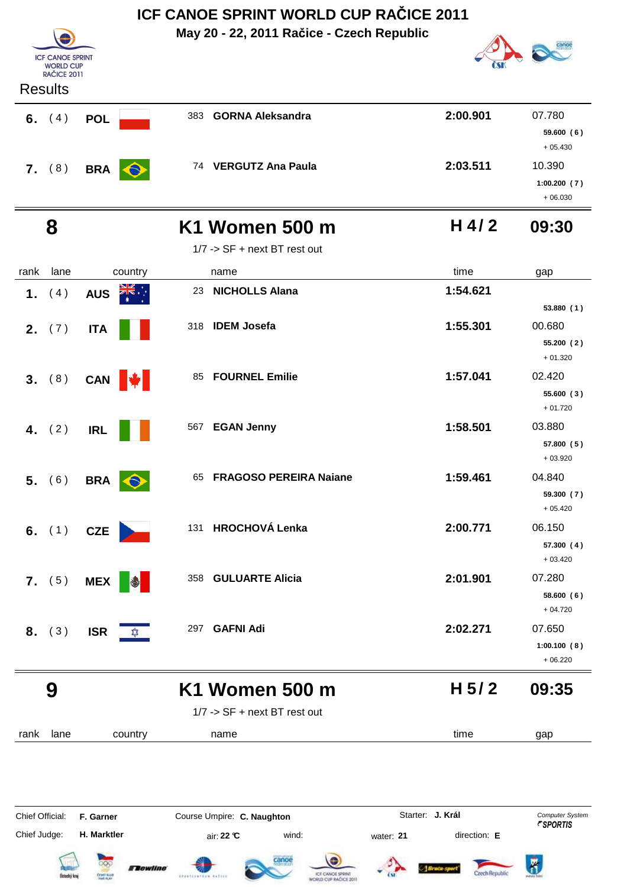# ICF CANOE SPRINT WORLD CUP RAČICE 2011

**May 20 - 22, 2011 Račice - Czech Republic**

Results

| rank | lane | country | | name | time | gap |
|---|---|---|---|---|---|---|
| **6.** | ( 4 ) | **POL** | 383 | **GORNA Aleksandra** | **2:00.901** | 07.780 / **59.600 ( 6 )** / + 05.430 |
| **7.** | ( 8 ) | **BRA** | 74 | **VERGUTZ Ana Paula** | **2:03.511** | 10.390 / **1:00.200 ( 7 )** / + 06.030 |

## 8 — K1 Women 500 m — H 4 / 2 — 09:30

1/7 -> SF + next BT rest out

| rank | lane | country | | name | time | gap |
|---|---|---|---|---|---|---|
| **1.** | ( 4 ) | **AUS** | 23 | **NICHOLLS Alana** | **1:54.621** | **53.880 ( 1 )** |
| **2.** | ( 7 ) | **ITA** | 318 | **IDEM Josefa** | **1:55.301** | 00.680 / **55.200 ( 2 )** / + 01.320 |
| **3.** | ( 8 ) | **CAN** | 85 | **FOURNEL Emilie** | **1:57.041** | 02.420 / **55.600 ( 3 )** / + 01.720 |
| **4.** | ( 2 ) | **IRL** | 567 | **EGAN Jenny** | **1:58.501** | 03.880 / **57.800 ( 5 )** / + 03.920 |
| **5.** | ( 6 ) | **BRA** | 65 | **FRAGOSO PEREIRA Naiane** | **1:59.461** | 04.840 / **59.300 ( 7 )** / + 05.420 |
| **6.** | ( 1 ) | **CZE** | 131 | **HROCHOVÁ Lenka** | **2:00.771** | 06.150 / **57.300 ( 4 )** / + 03.420 |
| **7.** | ( 5 ) | **MEX** | 358 | **GULUARTE Alicia** | **2:01.901** | 07.280 / **58.600 ( 6 )** / + 04.720 |
| **8.** | ( 3 ) | **ISR** | 297 | **GAFNI Adi** | **2:02.271** | 07.650 / **1:00.100 ( 8 )** / + 06.220 |

## 9 — K1 Women 500 m — H 5 / 2 — 09:35

1/7 -> SF + next BT rest out

| rank | lane | country | name | time | gap |
|---|---|---|---|---|---|

Chief Official: **F. Garner** | Course Umpire: **C. Naughton** | Starter: **J. Král** | Computer System SPORTIS

Chief Judge: **H. Marktler** | air: **22 °C** | wind: | water: **21** | direction: **E**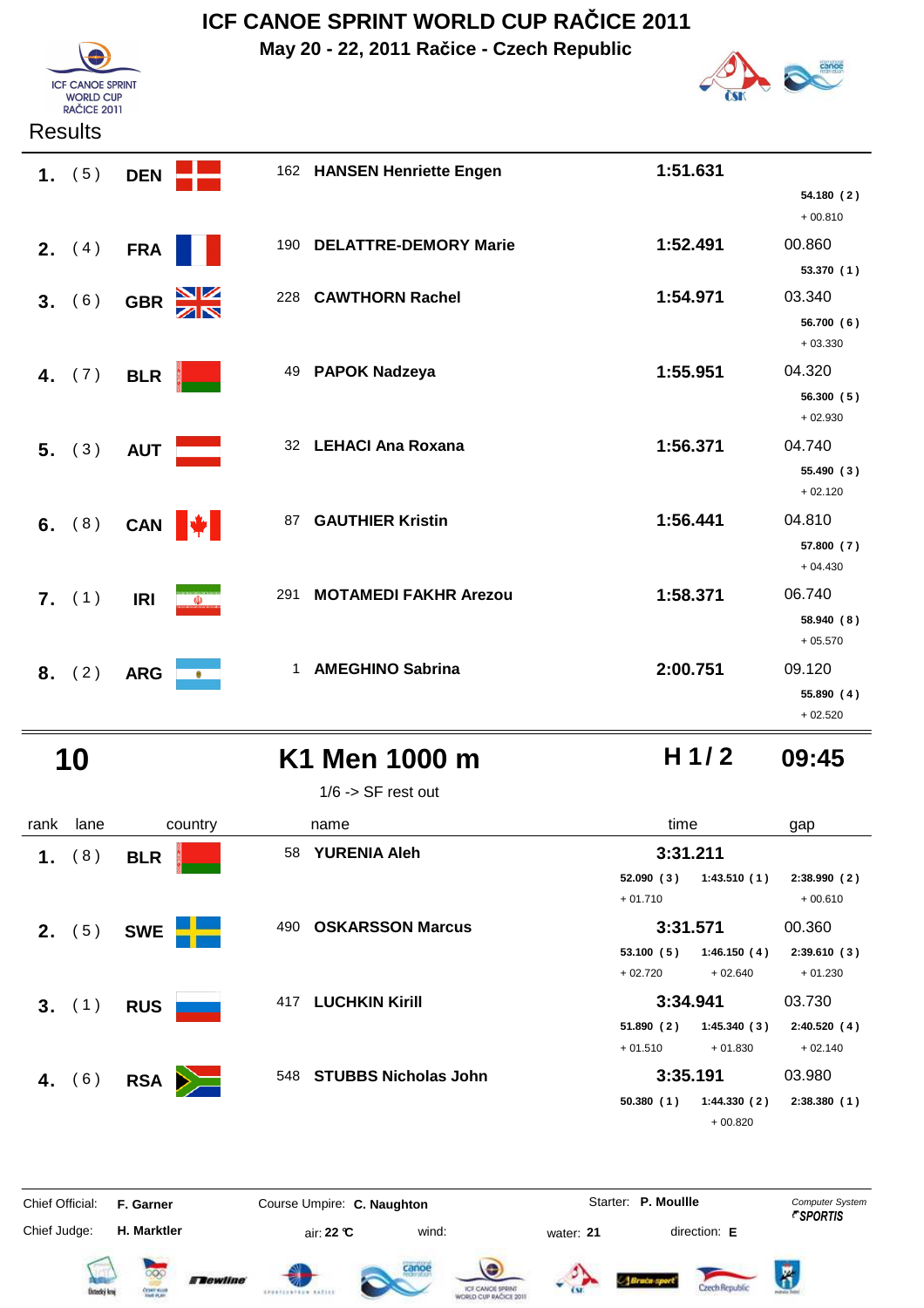# ICF CANOE SPRINT WORLD CUP RAČICE 2011

**May 20 - 22, 2011 Račice - Czech Republic**

Results

| rank | lane | country | no. | name | time | gap | split |
|---|---|---|---|---|---|---|---|
| 1. | (5) | DEN | 162 | HANSEN Henriette Engen | 1:51.631 | | 54.180 (2) + 00.810 |
| 2. | (4) | FRA | 190 | DELATTRE-DEMORY Marie | 1:52.491 | 00.860 | 53.370 (1) |
| 3. | (6) | GBR | 228 | CAWTHORN Rachel | 1:54.971 | 03.340 | 56.700 (6) + 03.330 |
| 4. | (7) | BLR | 49 | PAPOK Nadzeya | 1:55.951 | 04.320 | 56.300 (5) + 02.930 |
| 5. | (3) | AUT | 32 | LEHACI Ana Roxana | 1:56.371 | 04.740 | 55.490 (3) + 02.120 |
| 6. | (8) | CAN | 87 | GAUTHIER Kristin | 1:56.441 | 04.810 | 57.800 (7) + 04.430 |
| 7. | (1) | IRI | 291 | MOTAMEDI FAKHR Arezou | 1:58.371 | 06.740 | 58.940 (8) + 05.570 |
| 8. | (2) | ARG | 1 | AMEGHINO Sabrina | 2:00.751 | 09.120 | 55.890 (4) + 02.520 |

## 10 K1 Men 1000 m H 1 / 2 09:45

1/6 -> SF rest out

| rank | lane | country | no. | name | time | gap | 250 m | 500 m | 750 m |
|---|---|---|---|---|---|---|---|---|---|
| 1. | (8) | BLR | 58 | YURENIA Aleh | 3:31.211 | | 52.090 (3) + 01.710 | 1:43.510 (1) | 2:38.990 (2) + 00.610 |
| 2. | (5) | SWE | 490 | OSKARSSON Marcus | 3:31.571 | 00.360 | 53.100 (5) + 02.720 | 1:46.150 (4) + 02.640 | 2:39.610 (3) + 01.230 |
| 3. | (1) | RUS | 417 | LUCHKIN Kirill | 3:34.941 | 03.730 | 51.890 (2) + 01.510 | 1:45.340 (3) + 01.830 | 2:40.520 (4) + 02.140 |
| 4. | (6) | RSA | 548 | STUBBS Nicholas John | 3:35.191 | 03.980 | 50.380 (1) | 1:44.330 (2) + 00.820 | 2:38.380 (1) |

Chief Official: **F. Garner** Course Umpire: **C. Naughton** Starter: **P. Moullle**

Chief Judge: **H. Marktler** air: **22 °C** wind: water: **21** direction: **E**

Computer System SPORTIS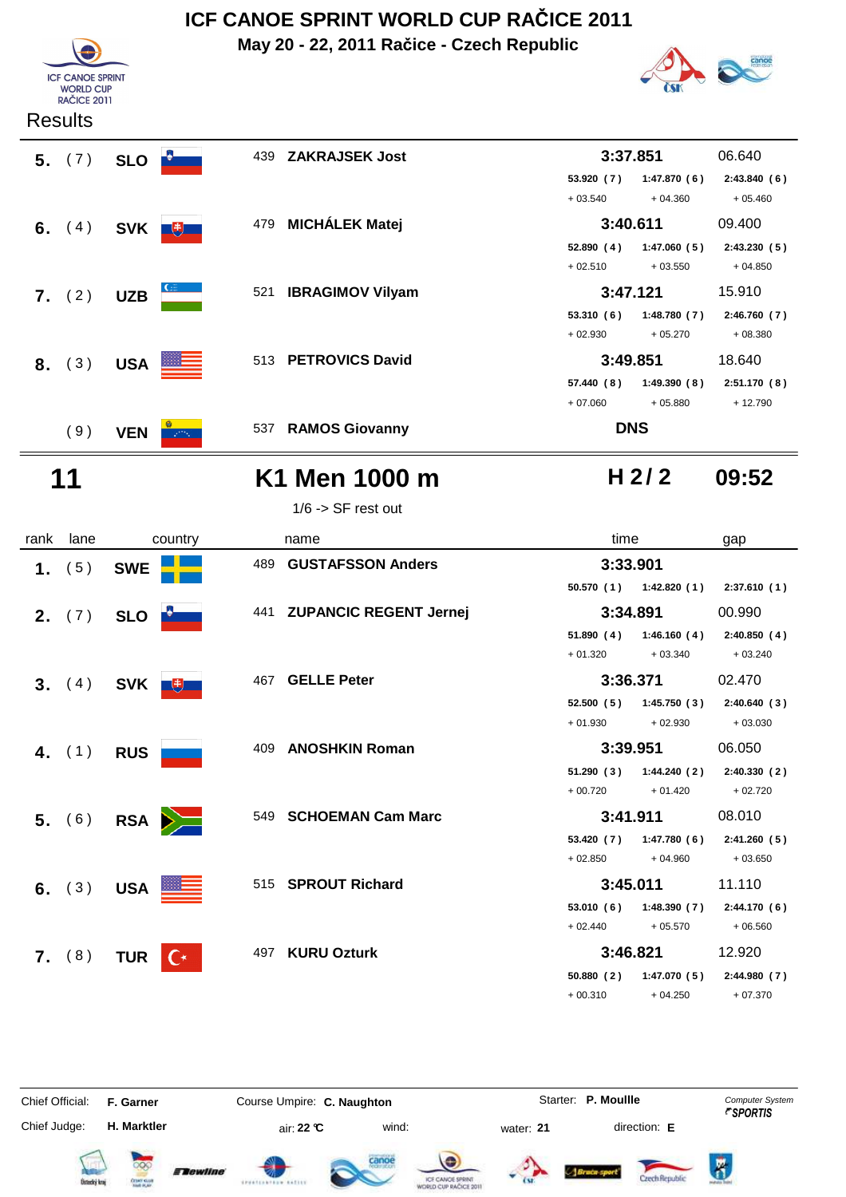# ICF CANOE SPRINT WORLD CUP RAČICE 2011

**May 20 - 22, 2011 Račice - Czech Republic**

Results

| rank | lane | country | bib | name | time | gap |
|---|---|---|---|---|---|---|
| 5. | ( 7 ) | SLO | 439 | ZAKRAJSEK Jost | 3:37.851 | 06.640 |
| | | | | | 53.920 ( 7 ) / + 03.540 ; 1:47.870 ( 6 ) / + 04.360 ; 2:43.840 ( 6 ) / + 05.460 | |
| 6. | ( 4 ) | SVK | 479 | MICHÁLEK Matej | 3:40.611 | 09.400 |
| | | | | | 52.890 ( 4 ) / + 02.510 ; 1:47.060 ( 5 ) / + 03.550 ; 2:43.230 ( 5 ) / + 04.850 | |
| 7. | ( 2 ) | UZB | 521 | IBRAGIMOV Vilyam | 3:47.121 | 15.910 |
| | | | | | 53.310 ( 6 ) / + 02.930 ; 1:48.780 ( 7 ) / + 05.270 ; 2:46.760 ( 7 ) / + 08.380 | |
| 8. | ( 3 ) | USA | 513 | PETROVICS David | 3:49.851 | 18.640 |
| | | | | | 57.440 ( 8 ) / + 07.060 ; 1:49.390 ( 8 ) / + 05.880 ; 2:51.170 ( 8 ) / + 12.790 | |
| | ( 9 ) | VEN | 537 | RAMOS Giovanny | DNS | |

## 11 K1 Men 1000 m — H 2 / 2 — 09:52

1/6 -> SF rest out

| rank | lane | country | bib | name | time | gap |
|---|---|---|---|---|---|---|
| 1. | ( 5 ) | SWE | 489 | GUSTAFSSON Anders | 3:33.901 | |
| | | | | | 50.570 ( 1 ) ; 1:42.820 ( 1 ) ; 2:37.610 ( 1 ) | |
| 2. | ( 7 ) | SLO | 441 | ZUPANCIC REGENT Jernej | 3:34.891 | 00.990 |
| | | | | | 51.890 ( 4 ) / + 01.320 ; 1:46.160 ( 4 ) / + 03.340 ; 2:40.850 ( 4 ) / + 03.240 | |
| 3. | ( 4 ) | SVK | 467 | GELLE Peter | 3:36.371 | 02.470 |
| | | | | | 52.500 ( 5 ) / + 01.930 ; 1:45.750 ( 3 ) / + 02.930 ; 2:40.640 ( 3 ) / + 03.030 | |
| 4. | ( 1 ) | RUS | 409 | ANOSHKIN Roman | 3:39.951 | 06.050 |
| | | | | | 51.290 ( 3 ) / + 00.720 ; 1:44.240 ( 2 ) / + 01.420 ; 2:40.330 ( 2 ) / + 02.720 | |
| 5. | ( 6 ) | RSA | 549 | SCHOEMAN Cam Marc | 3:41.911 | 08.010 |
| | | | | | 53.420 ( 7 ) / + 02.850 ; 1:47.780 ( 6 ) / + 04.960 ; 2:41.260 ( 5 ) / + 03.650 | |
| 6. | ( 3 ) | USA | 515 | SPROUT Richard | 3:45.011 | 11.110 |
| | | | | | 53.010 ( 6 ) / + 02.440 ; 1:48.390 ( 7 ) / + 05.570 ; 2:44.170 ( 6 ) / + 06.560 | |
| 7. | ( 8 ) | TUR | 497 | KURU Ozturk | 3:46.821 | 12.920 |
| | | | | | 50.880 ( 2 ) / + 00.310 ; 1:47.070 ( 5 ) / + 04.250 ; 2:44.980 ( 7 ) / + 07.370 | |

Chief Official: **F. Garner** | Course Umpire: **C. Naughton** | Starter: **P. Moullle** | Computer System SPORTIS

Chief Judge: **H. Marktler** | air: **22 °C** | wind: | water: **21** | direction: **E**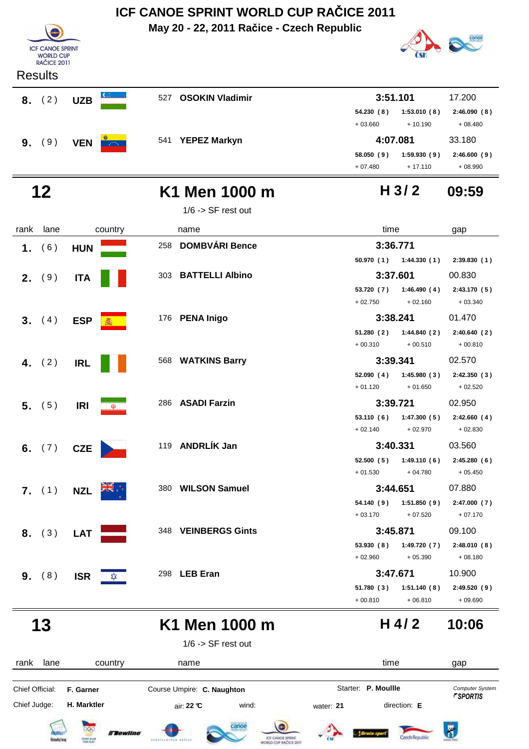# ICF CANOE SPRINT WORLD CUP RAČICE 2011

**May 20 - 22, 2011 Račice - Czech Republic**

ICF CANOE SPRINT WORLD CUP RAČICE 2011

Results

| rank | lane | country | name | time | | | gap |
|---|---|---|---|---|---|---|---|
| **8.** | ( 2 ) | **UZB** | 527 **OSOKIN Vladimir** | **3:51.101** | | | 17.200 |
| | | | | **54.230 ( 8 )** | **1:53.010 ( 8 )** | **2:46.090 ( 8 )** | |
| | | | | + 03.660 | + 10.190 | + 08.480 | |
| **9.** | ( 9 ) | **VEN** | 541 **YEPEZ Markyn** | **4:07.081** | | | 33.180 |
| | | | | **58.050 ( 9 )** | **1:59.930 ( 9 )** | **2:46.600 ( 9 )** | |
| | | | | + 07.480 | + 17.110 | + 08.990 | |

## 12 K1 Men 1000 m — H 3 / 2 — 09:59

1/6 -> SF rest out

| rank | lane | country | name | time | | | gap |
|---|---|---|---|---|---|---|---|
| **1.** | ( 6 ) | **HUN** | 258 **DOMBVÁRI Bence** | **3:36.771** | | | |
| | | | | **50.970 ( 1 )** | **1:44.330 ( 1 )** | **2:39.830 ( 1 )** | |
| **2.** | ( 9 ) | **ITA** | 303 **BATTELLI Albino** | **3:37.601** | | | 00.830 |
| | | | | **53.720 ( 7 )** | **1:46.490 ( 4 )** | **2:43.170 ( 5 )** | |
| | | | | + 02.750 | + 02.160 | + 03.340 | |
| **3.** | ( 4 ) | **ESP** | 176 **PENA Inigo** | **3:38.241** | | | 01.470 |
| | | | | **51.280 ( 2 )** | **1:44.840 ( 2 )** | **2:40.640 ( 2 )** | |
| | | | | + 00.310 | + 00.510 | + 00.810 | |
| **4.** | ( 2 ) | **IRL** | 568 **WATKINS Barry** | **3:39.341** | | | 02.570 |
| | | | | **52.090 ( 4 )** | **1:45.980 ( 3 )** | **2:42.350 ( 3 )** | |
| | | | | + 01.120 | + 01.650 | + 02.520 | |
| **5.** | ( 5 ) | **IRI** | 286 **ASADI Farzin** | **3:39.721** | | | 02.950 |
| | | | | **53.110 ( 6 )** | **1:47.300 ( 5 )** | **2:42.660 ( 4 )** | |
| | | | | + 02.140 | + 02.970 | + 02.830 | |
| **6.** | ( 7 ) | **CZE** | 119 **ANDRLÍK Jan** | **3:40.331** | | | 03.560 |
| | | | | **52.500 ( 5 )** | **1:49.110 ( 6 )** | **2:45.280 ( 6 )** | |
| | | | | + 01.530 | + 04.780 | + 05.450 | |
| **7.** | ( 1 ) | **NZL** | 380 **WILSON Samuel** | **3:44.651** | | | 07.880 |
| | | | | **54.140 ( 9 )** | **1:51.850 ( 9 )** | **2:47.000 ( 7 )** | |
| | | | | + 03.170 | + 07.520 | + 07.170 | |
| **8.** | ( 3 ) | **LAT** | 348 **VEINBERGS Gints** | **3:45.871** | | | 09.100 |
| | | | | **53.930 ( 8 )** | **1:49.720 ( 7 )** | **2:48.010 ( 8 )** | |
| | | | | + 02.960 | + 05.390 | + 08.180 | |
| **9.** | ( 8 ) | **ISR** | 298 **LEB Eran** | **3:47.671** | | | 10.900 |
| | | | | **51.780 ( 3 )** | **1:51.140 ( 8 )** | **2:49.520 ( 9 )** | |
| | | | | + 00.810 | + 06.810 | + 09.690 | |

## 13 K1 Men 1000 m — H 4 / 2 — 10:06

1/6 -> SF rest out

| rank | lane | country | name | time | gap |
|---|---|---|---|---|---|

Chief Official: **F. Garner** — Course Umpire: **C. Naughton** — Starter: **P. Moullle** — Computer System *SPORTIS*

Chief Judge: **H. Marktler** — air: **22 °C** — wind: — water: **21** — direction: **E**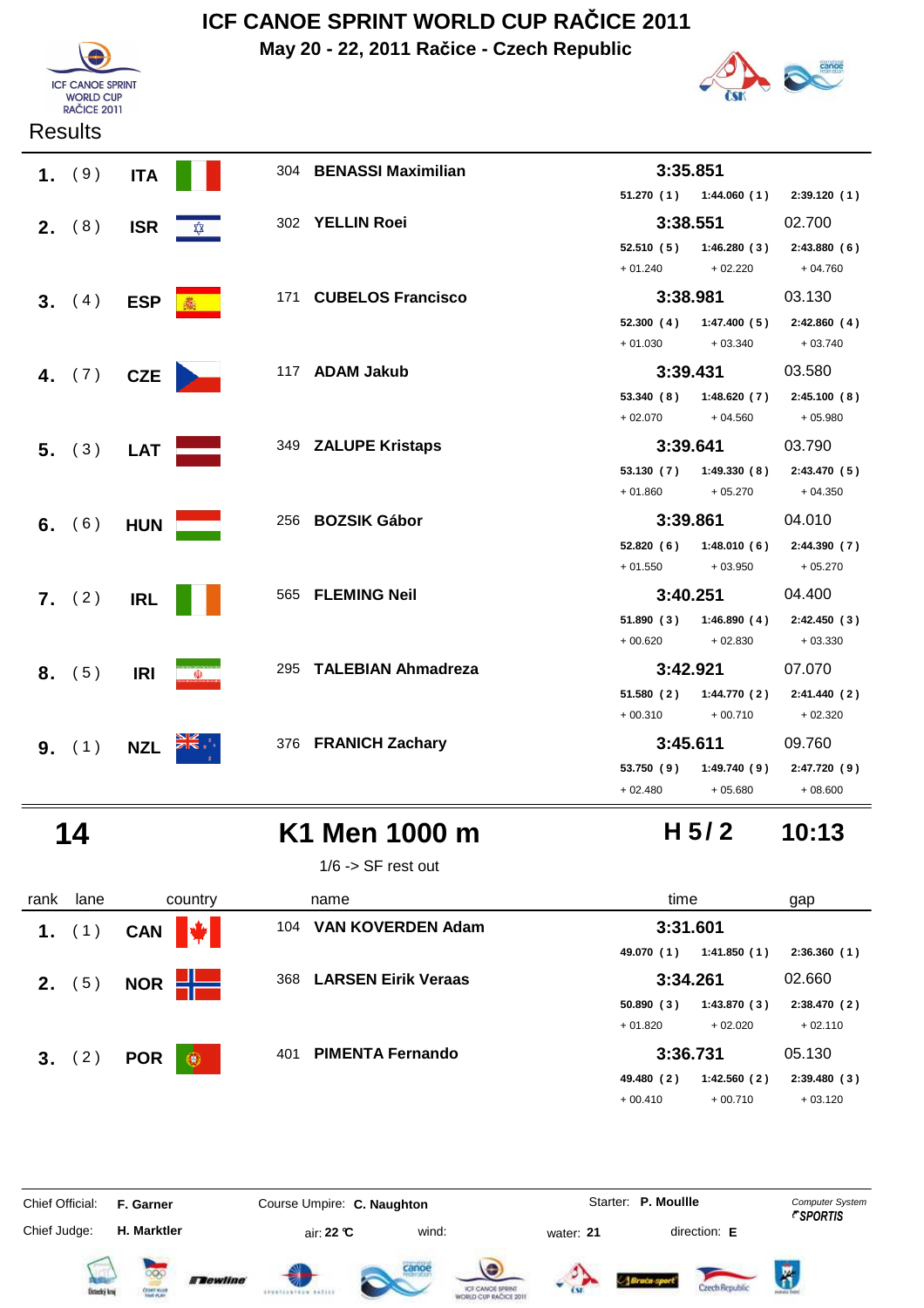# ICF CANOE SPRINT WORLD CUP RAČICE 2011

**May 20 - 22, 2011 Račice - Czech Republic**

Results

| rank | lane | country | | name | time | | | gap |
|---|---|---|---|---|---|---|---|---|
| **1.** | ( 9 ) | **ITA** | 304 | **BENASSI Maximilian** | **3:35.851** | | | |
| | | | | | 51.270 ( 1 ) | 1:44.060 ( 1 ) | 2:39.120 ( 1 ) | |
| **2.** | ( 8 ) | **ISR** | 302 | **YELLIN Roei** | **3:38.551** | | | 02.700 |
| | | | | | 52.510 ( 5 ) | 1:46.280 ( 3 ) | 2:43.880 ( 6 ) | |
| | | | | | + 01.240 | + 02.220 | + 04.760 | |
| **3.** | ( 4 ) | **ESP** | 171 | **CUBELOS Francisco** | **3:38.981** | | | 03.130 |
| | | | | | 52.300 ( 4 ) | 1:47.400 ( 5 ) | 2:42.860 ( 4 ) | |
| | | | | | + 01.030 | + 03.340 | + 03.740 | |
| **4.** | ( 7 ) | **CZE** | 117 | **ADAM Jakub** | **3:39.431** | | | 03.580 |
| | | | | | 53.340 ( 8 ) | 1:48.620 ( 7 ) | 2:45.100 ( 8 ) | |
| | | | | | + 02.070 | + 04.560 | + 05.980 | |
| **5.** | ( 3 ) | **LAT** | 349 | **ZALUPE Kristaps** | **3:39.641** | | | 03.790 |
| | | | | | 53.130 ( 7 ) | 1:49.330 ( 8 ) | 2:43.470 ( 5 ) | |
| | | | | | + 01.860 | + 05.270 | + 04.350 | |
| **6.** | ( 6 ) | **HUN** | 256 | **BOZSIK Gábor** | **3:39.861** | | | 04.010 |
| | | | | | 52.820 ( 6 ) | 1:48.010 ( 6 ) | 2:44.390 ( 7 ) | |
| | | | | | + 01.550 | + 03.950 | + 05.270 | |
| **7.** | ( 2 ) | **IRL** | 565 | **FLEMING Neil** | **3:40.251** | | | 04.400 |
| | | | | | 51.890 ( 3 ) | 1:46.890 ( 4 ) | 2:42.450 ( 3 ) | |
| | | | | | + 00.620 | + 02.830 | + 03.330 | |
| **8.** | ( 5 ) | **IRI** | 295 | **TALEBIAN Ahmadreza** | **3:42.921** | | | 07.070 |
| | | | | | 51.580 ( 2 ) | 1:44.770 ( 2 ) | 2:41.440 ( 2 ) | |
| | | | | | + 00.310 | + 00.710 | + 02.320 | |
| **9.** | ( 1 ) | **NZL** | 376 | **FRANICH Zachary** | **3:45.611** | | | 09.760 |
| | | | | | 53.750 ( 9 ) | 1:49.740 ( 9 ) | 2:47.720 ( 9 ) | |
| | | | | | + 02.480 | + 05.680 | + 08.600 | |

## 14 — K1 Men 1000 m — H 5/ 2 — 10:13

1/6 -> SF rest out

| rank | lane | country | | name | time | | | gap |
|---|---|---|---|---|---|---|---|---|
| **1.** | ( 1 ) | **CAN** | 104 | **VAN KOVERDEN Adam** | **3:31.601** | | | |
| | | | | | 49.070 ( 1 ) | 1:41.850 ( 1 ) | 2:36.360 ( 1 ) | |
| **2.** | ( 5 ) | **NOR** | 368 | **LARSEN Eirik Veraas** | **3:34.261** | | | 02.660 |
| | | | | | 50.890 ( 3 ) | 1:43.870 ( 3 ) | 2:38.470 ( 2 ) | |
| | | | | | + 01.820 | + 02.020 | + 02.110 | |
| **3.** | ( 2 ) | **POR** | 401 | **PIMENTA Fernando** | **3:36.731** | | | 05.130 |
| | | | | | 49.480 ( 2 ) | 1:42.560 ( 2 ) | 2:39.480 ( 3 ) | |
| | | | | | + 00.410 | + 00.710 | + 03.120 | |

Chief Official: **F. Garner** Course Umpire: **C. Naughton** Starter: **P. Moullle**

Chief Judge: **H. Marktler** air: **22 °C** wind: water: **21** direction: **E**

*Computer System* *SPORTIS*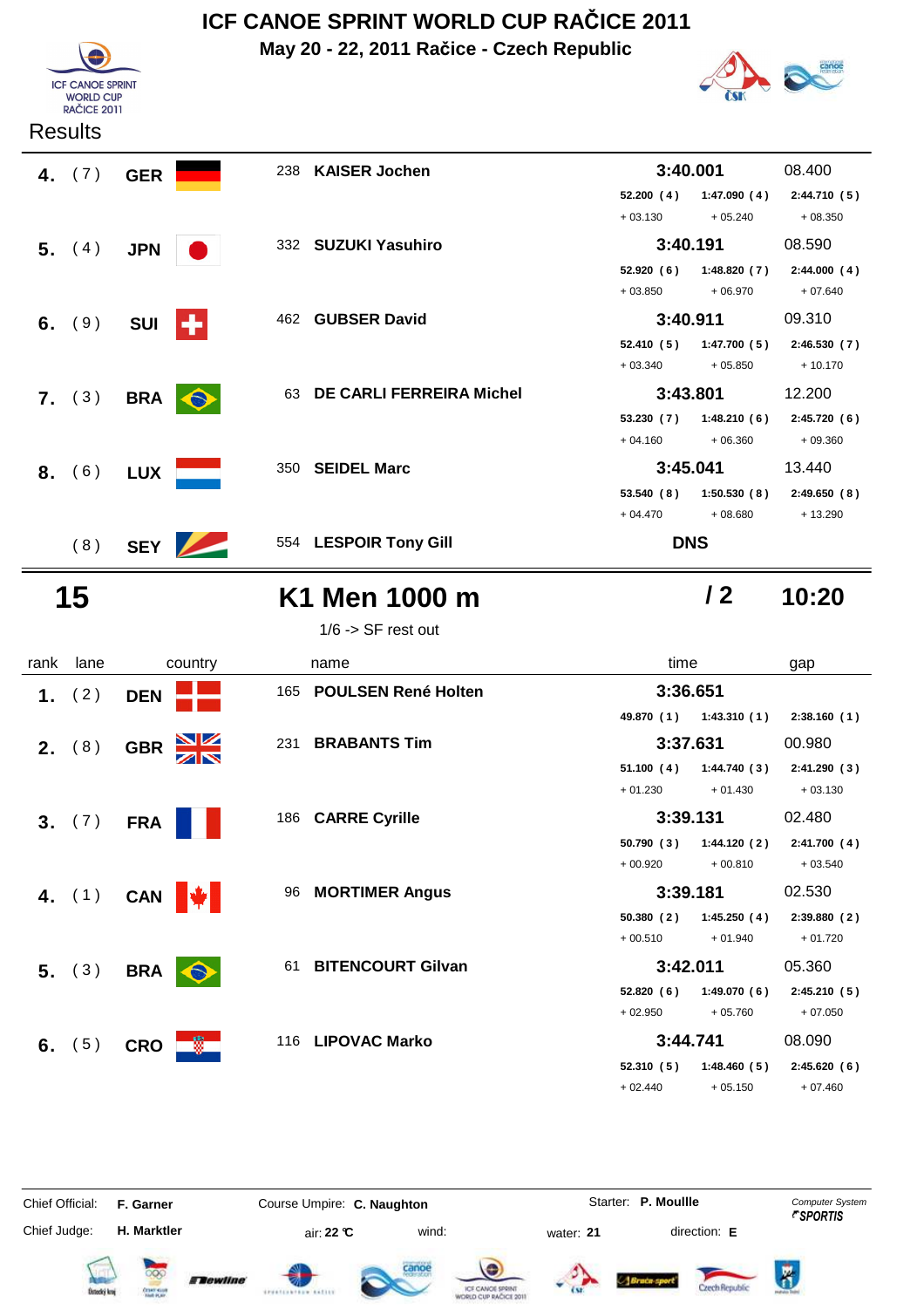# ICF CANOE SPRINT WORLD CUP RAČICE 2011

**May 20 - 22, 2011 Račice - Czech Republic**

ICF CANOE SPRINT WORLD CUP RAČICE 2011

Results

| rank | lane | country | bib | name | time | | | gap |
|---|---|---|---|---|---|---|---|---|
| **4.** | ( 7 ) | **GER** | 238 | **KAISER Jochen** | **3:40.001** | | | 08.400 |
| | | | | | 52.200 ( 4 ) | 1:47.090 ( 4 ) | 2:44.710 ( 5 ) | |
| | | | | | + 03.130 | + 05.240 | + 08.350 | |
| **5.** | ( 4 ) | **JPN** | 332 | **SUZUKI Yasuhiro** | **3:40.191** | | | 08.590 |
| | | | | | 52.920 ( 6 ) | 1:48.820 ( 7 ) | 2:44.000 ( 4 ) | |
| | | | | | + 03.850 | + 06.970 | + 07.640 | |
| **6.** | ( 9 ) | **SUI** | 462 | **GUBSER David** | **3:40.911** | | | 09.310 |
| | | | | | 52.410 ( 5 ) | 1:47.700 ( 5 ) | 2:46.530 ( 7 ) | |
| | | | | | + 03.340 | + 05.850 | + 10.170 | |
| **7.** | ( 3 ) | **BRA** | 63 | **DE CARLI FERREIRA Michel** | **3:43.801** | | | 12.200 |
| | | | | | 53.230 ( 7 ) | 1:48.210 ( 6 ) | 2:45.720 ( 6 ) | |
| | | | | | + 04.160 | + 06.360 | + 09.360 | |
| **8.** | ( 6 ) | **LUX** | 350 | **SEIDEL Marc** | **3:45.041** | | | 13.440 |
| | | | | | 53.540 ( 8 ) | 1:50.530 ( 8 ) | 2:49.650 ( 8 ) | |
| | | | | | + 04.470 | + 08.680 | + 13.290 | |
| | ( 8 ) | **SEY** | 554 | **LESPOIR Tony Gill** | **DNS** | | | |

## 15 K1 Men 1000 m / 2 10:20

1/6 -> SF rest out

| rank | lane | country | bib | name | time | | | gap |
|---|---|---|---|---|---|---|---|---|
| **1.** | ( 2 ) | **DEN** | 165 | **POULSEN René Holten** | **3:36.651** | | | |
| | | | | | 49.870 ( 1 ) | 1:43.310 ( 1 ) | 2:38.160 ( 1 ) | |
| **2.** | ( 8 ) | **GBR** | 231 | **BRABANTS Tim** | **3:37.631** | | | 00.980 |
| | | | | | 51.100 ( 4 ) | 1:44.740 ( 3 ) | 2:41.290 ( 3 ) | |
| | | | | | + 01.230 | + 01.430 | + 03.130 | |
| **3.** | ( 7 ) | **FRA** | 186 | **CARRE Cyrille** | **3:39.131** | | | 02.480 |
| | | | | | 50.790 ( 3 ) | 1:44.120 ( 2 ) | 2:41.700 ( 4 ) | |
| | | | | | + 00.920 | + 00.810 | + 03.540 | |
| **4.** | ( 1 ) | **CAN** | 96 | **MORTIMER Angus** | **3:39.181** | | | 02.530 |
| | | | | | 50.380 ( 2 ) | 1:45.250 ( 4 ) | 2:39.880 ( 2 ) | |
| | | | | | + 00.510 | + 01.940 | + 01.720 | |
| **5.** | ( 3 ) | **BRA** | 61 | **BITENCOURT Gilvan** | **3:42.011** | | | 05.360 |
| | | | | | 52.820 ( 6 ) | 1:49.070 ( 6 ) | 2:45.210 ( 5 ) | |
| | | | | | + 02.950 | + 05.760 | + 07.050 | |
| **6.** | ( 5 ) | **CRO** | 116 | **LIPOVAC Marko** | **3:44.741** | | | 08.090 |
| | | | | | 52.310 ( 5 ) | 1:48.460 ( 5 ) | 2:45.620 ( 6 ) | |
| | | | | | + 02.440 | + 05.150 | + 07.460 | |

Chief Official: **F. Garner** Course Umpire: **C. Naughton** Starter: **P. Moullle**

Chief Judge: **H. Marktler** air: **22 °C** wind: water: **21** direction: **E**

Computer System SPORTIS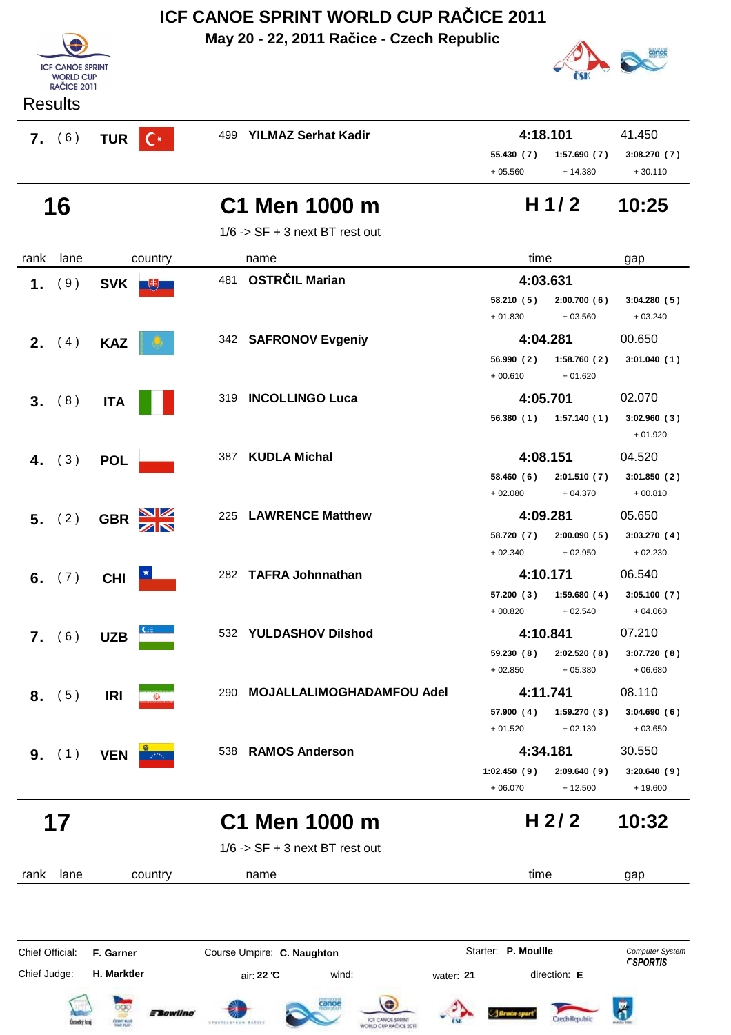# ICF CANOE SPRINT WORLD CUP RAČICE 2011

**May 20 - 22, 2011 Račice - Czech Republic**

Results

| rank | lane | country | name | time | gap |
|---|---|---|---|---|---|
| 7. | (6) | TUR | 499 YILMAZ Serhat Kadir | 4:18.101 | 41.450 |
| | | | | 55.430 (7) / 1:57.690 (7) / 3:08.270 (7) | |
| | | | | + 05.560 / + 14.380 / + 30.110 | |

## 16 — C1 Men 1000 m — H 1/2 — 10:25

1/6 -> SF + 3 next BT rest out

| rank | lane | country | name | time | gap |
|---|---|---|---|---|---|
| 1. | (9) | SVK | 481 OSTRČIL Marian | 4:03.631 | |
| | | | | 58.210 (5) / 2:00.700 (6) / 3:04.280 (5) | |
| | | | | + 01.830 / + 03.560 / + 03.240 | |
| 2. | (4) | KAZ | 342 SAFRONOV Evgeniy | 4:04.281 | 00.650 |
| | | | | 56.990 (2) / 1:58.760 (2) / 3:01.040 (1) | |
| | | | | + 00.610 / + 01.620 | |
| 3. | (8) | ITA | 319 INCOLLINGO Luca | 4:05.701 | 02.070 |
| | | | | 56.380 (1) / 1:57.140 (1) / 3:02.960 (3) | |
| | | | | + 01.920 | |
| 4. | (3) | POL | 387 KUDLA Michal | 4:08.151 | 04.520 |
| | | | | 58.460 (6) / 2:01.510 (7) / 3:01.850 (2) | |
| | | | | + 02.080 / + 04.370 / + 00.810 | |
| 5. | (2) | GBR | 225 LAWRENCE Matthew | 4:09.281 | 05.650 |
| | | | | 58.720 (7) / 2:00.090 (5) / 3:03.270 (4) | |
| | | | | + 02.340 / + 02.950 / + 02.230 | |
| 6. | (7) | CHI | 282 TAFRA Johnnathan | 4:10.171 | 06.540 |
| | | | | 57.200 (3) / 1:59.680 (4) / 3:05.100 (7) | |
| | | | | + 00.820 / + 02.540 / + 04.060 | |
| 7. | (6) | UZB | 532 YULDASHOV Dilshod | 4:10.841 | 07.210 |
| | | | | 59.230 (8) / 2:02.520 (8) / 3:07.720 (8) | |
| | | | | + 02.850 / + 05.380 / + 06.680 | |
| 8. | (5) | IRI | 290 MOJALLALIMOGHADAMFOU Adel | 4:11.741 | 08.110 |
| | | | | 57.900 (4) / 1:59.270 (3) / 3:04.690 (6) | |
| | | | | + 01.520 / + 02.130 / + 03.650 | |
| 9. | (1) | VEN | 538 RAMOS Anderson | 4:34.181 | 30.550 |
| | | | | 1:02.450 (9) / 2:09.640 (9) / 3:20.640 (9) | |
| | | | | + 06.070 / + 12.500 / + 19.600 | |

## 17 — C1 Men 1000 m — H 2/2 — 10:32

1/6 -> SF + 3 next BT rest out

| rank | lane | country | name | time | gap |
|---|---|---|---|---|---|

Chief Official: **F. Garner** — Course Umpire: **C. Naughton** — Starter: **P. Moullle** — Computer System SPORTIS

Chief Judge: **H. Marktler** — air: **22 °C** — wind: — water: **21** — direction: **E**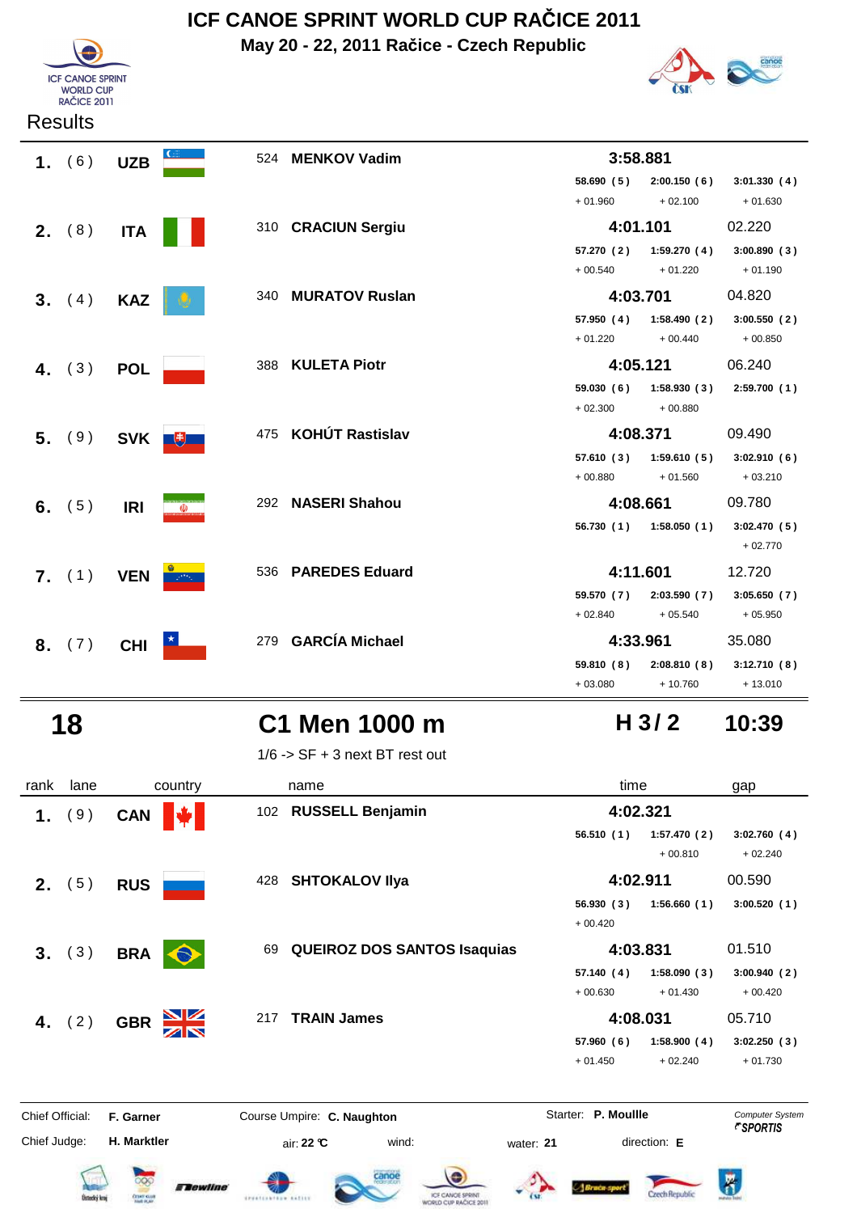# ICF CANOE SPRINT WORLD CUP RAČICE 2011

**May 20 - 22, 2011 Račice - Czech Republic**

ICF CANOE SPRINT WORLD CUP RAČICE 2011

Results

| rank | lane | country | | name | time | | | gap |
|---|---|---|---|---|---|---|---|---|
| **1.** | ( 6 ) | **UZB** | 524 | **MENKOV Vadim** | **3:58.881** | | | |
| | | | | | **58.690 ( 5 )** | **2:00.150 ( 6 )** | **3:01.330 ( 4 )** | |
| | | | | | + 01.960 | + 02.100 | + 01.630 | |
| **2.** | ( 8 ) | **ITA** | 310 | **CRACIUN Sergiu** | **4:01.101** | | | 02.220 |
| | | | | | **57.270 ( 2 )** | **1:59.270 ( 4 )** | **3:00.890 ( 3 )** | |
| | | | | | + 00.540 | + 01.220 | + 01.190 | |
| **3.** | ( 4 ) | **KAZ** | 340 | **MURATOV Ruslan** | **4:03.701** | | | 04.820 |
| | | | | | **57.950 ( 4 )** | **1:58.490 ( 2 )** | **3:00.550 ( 2 )** | |
| | | | | | + 01.220 | + 00.440 | + 00.850 | |
| **4.** | ( 3 ) | **POL** | 388 | **KULETA Piotr** | **4:05.121** | | | 06.240 |
| | | | | | **59.030 ( 6 )** | **1:58.930 ( 3 )** | **2:59.700 ( 1 )** | |
| | | | | | + 02.300 | + 00.880 | | |
| **5.** | ( 9 ) | **SVK** | 475 | **KOHÚT Rastislav** | **4:08.371** | | | 09.490 |
| | | | | | **57.610 ( 3 )** | **1:59.610 ( 5 )** | **3:02.910 ( 6 )** | |
| | | | | | + 00.880 | + 01.560 | + 03.210 | |
| **6.** | ( 5 ) | **IRI** | 292 | **NASERI Shahou** | **4:08.661** | | | 09.780 |
| | | | | | **56.730 ( 1 )** | **1:58.050 ( 1 )** | **3:02.470 ( 5 )** | |
| | | | | | | | + 02.770 | |
| **7.** | ( 1 ) | **VEN** | 536 | **PAREDES Eduard** | **4:11.601** | | | 12.720 |
| | | | | | **59.570 ( 7 )** | **2:03.590 ( 7 )** | **3:05.650 ( 7 )** | |
| | | | | | + 02.840 | + 05.540 | + 05.950 | |
| **8.** | ( 7 ) | **CHI** | 279 | **GARCÍA Michael** | **4:33.961** | | | 35.080 |
| | | | | | **59.810 ( 8 )** | **2:08.810 ( 8 )** | **3:12.710 ( 8 )** | |
| | | | | | + 03.080 | + 10.760 | + 13.010 | |

## 18 C1 Men 1000 m H 3 / 2 10:39

1/6 -> SF + 3 next BT rest out

| rank | lane | country | | name | time | | | gap |
|---|---|---|---|---|---|---|---|---|
| **1.** | ( 9 ) | **CAN** | 102 | **RUSSELL Benjamin** | **4:02.321** | | | |
| | | | | | **56.510 ( 1 )** | **1:57.470 ( 2 )** | **3:02.760 ( 4 )** | |
| | | | | | | + 00.810 | + 02.240 | |
| **2.** | ( 5 ) | **RUS** | 428 | **SHTOKALOV Ilya** | **4:02.911** | | | 00.590 |
| | | | | | **56.930 ( 3 )** | **1:56.660 ( 1 )** | **3:00.520 ( 1 )** | |
| | | | | | + 00.420 | | | |
| **3.** | ( 3 ) | **BRA** | 69 | **QUEIROZ DOS SANTOS Isaquias** | **4:03.831** | | | 01.510 |
| | | | | | **57.140 ( 4 )** | **1:58.090 ( 3 )** | **3:00.940 ( 2 )** | |
| | | | | | + 00.630 | + 01.430 | + 00.420 | |
| **4.** | ( 2 ) | **GBR** | 217 | **TRAIN James** | **4:08.031** | | | 05.710 |
| | | | | | **57.960 ( 6 )** | **1:58.900 ( 4 )** | **3:02.250 ( 3 )** | |
| | | | | | + 01.450 | + 02.240 | + 01.730 | |

Chief Official: **F. Garner** Course Umpire: **C. Naughton** Starter: **P. Moullle** Computer System SPORTIS

Chief Judge: **H. Marktler** air: **22 °C** wind: water: **21** direction: **E**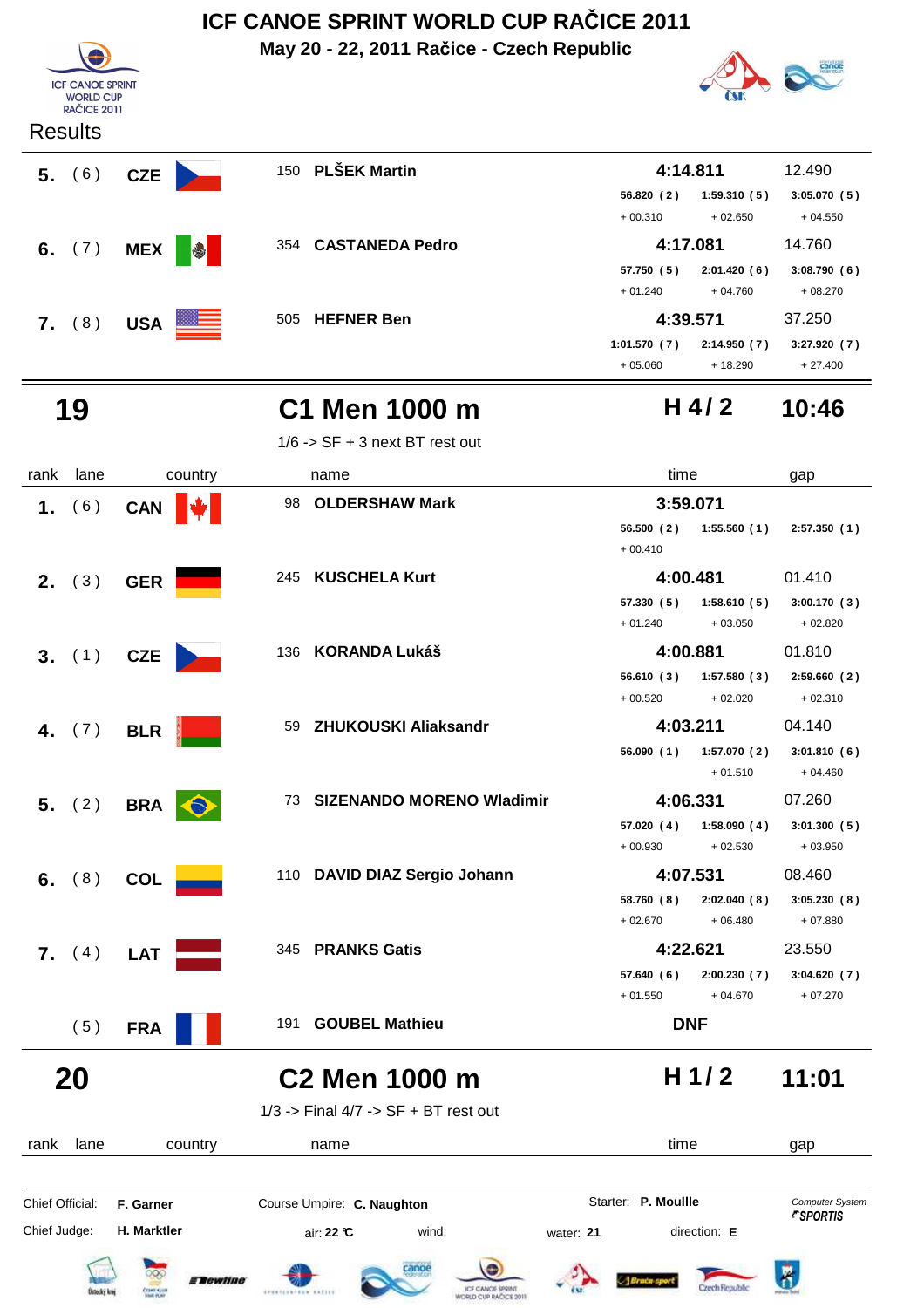# ICF CANOE SPRINT WORLD CUP RAČICE 2011

**May 20 - 22, 2011 Račice - Czech Republic**

Results

| rank | lane | country | | name | time | | | gap |
|---|---|---|---|---|---|---|---|---|
| 5. | (6) | CZE | 150 | PLŠEK Martin | 4:14.811 | | | 12.490 |
| | | | | | 56.820 (2) | 1:59.310 (5) | 3:05.070 (5) | |
| | | | | | + 00.310 | + 02.650 | + 04.550 | |
| 6. | (7) | MEX | 354 | CASTANEDA Pedro | 4:17.081 | | | 14.760 |
| | | | | | 57.750 (5) | 2:01.420 (6) | 3:08.790 (6) | |
| | | | | | + 01.240 | + 04.760 | + 08.270 | |
| 7. | (8) | USA | 505 | HEFNER Ben | 4:39.571 | | | 37.250 |
| | | | | | 1:01.570 (7) | 2:14.950 (7) | 3:27.920 (7) | |
| | | | | | + 05.060 | + 18.290 | + 27.400 | |

## 19 C1 Men 1000 m H 4 / 2 10:46

1/6 -> SF + 3 next BT rest out

| rank | lane | country | | name | time | | | gap |
|---|---|---|---|---|---|---|---|---|
| 1. | (6) | CAN | 98 | OLDERSHAW Mark | 3:59.071 | | | |
| | | | | | 56.500 (2) | 1:55.560 (1) | 2:57.350 (1) | |
| | | | | | + 00.410 | | | |
| 2. | (3) | GER | 245 | KUSCHELA Kurt | 4:00.481 | | | 01.410 |
| | | | | | 57.330 (5) | 1:58.610 (5) | 3:00.170 (3) | |
| | | | | | + 01.240 | + 03.050 | + 02.820 | |
| 3. | (1) | CZE | 136 | KORANDA Lukáš | 4:00.881 | | | 01.810 |
| | | | | | 56.610 (3) | 1:57.580 (3) | 2:59.660 (2) | |
| | | | | | + 00.520 | + 02.020 | + 02.310 | |
| 4. | (7) | BLR | 59 | ZHUKOUSKI Aliaksandr | 4:03.211 | | | 04.140 |
| | | | | | 56.090 (1) | 1:57.070 (2) | 3:01.810 (6) | |
| | | | | | | + 01.510 | + 04.460 | |
| 5. | (2) | BRA | 73 | SIZENANDO MORENO Wladimir | 4:06.331 | | | 07.260 |
| | | | | | 57.020 (4) | 1:58.090 (4) | 3:01.300 (5) | |
| | | | | | + 00.930 | + 02.530 | + 03.950 | |
| 6. | (8) | COL | 110 | DAVID DIAZ Sergio Johann | 4:07.531 | | | 08.460 |
| | | | | | 58.760 (8) | 2:02.040 (8) | 3:05.230 (8) | |
| | | | | | + 02.670 | + 06.480 | + 07.880 | |
| 7. | (4) | LAT | 345 | PRANKS Gatis | 4:22.621 | | | 23.550 |
| | | | | | 57.640 (6) | 2:00.230 (7) | 3:04.620 (7) | |
| | | | | | + 01.550 | + 04.670 | + 07.270 | |
| | (5) | FRA | 191 | GOUBEL Mathieu | DNF | | | |

## 20 C2 Men 1000 m H 1 / 2 11:01

1/3 -> Final 4/7 -> SF + BT rest out

| rank | lane | country | name | time | gap |
|---|---|---|---|---|---|

Chief Official: **F. Garner** Course Umpire: **C. Naughton** Starter: **P. Moullle** Computer System SPORTIS

Chief Judge: **H. Marktler** air: **22 °C** wind: water: **21** direction: **E**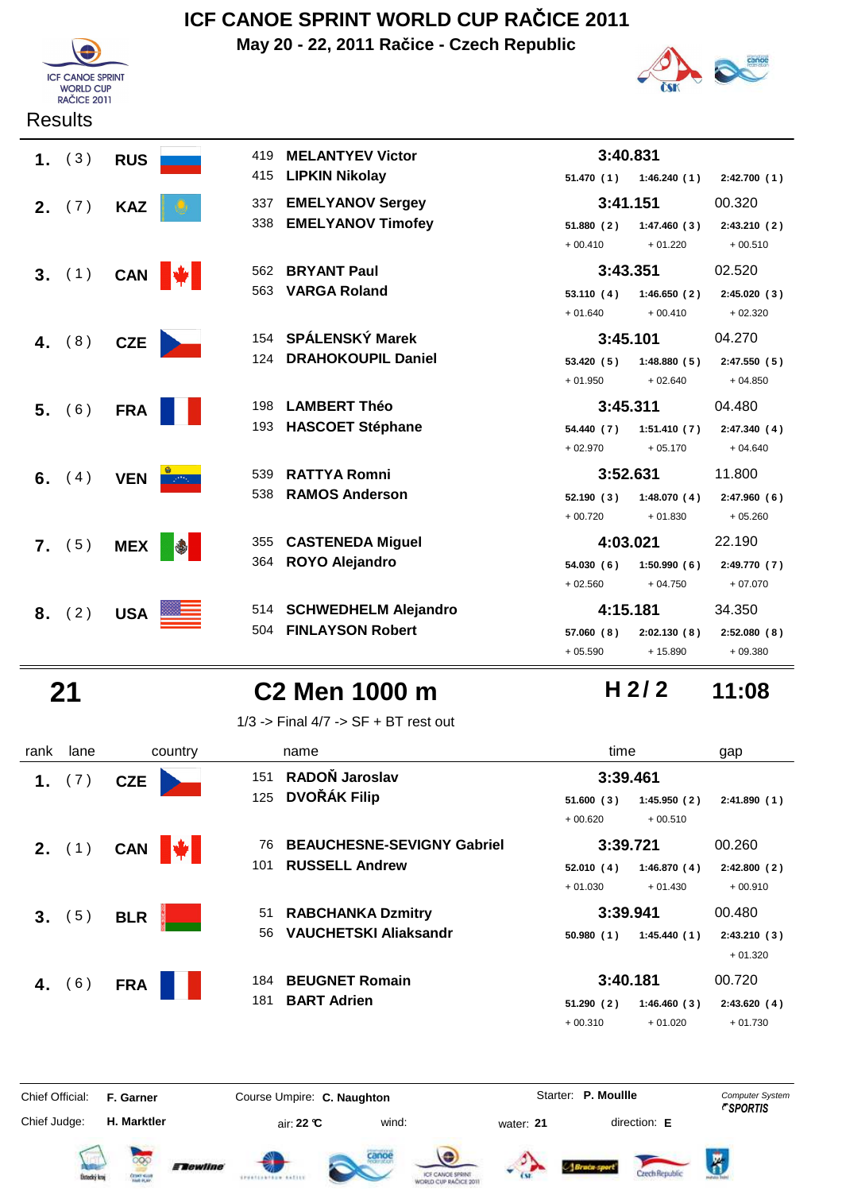# ICF CANOE SPRINT WORLD CUP RAČICE 2011

**May 20 - 22, 2011 Račice - Czech Republic**

Results

| rank | lane | country | no. | name | time | | | gap |
|---|---|---|---|---|---|---|---|---|
| **1.** | (3) | **RUS** | 419 | **MELANTYEV Victor** | **3:40.831** | | | |
| | | | 415 | **LIPKIN Nikolay** | 51.470 (1) | 1:46.240 (1) | 2:42.700 (1) | |
| **2.** | (7) | **KAZ** | 337 | **EMELYANOV Sergey** | **3:41.151** | | | 00.320 |
| | | | 338 | **EMELYANOV Timofey** | 51.880 (2) | 1:47.460 (3) | 2:43.210 (2) | |
| | | | | | + 00.410 | + 01.220 | + 00.510 | |
| **3.** | (1) | **CAN** | 562 | **BRYANT Paul** | **3:43.351** | | | 02.520 |
| | | | 563 | **VARGA Roland** | 53.110 (4) | 1:46.650 (2) | 2:45.020 (3) | |
| | | | | | + 01.640 | + 00.410 | + 02.320 | |
| **4.** | (8) | **CZE** | 154 | **SPÁLENSKÝ Marek** | **3:45.101** | | | 04.270 |
| | | | 124 | **DRAHOKOUPIL Daniel** | 53.420 (5) | 1:48.880 (5) | 2:47.550 (5) | |
| | | | | | + 01.950 | + 02.640 | + 04.850 | |
| **5.** | (6) | **FRA** | 198 | **LAMBERT Théo** | **3:45.311** | | | 04.480 |
| | | | 193 | **HASCOET Stéphane** | 54.440 (7) | 1:51.410 (7) | 2:47.340 (4) | |
| | | | | | + 02.970 | + 05.170 | + 04.640 | |
| **6.** | (4) | **VEN** | 539 | **RATTYA Romni** | **3:52.631** | | | 11.800 |
| | | | 538 | **RAMOS Anderson** | 52.190 (3) | 1:48.070 (4) | 2:47.960 (6) | |
| | | | | | + 00.720 | + 01.830 | + 05.260 | |
| **7.** | (5) | **MEX** | 355 | **CASTENEDA Miguel** | **4:03.021** | | | 22.190 |
| | | | 364 | **ROYO Alejandro** | 54.030 (6) | 1:50.990 (6) | 2:49.770 (7) | |
| | | | | | + 02.560 | + 04.750 | + 07.070 | |
| **8.** | (2) | **USA** | 514 | **SCHWEDHELM Alejandro** | **4:15.181** | | | 34.350 |
| | | | 504 | **FINLAYSON Robert** | 57.060 (8) | 2:02.130 (8) | 2:52.080 (8) | |
| | | | | | + 05.590 | + 15.890 | + 09.380 | |

## 21 — C2 Men 1000 m — H 2 / 2 — 11:08

1/3 -> Final 4/7 -> SF + BT rest out

| rank | lane | country | no. | name | time | | | gap |
|---|---|---|---|---|---|---|---|---|
| **1.** | (7) | **CZE** | 151 | **RADOŇ Jaroslav** | **3:39.461** | | | |
| | | | 125 | **DVOŘÁK Filip** | 51.600 (3) | 1:45.950 (2) | 2:41.890 (1) | |
| | | | | | + 00.620 | + 00.510 | | |
| **2.** | (1) | **CAN** | 76 | **BEAUCHESNE-SEVIGNY Gabriel** | **3:39.721** | | | 00.260 |
| | | | 101 | **RUSSELL Andrew** | 52.010 (4) | 1:46.870 (4) | 2:42.800 (2) | |
| | | | | | + 01.030 | + 01.430 | + 00.910 | |
| **3.** | (5) | **BLR** | 51 | **RABCHANKA Dzmitry** | **3:39.941** | | | 00.480 |
| | | | 56 | **VAUCHETSKI Aliaksandr** | 50.980 (1) | 1:45.440 (1) | 2:43.210 (3) | |
| | | | | | | | + 01.320 | |
| **4.** | (6) | **FRA** | 184 | **BEUGNET Romain** | **3:40.181** | | | 00.720 |
| | | | 181 | **BART Adrien** | 51.290 (2) | 1:46.460 (3) | 2:43.620 (4) | |
| | | | | | + 00.310 | + 01.020 | + 01.730 | |

Chief Official: **F. Garner** — Course Umpire: **C. Naughton** — Starter: **P. Moullle** — Computer System *SPORTIS*

Chief Judge: **H. Marktler** — air: **22 °C** — wind: — water: **21** — direction: **E**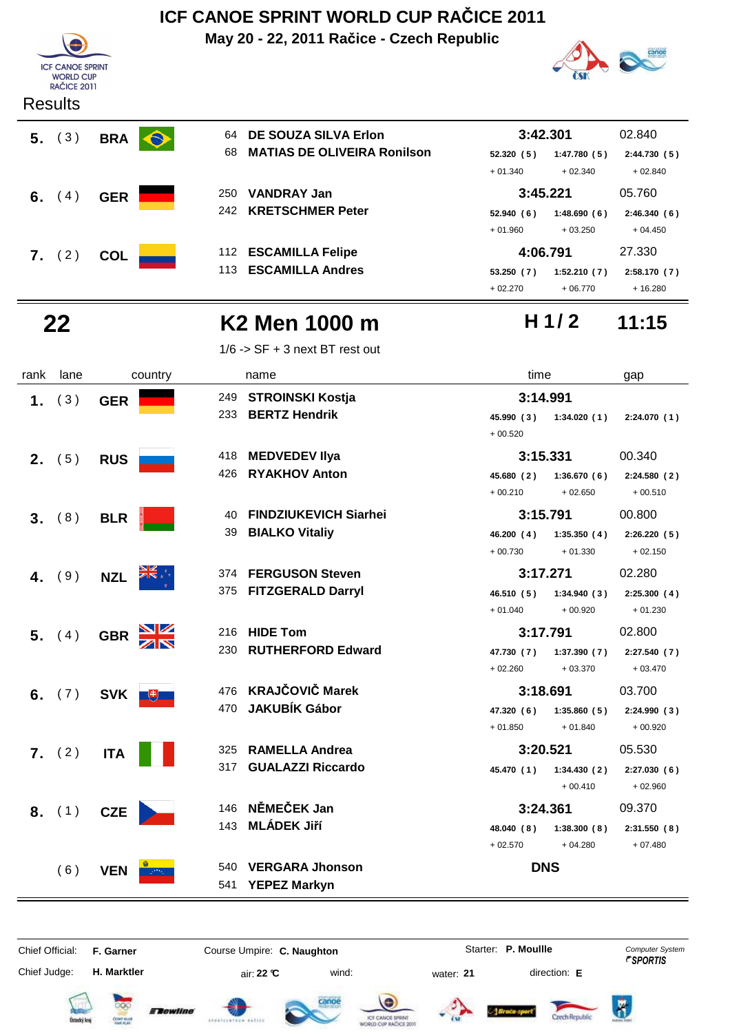# ICF CANOE SPRINT WORLD CUP RAČICE 2011

**May 20 - 22, 2011 Račice - Czech Republic**

Results

| rank | lane | country | name | time | | | gap |
|---|---|---|---|---|---|---|---|
| **5.** | (3) | **BRA** | 64 **DE SOUZA SILVA Erlon** / 68 **MATIAS DE OLIVEIRA Ronilson** | **3:42.301** | | | 02.840 |
| | | | | 52.320 (5) | 1:47.780 (5) | 2:44.730 (5) | |
| | | | | + 01.340 | + 02.340 | + 02.840 | |
| **6.** | (4) | **GER** | 250 **VANDRAY Jan** / 242 **KRETSCHMER Peter** | **3:45.221** | | | 05.760 |
| | | | | 52.940 (6) | 1:48.690 (6) | 2:46.340 (6) | |
| | | | | + 01.960 | + 03.250 | + 04.450 | |
| **7.** | (2) | **COL** | 112 **ESCAMILLA Felipe** / 113 **ESCAMILLA Andres** | **4:06.791** | | | 27.330 |
| | | | | 53.250 (7) | 1:52.210 (7) | 2:58.170 (7) | |
| | | | | + 02.270 | + 06.770 | + 16.280 | |

## 22 K2 Men 1000 m — H 1 / 2 — 11:15

1/6 -> SF + 3 next BT rest out

| rank | lane | country | name | time | | | gap |
|---|---|---|---|---|---|---|---|
| **1.** | (3) | **GER** | 249 **STROINSKI Kostja** / 233 **BERTZ Hendrik** | **3:14.991** | | | |
| | | | | 45.990 (3) | 1:34.020 (1) | 2:24.070 (1) | |
| | | | | + 00.520 | | | |
| **2.** | (5) | **RUS** | 418 **MEDVEDEV Ilya** / 426 **RYAKHOV Anton** | **3:15.331** | | | 00.340 |
| | | | | 45.680 (2) | 1:36.670 (6) | 2:24.580 (2) | |
| | | | | + 00.210 | + 02.650 | + 00.510 | |
| **3.** | (8) | **BLR** | 40 **FINDZIUKEVICH Siarhei** / 39 **BIALKO Vitaliy** | **3:15.791** | | | 00.800 |
| | | | | 46.200 (4) | 1:35.350 (4) | 2:26.220 (5) | |
| | | | | + 00.730 | + 01.330 | + 02.150 | |
| **4.** | (9) | **NZL** | 374 **FERGUSON Steven** / 375 **FITZGERALD Darryl** | **3:17.271** | | | 02.280 |
| | | | | 46.510 (5) | 1:34.940 (3) | 2:25.300 (4) | |
| | | | | + 01.040 | + 00.920 | + 01.230 | |
| **5.** | (4) | **GBR** | 216 **HIDE Tom** / 230 **RUTHERFORD Edward** | **3:17.791** | | | 02.800 |
| | | | | 47.730 (7) | 1:37.390 (7) | 2:27.540 (7) | |
| | | | | + 02.260 | + 03.370 | + 03.470 | |
| **6.** | (7) | **SVK** | 476 **KRAJČOVIČ Marek** / 470 **JAKUBÍK Gábor** | **3:18.691** | | | 03.700 |
| | | | | 47.320 (6) | 1:35.860 (5) | 2:24.990 (3) | |
| | | | | + 01.850 | + 01.840 | + 00.920 | |
| **7.** | (2) | **ITA** | 325 **RAMELLA Andrea** / 317 **GUALAZZI Riccardo** | **3:20.521** | | | 05.530 |
| | | | | 45.470 (1) | 1:34.430 (2) | 2:27.030 (6) | |
| | | | | | + 00.410 | + 02.960 | |
| **8.** | (1) | **CZE** | 146 **NĚMEČEK Jan** / 143 **MLÁDEK Jiří** | **3:24.361** | | | 09.370 |
| | | | | 48.040 (8) | 1:38.300 (8) | 2:31.550 (8) | |
| | | | | + 02.570 | + 04.280 | + 07.480 | |
| | (6) | **VEN** | 540 **VERGARA Jhonson** / 541 **YEPEZ Markyn** | **DNS** | | | |

Chief Official: **F. Garner** Course Umpire: **C. Naughton** Starter: **P. Moullle**

Chief Judge: **H. Marktler** air: **22 ℃** wind: water: **21** direction: **E**

Computer System SPORTIS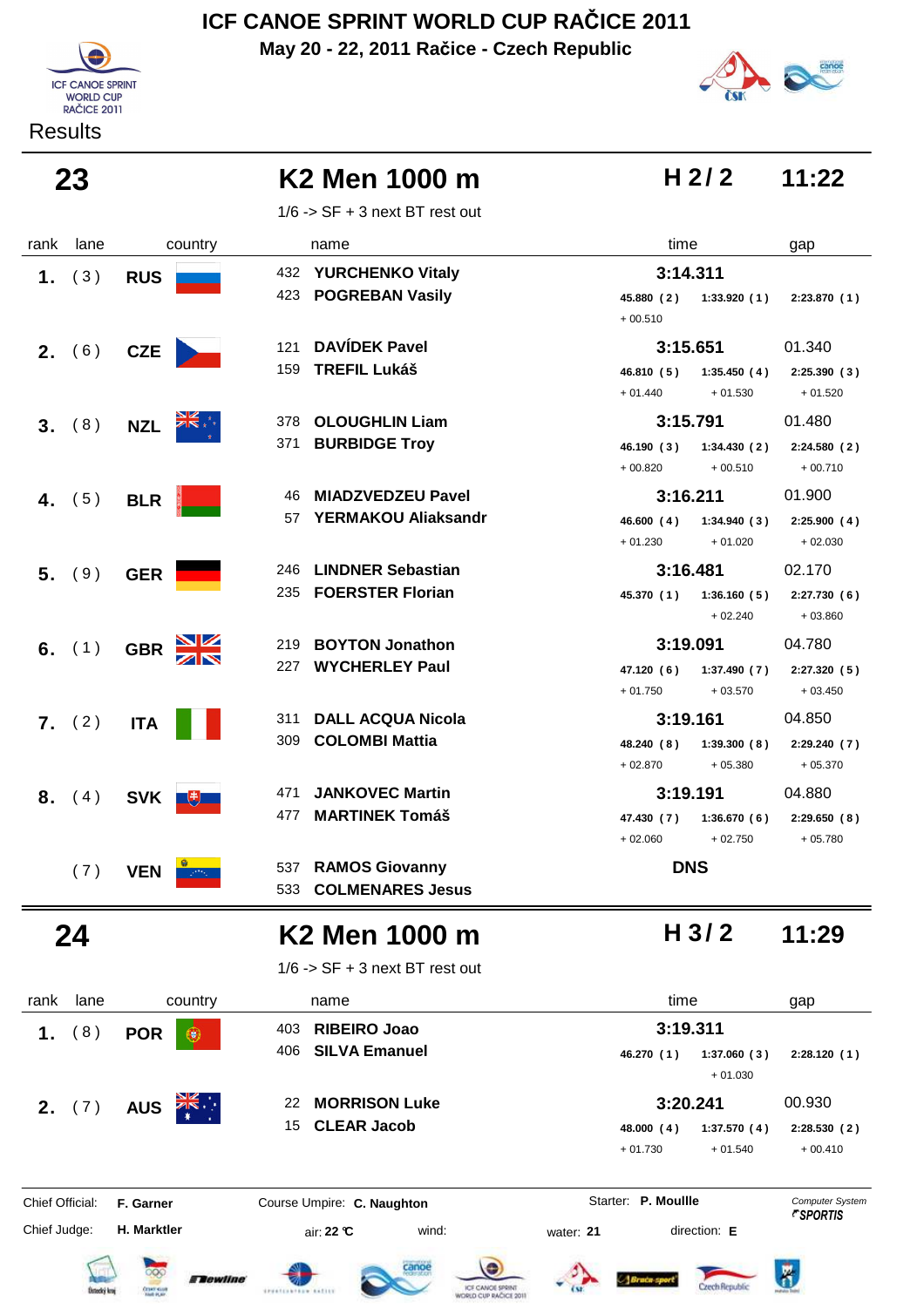# ICF CANOE SPRINT WORLD CUP RAČICE 2011

**May 20 - 22, 2011 Račice - Czech Republic**

Results

## 23 — K2 Men 1000 m — H 2 / 2 — 11:22

1/6 -> SF + 3 next BT rest out

| rank | lane | country | name | time | | | gap |
|---|---|---|---|---|---|---|---|
| 1. | (3) | RUS | 432 YURCHENKO Vitaly<br>423 POGREBAN Vasily | **3:14.311** | | | |
| | | | | 45.880 (2) | 1:33.920 (1) | 2:23.870 (1) | |
| | | | | + 00.510 | | | |
| 2. | (6) | CZE | 121 DAVÍDEK Pavel<br>159 TREFIL Lukáš | **3:15.651** | | | 01.340 |
| | | | | 46.810 (5) | 1:35.450 (4) | 2:25.390 (3) | |
| | | | | + 01.440 | + 01.530 | + 01.520 | |
| 3. | (8) | NZL | 378 OLOUGHLIN Liam<br>371 BURBIDGE Troy | **3:15.791** | | | 01.480 |
| | | | | 46.190 (3) | 1:34.430 (2) | 2:24.580 (2) | |
| | | | | + 00.820 | + 00.510 | + 00.710 | |
| 4. | (5) | BLR | 46 MIADZVEDZEU Pavel<br>57 YERMAKOU Aliaksandr | **3:16.211** | | | 01.900 |
| | | | | 46.600 (4) | 1:34.940 (3) | 2:25.900 (4) | |
| | | | | + 01.230 | + 01.020 | + 02.030 | |
| 5. | (9) | GER | 246 LINDNER Sebastian<br>235 FOERSTER Florian | **3:16.481** | | | 02.170 |
| | | | | 45.370 (1) | 1:36.160 (5) | 2:27.730 (6) | |
| | | | | | + 02.240 | + 03.860 | |
| 6. | (1) | GBR | 219 BOYTON Jonathon<br>227 WYCHERLEY Paul | **3:19.091** | | | 04.780 |
| | | | | 47.120 (6) | 1:37.490 (7) | 2:27.320 (5) | |
| | | | | + 01.750 | + 03.570 | + 03.450 | |
| 7. | (2) | ITA | 311 DALL ACQUA Nicola<br>309 COLOMBI Mattia | **3:19.161** | | | 04.850 |
| | | | | 48.240 (8) | 1:39.300 (8) | 2:29.240 (7) | |
| | | | | + 02.870 | + 05.380 | + 05.370 | |
| 8. | (4) | SVK | 471 JANKOVEC Martin<br>477 MARTINEK Tomáš | **3:19.191** | | | 04.880 |
| | | | | 47.430 (7) | 1:36.670 (6) | 2:29.650 (8) | |
| | | | | + 02.060 | + 02.750 | + 05.780 | |
| | (7) | VEN | 537 RAMOS Giovanny<br>533 COLMENARES Jesus | **DNS** | | | |

## 24 — K2 Men 1000 m — H 3 / 2 — 11:29

1/6 -> SF + 3 next BT rest out

| rank | lane | country | name | time | | | gap |
|---|---|---|---|---|---|---|---|
| 1. | (8) | POR | 403 RIBEIRO Joao<br>406 SILVA Emanuel | **3:19.311** | | | |
| | | | | 46.270 (1) | 1:37.060 (3) | 2:28.120 (1) | |
| | | | | | + 01.030 | | |
| 2. | (7) | AUS | 22 MORRISON Luke<br>15 CLEAR Jacob | **3:20.241** | | | 00.930 |
| | | | | 48.000 (4) | 1:37.570 (4) | 2:28.530 (2) | |
| | | | | + 01.730 | + 01.540 | + 00.410 | |

Chief Official: **F. Garner** Course Umpire: **C. Naughton** Starter: **P. Moullle** Computer System SPORTIS

Chief Judge: **H. Marktler** air: **22 °C** wind: water: **21** direction: **E**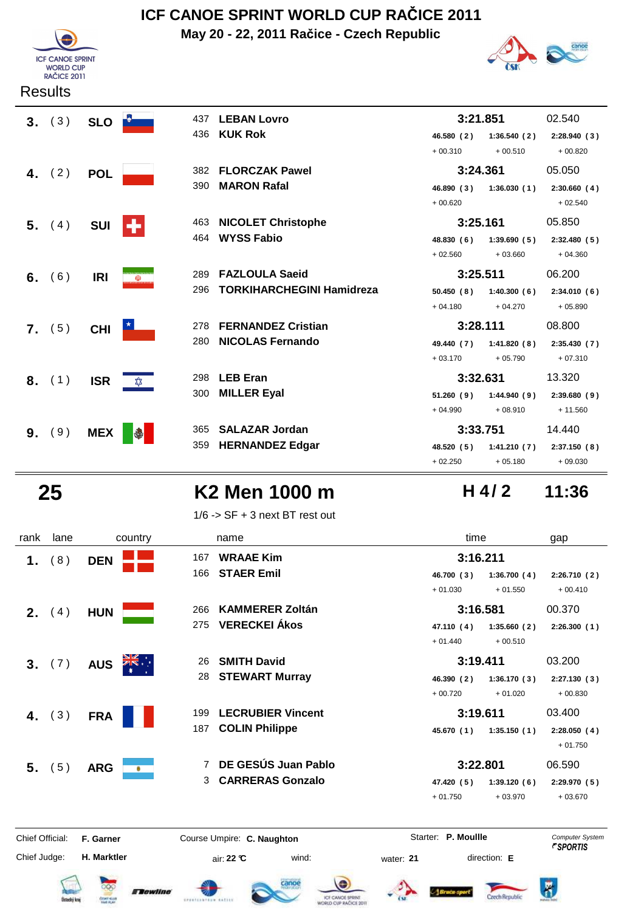# ICF CANOE SPRINT WORLD CUP RAČICE 2011

**May 20 - 22, 2011 Račice - Czech Republic**

Results

| rank | lane | country | no. | name | time | 250m | 500m | 750m | gap |
|---|---|---|---|---|---|---|---|---|---|
| **3.** | (3) | **SLO** | 437 / 436 | **LEBAN Lovro** / **KUK Rok** | **3:21.851** | 46.580 (2) +00.310 | 1:36.540 (2) +00.510 | 2:28.940 (3) +00.820 | 02.540 |
| **4.** | (2) | **POL** | 382 / 390 | **FLORCZAK Pawel** / **MARON Rafal** | **3:24.361** | 46.890 (3) +00.620 | 1:36.030 (1) | 2:30.660 (4) +02.540 | 05.050 |
| **5.** | (4) | **SUI** | 463 / 464 | **NICOLET Christophe** / **WYSS Fabio** | **3:25.161** | 48.830 (6) +02.560 | 1:39.690 (5) +03.660 | 2:32.480 (5) +04.360 | 05.850 |
| **6.** | (6) | **IRI** | 289 / 296 | **FAZLOULA Saeid** / **TORKIHARCHEGINI Hamidreza** | **3:25.511** | 50.450 (8) +04.180 | 1:40.300 (6) +04.270 | 2:34.010 (6) +05.890 | 06.200 |
| **7.** | (5) | **CHI** | 278 / 280 | **FERNANDEZ Cristian** / **NICOLAS Fernando** | **3:28.111** | 49.440 (7) +03.170 | 1:41.820 (8) +05.790 | 2:35.430 (7) +07.310 | 08.800 |
| **8.** | (1) | **ISR** | 298 / 300 | **LEB Eran** / **MILLER Eyal** | **3:32.631** | 51.260 (9) +04.990 | 1:44.940 (9) +08.910 | 2:39.680 (9) +11.560 | 13.320 |
| **9.** | (9) | **MEX** | 365 / 359 | **SALAZAR Jordan** / **HERNANDEZ Edgar** | **3:33.751** | 48.520 (5) +02.250 | 1:41.210 (7) +05.180 | 2:37.150 (8) +09.030 | 14.440 |

## 25 — K2 Men 1000 m — H 4 / 2 — 11:36

1/6 -> SF + 3 next BT rest out

| rank | lane | country | no. | name | time | 250m | 500m | 750m | gap |
|---|---|---|---|---|---|---|---|---|---|
| **1.** | (8) | **DEN** | 167 / 166 | **WRAAE Kim** / **STAER Emil** | **3:16.211** | 46.700 (3) +01.030 | 1:36.700 (4) +01.550 | 2:26.710 (2) +00.410 | |
| **2.** | (4) | **HUN** | 266 / 275 | **KAMMERER Zoltán** / **VERECKEI Ákos** | **3:16.581** | 47.110 (4) +01.440 | 1:35.660 (2) +00.510 | 2:26.300 (1) | 00.370 |
| **3.** | (7) | **AUS** | 26 / 28 | **SMITH David** / **STEWART Murray** | **3:19.411** | 46.390 (2) +00.720 | 1:36.170 (3) +01.020 | 2:27.130 (3) +00.830 | 03.200 |
| **4.** | (3) | **FRA** | 199 / 187 | **LECRUBIER Vincent** / **COLIN Philippe** | **3:19.611** | 45.670 (1) | 1:35.150 (1) | 2:28.050 (4) +01.750 | 03.400 |
| **5.** | (5) | **ARG** | 7 / 3 | **DE GESÚS Juan Pablo** / **CARRERAS Gonzalo** | **3:22.801** | 47.420 (5) +01.750 | 1:39.120 (6) +03.970 | 2:29.970 (5) +03.670 | 06.590 |

Chief Official: **F. Garner** — Course Umpire: **C. Naughton** — Starter: **P. Moullle** — Computer System *SPORTIS*

Chief Judge: **H. Marktler** — air: **22 °C** — wind: — water: **21** — direction: **E**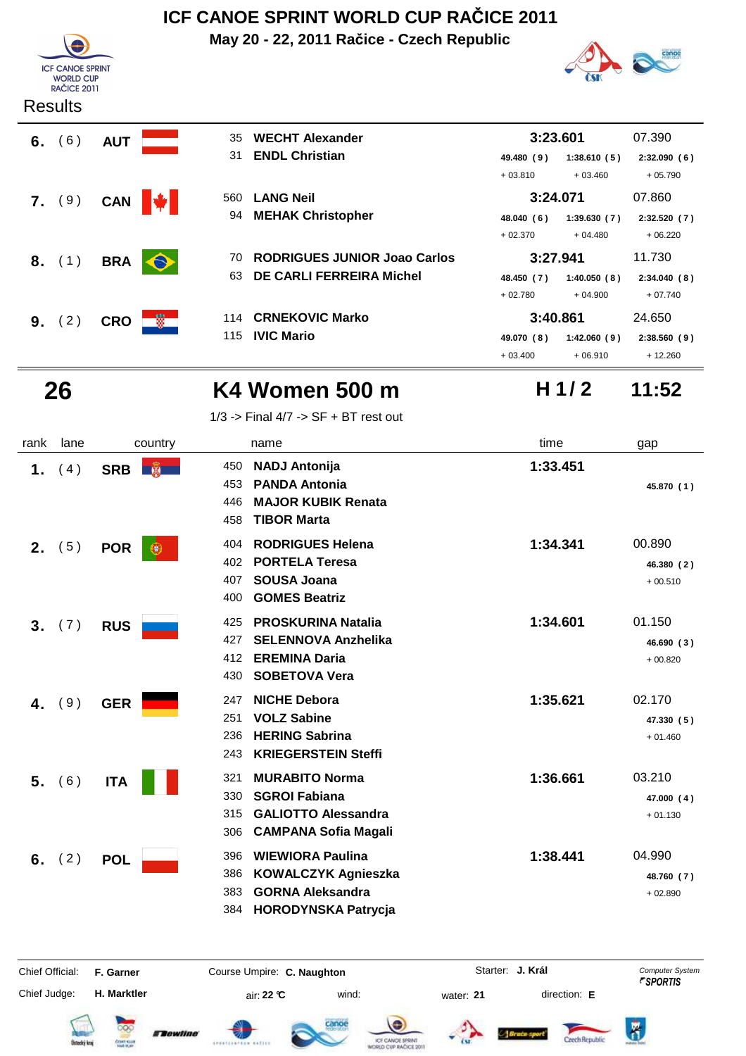# ICF CANOE SPRINT WORLD CUP RAČICE 2011

**May 20 - 22, 2011 Račice - Czech Republic**

ICF CANOE SPRINT WORLD CUP RAČICE 2011

Results

| rank | lane | country | name | time | | | gap |
|---|---|---|---|---|---|---|---|
| 6. | (6) | AUT | 35 WECHT Alexander<br>31 ENDL Christian | 3:23.601 | | | 07.390 |
| | | | | 49.480 (9) | 1:38.610 (5) | 2:32.090 (6) | |
| | | | | + 03.810 | + 03.460 | + 05.790 | |
| 7. | (9) | CAN | 560 LANG Neil<br>94 MEHAK Christopher | 3:24.071 | | | 07.860 |
| | | | | 48.040 (6) | 1:39.630 (7) | 2:32.520 (7) | |
| | | | | + 02.370 | + 04.480 | + 06.220 | |
| 8. | (1) | BRA | 70 RODRIGUES JUNIOR Joao Carlos<br>63 DE CARLI FERREIRA Michel | 3:27.941 | | | 11.730 |
| | | | | 48.450 (7) | 1:40.050 (8) | 2:34.040 (8) | |
| | | | | + 02.780 | + 04.900 | + 07.740 | |
| 9. | (2) | CRO | 114 CRNEKOVIC Marko<br>115 IVIC Mario | 3:40.861 | | | 24.650 |
| | | | | 49.070 (8) | 1:42.060 (9) | 2:38.560 (9) | |
| | | | | + 03.400 | + 06.910 | + 12.260 | |

## 26 K4 Women 500 m — H 1/2 — 11:52

1/3 -> Final 4/7 -> SF + BT rest out

| rank | lane | country | name | time | split | gap |
|---|---|---|---|---|---|---|
| 1. | (4) | SRB | 450 NADJ Antonija<br>453 PANDA Antonia<br>446 MAJOR KUBIK Renata<br>458 TIBOR Marta | 1:33.451 | 45.870 (1) | |
| 2. | (5) | POR | 404 RODRIGUES Helena<br>402 PORTELA Teresa<br>407 SOUSA Joana<br>400 GOMES Beatriz | 1:34.341 | 46.380 (2)<br>+ 00.510 | 00.890 |
| 3. | (7) | RUS | 425 PROSKURINA Natalia<br>427 SELENNOVA Anzhelika<br>412 EREMINA Daria<br>430 SOBETOVA Vera | 1:34.601 | 46.690 (3)<br>+ 00.820 | 01.150 |
| 4. | (9) | GER | 247 NICHE Debora<br>251 VOLZ Sabine<br>236 HERING Sabrina<br>243 KRIEGERSTEIN Steffi | 1:35.621 | 47.330 (5)<br>+ 01.460 | 02.170 |
| 5. | (6) | ITA | 321 MURABITO Norma<br>330 SGROI Fabiana<br>315 GALIOTTO Alessandra<br>306 CAMPANA Sofia Magali | 1:36.661 | 47.000 (4)<br>+ 01.130 | 03.210 |
| 6. | (2) | POL | 396 WIEWIORA Paulina<br>386 KOWALCZYK Agnieszka<br>383 GORNA Aleksandra<br>384 HORODYNSKA Patrycja | 1:38.441 | 48.760 (7)<br>+ 02.890 | 04.990 |

Chief Official: **F. Garner** Course Umpire: **C. Naughton** Starter: **J. Král** Computer System SPORTIS

Chief Judge: **H. Marktler** air: **22 °C** wind: water: **21** direction: **E**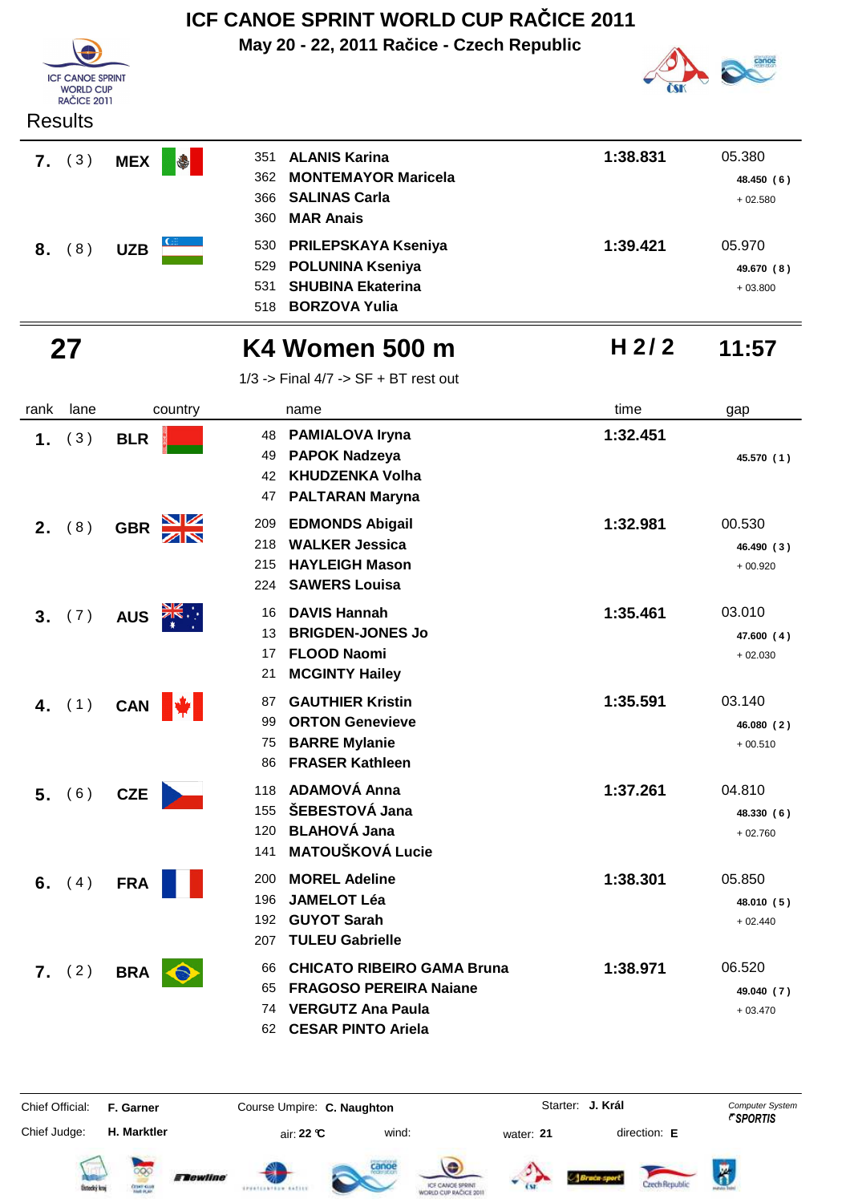# ICF CANOE SPRINT WORLD CUP RAČICE 2011

**May 20 - 22, 2011 Račice - Czech Republic**

Results

| rank | lane | country | | name | time | gap |
|---|---|---|---|---|---|---|
| 7. | (3) | MEX | 351 | ALANIS Karina | 1:38.831 | 05.380 |
| | | | 362 | MONTEMAYOR Maricela | | 48.450 (6) |
| | | | 366 | SALINAS Carla | | + 02.580 |
| | | | 360 | MAR Anais | | |
| 8. | (8) | UZB | 530 | PRILEPSKAYA Kseniya | 1:39.421 | 05.970 |
| | | | 529 | POLUNINA Kseniya | | 49.670 (8) |
| | | | 531 | SHUBINA Ekaterina | | + 03.800 |
| | | | 518 | BORZOVA Yulia | | |

## 27 — K4 Women 500 m — H 2/2 — 11:57

1/3 -> Final 4/7 -> SF + BT rest out

| rank | lane | country | | name | time | gap |
|---|---|---|---|---|---|---|
| 1. | (3) | BLR | 48 | PAMIALOVA Iryna | 1:32.451 | |
| | | | 49 | PAPOK Nadzeya | | 45.570 (1) |
| | | | 42 | KHUDZENKA Volha | | |
| | | | 47 | PALTARAN Maryna | | |
| 2. | (8) | GBR | 209 | EDMONDS Abigail | 1:32.981 | 00.530 |
| | | | 218 | WALKER Jessica | | 46.490 (3) |
| | | | 215 | HAYLEIGH Mason | | + 00.920 |
| | | | 224 | SAWERS Louisa | | |
| 3. | (7) | AUS | 16 | DAVIS Hannah | 1:35.461 | 03.010 |
| | | | 13 | BRIGDEN-JONES Jo | | 47.600 (4) |
| | | | 17 | FLOOD Naomi | | + 02.030 |
| | | | 21 | MCGINTY Hailey | | |
| 4. | (1) | CAN | 87 | GAUTHIER Kristin | 1:35.591 | 03.140 |
| | | | 99 | ORTON Genevieve | | 46.080 (2) |
| | | | 75 | BARRE Mylanie | | + 00.510 |
| | | | 86 | FRASER Kathleen | | |
| 5. | (6) | CZE | 118 | ADAMOVÁ Anna | 1:37.261 | 04.810 |
| | | | 155 | ŠEBESTOVÁ Jana | | 48.330 (6) |
| | | | 120 | BLAHOVÁ Jana | | + 02.760 |
| | | | 141 | MATOUŠKOVÁ Lucie | | |
| 6. | (4) | FRA | 200 | MOREL Adeline | 1:38.301 | 05.850 |
| | | | 196 | JAMELOT Léa | | 48.010 (5) |
| | | | 192 | GUYOT Sarah | | + 02.440 |
| | | | 207 | TULEU Gabrielle | | |
| 7. | (2) | BRA | 66 | CHICATO RIBEIRO GAMA Bruna | 1:38.971 | 06.520 |
| | | | 65 | FRAGOSO PEREIRA Naiane | | 49.040 (7) |
| | | | 74 | VERGUTZ Ana Paula | | + 03.470 |
| | | | 62 | CESAR PINTO Ariela | | |

Chief Official: **F. Garner** — Course Umpire: **C. Naughton** — Starter: **J. Král** — Computer System SPORTIS

Chief Judge: **H. Marktler** — air: **22 °C** — wind: — water: **21** — direction: **E**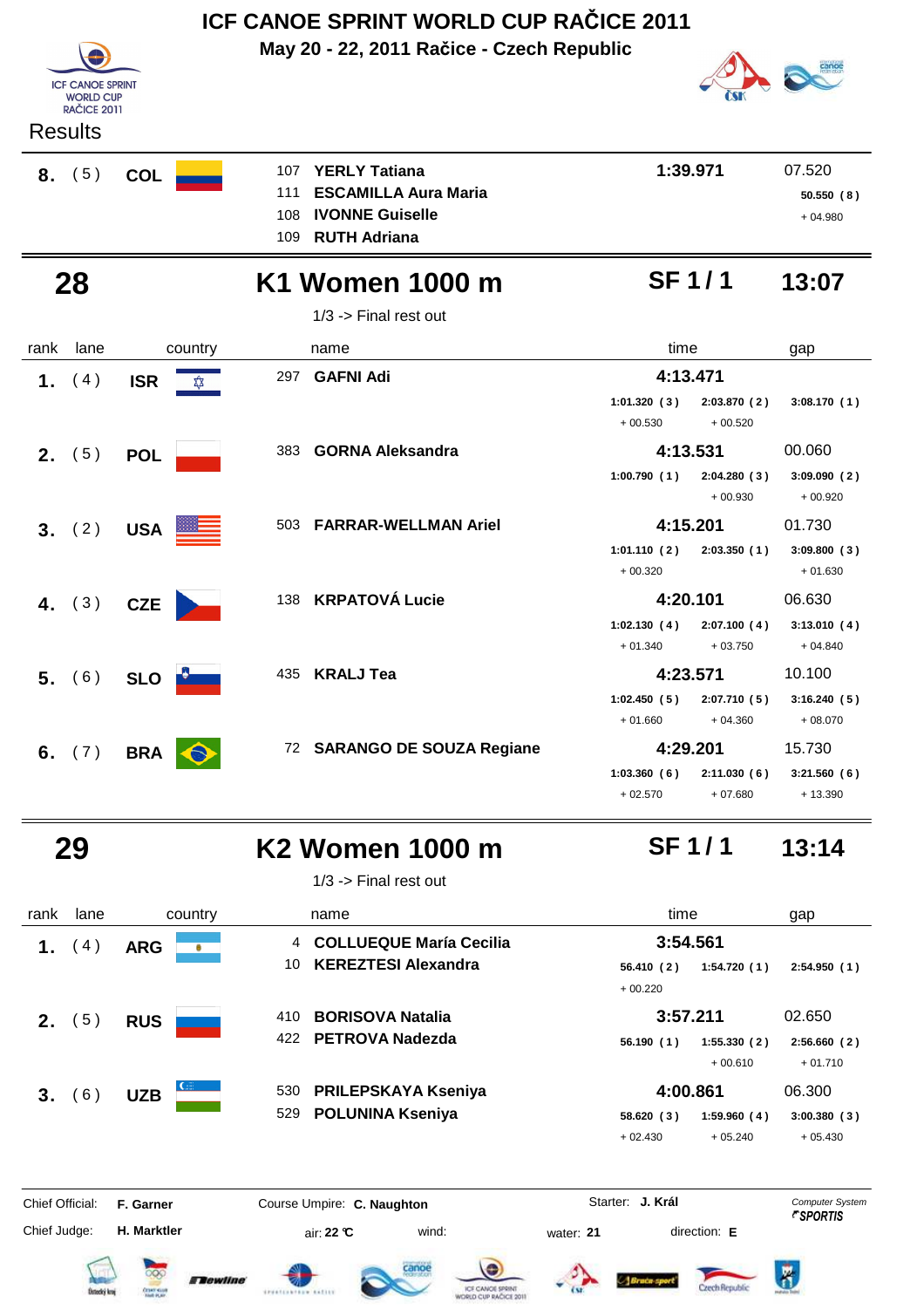# ICF CANOE SPRINT WORLD CUP RAČICE 2011

**May 20 - 22, 2011 Račice - Czech Republic**

Results

| rank | lane | country | name | time | gap |
|---|---|---|---|---|---|
| **8.** | ( 5 ) | **COL** | 107 **YERLY Tatiana**<br>111 **ESCAMILLA Aura Maria**<br>108 **IVONNE Guiselle**<br>109 **RUTH Adriana** | **1:39.971** | 07.520<br>**50.550 ( 8 )**<br>+ 04.980 |

## 28 K1 Women 1000 m — SF 1 / 1 — 13:07

1/3 -> Final rest out

| rank | lane | country | name | time | | | gap |
|---|---|---|---|---|---|---|---|
| **1.** | ( 4 ) | **ISR** | 297 **GAFNI Adi** | **4:13.471** | | | |
| | | | | **1:01.320 ( 3 )**<br>+ 00.530 | **2:03.870 ( 2 )**<br>+ 00.520 | **3:08.170 ( 1 )** | |
| **2.** | ( 5 ) | **POL** | 383 **GORNA Aleksandra** | **4:13.531** | | | 00.060 |
| | | | | **1:00.790 ( 1 )** | **2:04.280 ( 3 )**<br>+ 00.930 | **3:09.090 ( 2 )**<br>+ 00.920 | |
| **3.** | ( 2 ) | **USA** | 503 **FARRAR-WELLMAN Ariel** | **4:15.201** | | | 01.730 |
| | | | | **1:01.110 ( 2 )**<br>+ 00.320 | **2:03.350 ( 1 )** | **3:09.800 ( 3 )**<br>+ 01.630 | |
| **4.** | ( 3 ) | **CZE** | 138 **KRPATOVÁ Lucie** | **4:20.101** | | | 06.630 |
| | | | | **1:02.130 ( 4 )**<br>+ 01.340 | **2:07.100 ( 4 )**<br>+ 03.750 | **3:13.010 ( 4 )**<br>+ 04.840 | |
| **5.** | ( 6 ) | **SLO** | 435 **KRALJ Tea** | **4:23.571** | | | 10.100 |
| | | | | **1:02.450 ( 5 )**<br>+ 01.660 | **2:07.710 ( 5 )**<br>+ 04.360 | **3:16.240 ( 5 )**<br>+ 08.070 | |
| **6.** | ( 7 ) | **BRA** | 72 **SARANGO DE SOUZA Regiane** | **4:29.201** | | | 15.730 |
| | | | | **1:03.360 ( 6 )**<br>+ 02.570 | **2:11.030 ( 6 )**<br>+ 07.680 | **3:21.560 ( 6 )**<br>+ 13.390 | |

## 29 K2 Women 1000 m — SF 1 / 1 — 13:14

1/3 -> Final rest out

| rank | lane | country | name | time | | | gap |
|---|---|---|---|---|---|---|---|
| **1.** | ( 4 ) | **ARG** | 4 **COLLUEQUE María Cecilia**<br>10 **KEREZTESI Alexandra** | **3:54.561** | | | |
| | | | | **56.410 ( 2 )**<br>+ 00.220 | **1:54.720 ( 1 )** | **2:54.950 ( 1 )** | |
| **2.** | ( 5 ) | **RUS** | 410 **BORISOVA Natalia**<br>422 **PETROVA Nadezda** | **3:57.211** | | | 02.650 |
| | | | | **56.190 ( 1 )** | **1:55.330 ( 2 )**<br>+ 00.610 | **2:56.660 ( 2 )**<br>+ 01.710 | |
| **3.** | ( 6 ) | **UZB** | 530 **PRILEPSKAYA Kseniya**<br>529 **POLUNINA Kseniya** | **4:00.861** | | | 06.300 |
| | | | | **58.620 ( 3 )**<br>+ 02.430 | **1:59.960 ( 4 )**<br>+ 05.240 | **3:00.380 ( 3 )**<br>+ 05.430 | |

Chief Official: **F. Garner** — Course Umpire: **C. Naughton** — Starter: **J. Král** — Computer System SPORTIS

Chief Judge: **H. Marktler** — air: **22 °C** — wind: — water: **21** — direction: **E**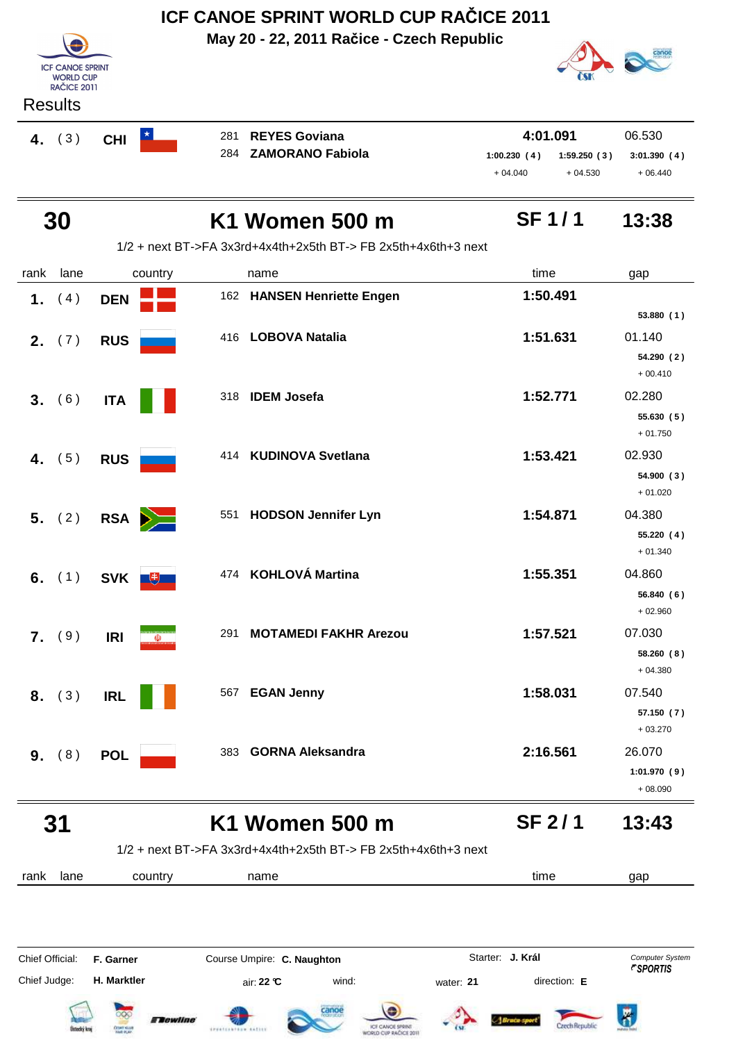# ICF CANOE SPRINT WORLD CUP RAČICE 2011

**May 20 - 22, 2011 Račice - Czech Republic**

Results

| rank | lane | country | name | time | gap |
|---|---|---|---|---|---|
| **4.** | ( 3 ) | **CHI** | 281 **REYES Goviana**<br>284 **ZAMORANO Fabiola** | **4:01.091**<br>1:00.230 ( 4 ) + 04.040<br>1:59.250 ( 3 ) + 04.530 | 06.530<br>3:01.390 ( 4 ) + 06.440 |

## 30 K1 Women 500 m SF 1 / 1 13:38

1/2 + next BT->FA 3x3rd+4x4th+2x5th BT-> FB 2x5th+4x6th+3 next

| rank | lane | country | name | time | gap |
|---|---|---|---|---|---|
| **1.** | ( 4 ) | **DEN** | 162 **HANSEN Henriette Engen** | **1:50.491** | **53.880 ( 1 )** |
| **2.** | ( 7 ) | **RUS** | 416 **LOBOVA Natalia** | **1:51.631** | 01.140<br>**54.290 ( 2 )**<br>+ 00.410 |
| **3.** | ( 6 ) | **ITA** | 318 **IDEM Josefa** | **1:52.771** | 02.280<br>**55.630 ( 5 )**<br>+ 01.750 |
| **4.** | ( 5 ) | **RUS** | 414 **KUDINOVA Svetlana** | **1:53.421** | 02.930<br>**54.900 ( 3 )**<br>+ 01.020 |
| **5.** | ( 2 ) | **RSA** | 551 **HODSON Jennifer Lyn** | **1:54.871** | 04.380<br>**55.220 ( 4 )**<br>+ 01.340 |
| **6.** | ( 1 ) | **SVK** | 474 **KOHLOVÁ Martina** | **1:55.351** | 04.860<br>**56.840 ( 6 )**<br>+ 02.960 |
| **7.** | ( 9 ) | **IRI** | 291 **MOTAMEDI FAKHR Arezou** | **1:57.521** | 07.030<br>**58.260 ( 8 )**<br>+ 04.380 |
| **8.** | ( 3 ) | **IRL** | 567 **EGAN Jenny** | **1:58.031** | 07.540<br>**57.150 ( 7 )**<br>+ 03.270 |
| **9.** | ( 8 ) | **POL** | 383 **GORNA Aleksandra** | **2:16.561** | 26.070<br>**1:01.970 ( 9 )**<br>+ 08.090 |

## 31 K1 Women 500 m SF 2 / 1 13:43

1/2 + next BT->FA 3x3rd+4x4th+2x5th BT-> FB 2x5th+4x6th+3 next

| rank | lane | country | name | time | gap |
|---|---|---|---|---|---|

Chief Official: **F. Garner** Course Umpire: **C. Naughton** Starter: **J. Král** Computer System SPORTIS

Chief Judge: **H. Marktler** air: **22 °C** wind: water: **21** direction: **E**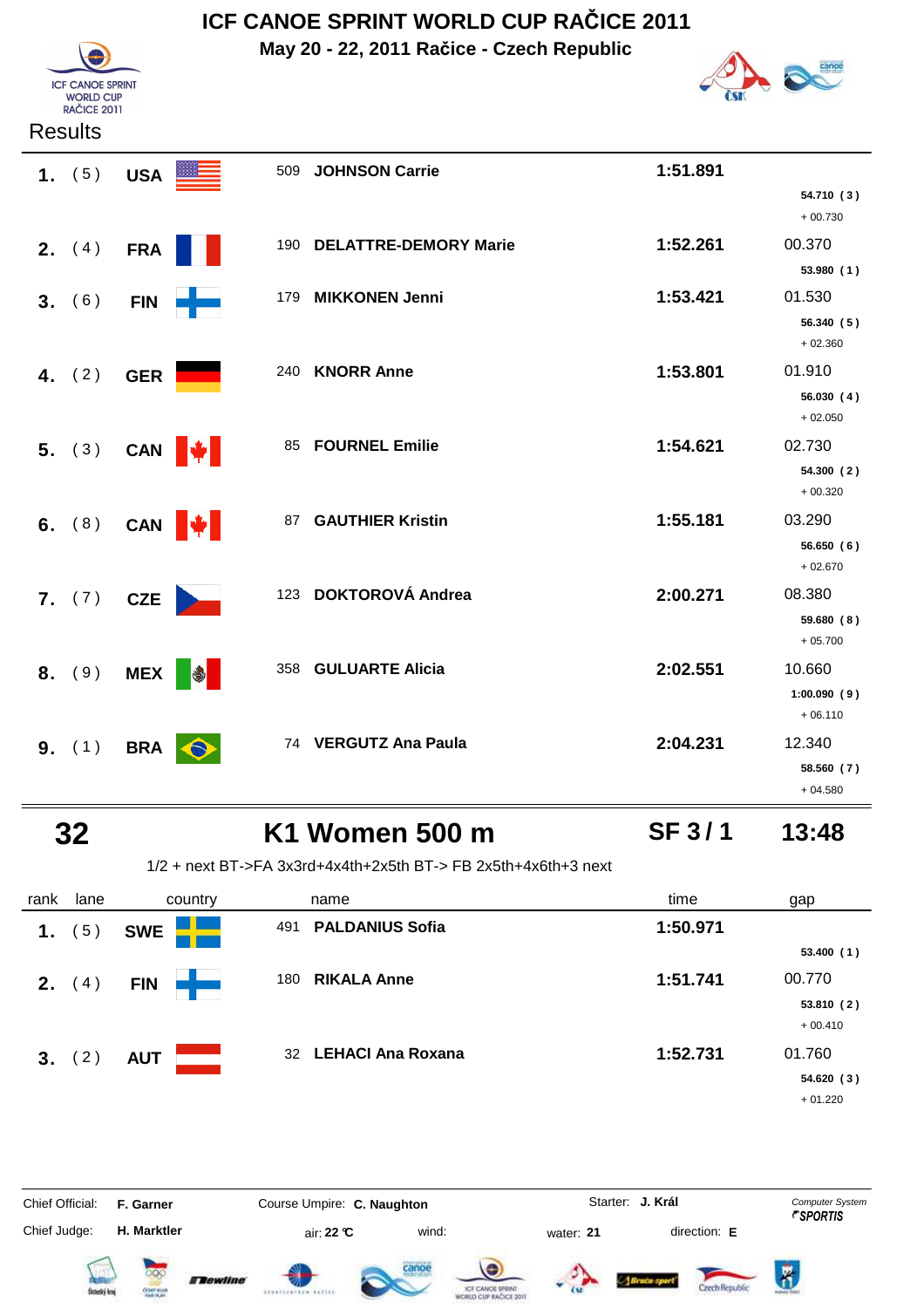# ICF CANOE SPRINT WORLD CUP RAČICE 2011

**May 20 - 22, 2011 Račice - Czech Republic**

ICF CANOE SPRINT WORLD CUP RAČICE 2011

Results

| rank | lane | country | | name | time | gap |
|---|---|---|---|---|---|---|
| 1. | ( 5 ) | USA | 509 | **JOHNSON Carrie** | **1:51.891** | |
| | | | | | | **54.710 ( 3 )** + 00.730 |
| 2. | ( 4 ) | FRA | 190 | **DELATTRE-DEMORY Marie** | **1:52.261** | 00.370 |
| | | | | | | **53.980 ( 1 )** |
| 3. | ( 6 ) | FIN | 179 | **MIKKONEN Jenni** | **1:53.421** | 01.530 |
| | | | | | | **56.340 ( 5 )** + 02.360 |
| 4. | ( 2 ) | GER | 240 | **KNORR Anne** | **1:53.801** | 01.910 |
| | | | | | | **56.030 ( 4 )** + 02.050 |
| 5. | ( 3 ) | CAN | 85 | **FOURNEL Emilie** | **1:54.621** | 02.730 |
| | | | | | | **54.300 ( 2 )** + 00.320 |
| 6. | ( 8 ) | CAN | 87 | **GAUTHIER Kristin** | **1:55.181** | 03.290 |
| | | | | | | **56.650 ( 6 )** + 02.670 |
| 7. | ( 7 ) | CZE | 123 | **DOKTOROVÁ Andrea** | **2:00.271** | 08.380 |
| | | | | | | **59.680 ( 8 )** + 05.700 |
| 8. | ( 9 ) | MEX | 358 | **GULUARTE Alicia** | **2:02.551** | 10.660 |
| | | | | | | **1:00.090 ( 9 )** + 06.110 |
| 9. | ( 1 ) | BRA | 74 | **VERGUTZ Ana Paula** | **2:04.231** | 12.340 |
| | | | | | | **58.560 ( 7 )** + 04.580 |

## 32 — K1 Women 500 m — SF 3 / 1 — 13:48

1/2 + next BT->FA 3x3rd+4x4th+2x5th BT-> FB 2x5th+4x6th+3 next

| rank | lane | country | | name | time | gap |
|---|---|---|---|---|---|---|
| 1. | ( 5 ) | SWE | 491 | **PALDANIUS Sofia** | **1:50.971** | |
| | | | | | | **53.400 ( 1 )** |
| 2. | ( 4 ) | FIN | 180 | **RIKALA Anne** | **1:51.741** | 00.770 |
| | | | | | | **53.810 ( 2 )** + 00.410 |
| 3. | ( 2 ) | AUT | 32 | **LEHACI Ana Roxana** | **1:52.731** | 01.760 |
| | | | | | | **54.620 ( 3 )** + 01.220 |

Chief Official: **F. Garner** Course Umpire: **C. Naughton** Starter: **J. Král** Computer System *SPORTIS*

Chief Judge: **H. Marktler** air: **22 °C** wind: water: **21** direction: **E**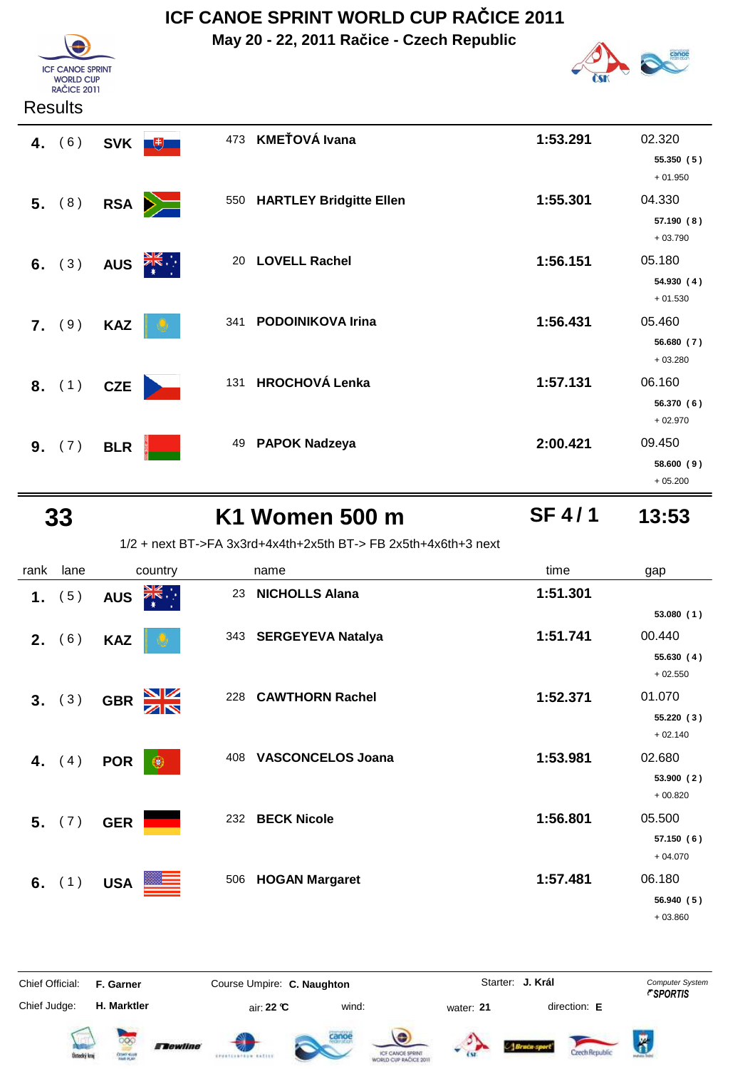# ICF CANOE SPRINT WORLD CUP RAČICE 2011

**May 20 - 22, 2011 Račice - Czech Republic**

Results

| rank | lane | country | | name | time | gap |
|---|---|---|---|---|---|---|
| 4. | ( 6 ) | SVK | 473 | **KMEŤOVÁ Ivana** | 1:53.291 | 02.320<br>55.350 ( 5 )<br>+ 01.950 |
| 5. | ( 8 ) | RSA | 550 | **HARTLEY Bridgitte Ellen** | 1:55.301 | 04.330<br>57.190 ( 8 )<br>+ 03.790 |
| 6. | ( 3 ) | AUS | 20 | **LOVELL Rachel** | 1:56.151 | 05.180<br>54.930 ( 4 )<br>+ 01.530 |
| 7. | ( 9 ) | KAZ | 341 | **PODOINIKOVA Irina** | 1:56.431 | 05.460<br>56.680 ( 7 )<br>+ 03.280 |
| 8. | ( 1 ) | CZE | 131 | **HROCHOVÁ Lenka** | 1:57.131 | 06.160<br>56.370 ( 6 )<br>+ 02.970 |
| 9. | ( 7 ) | BLR | 49 | **PAPOK Nadzeya** | 2:00.421 | 09.450<br>58.600 ( 9 )<br>+ 05.200 |

## 33 K1 Women 500 m SF 4 / 1 13:53

1/2 + next BT->FA 3x3rd+4x4th+2x5th BT-> FB 2x5th+4x6th+3 next

| rank | lane | country | | name | time | gap |
|---|---|---|---|---|---|---|
| 1. | ( 5 ) | AUS | 23 | **NICHOLLS Alana** | 1:51.301 | 53.080 ( 1 ) |
| 2. | ( 6 ) | KAZ | 343 | **SERGEYEVA Natalya** | 1:51.741 | 00.440<br>55.630 ( 4 )<br>+ 02.550 |
| 3. | ( 3 ) | GBR | 228 | **CAWTHORN Rachel** | 1:52.371 | 01.070<br>55.220 ( 3 )<br>+ 02.140 |
| 4. | ( 4 ) | POR | 408 | **VASCONCELOS Joana** | 1:53.981 | 02.680<br>53.900 ( 2 )<br>+ 00.820 |
| 5. | ( 7 ) | GER | 232 | **BECK Nicole** | 1:56.801 | 05.500<br>57.150 ( 6 )<br>+ 04.070 |
| 6. | ( 1 ) | USA | 506 | **HOGAN Margaret** | 1:57.481 | 06.180<br>56.940 ( 5 )<br>+ 03.860 |

Chief Official: **F. Garner** Course Umpire: **C. Naughton** Starter: **J. Král**

Chief Judge: **H. Marktler** air: **22 °C** wind: water: **21** direction: **E**

Computer System SPORTIS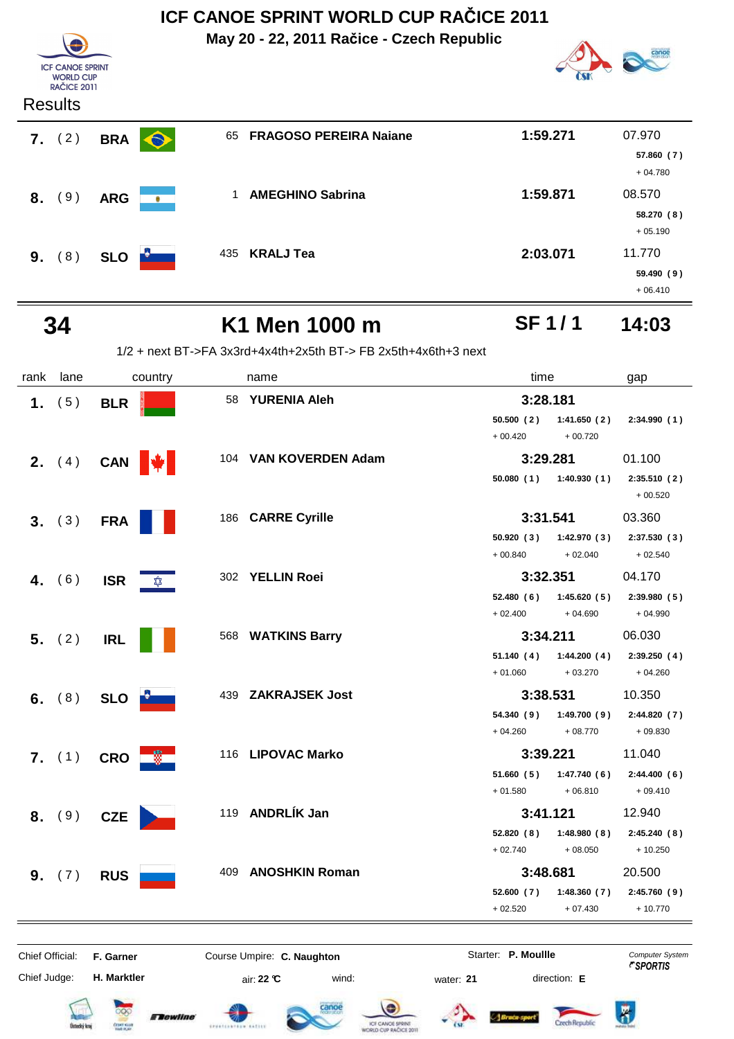# ICF CANOE SPRINT WORLD CUP RAČICE 2011

**May 20 - 22, 2011 Račice - Czech Republic**

Results

| rank | lane | country | no. | name | time | gap |
|---|---|---|---|---|---|---|
| **7.** | (2) | **BRA** | 65 | **FRAGOSO PEREIRA Naiane** | **1:59.271** | 07.970 |
| | | | | | | **57.860 (7)** +04.780 |
| **8.** | (9) | **ARG** | 1 | **AMEGHINO Sabrina** | **1:59.871** | 08.570 |
| | | | | | | **58.270 (8)** +05.190 |
| **9.** | (8) | **SLO** | 435 | **KRALJ Tea** | **2:03.071** | 11.770 |
| | | | | | | **59.490 (9)** +06.410 |

## 34 K1 Men 1000 m — SF 1 / 1 — 14:03

1/2 + next BT->FA 3x3rd+4x4th+2x5th BT-> FB 2x5th+4x6th+3 next

| rank | lane | country | no. | name | time | gap |
|---|---|---|---|---|---|---|
| **1.** | (5) | **BLR** | 58 | **YURENIA Aleh** | **3:28.181** | |
| | | | | | **50.500 (2)** +00.420 / **1:41.650 (2)** +00.720 | **2:34.990 (1)** |
| **2.** | (4) | **CAN** | 104 | **VAN KOVERDEN Adam** | **3:29.281** | 01.100 |
| | | | | | **50.080 (1)** / **1:40.930 (1)** | **2:35.510 (2)** +00.520 |
| **3.** | (3) | **FRA** | 186 | **CARRE Cyrille** | **3:31.541** | 03.360 |
| | | | | | **50.920 (3)** +00.840 / **1:42.970 (3)** +02.040 | **2:37.530 (3)** +02.540 |
| **4.** | (6) | **ISR** | 302 | **YELLIN Roei** | **3:32.351** | 04.170 |
| | | | | | **52.480 (6)** +02.400 / **1:45.620 (5)** +04.690 | **2:39.980 (5)** +04.990 |
| **5.** | (2) | **IRL** | 568 | **WATKINS Barry** | **3:34.211** | 06.030 |
| | | | | | **51.140 (4)** +01.060 / **1:44.200 (4)** +03.270 | **2:39.250 (4)** +04.260 |
| **6.** | (8) | **SLO** | 439 | **ZAKRAJSEK Jost** | **3:38.531** | 10.350 |
| | | | | | **54.340 (9)** +04.260 / **1:49.700 (9)** +08.770 | **2:44.820 (7)** +09.830 |
| **7.** | (1) | **CRO** | 116 | **LIPOVAC Marko** | **3:39.221** | 11.040 |
| | | | | | **51.660 (5)** +01.580 / **1:47.740 (6)** +06.810 | **2:44.400 (6)** +09.410 |
| **8.** | (9) | **CZE** | 119 | **ANDRLÍK Jan** | **3:41.121** | 12.940 |
| | | | | | **52.820 (8)** +02.740 / **1:48.980 (8)** +08.050 | **2:45.240 (8)** +10.250 |
| **9.** | (7) | **RUS** | 409 | **ANOSHKIN Roman** | **3:48.681** | 20.500 |
| | | | | | **52.600 (7)** +02.520 / **1:48.360 (7)** +07.430 | **2:45.760 (9)** +10.770 |

Chief Official: **F. Garner** Course Umpire: **C. Naughton** Starter: **P. Moullle**

Chief Judge: **H. Marktler** air: **22 °C** wind: water: **21** direction: **E**

Computer System *SPORTIS*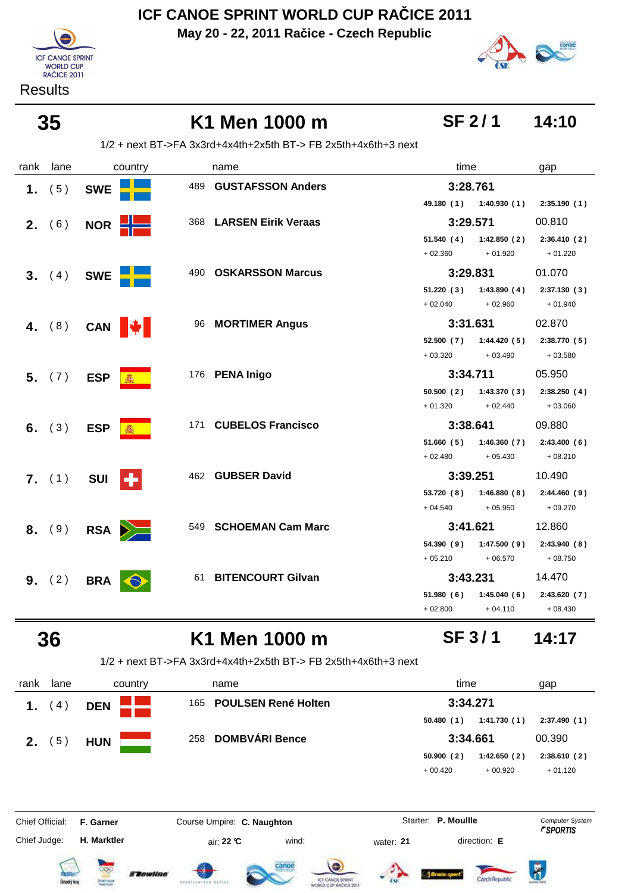# ICF CANOE SPRINT WORLD CUP RAČICE 2011

**May 20 - 22, 2011 Račice - Czech Republic**

Results

## 35 K1 Men 1000 m — SF 2 / 1 — 14:10

1/2 + next BT->FA 3x3rd+4x4th+2x5th BT-> FB 2x5th+4x6th+3 next

| rank | lane | country | | name | time | | | gap |
|---|---|---|---|---|---|---|---|---|
| 1. | ( 5 ) | SWE | 489 | GUSTAFSSON Anders | 3:28.761 | | | |
| | | | | | 49.180 ( 1 ) | 1:40.930 ( 1 ) | 2:35.190 ( 1 ) | |
| 2. | ( 6 ) | NOR | 368 | LARSEN Eirik Veraas | 3:29.571 | | | 00.810 |
| | | | | | 51.540 ( 4 ) | 1:42.850 ( 2 ) | 2:36.410 ( 2 ) | |
| | | | | | + 02.360 | + 01.920 | + 01.220 | |
| 3. | ( 4 ) | SWE | 490 | OSKARSSON Marcus | 3:29.831 | | | 01.070 |
| | | | | | 51.220 ( 3 ) | 1:43.890 ( 4 ) | 2:37.130 ( 3 ) | |
| | | | | | + 02.040 | + 02.960 | + 01.940 | |
| 4. | ( 8 ) | CAN | 96 | MORTIMER Angus | 3:31.631 | | | 02.870 |
| | | | | | 52.500 ( 7 ) | 1:44.420 ( 5 ) | 2:38.770 ( 5 ) | |
| | | | | | + 03.320 | + 03.490 | + 03.580 | |
| 5. | ( 7 ) | ESP | 176 | PENA Inigo | 3:34.711 | | | 05.950 |
| | | | | | 50.500 ( 2 ) | 1:43.370 ( 3 ) | 2:38.250 ( 4 ) | |
| | | | | | + 01.320 | + 02.440 | + 03.060 | |
| 6. | ( 3 ) | ESP | 171 | CUBELOS Francisco | 3:38.641 | | | 09.880 |
| | | | | | 51.660 ( 5 ) | 1:46.360 ( 7 ) | 2:43.400 ( 6 ) | |
| | | | | | + 02.480 | + 05.430 | + 08.210 | |
| 7. | ( 1 ) | SUI | 462 | GUBSER David | 3:39.251 | | | 10.490 |
| | | | | | 53.720 ( 8 ) | 1:46.880 ( 8 ) | 2:44.460 ( 9 ) | |
| | | | | | + 04.540 | + 05.950 | + 09.270 | |
| 8. | ( 9 ) | RSA | 549 | SCHOEMAN Cam Marc | 3:41.621 | | | 12.860 |
| | | | | | 54.390 ( 9 ) | 1:47.500 ( 9 ) | 2:43.940 ( 8 ) | |
| | | | | | + 05.210 | + 06.570 | + 08.750 | |
| 9. | ( 2 ) | BRA | 61 | BITENCOURT Gilvan | 3:43.231 | | | 14.470 |
| | | | | | 51.980 ( 6 ) | 1:45.040 ( 6 ) | 2:43.620 ( 7 ) | |
| | | | | | + 02.800 | + 04.110 | + 08.430 | |

## 36 K1 Men 1000 m — SF 3 / 1 — 14:17

1/2 + next BT->FA 3x3rd+4x4th+2x5th BT-> FB 2x5th+4x6th+3 next

| rank | lane | country | | name | time | | | gap |
|---|---|---|---|---|---|---|---|---|
| 1. | ( 4 ) | DEN | 165 | POULSEN René Holten | 3:34.271 | | | |
| | | | | | 50.480 ( 1 ) | 1:41.730 ( 1 ) | 2:37.490 ( 1 ) | |
| 2. | ( 5 ) | HUN | 258 | DOMBVÁRI Bence | 3:34.661 | | | 00.390 |
| | | | | | 50.900 ( 2 ) | 1:42.650 ( 2 ) | 2:38.610 ( 2 ) | |
| | | | | | + 00.420 | + 00.920 | + 01.120 | |

Chief Official: **F. Garner** Course Umpire: **C. Naughton** Starter: **P. Moullle** Computer System SPORTIS

Chief Judge: **H. Marktler** air: **22 °C** wind: water: **21** direction: **E**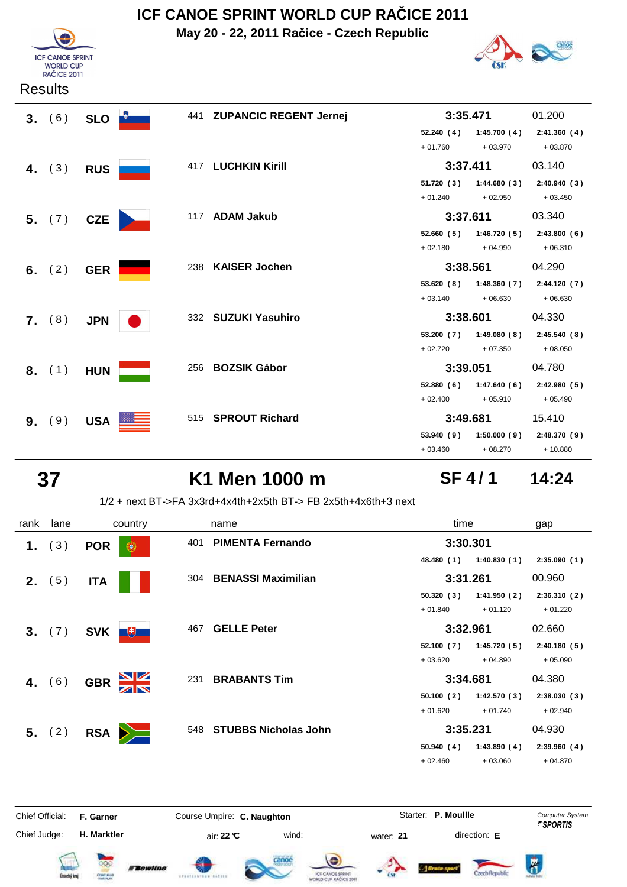# ICF CANOE SPRINT WORLD CUP RAČICE 2011

**May 20 - 22, 2011 Račice - Czech Republic**

Results

| rank | lane | country | | name | time | | | gap |
|---|---|---|---|---|---|---|---|---|
| 3. | ( 6 ) | SLO | 441 | ZUPANCIC REGENT Jernej | 3:35.471 | | | 01.200 |
| | | | | | 52.240 ( 4 ) | 1:45.700 ( 4 ) | 2:41.360 ( 4 ) | |
| | | | | | + 01.760 | + 03.970 | + 03.870 | |
| 4. | ( 3 ) | RUS | 417 | LUCHKIN Kirill | 3:37.411 | | | 03.140 |
| | | | | | 51.720 ( 3 ) | 1:44.680 ( 3 ) | 2:40.940 ( 3 ) | |
| | | | | | + 01.240 | + 02.950 | + 03.450 | |
| 5. | ( 7 ) | CZE | 117 | ADAM Jakub | 3:37.611 | | | 03.340 |
| | | | | | 52.660 ( 5 ) | 1:46.720 ( 5 ) | 2:43.800 ( 6 ) | |
| | | | | | + 02.180 | + 04.990 | + 06.310 | |
| 6. | ( 2 ) | GER | 238 | KAISER Jochen | 3:38.561 | | | 04.290 |
| | | | | | 53.620 ( 8 ) | 1:48.360 ( 7 ) | 2:44.120 ( 7 ) | |
| | | | | | + 03.140 | + 06.630 | + 06.630 | |
| 7. | ( 8 ) | JPN | 332 | SUZUKI Yasuhiro | 3:38.601 | | | 04.330 |
| | | | | | 53.200 ( 7 ) | 1:49.080 ( 8 ) | 2:45.540 ( 8 ) | |
| | | | | | + 02.720 | + 07.350 | + 08.050 | |
| 8. | ( 1 ) | HUN | 256 | BOZSIK Gábor | 3:39.051 | | | 04.780 |
| | | | | | 52.880 ( 6 ) | 1:47.640 ( 6 ) | 2:42.980 ( 5 ) | |
| | | | | | + 02.400 | + 05.910 | + 05.490 | |
| 9. | ( 9 ) | USA | 515 | SPROUT Richard | 3:49.681 | | | 15.410 |
| | | | | | 53.940 ( 9 ) | 1:50.000 ( 9 ) | 2:48.370 ( 9 ) | |
| | | | | | + 03.460 | + 08.270 | + 10.880 | |

## 37 K1 Men 1000 m SF 4 / 1 14:24

1/2 + next BT->FA 3x3rd+4x4th+2x5th BT-> FB 2x5th+4x6th+3 next

| rank | lane | country | | name | time | | | gap |
|---|---|---|---|---|---|---|---|---|
| 1. | ( 3 ) | POR | 401 | PIMENTA Fernando | 3:30.301 | | | |
| | | | | | 48.480 ( 1 ) | 1:40.830 ( 1 ) | 2:35.090 ( 1 ) | |
| 2. | ( 5 ) | ITA | 304 | BENASSI Maximilian | 3:31.261 | | | 00.960 |
| | | | | | 50.320 ( 3 ) | 1:41.950 ( 2 ) | 2:36.310 ( 2 ) | |
| | | | | | + 01.840 | + 01.120 | + 01.220 | |
| 3. | ( 7 ) | SVK | 467 | GELLE Peter | 3:32.961 | | | 02.660 |
| | | | | | 52.100 ( 7 ) | 1:45.720 ( 5 ) | 2:40.180 ( 5 ) | |
| | | | | | + 03.620 | + 04.890 | + 05.090 | |
| 4. | ( 6 ) | GBR | 231 | BRABANTS Tim | 3:34.681 | | | 04.380 |
| | | | | | 50.100 ( 2 ) | 1:42.570 ( 3 ) | 2:38.030 ( 3 ) | |
| | | | | | + 01.620 | + 01.740 | + 02.940 | |
| 5. | ( 2 ) | RSA | 548 | STUBBS Nicholas John | 3:35.231 | | | 04.930 |
| | | | | | 50.940 ( 4 ) | 1:43.890 ( 4 ) | 2:39.960 ( 4 ) | |
| | | | | | + 02.460 | + 03.060 | + 04.870 | |

Chief Official: **F. Garner** Course Umpire: **C. Naughton** Starter: **P. Moullle**

Chief Judge: **H. Marktler** air: **22 °C** wind: water: **21** direction: **E**

*Computer System SPORTIS*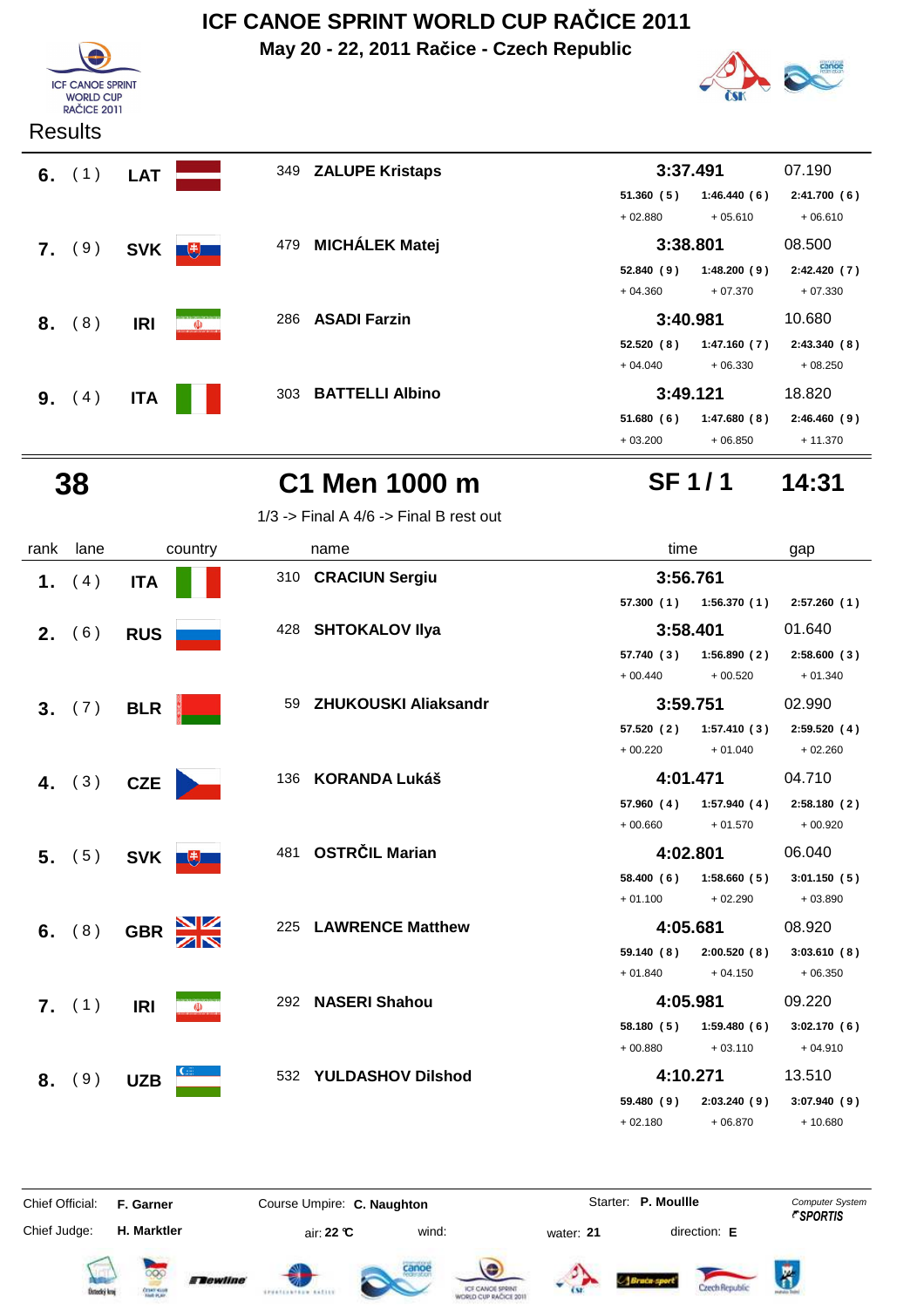# ICF CANOE SPRINT WORLD CUP RAČICE 2011

**May 20 - 22, 2011 Račice - Czech Republic**

Results

| rank | lane | country | no. | name | time | gap |
|---|---|---|---|---|---|---|
| 6. | (1) | LAT | 349 | ZALUPE Kristaps | 3:37.491 | 07.190 |
| | | | | | 51.360 (5) / 1:46.440 (6) / 2:41.700 (6) | |
| | | | | | + 02.880 / + 05.610 / + 06.610 | |
| 7. | (9) | SVK | 479 | MICHÁLEK Matej | 3:38.801 | 08.500 |
| | | | | | 52.840 (9) / 1:48.200 (9) / 2:42.420 (7) | |
| | | | | | + 04.360 / + 07.370 / + 07.330 | |
| 8. | (8) | IRI | 286 | ASADI Farzin | 3:40.981 | 10.680 |
| | | | | | 52.520 (8) / 1:47.160 (7) / 2:43.340 (8) | |
| | | | | | + 04.040 / + 06.330 / + 08.250 | |
| 9. | (4) | ITA | 303 | BATTELLI Albino | 3:49.121 | 18.820 |
| | | | | | 51.680 (6) / 1:47.680 (8) / 2:46.460 (9) | |
| | | | | | + 03.200 / + 06.850 / + 11.370 | |

## 38 C1 Men 1000 m SF 1 / 1 14:31

1/3 -> Final A 4/6 -> Final B rest out

| rank | lane | country | no. | name | time | gap |
|---|---|---|---|---|---|---|
| 1. | (4) | ITA | 310 | CRACIUN Sergiu | 3:56.761 | |
| | | | | | 57.300 (1) / 1:56.370 (1) / 2:57.260 (1) | |
| 2. | (6) | RUS | 428 | SHTOKALOV Ilya | 3:58.401 | 01.640 |
| | | | | | 57.740 (3) / 1:56.890 (2) / 2:58.600 (3) | |
| | | | | | + 00.440 / + 00.520 / + 01.340 | |
| 3. | (7) | BLR | 59 | ZHUKOUSKI Aliaksandr | 3:59.751 | 02.990 |
| | | | | | 57.520 (2) / 1:57.410 (3) / 2:59.520 (4) | |
| | | | | | + 00.220 / + 01.040 / + 02.260 | |
| 4. | (3) | CZE | 136 | KORANDA Lukáš | 4:01.471 | 04.710 |
| | | | | | 57.960 (4) / 1:57.940 (4) / 2:58.180 (2) | |
| | | | | | + 00.660 / + 01.570 / + 00.920 | |
| 5. | (5) | SVK | 481 | OSTRČIL Marian | 4:02.801 | 06.040 |
| | | | | | 58.400 (6) / 1:58.660 (5) / 3:01.150 (5) | |
| | | | | | + 01.100 / + 02.290 / + 03.890 | |
| 6. | (8) | GBR | 225 | LAWRENCE Matthew | 4:05.681 | 08.920 |
| | | | | | 59.140 (8) / 2:00.520 (8) / 3:03.610 (8) | |
| | | | | | + 01.840 / + 04.150 / + 06.350 | |
| 7. | (1) | IRI | 292 | NASERI Shahou | 4:05.981 | 09.220 |
| | | | | | 58.180 (5) / 1:59.480 (6) / 3:02.170 (6) | |
| | | | | | + 00.880 / + 03.110 / + 04.910 | |
| 8. | (9) | UZB | 532 | YULDASHOV Dilshod | 4:10.271 | 13.510 |
| | | | | | 59.480 (9) / 2:03.240 (9) / 3:07.940 (9) | |
| | | | | | + 02.180 / + 06.870 / + 10.680 | |

Chief Official: **F. Garner** Course Umpire: **C. Naughton** Starter: **P. Moullle** Computer System SPORTIS

Chief Judge: **H. Marktler** air: **22 °C** wind: water: **21** direction: **E**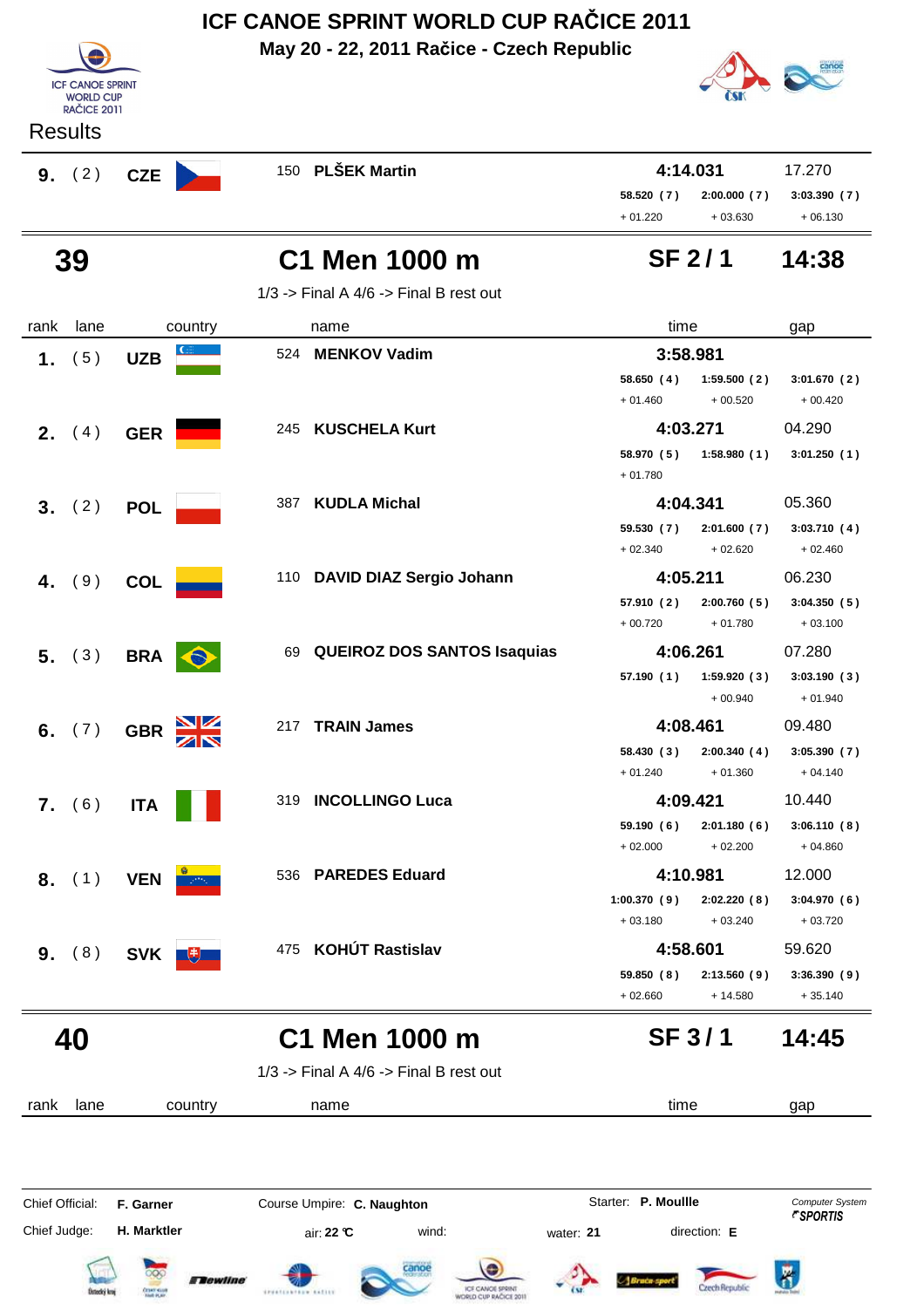# ICF CANOE SPRINT WORLD CUP RAČICE 2011

**May 20 - 22, 2011 Račice - Czech Republic**

Results

| rank | lane | country | name | time | | | gap |
|---|---|---|---|---|---|---|---|
| **9.** | (2) | **CZE** | 150 **PLŠEK Martin** | **4:14.031** | | | 17.270 |
| | | | | 58.520 (7) | 2:00.000 (7) | 3:03.390 (7) | |
| | | | | + 01.220 | + 03.630 | + 06.130 | |

## 39 — C1 Men 1000 m — SF 2 / 1 — 14:38

1/3 -> Final A 4/6 -> Final B rest out

| rank | lane | country | name | time | | | gap |
|---|---|---|---|---|---|---|---|
| **1.** | (5) | **UZB** | 524 **MENKOV Vadim** | **3:58.981** | | | |
| | | | | 58.650 (4) | 1:59.500 (2) | 3:01.670 (2) | |
| | | | | + 01.460 | + 00.520 | + 00.420 | |
| **2.** | (4) | **GER** | 245 **KUSCHELA Kurt** | **4:03.271** | | | 04.290 |
| | | | | 58.970 (5) | 1:58.980 (1) | 3:01.250 (1) | |
| | | | | + 01.780 | | | |
| **3.** | (2) | **POL** | 387 **KUDLA Michal** | **4:04.341** | | | 05.360 |
| | | | | 59.530 (7) | 2:01.600 (7) | 3:03.710 (4) | |
| | | | | + 02.340 | + 02.620 | + 02.460 | |
| **4.** | (9) | **COL** | 110 **DAVID DIAZ Sergio Johann** | **4:05.211** | | | 06.230 |
| | | | | 57.910 (2) | 2:00.760 (5) | 3:04.350 (5) | |
| | | | | + 00.720 | + 01.780 | + 03.100 | |
| **5.** | (3) | **BRA** | 69 **QUEIROZ DOS SANTOS Isaquias** | **4:06.261** | | | 07.280 |
| | | | | 57.190 (1) | 1:59.920 (3) | 3:03.190 (3) | |
| | | | | | + 00.940 | + 01.940 | |
| **6.** | (7) | **GBR** | 217 **TRAIN James** | **4:08.461** | | | 09.480 |
| | | | | 58.430 (3) | 2:00.340 (4) | 3:05.390 (7) | |
| | | | | + 01.240 | + 01.360 | + 04.140 | |
| **7.** | (6) | **ITA** | 319 **INCOLLINGO Luca** | **4:09.421** | | | 10.440 |
| | | | | 59.190 (6) | 2:01.180 (6) | 3:06.110 (8) | |
| | | | | + 02.000 | + 02.200 | + 04.860 | |
| **8.** | (1) | **VEN** | 536 **PAREDES Eduard** | **4:10.981** | | | 12.000 |
| | | | | 1:00.370 (9) | 2:02.220 (8) | 3:04.970 (6) | |
| | | | | + 03.180 | + 03.240 | + 03.720 | |
| **9.** | (8) | **SVK** | 475 **KOHÚT Rastislav** | **4:58.601** | | | 59.620 |
| | | | | 59.850 (8) | 2:13.560 (9) | 3:36.390 (9) | |
| | | | | + 02.660 | + 14.580 | + 35.140 | |

## 40 — C1 Men 1000 m — SF 3 / 1 — 14:45

1/3 -> Final A 4/6 -> Final B rest out

| rank | lane | country | name | time | gap |
|---|---|---|---|---|---|

Chief Official: **F. Garner** Course Umpire: **C. Naughton** Starter: **P. Moullle**

Chief Judge: **H. Marktler** air: **22 °C** wind: water: **21** direction: **E**

Computer System SPORTIS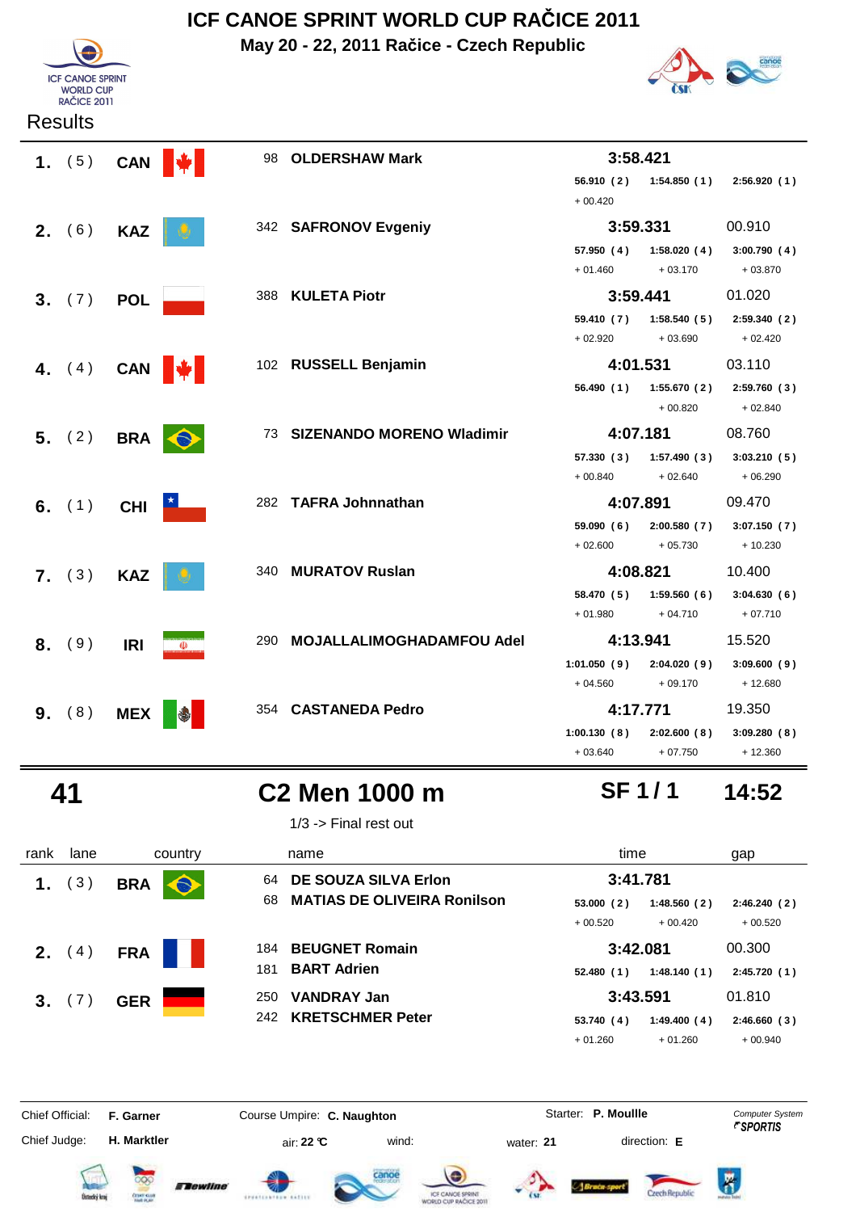# ICF CANOE SPRINT WORLD CUP RAČICE 2011

**May 20 - 22, 2011 Račice - Czech Republic**

ICF CANOE SPRINT WORLD CUP RAČICE 2011

Results

| rank | lane | country | no. | name | time | | | gap |
|---|---|---|---|---|---|---|---|---|
| **1.** | (5) | **CAN** | 98 | **OLDERSHAW Mark** | **3:58.421** | | | |
| | | | | | 56.910 (2) | 1:54.850 (1) | 2:56.920 (1) | |
| | | | | | + 00.420 | | | |
| **2.** | (6) | **KAZ** | 342 | **SAFRONOV Evgeniy** | **3:59.331** | | | 00.910 |
| | | | | | 57.950 (4) | 1:58.020 (4) | 3:00.790 (4) | |
| | | | | | + 01.460 | + 03.170 | + 03.870 | |
| **3.** | (7) | **POL** | 388 | **KULETA Piotr** | **3:59.441** | | | 01.020 |
| | | | | | 59.410 (7) | 1:58.540 (5) | 2:59.340 (2) | |
| | | | | | + 02.920 | + 03.690 | + 02.420 | |
| **4.** | (4) | **CAN** | 102 | **RUSSELL Benjamin** | **4:01.531** | | | 03.110 |
| | | | | | 56.490 (1) | 1:55.670 (2) | 2:59.760 (3) | |
| | | | | | | + 00.820 | + 02.840 | |
| **5.** | (2) | **BRA** | 73 | **SIZENANDO MORENO Wladimir** | **4:07.181** | | | 08.760 |
| | | | | | 57.330 (3) | 1:57.490 (3) | 3:03.210 (5) | |
| | | | | | + 00.840 | + 02.640 | + 06.290 | |
| **6.** | (1) | **CHI** | 282 | **TAFRA Johnnathan** | **4:07.891** | | | 09.470 |
| | | | | | 59.090 (6) | 2:00.580 (7) | 3:07.150 (7) | |
| | | | | | + 02.600 | + 05.730 | + 10.230 | |
| **7.** | (3) | **KAZ** | 340 | **MURATOV Ruslan** | **4:08.821** | | | 10.400 |
| | | | | | 58.470 (5) | 1:59.560 (6) | 3:04.630 (6) | |
| | | | | | + 01.980 | + 04.710 | + 07.710 | |
| **8.** | (9) | **IRI** | 290 | **MOJALLALIMOGHADAMFOU Adel** | **4:13.941** | | | 15.520 |
| | | | | | 1:01.050 (9) | 2:04.020 (9) | 3:09.600 (9) | |
| | | | | | + 04.560 | + 09.170 | + 12.680 | |
| **9.** | (8) | **MEX** | 354 | **CASTANEDA Pedro** | **4:17.771** | | | 19.350 |
| | | | | | 1:00.130 (8) | 2:02.600 (8) | 3:09.280 (8) | |
| | | | | | + 03.640 | + 07.750 | + 12.360 | |

## 41 — C2 Men 1000 m — SF 1 / 1 — 14:52

1/3 -> Final rest out

| rank | lane | country | no. | name | time | | | gap |
|---|---|---|---|---|---|---|---|---|
| **1.** | (3) | **BRA** | 64 | **DE SOUZA SILVA Erlon** | **3:41.781** | | | |
| | | | 68 | **MATIAS DE OLIVEIRA Ronilson** | 53.000 (2) | 1:48.560 (2) | 2:46.240 (2) | |
| | | | | | + 00.520 | + 00.420 | + 00.520 | |
| **2.** | (4) | **FRA** | 184 | **BEUGNET Romain** | **3:42.081** | | | 00.300 |
| | | | 181 | **BART Adrien** | 52.480 (1) | 1:48.140 (1) | 2:45.720 (1) | |
| **3.** | (7) | **GER** | 250 | **VANDRAY Jan** | **3:43.591** | | | 01.810 |
| | | | 242 | **KRETSCHMER Peter** | 53.740 (4) | 1:49.400 (4) | 2:46.660 (3) | |
| | | | | | + 01.260 | + 01.260 | + 00.940 | |

Chief Official: **F. Garner** — Course Umpire: **C. Naughton** — Starter: **P. Moullle** — Computer System *SPORTIS*

Chief Judge: **H. Marktler** — air: **22 °C** — wind: — water: **21** — direction: **E**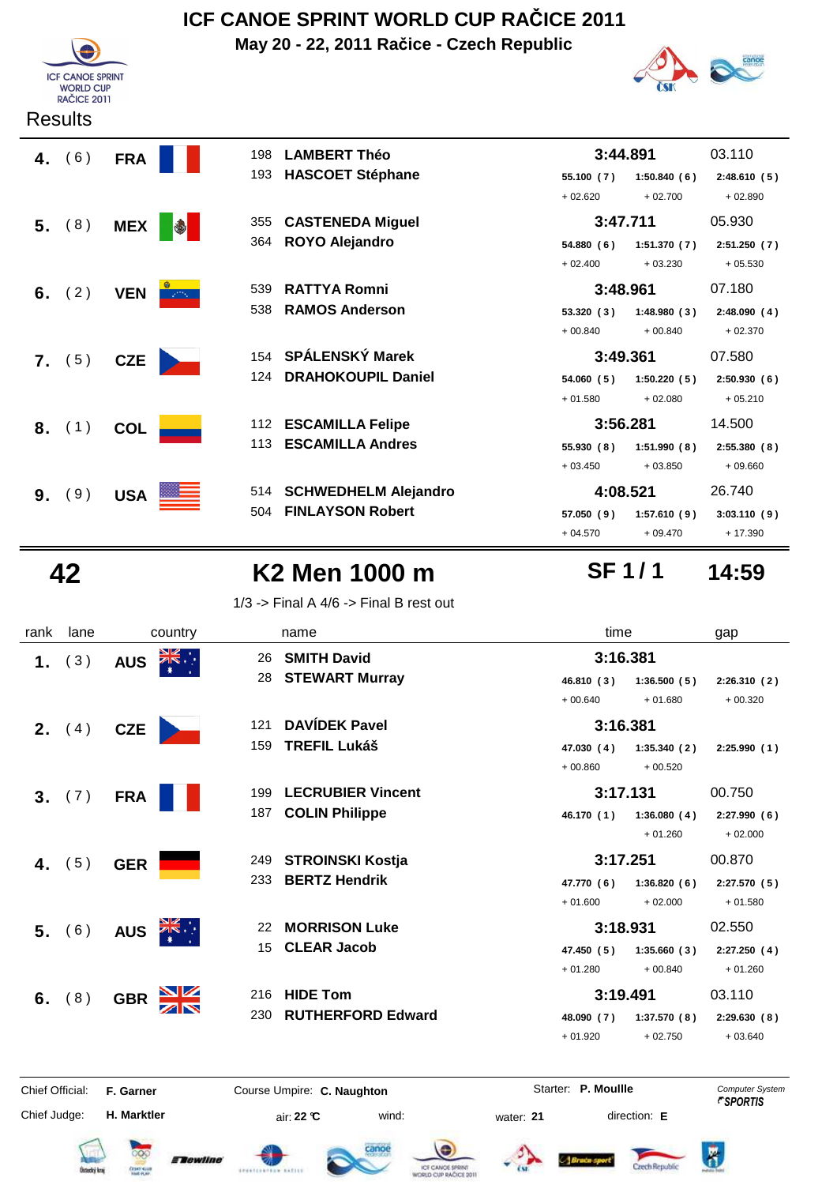# ICF CANOE SPRINT WORLD CUP RAČICE 2011

**May 20 - 22, 2011 Račice - Czech Republic**

Results

| rank | lane | country | name | time | | | gap |
|---|---|---|---|---|---|---|---|
| 4. | (6) | FRA | 198 LAMBERT Théo / 193 HASCOET Stéphane | 3:44.891 | | | 03.110 |
| | | | | 55.100 (7) | 1:50.840 (6) | 2:48.610 (5) | |
| | | | | + 02.620 | + 02.700 | + 02.890 | |
| 5. | (8) | MEX | 355 CASTENEDA Miguel / 364 ROYO Alejandro | 3:47.711 | | | 05.930 |
| | | | | 54.880 (6) | 1:51.370 (7) | 2:51.250 (7) | |
| | | | | + 02.400 | + 03.230 | + 05.530 | |
| 6. | (2) | VEN | 539 RATTYA Romni / 538 RAMOS Anderson | 3:48.961 | | | 07.180 |
| | | | | 53.320 (3) | 1:48.980 (3) | 2:48.090 (4) | |
| | | | | + 00.840 | + 00.840 | + 02.370 | |
| 7. | (5) | CZE | 154 SPÁLENSKÝ Marek / 124 DRAHOKOUPIL Daniel | 3:49.361 | | | 07.580 |
| | | | | 54.060 (5) | 1:50.220 (5) | 2:50.930 (6) | |
| | | | | + 01.580 | + 02.080 | + 05.210 | |
| 8. | (1) | COL | 112 ESCAMILLA Felipe / 113 ESCAMILLA Andres | 3:56.281 | | | 14.500 |
| | | | | 55.930 (8) | 1:51.990 (8) | 2:55.380 (8) | |
| | | | | + 03.450 | + 03.850 | + 09.660 | |
| 9. | (9) | USA | 514 SCHWEDHELM Alejandro / 504 FINLAYSON Robert | 4:08.521 | | | 26.740 |
| | | | | 57.050 (9) | 1:57.610 (9) | 3:03.110 (9) | |
| | | | | + 04.570 | + 09.470 | + 17.390 | |

## 42 K2 Men 1000 m SF 1 / 1 14:59

1/3 -> Final A 4/6 -> Final B rest out

| rank | lane | country | name | time | | | gap |
|---|---|---|---|---|---|---|---|
| 1. | (3) | AUS | 26 SMITH David / 28 STEWART Murray | 3:16.381 | | | |
| | | | | 46.810 (3) | 1:36.500 (5) | 2:26.310 (2) | |
| | | | | + 00.640 | + 01.680 | + 00.320 | |
| 2. | (4) | CZE | 121 DAVÍDEK Pavel / 159 TREFIL Lukáš | 3:16.381 | | | |
| | | | | 47.030 (4) | 1:35.340 (2) | 2:25.990 (1) | |
| | | | | + 00.860 | + 00.520 | | |
| 3. | (7) | FRA | 199 LECRUBIER Vincent / 187 COLIN Philippe | 3:17.131 | | | 00.750 |
| | | | | 46.170 (1) | 1:36.080 (4) | 2:27.990 (6) | |
| | | | | | + 01.260 | + 02.000 | |
| 4. | (5) | GER | 249 STROINSKI Kostja / 233 BERTZ Hendrik | 3:17.251 | | | 00.870 |
| | | | | 47.770 (6) | 1:36.820 (6) | 2:27.570 (5) | |
| | | | | + 01.600 | + 02.000 | + 01.580 | |
| 5. | (6) | AUS | 22 MORRISON Luke / 15 CLEAR Jacob | 3:18.931 | | | 02.550 |
| | | | | 47.450 (5) | 1:35.660 (3) | 2:27.250 (4) | |
| | | | | + 01.280 | + 00.840 | + 01.260 | |
| 6. | (8) | GBR | 216 HIDE Tom / 230 RUTHERFORD Edward | 3:19.491 | | | 03.110 |
| | | | | 48.090 (7) | 1:37.570 (8) | 2:29.630 (8) | |
| | | | | + 01.920 | + 02.750 | + 03.640 | |

Chief Official: **F. Garner** Course Umpire: **C. Naughton** Starter: **P. Moullle** Computer System *SPORTIS*

Chief Judge: **H. Marktler** air: **22 °C** wind: water: **21** direction: **E**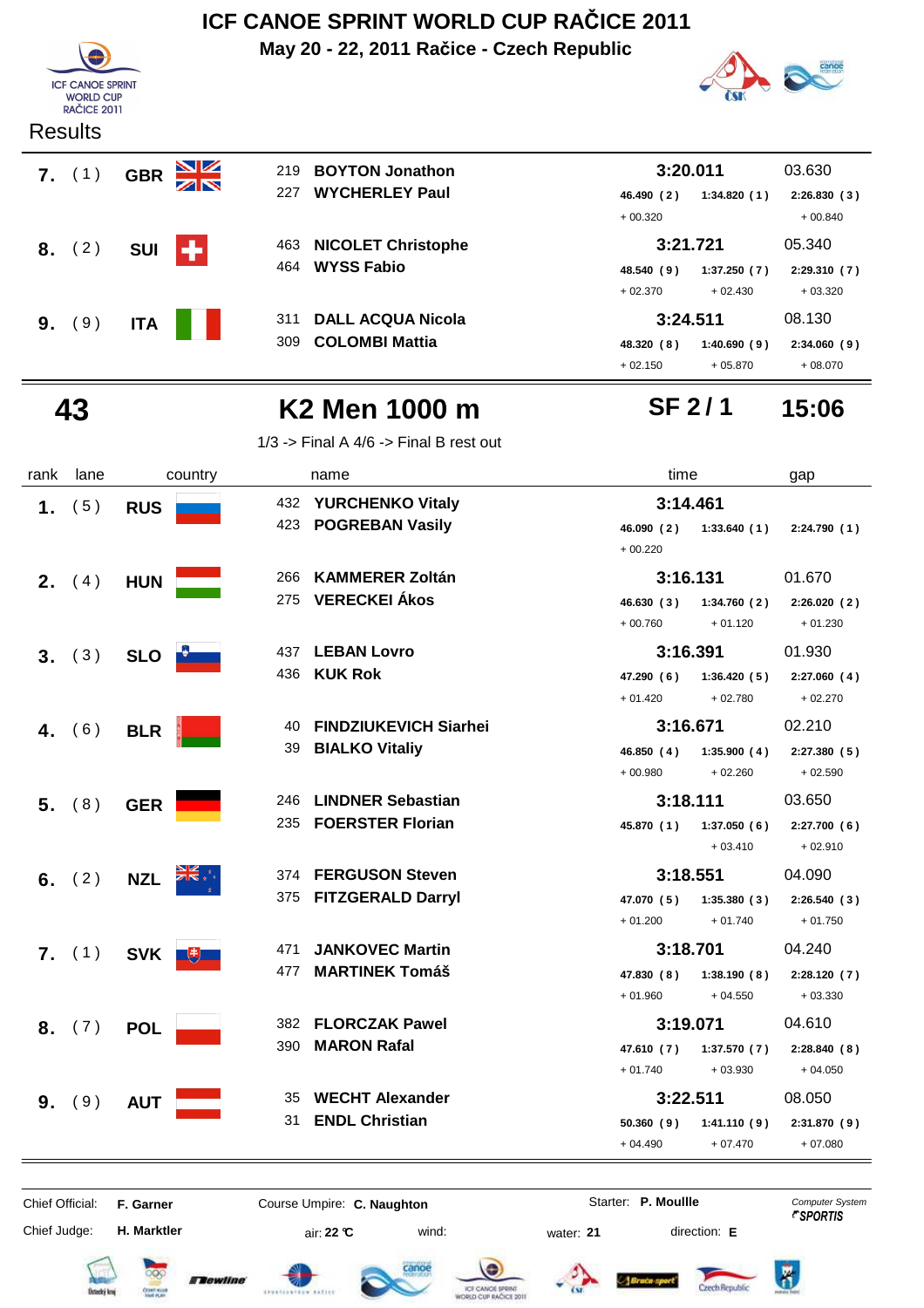# ICF CANOE SPRINT WORLD CUP RAČICE 2011

**May 20 - 22, 2011 Račice - Czech Republic**

Results

| rank | lane | country | name | time | | | gap |
|---|---|---|---|---|---|---|---|
| **7.** | (1) | **GBR** | 219 **BOYTON Jonathon** / 227 **WYCHERLEY Paul** | **3:20.011** | | | 03.630 |
| | | | | 46.490 (2) | 1:34.820 (1) | 2:26.830 (3) | |
| | | | | + 00.320 | | + 00.840 | |
| **8.** | (2) | **SUI** | 463 **NICOLET Christophe** / 464 **WYSS Fabio** | **3:21.721** | | | 05.340 |
| | | | | 48.540 (9) | 1:37.250 (7) | 2:29.310 (7) | |
| | | | | + 02.370 | + 02.430 | + 03.320 | |
| **9.** | (9) | **ITA** | 311 **DALL ACQUA Nicola** / 309 **COLOMBI Mattia** | **3:24.511** | | | 08.130 |
| | | | | 48.320 (8) | 1:40.690 (9) | 2:34.060 (9) | |
| | | | | + 02.150 | + 05.870 | + 08.070 | |

## 43 — K2 Men 1000 m — SF 2 / 1 — 15:06

1/3 -> Final A 4/6 -> Final B rest out

| rank | lane | country | name | time | | | gap |
|---|---|---|---|---|---|---|---|
| **1.** | (5) | **RUS** | 432 **YURCHENKO Vitaly** / 423 **POGREBAN Vasily** | **3:14.461** | | | |
| | | | | 46.090 (2) | 1:33.640 (1) | 2:24.790 (1) | |
| | | | | + 00.220 | | | |
| **2.** | (4) | **HUN** | 266 **KAMMERER Zoltán** / 275 **VERECKEI Ákos** | **3:16.131** | | | 01.670 |
| | | | | 46.630 (3) | 1:34.760 (2) | 2:26.020 (2) | |
| | | | | + 00.760 | + 01.120 | + 01.230 | |
| **3.** | (3) | **SLO** | 437 **LEBAN Lovro** / 436 **KUK Rok** | **3:16.391** | | | 01.930 |
| | | | | 47.290 (6) | 1:36.420 (5) | 2:27.060 (4) | |
| | | | | + 01.420 | + 02.780 | + 02.270 | |
| **4.** | (6) | **BLR** | 40 **FINDZIUKEVICH Siarhei** / 39 **BIALKO Vitaliy** | **3:16.671** | | | 02.210 |
| | | | | 46.850 (4) | 1:35.900 (4) | 2:27.380 (5) | |
| | | | | + 00.980 | + 02.260 | + 02.590 | |
| **5.** | (8) | **GER** | 246 **LINDNER Sebastian** / 235 **FOERSTER Florian** | **3:18.111** | | | 03.650 |
| | | | | 45.870 (1) | 1:37.050 (6) | 2:27.700 (6) | |
| | | | | | + 03.410 | + 02.910 | |
| **6.** | (2) | **NZL** | 374 **FERGUSON Steven** / 375 **FITZGERALD Darryl** | **3:18.551** | | | 04.090 |
| | | | | 47.070 (5) | 1:35.380 (3) | 2:26.540 (3) | |
| | | | | + 01.200 | + 01.740 | + 01.750 | |
| **7.** | (1) | **SVK** | 471 **JANKOVEC Martin** / 477 **MARTINEK Tomáš** | **3:18.701** | | | 04.240 |
| | | | | 47.830 (8) | 1:38.190 (8) | 2:28.120 (7) | |
| | | | | + 01.960 | + 04.550 | + 03.330 | |
| **8.** | (7) | **POL** | 382 **FLORCZAK Pawel** / 390 **MARON Rafal** | **3:19.071** | | | 04.610 |
| | | | | 47.610 (7) | 1:37.570 (7) | 2:28.840 (8) | |
| | | | | + 01.740 | + 03.930 | + 04.050 | |
| **9.** | (9) | **AUT** | 35 **WECHT Alexander** / 31 **ENDL Christian** | **3:22.511** | | | 08.050 |
| | | | | 50.360 (9) | 1:41.110 (9) | 2:31.870 (9) | |
| | | | | + 04.490 | + 07.470 | + 07.080 | |

Chief Official: **F. Garner** Course Umpire: **C. Naughton** Starter: **P. Moullle** Computer System *SPORTIS*

Chief Judge: **H. Marktler** air: **22 °C** wind: water: **21** direction: **E**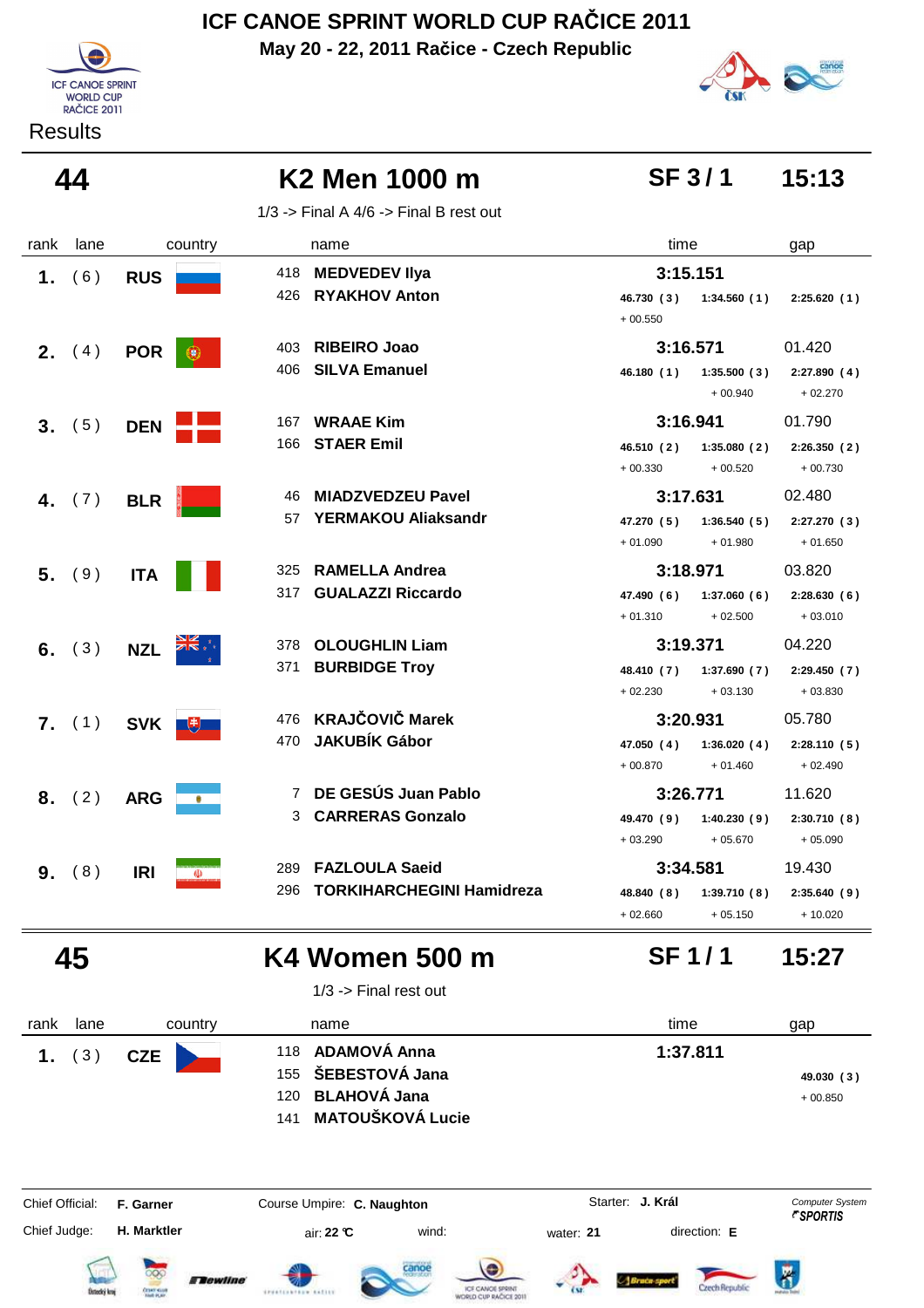# ICF CANOE SPRINT WORLD CUP RAČICE 2011

**May 20 - 22, 2011 Račice - Czech Republic**

Results

## 44 K2 Men 1000 m — SF 3 / 1 — 15:13

1/3 -> Final A 4/6 -> Final B rest out

| rank | lane | country | name | time | | | gap |
|---|---|---|---|---|---|---|---|
| 1. | ( 6 ) | RUS | 418 MEDVEDEV Ilya<br>426 RYAKHOV Anton | 3:15.151 | | | |
| | | | | 46.730 ( 3 ) | 1:34.560 ( 1 ) | 2:25.620 ( 1 ) | |
| | | | | + 00.550 | | | |
| 2. | ( 4 ) | POR | 403 RIBEIRO Joao<br>406 SILVA Emanuel | 3:16.571 | | | 01.420 |
| | | | | 46.180 ( 1 ) | 1:35.500 ( 3 ) | 2:27.890 ( 4 ) | |
| | | | | | + 00.940 | + 02.270 | |
| 3. | ( 5 ) | DEN | 167 WRAAE Kim<br>166 STAER Emil | 3:16.941 | | | 01.790 |
| | | | | 46.510 ( 2 ) | 1:35.080 ( 2 ) | 2:26.350 ( 2 ) | |
| | | | | + 00.330 | + 00.520 | + 00.730 | |
| 4. | ( 7 ) | BLR | 46 MIADZVEDZEU Pavel<br>57 YERMAKOU Aliaksandr | 3:17.631 | | | 02.480 |
| | | | | 47.270 ( 5 ) | 1:36.540 ( 5 ) | 2:27.270 ( 3 ) | |
| | | | | + 01.090 | + 01.980 | + 01.650 | |
| 5. | ( 9 ) | ITA | 325 RAMELLA Andrea<br>317 GUALAZZI Riccardo | 3:18.971 | | | 03.820 |
| | | | | 47.490 ( 6 ) | 1:37.060 ( 6 ) | 2:28.630 ( 6 ) | |
| | | | | + 01.310 | + 02.500 | + 03.010 | |
| 6. | ( 3 ) | NZL | 378 OLOUGHLIN Liam<br>371 BURBIDGE Troy | 3:19.371 | | | 04.220 |
| | | | | 48.410 ( 7 ) | 1:37.690 ( 7 ) | 2:29.450 ( 7 ) | |
| | | | | + 02.230 | + 03.130 | + 03.830 | |
| 7. | ( 1 ) | SVK | 476 KRAJČOVIČ Marek<br>470 JAKUBÍK Gábor | 3:20.931 | | | 05.780 |
| | | | | 47.050 ( 4 ) | 1:36.020 ( 4 ) | 2:28.110 ( 5 ) | |
| | | | | + 00.870 | + 01.460 | + 02.490 | |
| 8. | ( 2 ) | ARG | 7 DE GESÚS Juan Pablo<br>3 CARRERAS Gonzalo | 3:26.771 | | | 11.620 |
| | | | | 49.470 ( 9 ) | 1:40.230 ( 9 ) | 2:30.710 ( 8 ) | |
| | | | | + 03.290 | + 05.670 | + 05.090 | |
| 9. | ( 8 ) | IRI | 289 FAZLOULA Saeid<br>296 TORKIHARCHEGINI Hamidreza | 3:34.581 | | | 19.430 |
| | | | | 48.840 ( 8 ) | 1:39.710 ( 8 ) | 2:35.640 ( 9 ) | |
| | | | | + 02.660 | + 05.150 | + 10.020 | |

## 45 K4 Women 500 m — SF 1 / 1 — 15:27

1/3 -> Final rest out

| rank | lane | country | name | time | gap |
|---|---|---|---|---|---|
| 1. | ( 3 ) | CZE | 118 ADAMOVÁ Anna<br>155 ŠEBESTOVÁ Jana<br>120 BLAHOVÁ Jana<br>141 MATOUŠKOVÁ Lucie | 1:37.811 | |
| | | | | 49.030 ( 3 ) | |
| | | | | + 00.850 | |

Chief Official: **F. Garner** Course Umpire: **C. Naughton** Starter: **J. Král** Computer System *SPORTIS*

Chief Judge: **H. Marktler** air: **22 °C** wind: water: **21** direction: **E**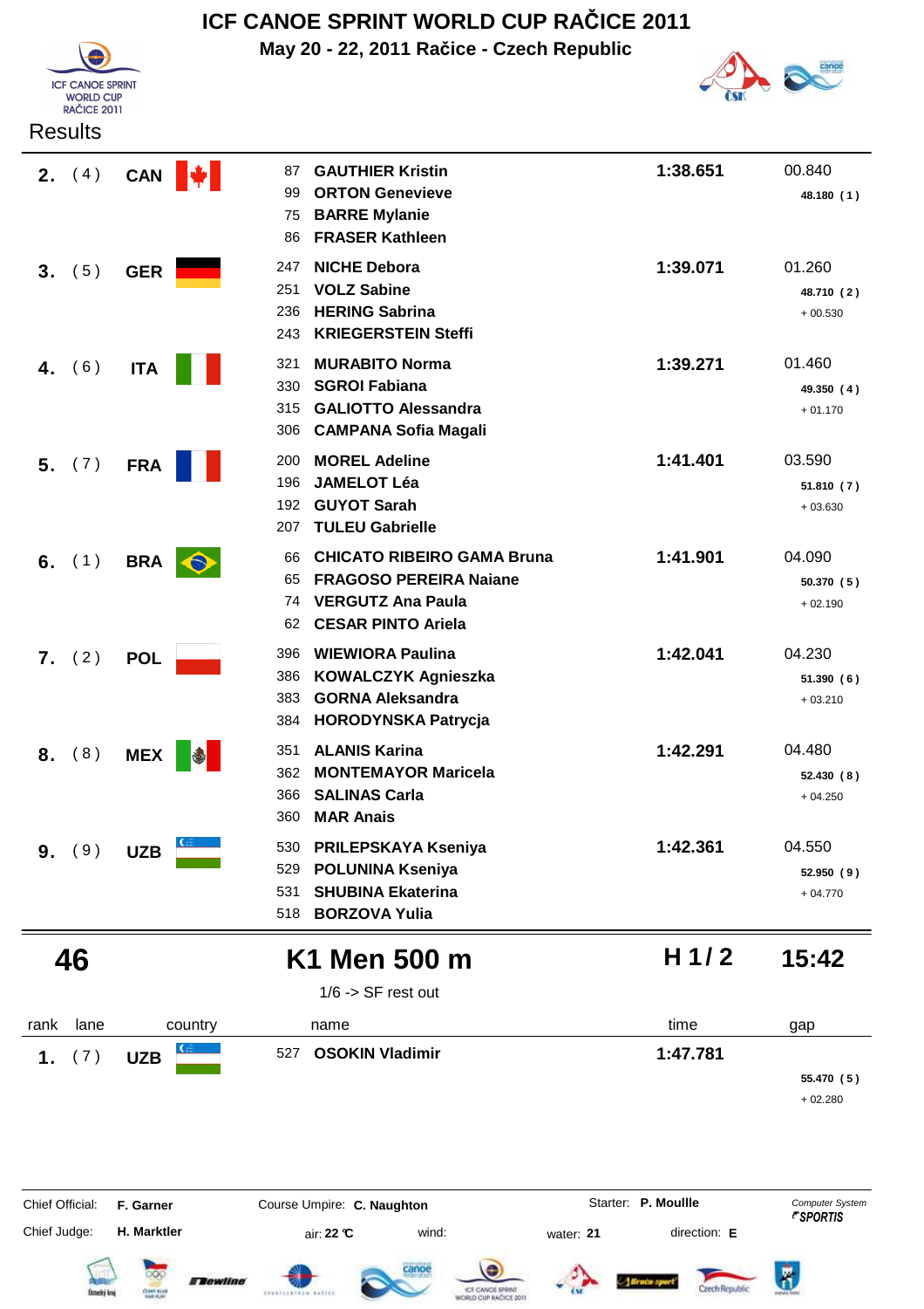# ICF CANOE SPRINT WORLD CUP RAČICE 2011

**May 20 - 22, 2011 Račice - Czech Republic**

Results

| rank | lane | country | | name | time | gap |
|---|---|---|---|---|---|---|
| **2.** | ( 4 ) | **CAN** | 87 | **GAUTHIER Kristin** | **1:38.651** | 00.840 |
| | | | 99 | **ORTON Genevieve** | | **48.180 ( 1 )** |
| | | | 75 | **BARRE Mylanie** | | |
| | | | 86 | **FRASER Kathleen** | | |
| **3.** | ( 5 ) | **GER** | 247 | **NICHE Debora** | **1:39.071** | 01.260 |
| | | | 251 | **VOLZ Sabine** | | **48.710 ( 2 )** |
| | | | 236 | **HERING Sabrina** | | + 00.530 |
| | | | 243 | **KRIEGERSTEIN Steffi** | | |
| **4.** | ( 6 ) | **ITA** | 321 | **MURABITO Norma** | **1:39.271** | 01.460 |
| | | | 330 | **SGROI Fabiana** | | **49.350 ( 4 )** |
| | | | 315 | **GALIOTTO Alessandra** | | + 01.170 |
| | | | 306 | **CAMPANA Sofia Magali** | | |
| **5.** | ( 7 ) | **FRA** | 200 | **MOREL Adeline** | **1:41.401** | 03.590 |
| | | | 196 | **JAMELOT Léa** | | **51.810 ( 7 )** |
| | | | 192 | **GUYOT Sarah** | | + 03.630 |
| | | | 207 | **TULEU Gabrielle** | | |
| **6.** | ( 1 ) | **BRA** | 66 | **CHICATO RIBEIRO GAMA Bruna** | **1:41.901** | 04.090 |
| | | | 65 | **FRAGOSO PEREIRA Naiane** | | **50.370 ( 5 )** |
| | | | 74 | **VERGUTZ Ana Paula** | | + 02.190 |
| | | | 62 | **CESAR PINTO Ariela** | | |
| **7.** | ( 2 ) | **POL** | 396 | **WIEWIORA Paulina** | **1:42.041** | 04.230 |
| | | | 386 | **KOWALCZYK Agnieszka** | | **51.390 ( 6 )** |
| | | | 383 | **GORNA Aleksandra** | | + 03.210 |
| | | | 384 | **HORODYNSKA Patrycja** | | |
| **8.** | ( 8 ) | **MEX** | 351 | **ALANIS Karina** | **1:42.291** | 04.480 |
| | | | 362 | **MONTEMAYOR Maricela** | | **52.430 ( 8 )** |
| | | | 366 | **SALINAS Carla** | | + 04.250 |
| | | | 360 | **MAR Anais** | | |
| **9.** | ( 9 ) | **UZB** | 530 | **PRILEPSKAYA Kseniya** | **1:42.361** | 04.550 |
| | | | 529 | **POLUNINA Kseniya** | | **52.950 ( 9 )** |
| | | | 531 | **SHUBINA Ekaterina** | | + 04.770 |
| | | | 518 | **BORZOVA Yulia** | | |

## 46 — K1 Men 500 m — H 1/ 2 — 15:42

1/6 -> SF rest out

| rank | lane | country | | name | time | gap |
|---|---|---|---|---|---|---|
| **1.** | ( 7 ) | **UZB** | 527 | **OSOKIN Vladimir** | **1:47.781** | |
| | | | | | | **55.470 ( 5 )** |
| | | | | | | + 02.280 |

Chief Official: **F. Garner** Course Umpire: **C. Naughton** Starter: **P. Moullle** Computer System *SPORTIS*

Chief Judge: **H. Marktler** air: **22 °C** wind: water: **21** direction: **E**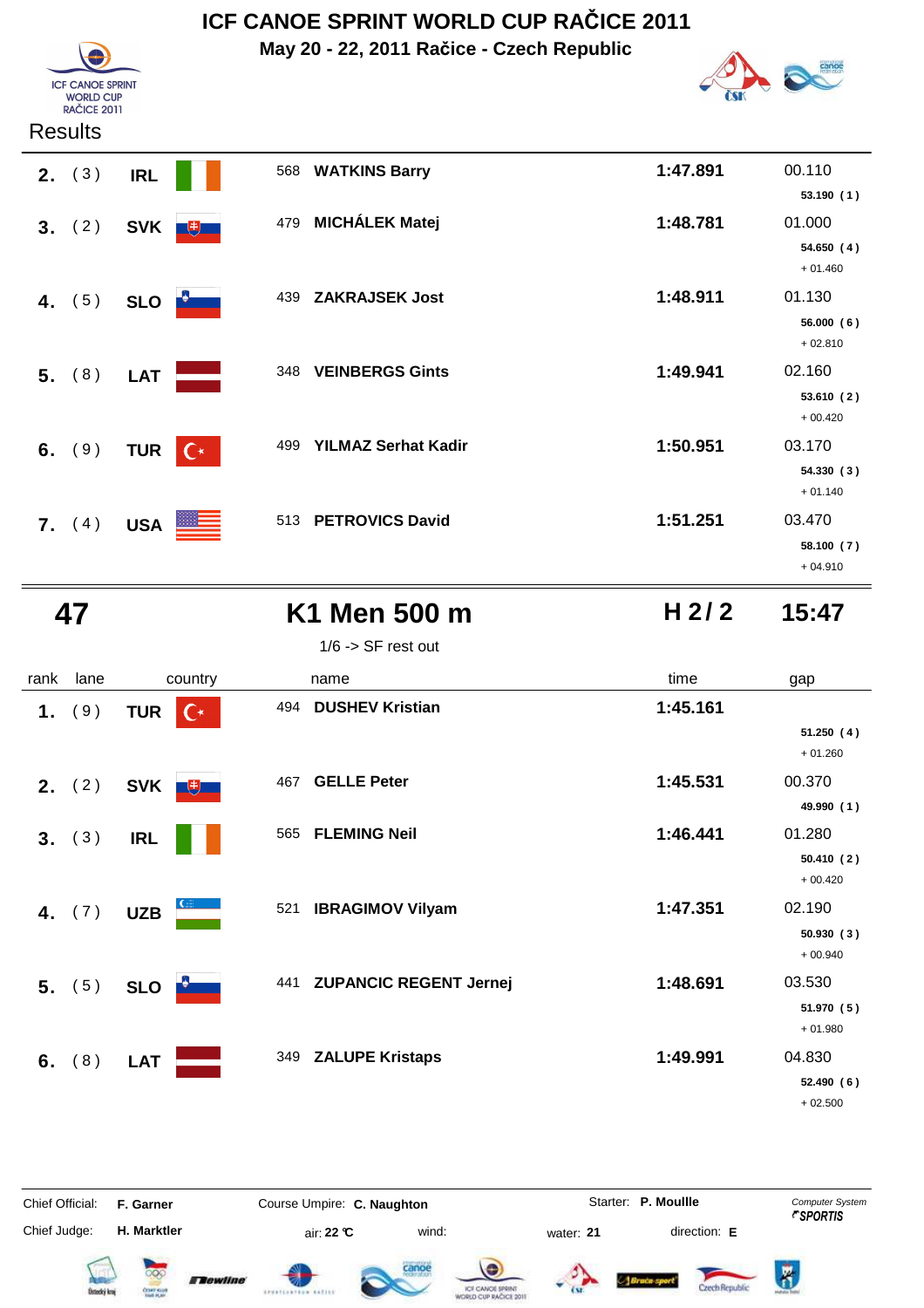# ICF CANOE SPRINT WORLD CUP RAČICE 2011

**May 20 - 22, 2011 Račice - Czech Republic**

Results

| rank | lane | country | | name | time | gap |
|---|---|---|---|---|---|---|
| **2.** | ( 3 ) | **IRL** | 568 | **WATKINS Barry** | **1:47.891** | 00.110<br>**53.190 ( 1 )** |
| **3.** | ( 2 ) | **SVK** | 479 | **MICHÁLEK Matej** | **1:48.781** | 01.000<br>**54.650 ( 4 )**<br>+ 01.460 |
| **4.** | ( 5 ) | **SLO** | 439 | **ZAKRAJSEK Jost** | **1:48.911** | 01.130<br>**56.000 ( 6 )**<br>+ 02.810 |
| **5.** | ( 8 ) | **LAT** | 348 | **VEINBERGS Gints** | **1:49.941** | 02.160<br>**53.610 ( 2 )**<br>+ 00.420 |
| **6.** | ( 9 ) | **TUR** | 499 | **YILMAZ Serhat Kadir** | **1:50.951** | 03.170<br>**54.330 ( 3 )**<br>+ 01.140 |
| **7.** | ( 4 ) | **USA** | 513 | **PETROVICS David** | **1:51.251** | 03.470<br>**58.100 ( 7 )**<br>+ 04.910 |

## 47 K1 Men 500 m H 2 / 2 15:47

1/6 -> SF rest out

| rank | lane | country | | name | time | gap |
|---|---|---|---|---|---|---|
| **1.** | ( 9 ) | **TUR** | 494 | **DUSHEV Kristian** | **1:45.161** | **51.250 ( 4 )**<br>+ 01.260 |
| **2.** | ( 2 ) | **SVK** | 467 | **GELLE Peter** | **1:45.531** | 00.370<br>**49.990 ( 1 )** |
| **3.** | ( 3 ) | **IRL** | 565 | **FLEMING Neil** | **1:46.441** | 01.280<br>**50.410 ( 2 )**<br>+ 00.420 |
| **4.** | ( 7 ) | **UZB** | 521 | **IBRAGIMOV Vilyam** | **1:47.351** | 02.190<br>**50.930 ( 3 )**<br>+ 00.940 |
| **5.** | ( 5 ) | **SLO** | 441 | **ZUPANCIC REGENT Jernej** | **1:48.691** | 03.530<br>**51.970 ( 5 )**<br>+ 01.980 |
| **6.** | ( 8 ) | **LAT** | 349 | **ZALUPE Kristaps** | **1:49.991** | 04.830<br>**52.490 ( 6 )**<br>+ 02.500 |

Chief Official: **F. Garner** Course Umpire: **C. Naughton** Starter: **P. Moullle** Computer System *SPORTIS*

Chief Judge: **H. Marktler** air: **22 °C** wind: water: **21** direction: **E**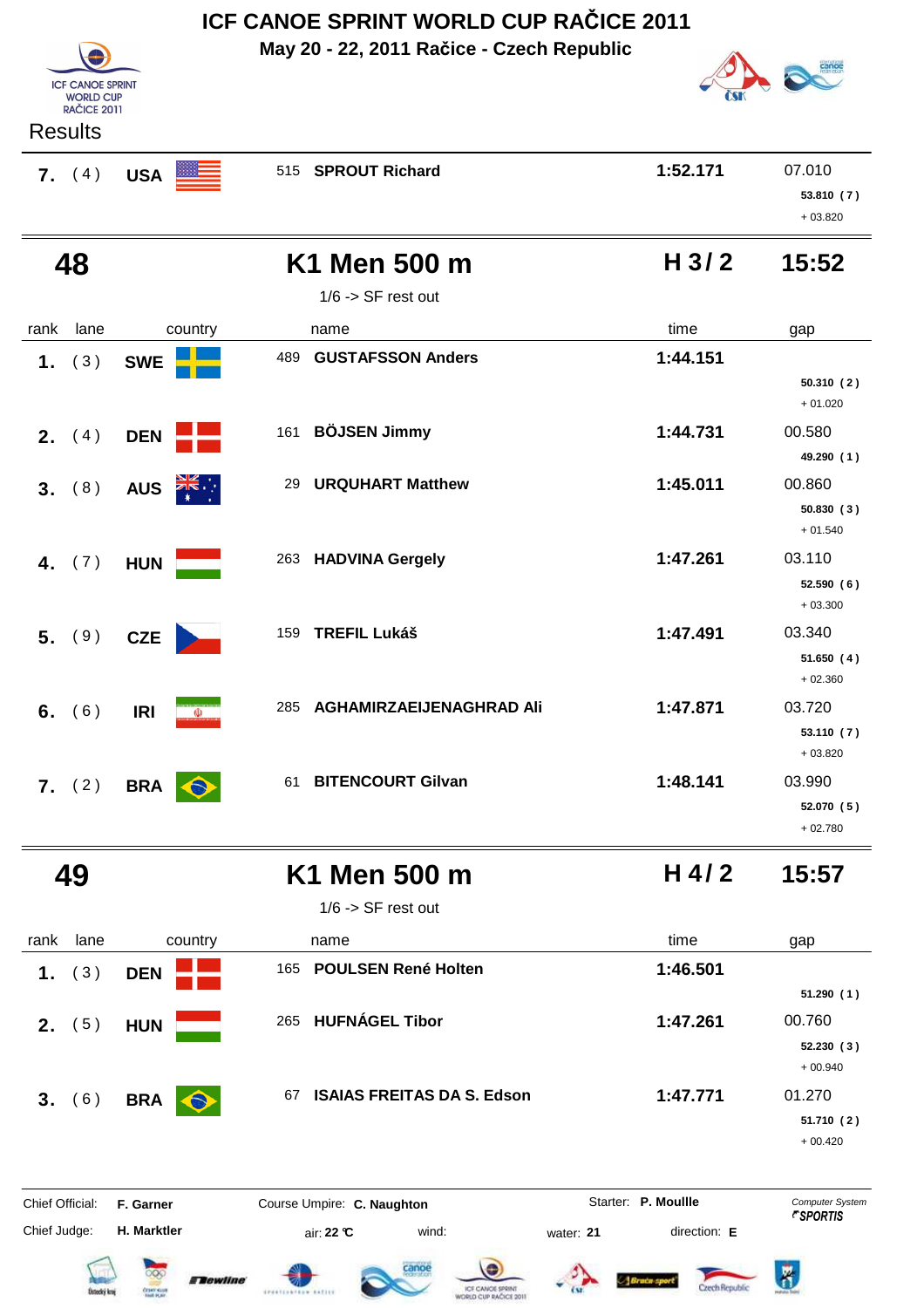# ICF CANOE SPRINT WORLD CUP RAČICE 2011

**May 20 - 22, 2011 Račice - Czech Republic**

Results

| rank | lane | country | no. | name | time | gap |
|---|---|---|---|---|---|---|
| 7. | (4) | USA | 515 | **SPROUT Richard** | **1:52.171** | 07.010 |
| | | | | | | **53.810 (7)** |
| | | | | | | + 03.820 |

## 48 — K1 Men 500 m — H 3 / 2 — 15:52

1/6 -> SF rest out

| rank | lane | country | no. | name | time | gap |
|---|---|---|---|---|---|---|
| 1. | (3) | SWE | 489 | **GUSTAFSSON Anders** | **1:44.151** | |
| | | | | | | **50.310 (2)** |
| | | | | | | + 01.020 |
| 2. | (4) | DEN | 161 | **BÖJSEN Jimmy** | **1:44.731** | 00.580 |
| | | | | | | **49.290 (1)** |
| 3. | (8) | AUS | 29 | **URQUHART Matthew** | **1:45.011** | 00.860 |
| | | | | | | **50.830 (3)** |
| | | | | | | + 01.540 |
| 4. | (7) | HUN | 263 | **HADVINA Gergely** | **1:47.261** | 03.110 |
| | | | | | | **52.590 (6)** |
| | | | | | | + 03.300 |
| 5. | (9) | CZE | 159 | **TREFIL Lukáš** | **1:47.491** | 03.340 |
| | | | | | | **51.650 (4)** |
| | | | | | | + 02.360 |
| 6. | (6) | IRI | 285 | **AGHAMIRZAEIJENAGHRAD Ali** | **1:47.871** | 03.720 |
| | | | | | | **53.110 (7)** |
| | | | | | | + 03.820 |
| 7. | (2) | BRA | 61 | **BITENCOURT Gilvan** | **1:48.141** | 03.990 |
| | | | | | | **52.070 (5)** |
| | | | | | | + 02.780 |

## 49 — K1 Men 500 m — H 4 / 2 — 15:57

1/6 -> SF rest out

| rank | lane | country | no. | name | time | gap |
|---|---|---|---|---|---|---|
| 1. | (3) | DEN | 165 | **POULSEN René Holten** | **1:46.501** | |
| | | | | | | **51.290 (1)** |
| 2. | (5) | HUN | 265 | **HUFNÁGEL Tibor** | **1:47.261** | 00.760 |
| | | | | | | **52.230 (3)** |
| | | | | | | + 00.940 |
| 3. | (6) | BRA | 67 | **ISAIAS FREITAS DA S. Edson** | **1:47.771** | 01.270 |
| | | | | | | **51.710 (2)** |
| | | | | | | + 00.420 |

Chief Official: **F. Garner** — Course Umpire: **C. Naughton** — Starter: **P. Moullle** — Computer System SPORTIS

Chief Judge: **H. Marktler** — air: **22 °C** — wind: — water: **21** — direction: **E**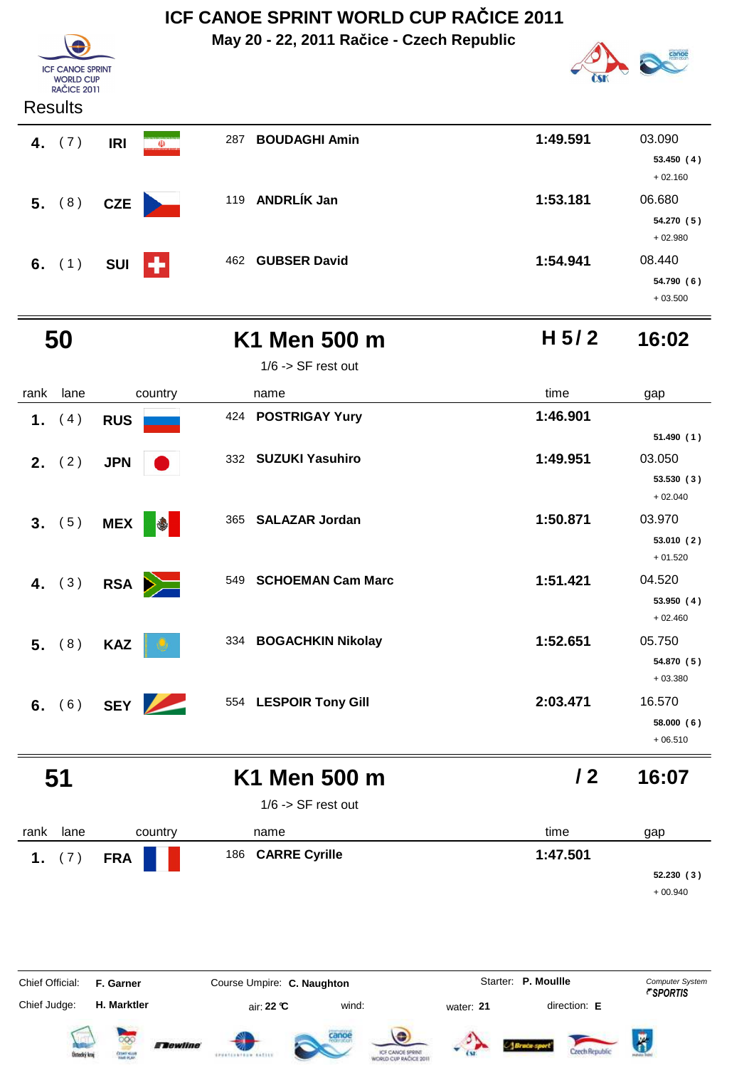# ICF CANOE SPRINT WORLD CUP RAČICE 2011

**May 20 - 22, 2011 Račice - Czech Republic**

Results

| rank | lane | country | | name | time | gap |
|---|---|---|---|---|---|---|
| 4. | (7) | IRI | 287 | BOUDAGHI Amin | 1:49.591 | 03.090<br>53.450 (4)<br>+ 02.160 |
| 5. | (8) | CZE | 119 | ANDRLÍK Jan | 1:53.181 | 06.680<br>54.270 (5)<br>+ 02.980 |
| 6. | (1) | SUI | 462 | GUBSER David | 1:54.941 | 08.440<br>54.790 (6)<br>+ 03.500 |

## 50 — K1 Men 500 m — H 5/2 — 16:02

1/6 -> SF rest out

| rank | lane | country | | name | time | gap |
|---|---|---|---|---|---|---|
| 1. | (4) | RUS | 424 | POSTRIGAY Yury | 1:46.901 | 51.490 (1) |
| 2. | (2) | JPN | 332 | SUZUKI Yasuhiro | 1:49.951 | 03.050<br>53.530 (3)<br>+ 02.040 |
| 3. | (5) | MEX | 365 | SALAZAR Jordan | 1:50.871 | 03.970<br>53.010 (2)<br>+ 01.520 |
| 4. | (3) | RSA | 549 | SCHOEMAN Cam Marc | 1:51.421 | 04.520<br>53.950 (4)<br>+ 02.460 |
| 5. | (8) | KAZ | 334 | BOGACHKIN Nikolay | 1:52.651 | 05.750<br>54.870 (5)<br>+ 03.380 |
| 6. | (6) | SEY | 554 | LESPOIR Tony Gill | 2:03.471 | 16.570<br>58.000 (6)<br>+ 06.510 |

## 51 — K1 Men 500 m — / 2 — 16:07

1/6 -> SF rest out

| rank | lane | country | | name | time | gap |
|---|---|---|---|---|---|---|
| 1. | (7) | FRA | 186 | CARRE Cyrille | 1:47.501 | 52.230 (3)<br>+ 00.940 |

Chief Official: **F. Garner** — Course Umpire: **C. Naughton** — Starter: **P. Moullle** — Computer System *SPORTIS*

Chief Judge: **H. Marktler** — air: **22 °C** — wind: — water: **21** — direction: **E**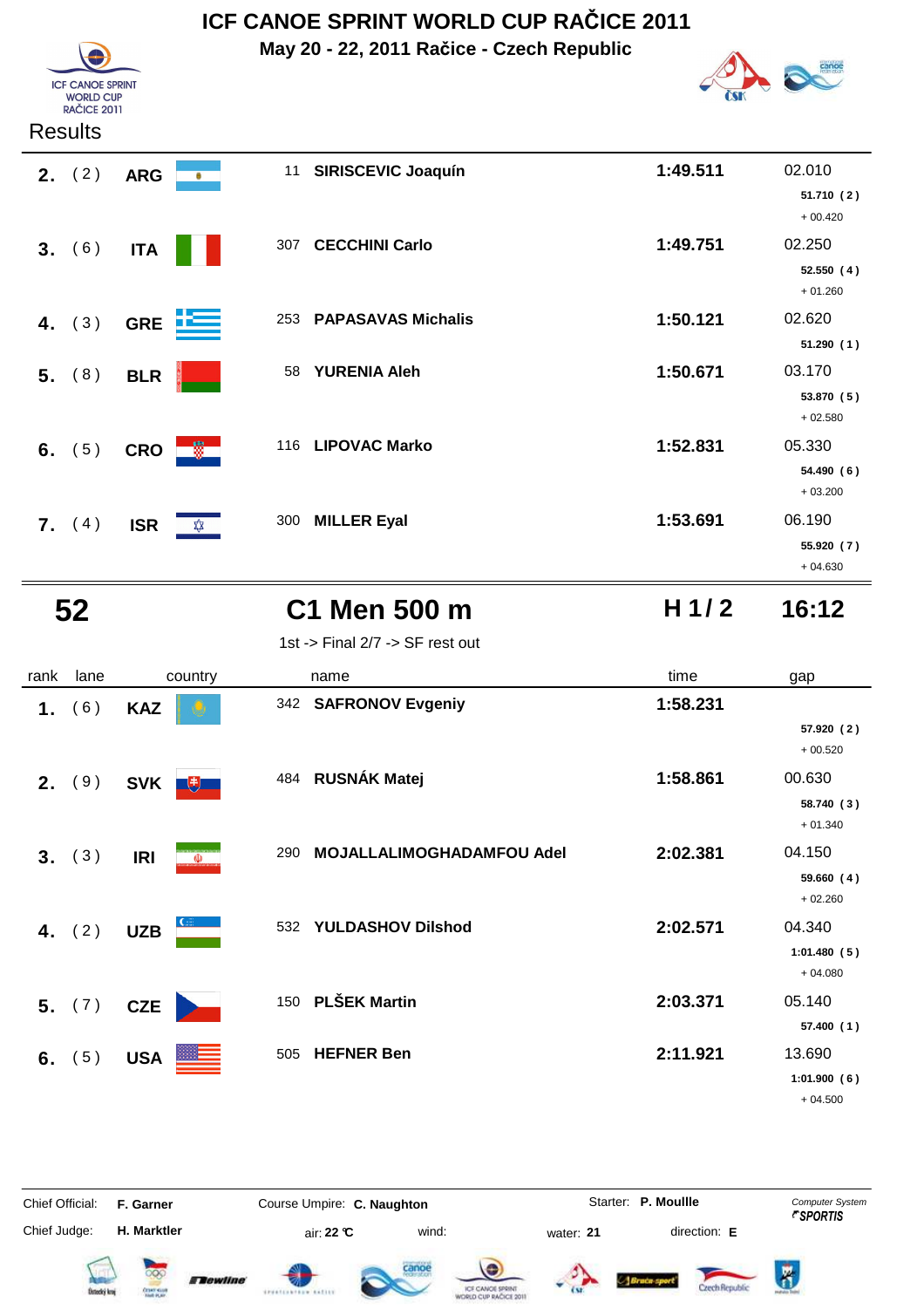# ICF CANOE SPRINT WORLD CUP RAČICE 2011

**May 20 - 22, 2011 Račice - Czech Republic**

ICF CANOE SPRINT WORLD CUP RAČICE 2011

Results

| rank | lane | country | | name | time | gap |
|---|---|---|---|---|---|---|
| 2. | ( 2 ) | ARG | 11 | SIRISCEVIC Joaquín | 1:49.511 | 02.010<br>51.710 ( 2 )<br>+ 00.420 |
| 3. | ( 6 ) | ITA | 307 | CECCHINI Carlo | 1:49.751 | 02.250<br>52.550 ( 4 )<br>+ 01.260 |
| 4. | ( 3 ) | GRE | 253 | PAPASAVAS Michalis | 1:50.121 | 02.620<br>51.290 ( 1 ) |
| 5. | ( 8 ) | BLR | 58 | YURENIA Aleh | 1:50.671 | 03.170<br>53.870 ( 5 )<br>+ 02.580 |
| 6. | ( 5 ) | CRO | 116 | LIPOVAC Marko | 1:52.831 | 05.330<br>54.490 ( 6 )<br>+ 03.200 |
| 7. | ( 4 ) | ISR | 300 | MILLER Eyal | 1:53.691 | 06.190<br>55.920 ( 7 )<br>+ 04.630 |

## 52 — C1 Men 500 m — H 1/ 2 — 16:12

1st -> Final 2/7 -> SF rest out

| rank | lane | country | | name | time | gap |
|---|---|---|---|---|---|---|
| 1. | ( 6 ) | KAZ | 342 | SAFRONOV Evgeniy | 1:58.231 | 57.920 ( 2 )<br>+ 00.520 |
| 2. | ( 9 ) | SVK | 484 | RUSNÁK Matej | 1:58.861 | 00.630<br>58.740 ( 3 )<br>+ 01.340 |
| 3. | ( 3 ) | IRI | 290 | MOJALLALIMOGHADAMFOU Adel | 2:02.381 | 04.150<br>59.660 ( 4 )<br>+ 02.260 |
| 4. | ( 2 ) | UZB | 532 | YULDASHOV Dilshod | 2:02.571 | 04.340<br>1:01.480 ( 5 )<br>+ 04.080 |
| 5. | ( 7 ) | CZE | 150 | PLŠEK Martin | 2:03.371 | 05.140<br>57.400 ( 1 ) |
| 6. | ( 5 ) | USA | 505 | HEFNER Ben | 2:11.921 | 13.690<br>1:01.900 ( 6 )<br>+ 04.500 |

Chief Official: **F. Garner** Course Umpire: **C. Naughton** Starter: **P. Moullle** Computer System SPORTIS

Chief Judge: **H. Marktler** air: **22 °C** wind: water: **21** direction: **E**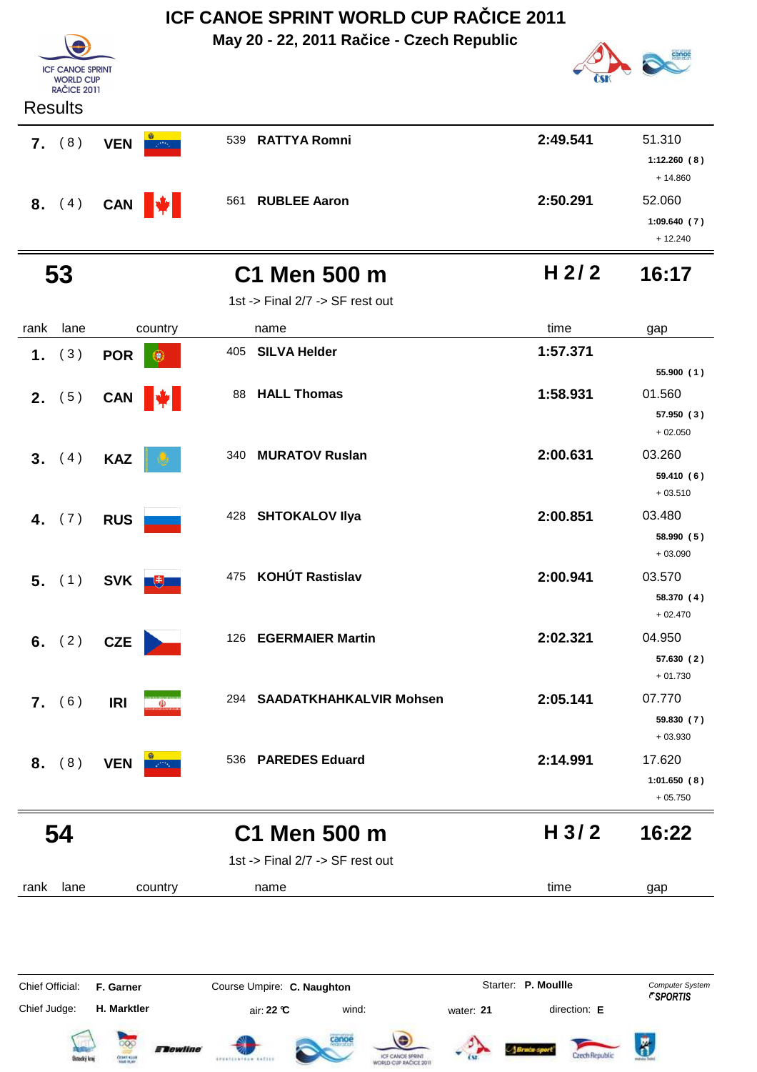# ICF CANOE SPRINT WORLD CUP RAČICE 2011

**May 20 - 22, 2011 Račice - Czech Republic**

Results

| rank | lane | country | | name | time | gap |
|---|---|---|---|---|---|---|
| 7. | (8) | VEN | 539 | RATTYA Romni | 2:49.541 | 51.310<br>1:12.260 (8)<br>+ 14.860 |
| 8. | (4) | CAN | 561 | RUBLEE Aaron | 2:50.291 | 52.060<br>1:09.640 (7)<br>+ 12.240 |

## 53 — C1 Men 500 m — H 2 / 2 — 16:17

1st -> Final 2/7 -> SF rest out

| rank | lane | country | | name | time | gap |
|---|---|---|---|---|---|---|
| 1. | (3) | POR | 405 | SILVA Helder | 1:57.371 | 55.900 (1) |
| 2. | (5) | CAN | 88 | HALL Thomas | 1:58.931 | 01.560<br>57.950 (3)<br>+ 02.050 |
| 3. | (4) | KAZ | 340 | MURATOV Ruslan | 2:00.631 | 03.260<br>59.410 (6)<br>+ 03.510 |
| 4. | (7) | RUS | 428 | SHTOKALOV Ilya | 2:00.851 | 03.480<br>58.990 (5)<br>+ 03.090 |
| 5. | (1) | SVK | 475 | KOHÚT Rastislav | 2:00.941 | 03.570<br>58.370 (4)<br>+ 02.470 |
| 6. | (2) | CZE | 126 | EGERMAIER Martin | 2:02.321 | 04.950<br>57.630 (2)<br>+ 01.730 |
| 7. | (6) | IRI | 294 | SAADATKHAHKALVIR Mohsen | 2:05.141 | 07.770<br>59.830 (7)<br>+ 03.930 |
| 8. | (8) | VEN | 536 | PAREDES Eduard | 2:14.991 | 17.620<br>1:01.650 (8)<br>+ 05.750 |

## 54 — C1 Men 500 m — H 3 / 2 — 16:22

1st -> Final 2/7 -> SF rest out

| rank | lane | country | name | time | gap |
|---|---|---|---|---|---|

Chief Official: **F. Garner** Course Umpire: **C. Naughton** Starter: **P. Moullle**

Chief Judge: **H. Marktler** air: **22 °C** wind: water: **21** direction: **E**

Computer System SPORTIS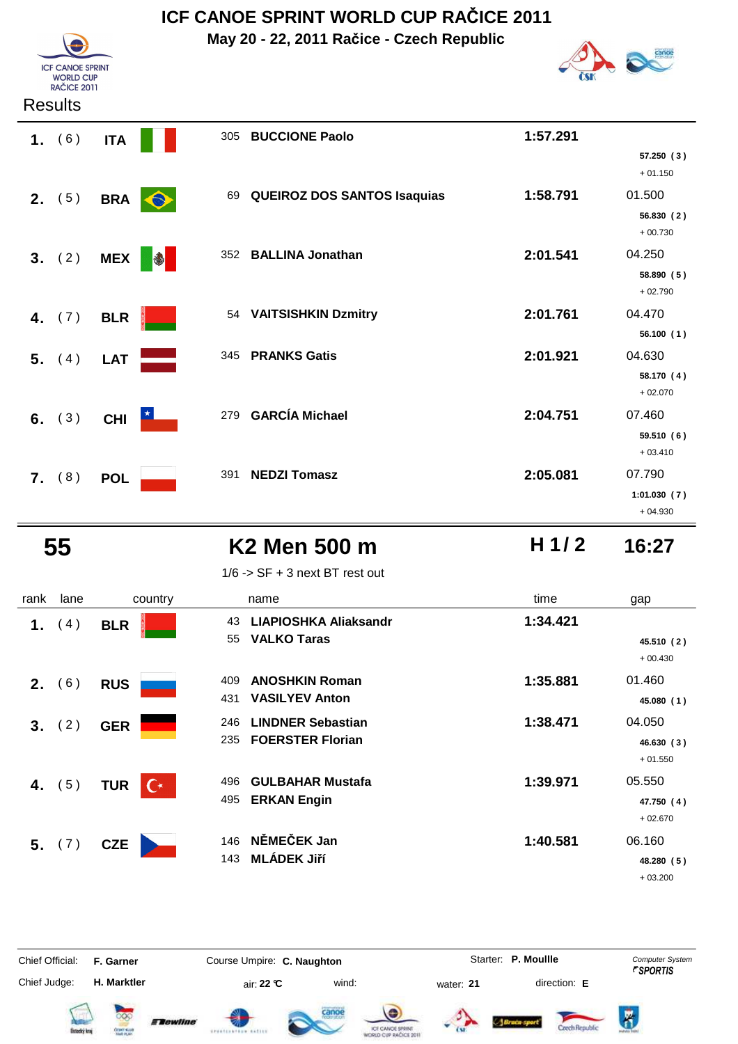# ICF CANOE SPRINT WORLD CUP RAČICE 2011

**May 20 - 22, 2011 Račice - Czech Republic**

Results

| rank | lane | country | | name | time | gap |
|---|---|---|---|---|---|---|
| **1.** | ( 6 ) | **ITA** | 305 | **BUCCIONE Paolo** | **1:57.291** | |
| | | | | | | **57.250 ( 3 )** + 01.150 |
| **2.** | ( 5 ) | **BRA** | 69 | **QUEIROZ DOS SANTOS Isaquias** | **1:58.791** | 01.500 |
| | | | | | | **56.830 ( 2 )** + 00.730 |
| **3.** | ( 2 ) | **MEX** | 352 | **BALLINA Jonathan** | **2:01.541** | 04.250 |
| | | | | | | **58.890 ( 5 )** + 02.790 |
| **4.** | ( 7 ) | **BLR** | 54 | **VAITSISHKIN Dzmitry** | **2:01.761** | 04.470 |
| | | | | | | **56.100 ( 1 )** |
| **5.** | ( 4 ) | **LAT** | 345 | **PRANKS Gatis** | **2:01.921** | 04.630 |
| | | | | | | **58.170 ( 4 )** + 02.070 |
| **6.** | ( 3 ) | **CHI** | 279 | **GARCÍA Michael** | **2:04.751** | 07.460 |
| | | | | | | **59.510 ( 6 )** + 03.410 |
| **7.** | ( 8 ) | **POL** | 391 | **NEDZI Tomasz** | **2:05.081** | 07.790 |
| | | | | | | **1:01.030 ( 7 )** + 04.930 |

## 55 — K2 Men 500 m — H 1/ 2 — 16:27

1/6 -> SF + 3 next BT rest out

| rank | lane | country | | name | time | gap |
|---|---|---|---|---|---|---|
| **1.** | ( 4 ) | **BLR** | 43 | **LIAPIOSHKA Aliaksandr** | **1:34.421** | |
| | | | 55 | **VALKO Taras** | | **45.510 ( 2 )** + 00.430 |
| **2.** | ( 6 ) | **RUS** | 409 | **ANOSHKIN Roman** | **1:35.881** | 01.460 |
| | | | 431 | **VASILYEV Anton** | | **45.080 ( 1 )** |
| **3.** | ( 2 ) | **GER** | 246 | **LINDNER Sebastian** | **1:38.471** | 04.050 |
| | | | 235 | **FOERSTER Florian** | | **46.630 ( 3 )** + 01.550 |
| **4.** | ( 5 ) | **TUR** | 496 | **GULBAHAR Mustafa** | **1:39.971** | 05.550 |
| | | | 495 | **ERKAN Engin** | | **47.750 ( 4 )** + 02.670 |
| **5.** | ( 7 ) | **CZE** | 146 | **NĚMEČEK Jan** | **1:40.581** | 06.160 |
| | | | 143 | **MLÁDEK Jiří** | | **48.280 ( 5 )** + 03.200 |

Chief Official: **F. Garner** &nbsp; Course Umpire: **C. Naughton** &nbsp; Starter: **P. Moullle** &nbsp; *Computer System SPORTIS*

Chief Judge: **H. Marktler** &nbsp; air: **22 °C** &nbsp; wind: &nbsp; water: **21** &nbsp; direction: **E**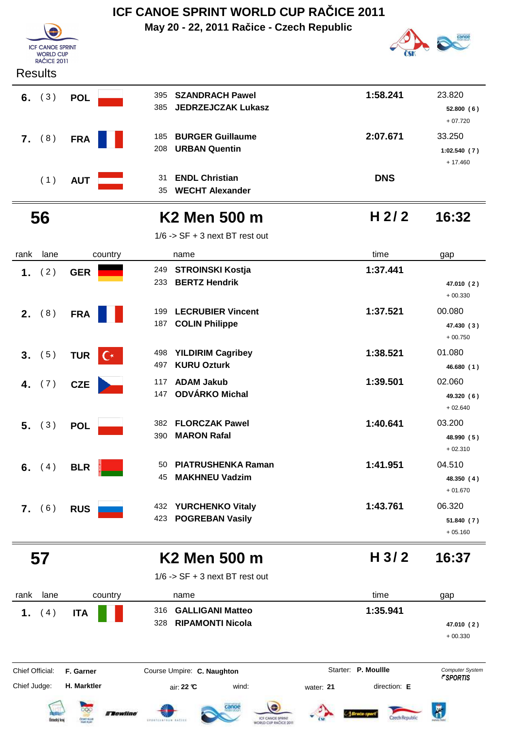# ICF CANOE SPRINT WORLD CUP RAČICE 2011

**May 20 - 22, 2011 Račice - Czech Republic**

Results

| rank | lane | country | name | time | gap |
|---|---|---|---|---|---|
| **6.** | ( 3 ) | **POL** | 395 **SZANDRACH Pawel**<br>385 **JEDRZEJCZAK Lukasz** | **1:58.241** | 23.820<br>**52.800 ( 6 )**<br>+ 07.720 |
| **7.** | ( 8 ) | **FRA** | 185 **BURGER Guillaume**<br>208 **URBAN Quentin** | **2:07.671** | 33.250<br>**1:02.540 ( 7 )**<br>+ 17.460 |
| | ( 1 ) | **AUT** | 31 **ENDL Christian**<br>35 **WECHT Alexander** | **DNS** | |

## 56 — K2 Men 500 m — H 2 / 2 — 16:32

1/6 -> SF + 3 next BT rest out

| rank | lane | country | name | time | gap |
|---|---|---|---|---|---|
| **1.** | ( 2 ) | **GER** | 249 **STROINSKI Kostja**<br>233 **BERTZ Hendrik** | **1:37.441** | **47.010 ( 2 )**<br>+ 00.330 |
| **2.** | ( 8 ) | **FRA** | 199 **LECRUBIER Vincent**<br>187 **COLIN Philippe** | **1:37.521** | 00.080<br>**47.430 ( 3 )**<br>+ 00.750 |
| **3.** | ( 5 ) | **TUR** | 498 **YILDIRIM Cagribey**<br>497 **KURU Ozturk** | **1:38.521** | 01.080<br>**46.680 ( 1 )** |
| **4.** | ( 7 ) | **CZE** | 117 **ADAM Jakub**<br>147 **ODVÁRKO Michal** | **1:39.501** | 02.060<br>**49.320 ( 6 )**<br>+ 02.640 |
| **5.** | ( 3 ) | **POL** | 382 **FLORCZAK Pawel**<br>390 **MARON Rafal** | **1:40.641** | 03.200<br>**48.990 ( 5 )**<br>+ 02.310 |
| **6.** | ( 4 ) | **BLR** | 50 **PIATRUSHENKA Raman**<br>45 **MAKHNEU Vadzim** | **1:41.951** | 04.510<br>**48.350 ( 4 )**<br>+ 01.670 |
| **7.** | ( 6 ) | **RUS** | 432 **YURCHENKO Vitaly**<br>423 **POGREBAN Vasily** | **1:43.761** | 06.320<br>**51.840 ( 7 )**<br>+ 05.160 |

## 57 — K2 Men 500 m — H 3 / 2 — 16:37

1/6 -> SF + 3 next BT rest out

| rank | lane | country | name | time | gap |
|---|---|---|---|---|---|
| **1.** | ( 4 ) | **ITA** | 316 **GALLIGANI Matteo**<br>328 **RIPAMONTI Nicola** | **1:35.941** | **47.010 ( 2 )**<br>+ 00.330 |

Chief Official: **F. Garner** — Course Umpire: **C. Naughton** — Starter: **P. Moullle** — Computer System *SPORTIS*

Chief Judge: **H. Marktler** — air: **22 °C** — wind: — water: **21** — direction: **E**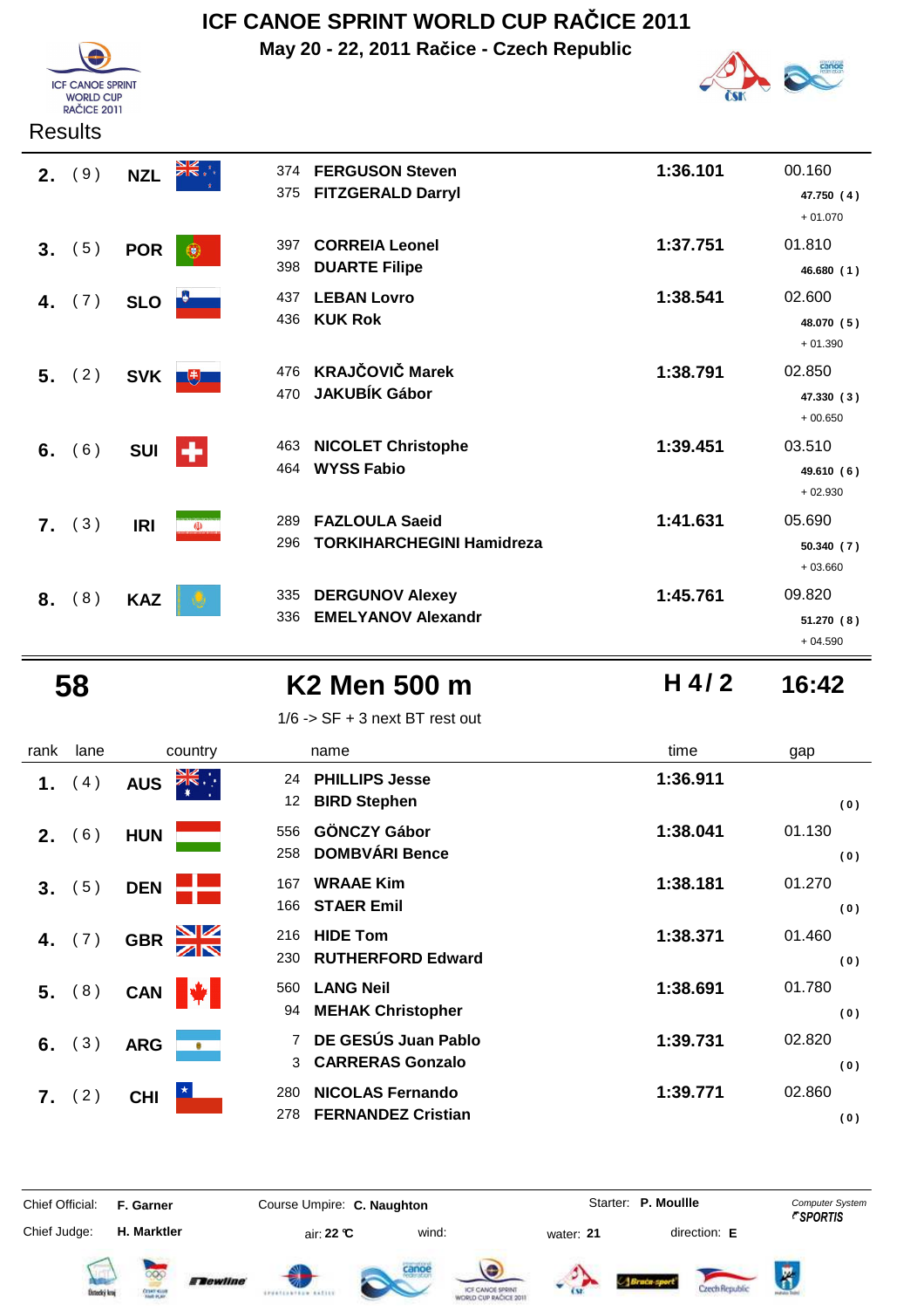# ICF CANOE SPRINT WORLD CUP RAČICE 2011

**May 20 - 22, 2011 Račice - Czech Republic**

Results

| rank | lane | country | name | time | gap |
|---|---|---|---|---|---|
| **2.** | (9) | **NZL** | 374 **FERGUSON Steven**<br>375 **FITZGERALD Darryl** | **1:36.101** | 00.160<br>**47.750 (4)**<br>+ 01.070 |
| **3.** | (5) | **POR** | 397 **CORREIA Leonel**<br>398 **DUARTE Filipe** | **1:37.751** | 01.810<br>**46.680 (1)** |
| **4.** | (7) | **SLO** | 437 **LEBAN Lovro**<br>436 **KUK Rok** | **1:38.541** | 02.600<br>**48.070 (5)**<br>+ 01.390 |
| **5.** | (2) | **SVK** | 476 **KRAJČOVIČ Marek**<br>470 **JAKUBÍK Gábor** | **1:38.791** | 02.850<br>**47.330 (3)**<br>+ 00.650 |
| **6.** | (6) | **SUI** | 463 **NICOLET Christophe**<br>464 **WYSS Fabio** | **1:39.451** | 03.510<br>**49.610 (6)**<br>+ 02.930 |
| **7.** | (3) | **IRI** | 289 **FAZLOULA Saeid**<br>296 **TORKIHARCHEGINI Hamidreza** | **1:41.631** | 05.690<br>**50.340 (7)**<br>+ 03.660 |
| **8.** | (8) | **KAZ** | 335 **DERGUNOV Alexey**<br>336 **EMELYANOV Alexandr** | **1:45.761** | 09.820<br>**51.270 (8)**<br>+ 04.590 |

## 58 — K2 Men 500 m — H 4 / 2 — 16:42

1/6 -> SF + 3 next BT rest out

| rank | lane | country | name | time | gap |
|---|---|---|---|---|---|
| **1.** | (4) | **AUS** | 24 **PHILLIPS Jesse**<br>12 **BIRD Stephen** | **1:36.911** | **(0)** |
| **2.** | (6) | **HUN** | 556 **GÖNCZY Gábor**<br>258 **DOMBVÁRI Bence** | **1:38.041** | 01.130<br>**(0)** |
| **3.** | (5) | **DEN** | 167 **WRAAE Kim**<br>166 **STAER Emil** | **1:38.181** | 01.270<br>**(0)** |
| **4.** | (7) | **GBR** | 216 **HIDE Tom**<br>230 **RUTHERFORD Edward** | **1:38.371** | 01.460<br>**(0)** |
| **5.** | (8) | **CAN** | 560 **LANG Neil**<br>94 **MEHAK Christopher** | **1:38.691** | 01.780<br>**(0)** |
| **6.** | (3) | **ARG** | 7 **DE GESÚS Juan Pablo**<br>3 **CARRERAS Gonzalo** | **1:39.731** | 02.820<br>**(0)** |
| **7.** | (2) | **CHI** | 280 **NICOLAS Fernando**<br>278 **FERNANDEZ Cristian** | **1:39.771** | 02.860<br>**(0)** |

Chief Official: **F. Garner** — Course Umpire: **C. Naughton** — Starter: **P. Moullle** — Computer System SPORTIS

Chief Judge: **H. Marktler** — air: **22 °C** — wind: — water: **21** — direction: **E**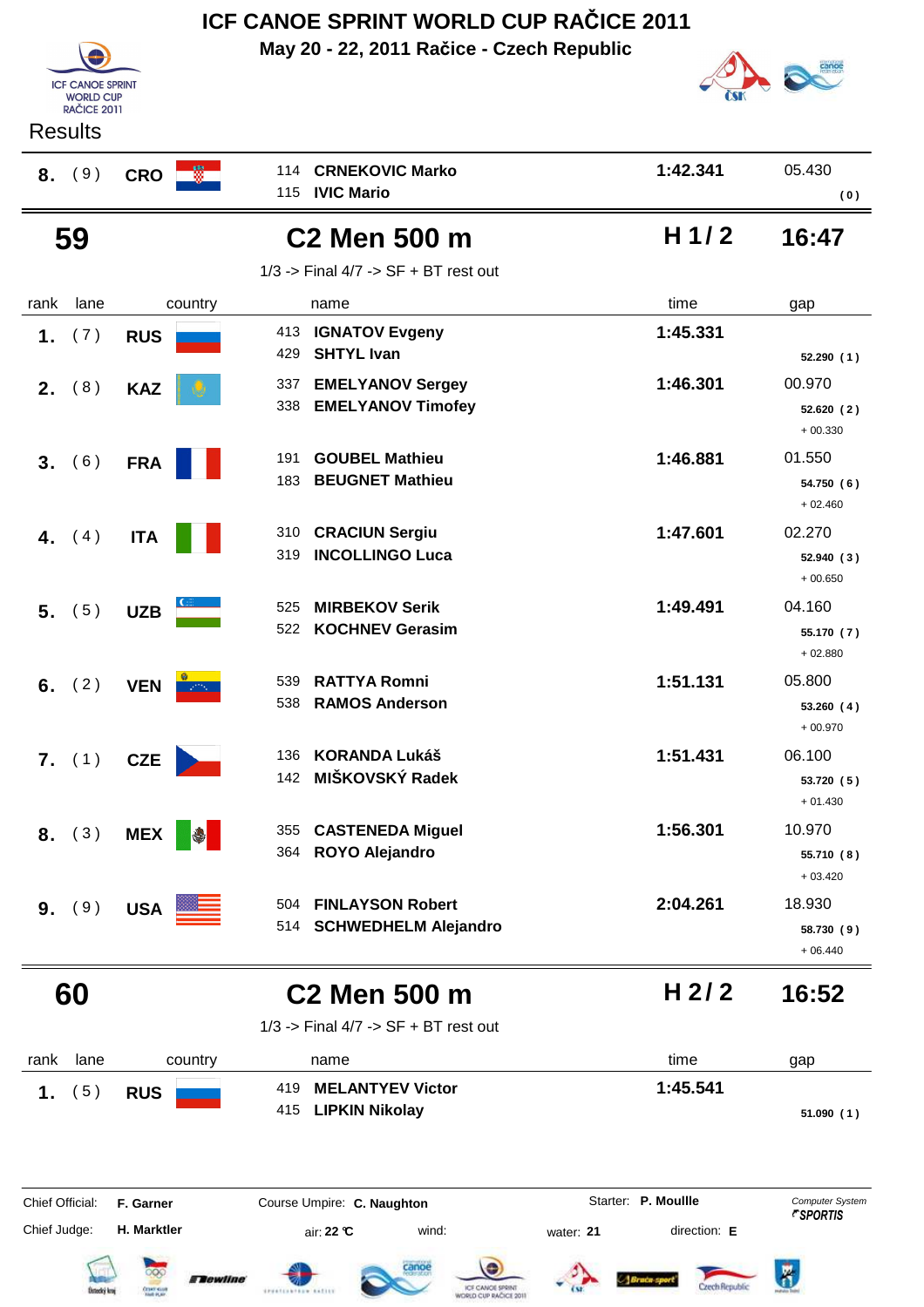# ICF CANOE SPRINT WORLD CUP RAČICE 2011

**May 20 - 22, 2011 Račice - Czech Republic**

Results

| rank | lane | country | name | time | gap |
|---|---|---|---|---|---|
| 8. | (9) | CRO | 114 CRNEKOVIC Marko<br>115 IVIC Mario | 1:42.341 | 05.430<br>(0) |

## 59 — C2 Men 500 m — H 1/2 — 16:47

1/3 -> Final 4/7 -> SF + BT rest out

| rank | lane | country | name | time | gap |
|---|---|---|---|---|---|
| 1. | (7) | RUS | 413 IGNATOV Evgeny<br>429 SHTYL Ivan | 1:45.331 | 52.290 (1) |
| 2. | (8) | KAZ | 337 EMELYANOV Sergey<br>338 EMELYANOV Timofey | 1:46.301 | 00.970<br>52.620 (2)<br>+ 00.330 |
| 3. | (6) | FRA | 191 GOUBEL Mathieu<br>183 BEUGNET Mathieu | 1:46.881 | 01.550<br>54.750 (6)<br>+ 02.460 |
| 4. | (4) | ITA | 310 CRACIUN Sergiu<br>319 INCOLLINGO Luca | 1:47.601 | 02.270<br>52.940 (3)<br>+ 00.650 |
| 5. | (5) | UZB | 525 MIRBEKOV Serik<br>522 KOCHNEV Gerasim | 1:49.491 | 04.160<br>55.170 (7)<br>+ 02.880 |
| 6. | (2) | VEN | 539 RATTYA Romni<br>538 RAMOS Anderson | 1:51.131 | 05.800<br>53.260 (4)<br>+ 00.970 |
| 7. | (1) | CZE | 136 KORANDA Lukáš<br>142 MIŠKOVSKÝ Radek | 1:51.431 | 06.100<br>53.720 (5)<br>+ 01.430 |
| 8. | (3) | MEX | 355 CASTENEDA Miguel<br>364 ROYO Alejandro | 1:56.301 | 10.970<br>55.710 (8)<br>+ 03.420 |
| 9. | (9) | USA | 504 FINLAYSON Robert<br>514 SCHWEDHELM Alejandro | 2:04.261 | 18.930<br>58.730 (9)<br>+ 06.440 |

## 60 — C2 Men 500 m — H 2/2 — 16:52

1/3 -> Final 4/7 -> SF + BT rest out

| rank | lane | country | name | time | gap |
|---|---|---|---|---|---|
| 1. | (5) | RUS | 419 MELANTYEV Victor<br>415 LIPKIN Nikolay | 1:45.541 | 51.090 (1) |

Chief Official: **F. Garner** Course Umpire: **C. Naughton** Starter: **P. Moullle** Computer System SPORTIS

Chief Judge: **H. Marktler** air: **22 °C** wind: water: **21** direction: **E**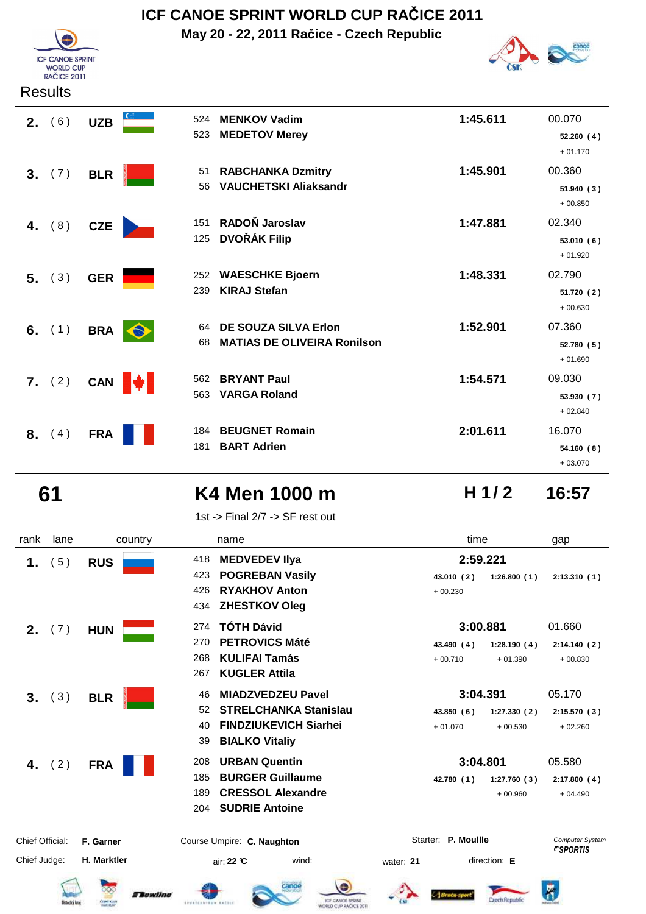# ICF CANOE SPRINT WORLD CUP RAČICE 2011

**May 20 - 22, 2011 Račice - Czech Republic**

Results

| rank | lane | country | name | time | gap |
|---|---|---|---|---|---|
| **2.** | (6) | **UZB** | 524 **MENKOV Vadim**<br>523 **MEDETOV Merey** | **1:45.611** | 00.070<br>**52.260 (4)**<br>+ 01.170 |
| **3.** | (7) | **BLR** | 51 **RABCHANKA Dzmitry**<br>56 **VAUCHETSKI Aliaksandr** | **1:45.901** | 00.360<br>**51.940 (3)**<br>+ 00.850 |
| **4.** | (8) | **CZE** | 151 **RADOŇ Jaroslav**<br>125 **DVOŘÁK Filip** | **1:47.881** | 02.340<br>**53.010 (6)**<br>+ 01.920 |
| **5.** | (3) | **GER** | 252 **WAESCHKE Bjoern**<br>239 **KIRAJ Stefan** | **1:48.331** | 02.790<br>**51.720 (2)**<br>+ 00.630 |
| **6.** | (1) | **BRA** | 64 **DE SOUZA SILVA Erlon**<br>68 **MATIAS DE OLIVEIRA Ronilson** | **1:52.901** | 07.360<br>**52.780 (5)**<br>+ 01.690 |
| **7.** | (2) | **CAN** | 562 **BRYANT Paul**<br>563 **VARGA Roland** | **1:54.571** | 09.030<br>**53.930 (7)**<br>+ 02.840 |
| **8.** | (4) | **FRA** | 184 **BEUGNET Romain**<br>181 **BART Adrien** | **2:01.611** | 16.070<br>**54.160 (8)**<br>+ 03.070 |

## 61 K4 Men 1000 m H 1 / 2 16:57

1st -> Final 2/7 -> SF rest out

| rank | lane | country | name | time | | | gap |
|---|---|---|---|---|---|---|---|
| **1.** | (5) | **RUS** | 418 **MEDVEDEV Ilya**<br>423 **POGREBAN Vasily**<br>426 **RYAKHOV Anton**<br>434 **ZHESTKOV Oleg** | **2:59.221** | | | |
| | | | | **43.010 (2)**<br>+ 00.230 | **1:26.800 (1)** | **2:13.310 (1)** | |
| **2.** | (7) | **HUN** | 274 **TÓTH Dávid**<br>270 **PETROVICS Máté**<br>268 **KULIFAI Tamás**<br>267 **KUGLER Attila** | **3:00.881** | | | 01.660 |
| | | | | **43.490 (4)**<br>+ 00.710 | **1:28.190 (4)**<br>+ 01.390 | **2:14.140 (2)**<br>+ 00.830 | |
| **3.** | (3) | **BLR** | 46 **MIADZVEDZEU Pavel**<br>52 **STRELCHANKA Stanislau**<br>40 **FINDZIUKEVICH Siarhei**<br>39 **BIALKO Vitaliy** | **3:04.391** | | | 05.170 |
| | | | | **43.850 (6)**<br>+ 01.070 | **1:27.330 (2)**<br>+ 00.530 | **2:15.570 (3)**<br>+ 02.260 | |
| **4.** | (2) | **FRA** | 208 **URBAN Quentin**<br>185 **BURGER Guillaume**<br>189 **CRESSOL Alexandre**<br>204 **SUDRIE Antoine** | **3:04.801** | | | 05.580 |
| | | | | **42.780 (1)** | **1:27.760 (3)**<br>+ 00.960 | **2:17.800 (4)**<br>+ 04.490 | |

Chief Official: **F. Garner** Course Umpire: **C. Naughton** Starter: **P. Moullle** Computer System SPORTIS

Chief Judge: **H. Marktler** air: **22 °C** wind: water: **21** direction: **E**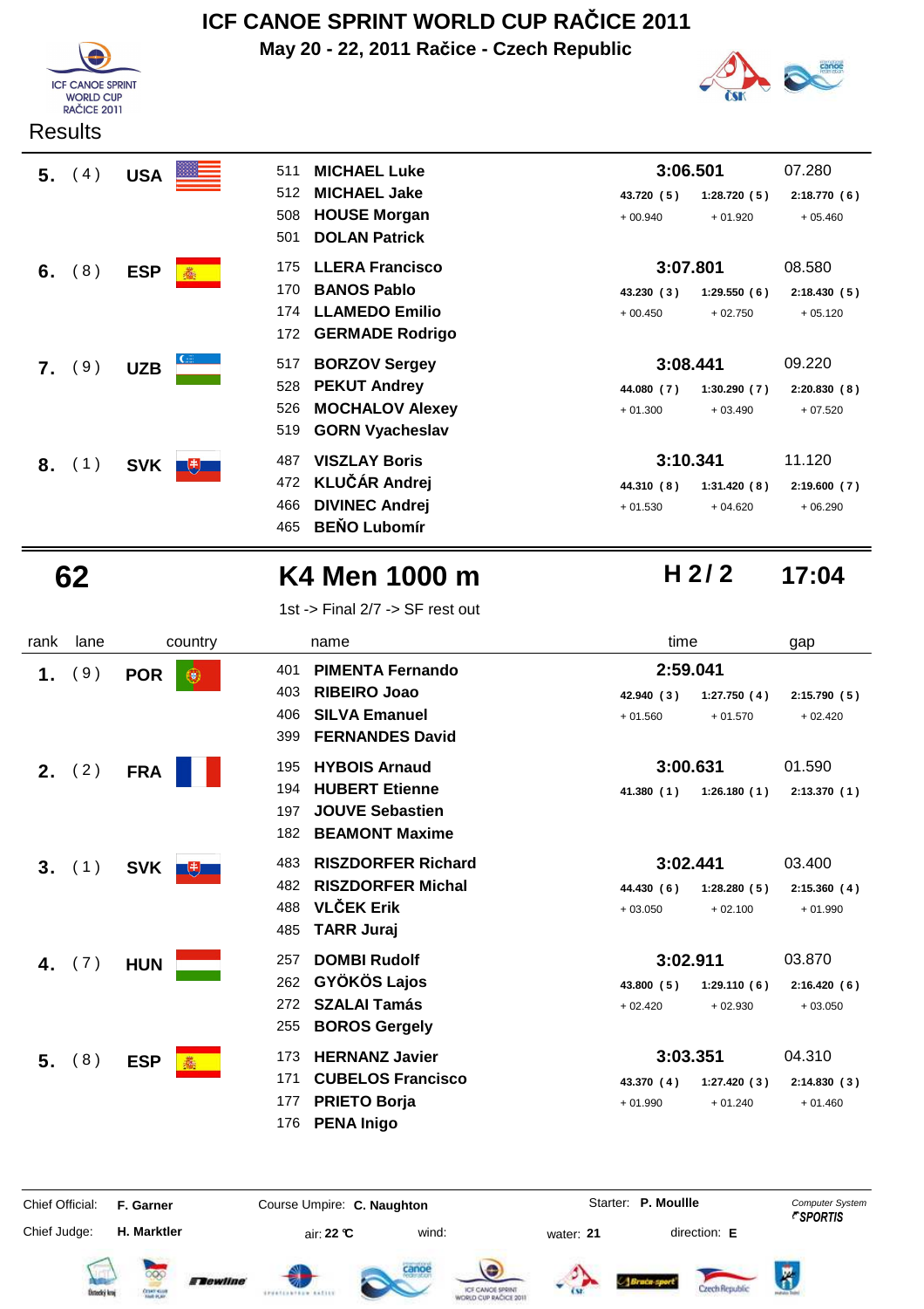# ICF CANOE SPRINT WORLD CUP RAČICE 2011

**May 20 - 22, 2011 Račice - Czech Republic**

Results

| rank | lane | country | name | time | | | gap |
|---|---|---|---|---|---|---|---|
| **5.** | (4) | **USA** | 511 **MICHAEL Luke**<br>512 **MICHAEL Jake**<br>508 **HOUSE Morgan**<br>501 **DOLAN Patrick** | **3:06.501** | | | 07.280 |
| | | | | **43.720 (5)**<br>+ 00.940 | **1:28.720 (5)**<br>+ 01.920 | **2:18.770 (6)**<br>+ 05.460 | |
| **6.** | (8) | **ESP** | 175 **LLERA Francisco**<br>170 **BANOS Pablo**<br>174 **LLAMEDO Emilio**<br>172 **GERMADE Rodrigo** | **3:07.801** | | | 08.580 |
| | | | | **43.230 (3)**<br>+ 00.450 | **1:29.550 (6)**<br>+ 02.750 | **2:18.430 (5)**<br>+ 05.120 | |
| **7.** | (9) | **UZB** | 517 **BORZOV Sergey**<br>528 **PEKUT Andrey**<br>526 **MOCHALOV Alexey**<br>519 **GORN Vyacheslav** | **3:08.441** | | | 09.220 |
| | | | | **44.080 (7)**<br>+ 01.300 | **1:30.290 (7)**<br>+ 03.490 | **2:20.830 (8)**<br>+ 07.520 | |
| **8.** | (1) | **SVK** | 487 **VISZLAY Boris**<br>472 **KLUČÁR Andrej**<br>466 **DIVINEC Andrej**<br>465 **BEŇO Lubomír** | **3:10.341** | | | 11.120 |
| | | | | **44.310 (8)**<br>+ 01.530 | **1:31.420 (8)**<br>+ 04.620 | **2:19.600 (7)**<br>+ 06.290 | |

## 62 — K4 Men 1000 m — H 2 / 2 — 17:04

1st -> Final 2/7 -> SF rest out

| rank | lane | country | name | time | | | gap |
|---|---|---|---|---|---|---|---|
| **1.** | (9) | **POR** | 401 **PIMENTA Fernando**<br>403 **RIBEIRO Joao**<br>406 **SILVA Emanuel**<br>399 **FERNANDES David** | **2:59.041** | | | |
| | | | | **42.940 (3)**<br>+ 01.560 | **1:27.750 (4)**<br>+ 01.570 | **2:15.790 (5)**<br>+ 02.420 | |
| **2.** | (2) | **FRA** | 195 **HYBOIS Arnaud**<br>194 **HUBERT Etienne**<br>197 **JOUVE Sebastien**<br>182 **BEAMONT Maxime** | **3:00.631** | | | 01.590 |
| | | | | **41.380 (1)** | **1:26.180 (1)** | **2:13.370 (1)** | |
| **3.** | (1) | **SVK** | 483 **RISZDORFER Richard**<br>482 **RISZDORFER Michal**<br>488 **VLČEK Erik**<br>485 **TARR Juraj** | **3:02.441** | | | 03.400 |
| | | | | **44.430 (6)**<br>+ 03.050 | **1:28.280 (5)**<br>+ 02.100 | **2:15.360 (4)**<br>+ 01.990 | |
| **4.** | (7) | **HUN** | 257 **DOMBI Rudolf**<br>262 **GYÖKÖS Lajos**<br>272 **SZALAI Tamás**<br>255 **BOROS Gergely** | **3:02.911** | | | 03.870 |
| | | | | **43.800 (5)**<br>+ 02.420 | **1:29.110 (6)**<br>+ 02.930 | **2:16.420 (6)**<br>+ 03.050 | |
| **5.** | (8) | **ESP** | 173 **HERNANZ Javier**<br>171 **CUBELOS Francisco**<br>177 **PRIETO Borja**<br>176 **PENA Inigo** | **3:03.351** | | | 04.310 |
| | | | | **43.370 (4)**<br>+ 01.990 | **1:27.420 (3)**<br>+ 01.240 | **2:14.830 (3)**<br>+ 01.460 | |

Chief Official: **F. Garner** Course Umpire: **C. Naughton** Starter: **P. Moullle**

Chief Judge: **H. Marktler** air: **22 °C** wind: water: **21** direction: **E**

*Computer System SPORTIS*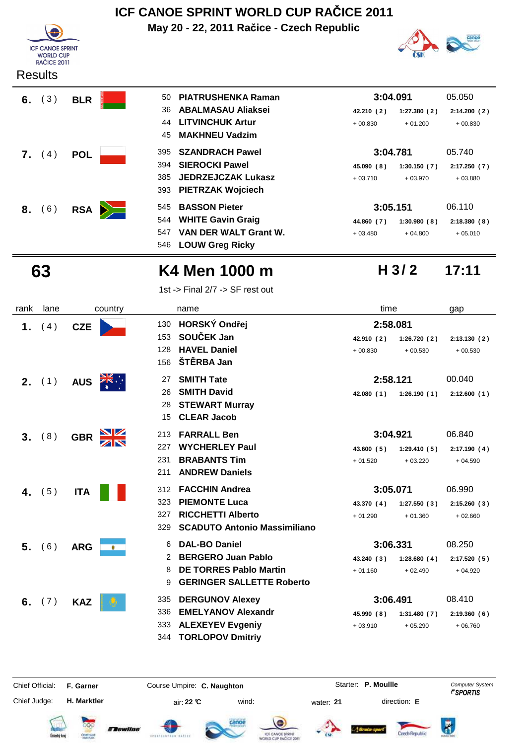# ICF CANOE SPRINT WORLD CUP RAČICE 2011

**May 20 - 22, 2011 Račice - Czech Republic**

Results

| rank | lane | country | no. | name | time | | | gap |
|---|---|---|---|---|---|---|---|---|
| 6. | (3) | BLR | 50 | PIATRUSHENKA Raman | 3:04.091 | | | 05.050 |
| | | | 36 | ABALMASAU Aliaksei | 42.210 (2) | 1:27.380 (2) | 2:14.200 (2) | |
| | | | 44 | LITVINCHUK Artur | + 00.830 | + 01.200 | + 00.830 | |
| | | | 45 | MAKHNEU Vadzim | | | | |
| 7. | (4) | POL | 395 | SZANDRACH Pawel | 3:04.781 | | | 05.740 |
| | | | 394 | SIEROCKI Pawel | 45.090 (8) | 1:30.150 (7) | 2:17.250 (7) | |
| | | | 385 | JEDRZEJCZAK Lukasz | + 03.710 | + 03.970 | + 03.880 | |
| | | | 393 | PIETRZAK Wojciech | | | | |
| 8. | (6) | RSA | 545 | BASSON Pieter | 3:05.151 | | | 06.110 |
| | | | 544 | WHITE Gavin Graig | 44.860 (7) | 1:30.980 (8) | 2:18.380 (8) | |
| | | | 547 | VAN DER WALT Grant W. | + 03.480 | + 04.800 | + 05.010 | |
| | | | 546 | LOUW Greg Ricky | | | | |

## 63 — K4 Men 1000 m — H 3 / 2 — 17:11

1st -> Final 2/7 -> SF rest out

| rank | lane | country | no. | name | time | | | gap |
|---|---|---|---|---|---|---|---|---|
| 1. | (4) | CZE | 130 | HORSKÝ Ondřej | 2:58.081 | | | |
| | | | 153 | SOUČEK Jan | 42.910 (2) | 1:26.720 (2) | 2:13.130 (2) | |
| | | | 128 | HAVEL Daniel | + 00.830 | + 00.530 | + 00.530 | |
| | | | 156 | ŠTĚRBA Jan | | | | |
| 2. | (1) | AUS | 27 | SMITH Tate | 2:58.121 | | | 00.040 |
| | | | 26 | SMITH David | 42.080 (1) | 1:26.190 (1) | 2:12.600 (1) | |
| | | | 28 | STEWART Murray | | | | |
| | | | 15 | CLEAR Jacob | | | | |
| 3. | (8) | GBR | 213 | FARRALL Ben | 3:04.921 | | | 06.840 |
| | | | 227 | WYCHERLEY Paul | 43.600 (5) | 1:29.410 (5) | 2:17.190 (4) | |
| | | | 231 | BRABANTS Tim | + 01.520 | + 03.220 | + 04.590 | |
| | | | 211 | ANDREW Daniels | | | | |
| 4. | (5) | ITA | 312 | FACCHIN Andrea | 3:05.071 | | | 06.990 |
| | | | 323 | PIEMONTE Luca | 43.370 (4) | 1:27.550 (3) | 2:15.260 (3) | |
| | | | 327 | RICCHETTI Alberto | + 01.290 | + 01.360 | + 02.660 | |
| | | | 329 | SCADUTO Antonio Massimiliano | | | | |
| 5. | (6) | ARG | 6 | DAL-BO Daniel | 3:06.331 | | | 08.250 |
| | | | 2 | BERGERO Juan Pablo | 43.240 (3) | 1:28.680 (4) | 2:17.520 (5) | |
| | | | 8 | DE TORRES Pablo Martin | + 01.160 | + 02.490 | + 04.920 | |
| | | | 9 | GERINGER SALLETTE Roberto | | | | |
| 6. | (7) | KAZ | 335 | DERGUNOV Alexey | 3:06.491 | | | 08.410 |
| | | | 336 | EMELYANOV Alexandr | 45.990 (8) | 1:31.480 (7) | 2:19.360 (6) | |
| | | | 333 | ALEXEYEV Evgeniy | + 03.910 | + 05.290 | + 06.760 | |
| | | | 344 | TORLOPOV Dmitriy | | | | |

Chief Official: **F. Garner** — Course Umpire: **C. Naughton** — Starter: **P. Moullle** — Computer System SPORTIS

Chief Judge: **H. Marktler** — air: **22 °C** — wind: — water: **21** — direction: **E**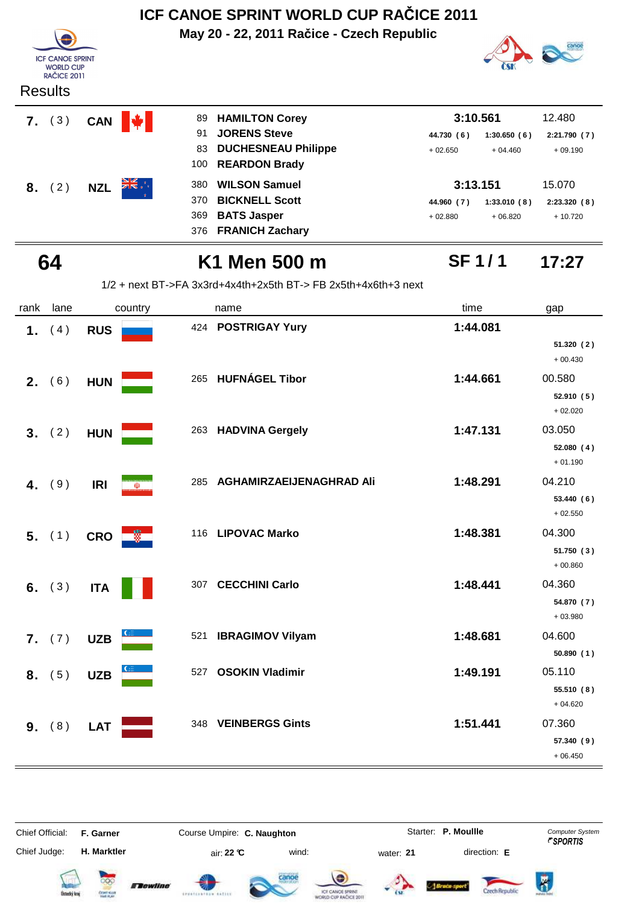# ICF CANOE SPRINT WORLD CUP RAČICE 2011

**May 20 - 22, 2011 Račice - Czech Republic**

Results

| rank | lane | country | no. | name | time | | | gap |
|---|---|---|---|---|---|---|---|---|
| **7.** | (3) | **CAN** | 89 | **HAMILTON Corey** | **3:10.561** | | | 12.480 |
| | | | 91 | **JORENS Steve** | 44.730 (6) | 1:30.650 (6) | 2:21.790 (7) | |
| | | | 83 | **DUCHESNEAU Philippe** | + 02.650 | + 04.460 | + 09.190 | |
| | | | 100 | **REARDON Brady** | | | | |
| **8.** | (2) | **NZL** | 380 | **WILSON Samuel** | **3:13.151** | | | 15.070 |
| | | | 370 | **BICKNELL Scott** | 44.960 (7) | 1:33.010 (8) | 2:23.320 (8) | |
| | | | 369 | **BATS Jasper** | + 02.880 | + 06.820 | + 10.720 | |
| | | | 376 | **FRANICH Zachary** | | | | |

## 64 K1 Men 500 m — SF 1 / 1 — 17:27

1/2 + next BT->FA 3x3rd+4x4th+2x5th BT-> FB 2x5th+4x6th+3 next

| rank | lane | country | no. | name | time | gap | split 250 m | split gap |
|---|---|---|---|---|---|---|---|---|
| **1.** | (4) | **RUS** | 424 | **POSTRIGAY Yury** | **1:44.081** | | 51.320 (2) | + 00.430 |
| **2.** | (6) | **HUN** | 265 | **HUFNÁGEL Tibor** | **1:44.661** | 00.580 | 52.910 (5) | + 02.020 |
| **3.** | (2) | **HUN** | 263 | **HADVINA Gergely** | **1:47.131** | 03.050 | 52.080 (4) | + 01.190 |
| **4.** | (9) | **IRI** | 285 | **AGHAMIRZAEIJENAGHRAD Ali** | **1:48.291** | 04.210 | 53.440 (6) | + 02.550 |
| **5.** | (1) | **CRO** | 116 | **LIPOVAC Marko** | **1:48.381** | 04.300 | 51.750 (3) | + 00.860 |
| **6.** | (3) | **ITA** | 307 | **CECCHINI Carlo** | **1:48.441** | 04.360 | 54.870 (7) | + 03.980 |
| **7.** | (7) | **UZB** | 521 | **IBRAGIMOV Vilyam** | **1:48.681** | 04.600 | 50.890 (1) | |
| **8.** | (5) | **UZB** | 527 | **OSOKIN Vladimir** | **1:49.191** | 05.110 | 55.510 (8) | + 04.620 |
| **9.** | (8) | **LAT** | 348 | **VEINBERGS Gints** | **1:51.441** | 07.360 | 57.340 (9) | + 06.450 |

Chief Official: **F. Garner** — Course Umpire: **C. Naughton** — Starter: **P. Moullle** — Computer System *SPORTIS*

Chief Judge: **H. Marktler** — air: **22 °C** — wind: — water: **21** — direction: **E**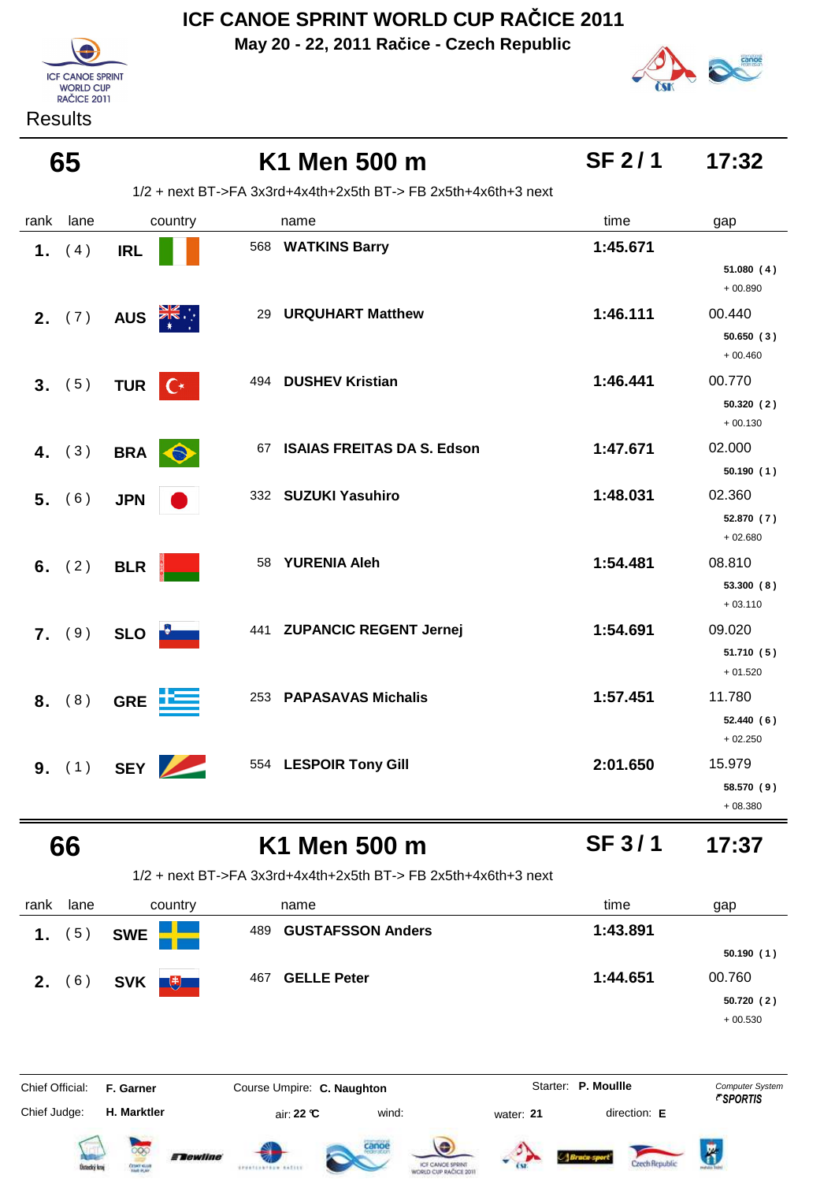# ICF CANOE SPRINT WORLD CUP RAČICE 2011

**May 20 - 22, 2011 Račice - Czech Republic**

Results

## 65 — K1 Men 500 m — SF 2 / 1 — 17:32

1/2 + next BT->FA 3x3rd+4x4th+2x5th BT-> FB 2x5th+4x6th+3 next

| rank | lane | country | | name | time | gap |
|---|---|---|---|---|---|---|
| 1. | (4) | IRL | 568 | **WATKINS Barry** | **1:45.671** | **51.080 (4)** + 00.890 |
| 2. | (7) | AUS | 29 | **URQUHART Matthew** | **1:46.111** | 00.440 **50.650 (3)** + 00.460 |
| 3. | (5) | TUR | 494 | **DUSHEV Kristian** | **1:46.441** | 00.770 **50.320 (2)** + 00.130 |
| 4. | (3) | BRA | 67 | **ISAIAS FREITAS DA S. Edson** | **1:47.671** | 02.000 **50.190 (1)** |
| 5. | (6) | JPN | 332 | **SUZUKI Yasuhiro** | **1:48.031** | 02.360 **52.870 (7)** + 02.680 |
| 6. | (2) | BLR | 58 | **YURENIA Aleh** | **1:54.481** | 08.810 **53.300 (8)** + 03.110 |
| 7. | (9) | SLO | 441 | **ZUPANCIC REGENT Jernej** | **1:54.691** | 09.020 **51.710 (5)** + 01.520 |
| 8. | (8) | GRE | 253 | **PAPASAVAS Michalis** | **1:57.451** | 11.780 **52.440 (6)** + 02.250 |
| 9. | (1) | SEY | 554 | **LESPOIR Tony Gill** | **2:01.650** | 15.979 **58.570 (9)** + 08.380 |

## 66 — K1 Men 500 m — SF 3 / 1 — 17:37

1/2 + next BT->FA 3x3rd+4x4th+2x5th BT-> FB 2x5th+4x6th+3 next

| rank | lane | country | | name | time | gap |
|---|---|---|---|---|---|---|
| 1. | (5) | SWE | 489 | **GUSTAFSSON Anders** | **1:43.891** | **50.190 (1)** |
| 2. | (6) | SVK | 467 | **GELLE Peter** | **1:44.651** | 00.760 **50.720 (2)** + 00.530 |

Chief Official: **F. Garner** — Course Umpire: **C. Naughton** — Starter: **P. Moullle** — Computer System SPORTIS

Chief Judge: **H. Marktler** — air: **22 °C** — wind: — water: **21** — direction: **E**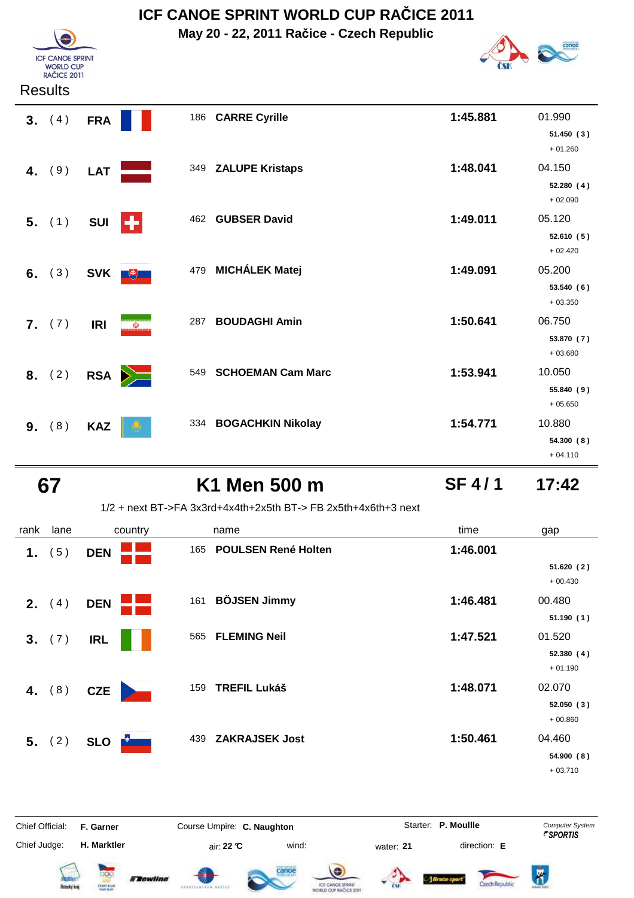# ICF CANOE SPRINT WORLD CUP RAČICE 2011

**May 20 - 22, 2011 Račice - Czech Republic**

Results

| rank | lane | country | | name | time | gap |
|---|---|---|---|---|---|---|
| **3.** | ( 4 ) | **FRA** | 186 | **CARRE Cyrille** | **1:45.881** | 01.990<br>**51.450 ( 3 )**<br>+ 01.260 |
| **4.** | ( 9 ) | **LAT** | 349 | **ZALUPE Kristaps** | **1:48.041** | 04.150<br>**52.280 ( 4 )**<br>+ 02.090 |
| **5.** | ( 1 ) | **SUI** | 462 | **GUBSER David** | **1:49.011** | 05.120<br>**52.610 ( 5 )**<br>+ 02.420 |
| **6.** | ( 3 ) | **SVK** | 479 | **MICHÁLEK Matej** | **1:49.091** | 05.200<br>**53.540 ( 6 )**<br>+ 03.350 |
| **7.** | ( 7 ) | **IRI** | 287 | **BOUDAGHI Amin** | **1:50.641** | 06.750<br>**53.870 ( 7 )**<br>+ 03.680 |
| **8.** | ( 2 ) | **RSA** | 549 | **SCHOEMAN Cam Marc** | **1:53.941** | 10.050<br>**55.840 ( 9 )**<br>+ 05.650 |
| **9.** | ( 8 ) | **KAZ** | 334 | **BOGACHKIN Nikolay** | **1:54.771** | 10.880<br>**54.300 ( 8 )**<br>+ 04.110 |

## 67 K1 Men 500 m SF 4 / 1 17:42

1/2 + next BT->FA 3x3rd+4x4th+2x5th BT-> FB 2x5th+4x6th+3 next

| rank | lane | country | | name | time | gap |
|---|---|---|---|---|---|---|
| **1.** | ( 5 ) | **DEN** | 165 | **POULSEN René Holten** | **1:46.001** | **51.620 ( 2 )**<br>+ 00.430 |
| **2.** | ( 4 ) | **DEN** | 161 | **BÖJSEN Jimmy** | **1:46.481** | 00.480<br>**51.190 ( 1 )** |
| **3.** | ( 7 ) | **IRL** | 565 | **FLEMING Neil** | **1:47.521** | 01.520<br>**52.380 ( 4 )**<br>+ 01.190 |
| **4.** | ( 8 ) | **CZE** | 159 | **TREFIL Lukáš** | **1:48.071** | 02.070<br>**52.050 ( 3 )**<br>+ 00.860 |
| **5.** | ( 2 ) | **SLO** | 439 | **ZAKRAJSEK Jost** | **1:50.461** | 04.460<br>**54.900 ( 8 )**<br>+ 03.710 |

Chief Official: **F. Garner** Course Umpire: **C. Naughton** Starter: **P. Moullle**

Chief Judge: **H. Marktler** air: **22 °C** wind: water: **21** direction: **E**

*Computer System* *SPORTIS*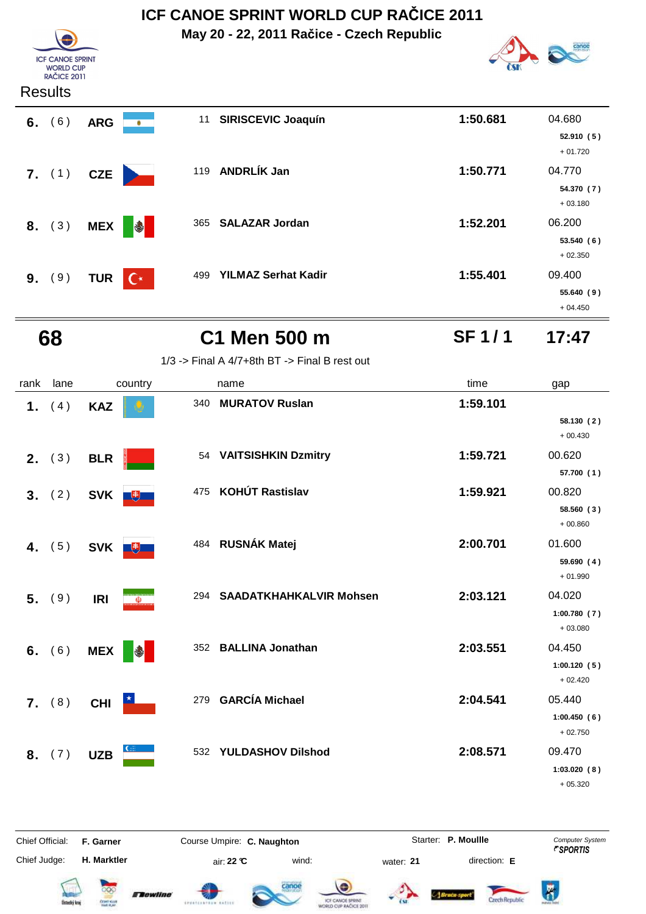# ICF CANOE SPRINT WORLD CUP RAČICE 2011

**May 20 - 22, 2011 Račice - Czech Republic**

Results

| rank | lane | country | | name | time | gap |
|---|---|---|---|---|---|---|
| **6.** | ( 6 ) | **ARG** | 11 | **SIRISCEVIC Joaquín** | **1:50.681** | 04.680<br>**52.910 ( 5 )**<br>+ 01.720 |
| **7.** | ( 1 ) | **CZE** | 119 | **ANDRLÍK Jan** | **1:50.771** | 04.770<br>**54.370 ( 7 )**<br>+ 03.180 |
| **8.** | ( 3 ) | **MEX** | 365 | **SALAZAR Jordan** | **1:52.201** | 06.200<br>**53.540 ( 6 )**<br>+ 02.350 |
| **9.** | ( 9 ) | **TUR** | 499 | **YILMAZ Serhat Kadir** | **1:55.401** | 09.400<br>**55.640 ( 9 )**<br>+ 04.450 |

## 68 C1 Men 500 m SF 1 / 1 17:47

1/3 -> Final A 4/7+8th BT -> Final B rest out

| rank | lane | country | | name | time | gap |
|---|---|---|---|---|---|---|
| **1.** | ( 4 ) | **KAZ** | 340 | **MURATOV Ruslan** | **1:59.101** | **58.130 ( 2 )**<br>+ 00.430 |
| **2.** | ( 3 ) | **BLR** | 54 | **VAITSISHKIN Dzmitry** | **1:59.721** | 00.620<br>**57.700 ( 1 )** |
| **3.** | ( 2 ) | **SVK** | 475 | **KOHÚT Rastislav** | **1:59.921** | 00.820<br>**58.560 ( 3 )**<br>+ 00.860 |
| **4.** | ( 5 ) | **SVK** | 484 | **RUSNÁK Matej** | **2:00.701** | 01.600<br>**59.690 ( 4 )**<br>+ 01.990 |
| **5.** | ( 9 ) | **IRI** | 294 | **SAADATKHAHKALVIR Mohsen** | **2:03.121** | 04.020<br>**1:00.780 ( 7 )**<br>+ 03.080 |
| **6.** | ( 6 ) | **MEX** | 352 | **BALLINA Jonathan** | **2:03.551** | 04.450<br>**1:00.120 ( 5 )**<br>+ 02.420 |
| **7.** | ( 8 ) | **CHI** | 279 | **GARCÍA Michael** | **2:04.541** | 05.440<br>**1:00.450 ( 6 )**<br>+ 02.750 |
| **8.** | ( 7 ) | **UZB** | 532 | **YULDASHOV Dilshod** | **2:08.571** | 09.470<br>**1:03.020 ( 8 )**<br>+ 05.320 |

Chief Official: **F. Garner** Course Umpire: **C. Naughton** Starter: **P. Moullle** Computer System SPORTIS

Chief Judge: **H. Marktler** air: **22 °C** wind: water: **21** direction: **E**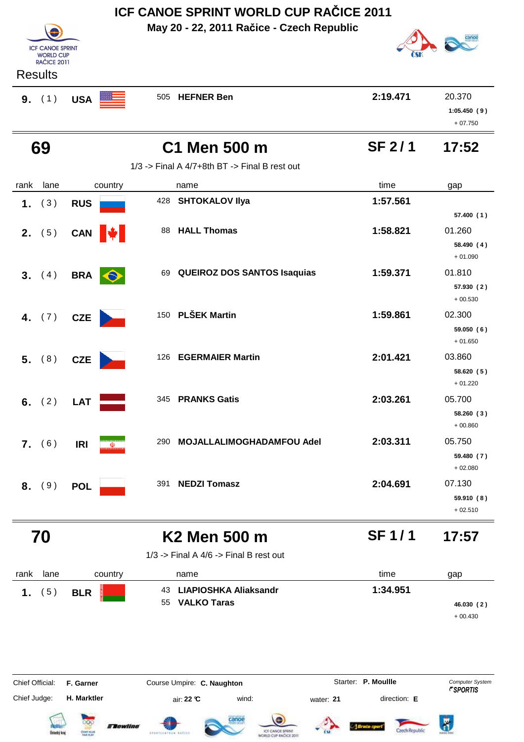# ICF CANOE SPRINT WORLD CUP RAČICE 2011

**May 20 - 22, 2011 Račice - Czech Republic**

Results

| rank | lane | country | name | time | gap |
|---|---|---|---|---|---|
| 9. | ( 1 ) | USA | 505 HEFNER Ben | 2:19.471 | 20.370 / 1:05.450 ( 9 ) / + 07.750 |

## 69 — C1 Men 500 m — SF 2 / 1 — 17:52

1/3 -> Final A 4/7+8th BT -> Final B rest out

| rank | lane | country | name | time | gap |
|---|---|---|---|---|---|
| 1. | ( 3 ) | RUS | 428 SHTOKALOV Ilya | 1:57.561 | 57.400 ( 1 ) |
| 2. | ( 5 ) | CAN | 88 HALL Thomas | 1:58.821 | 01.260 / 58.490 ( 4 ) / + 01.090 |
| 3. | ( 4 ) | BRA | 69 QUEIROZ DOS SANTOS Isaquias | 1:59.371 | 01.810 / 57.930 ( 2 ) / + 00.530 |
| 4. | ( 7 ) | CZE | 150 PLŠEK Martin | 1:59.861 | 02.300 / 59.050 ( 6 ) / + 01.650 |
| 5. | ( 8 ) | CZE | 126 EGERMAIER Martin | 2:01.421 | 03.860 / 58.620 ( 5 ) / + 01.220 |
| 6. | ( 2 ) | LAT | 345 PRANKS Gatis | 2:03.261 | 05.700 / 58.260 ( 3 ) / + 00.860 |
| 7. | ( 6 ) | IRI | 290 MOJALLALIMOGHADAMFOU Adel | 2:03.311 | 05.750 / 59.480 ( 7 ) / + 02.080 |
| 8. | ( 9 ) | POL | 391 NEDZI Tomasz | 2:04.691 | 07.130 / 59.910 ( 8 ) / + 02.510 |

## 70 — K2 Men 500 m — SF 1 / 1 — 17:57

1/3 -> Final A 4/6 -> Final B rest out

| rank | lane | country | name | time | gap |
|---|---|---|---|---|---|
| 1. | ( 5 ) | BLR | 43 LIAPIOSHKA Aliaksandr / 55 VALKO Taras | 1:34.951 | 46.030 ( 2 ) / + 00.430 |

Chief Official: **F. Garner** | Course Umpire: **C. Naughton** | Starter: **P. Moullle** | Computer System SPORTIS

Chief Judge: **H. Marktler** | air: **22 °C** | wind: | water: **21** | direction: **E**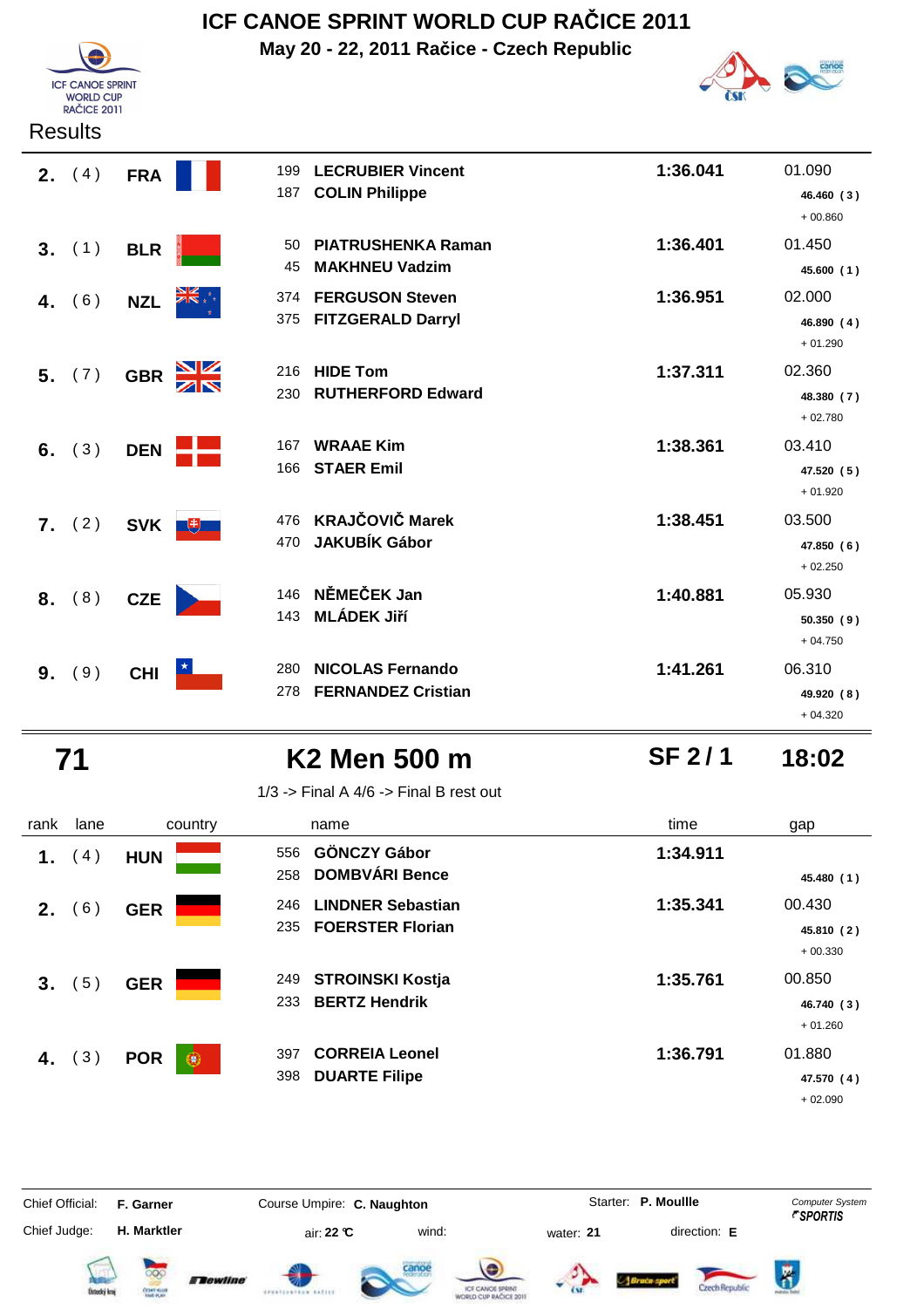# ICF CANOE SPRINT WORLD CUP RAČICE 2011

**May 20 - 22, 2011 Račice - Czech Republic**

Results

| rank | lane | country | name | time | gap |
|---|---|---|---|---|---|
| **2.** | (4) | **FRA** | 199 **LECRUBIER Vincent**<br>187 **COLIN Philippe** | **1:36.041** | 01.090<br>**46.460 (3)**<br>+ 00.860 |
| **3.** | (1) | **BLR** | 50 **PIATRUSHENKA Raman**<br>45 **MAKHNEU Vadzim** | **1:36.401** | 01.450<br>**45.600 (1)** |
| **4.** | (6) | **NZL** | 374 **FERGUSON Steven**<br>375 **FITZGERALD Darryl** | **1:36.951** | 02.000<br>**46.890 (4)**<br>+ 01.290 |
| **5.** | (7) | **GBR** | 216 **HIDE Tom**<br>230 **RUTHERFORD Edward** | **1:37.311** | 02.360<br>**48.380 (7)**<br>+ 02.780 |
| **6.** | (3) | **DEN** | 167 **WRAAE Kim**<br>166 **STAER Emil** | **1:38.361** | 03.410<br>**47.520 (5)**<br>+ 01.920 |
| **7.** | (2) | **SVK** | 476 **KRAJČOVIČ Marek**<br>470 **JAKUBÍK Gábor** | **1:38.451** | 03.500<br>**47.850 (6)**<br>+ 02.250 |
| **8.** | (8) | **CZE** | 146 **NĚMEČEK Jan**<br>143 **MLÁDEK Jiří** | **1:40.881** | 05.930<br>**50.350 (9)**<br>+ 04.750 |
| **9.** | (9) | **CHI** | 280 **NICOLAS Fernando**<br>278 **FERNANDEZ Cristian** | **1:41.261** | 06.310<br>**49.920 (8)**<br>+ 04.320 |

## 71 K2 Men 500 m SF 2 / 1 18:02

1/3 -> Final A 4/6 -> Final B rest out

| rank | lane | country | name | time | gap |
|---|---|---|---|---|---|
| **1.** | (4) | **HUN** | 556 **GÖNCZY Gábor**<br>258 **DOMBVÁRI Bence** | **1:34.911** | **45.480 (1)** |
| **2.** | (6) | **GER** | 246 **LINDNER Sebastian**<br>235 **FOERSTER Florian** | **1:35.341** | 00.430<br>**45.810 (2)**<br>+ 00.330 |
| **3.** | (5) | **GER** | 249 **STROINSKI Kostja**<br>233 **BERTZ Hendrik** | **1:35.761** | 00.850<br>**46.740 (3)**<br>+ 01.260 |
| **4.** | (3) | **POR** | 397 **CORREIA Leonel**<br>398 **DUARTE Filipe** | **1:36.791** | 01.880<br>**47.570 (4)**<br>+ 02.090 |

Chief Official: **F. Garner** Course Umpire: **C. Naughton** Starter: **P. Moullle** *Computer System SPORTIS*

Chief Judge: **H. Marktler** air: **22 °C** wind: water: **21** direction: **E**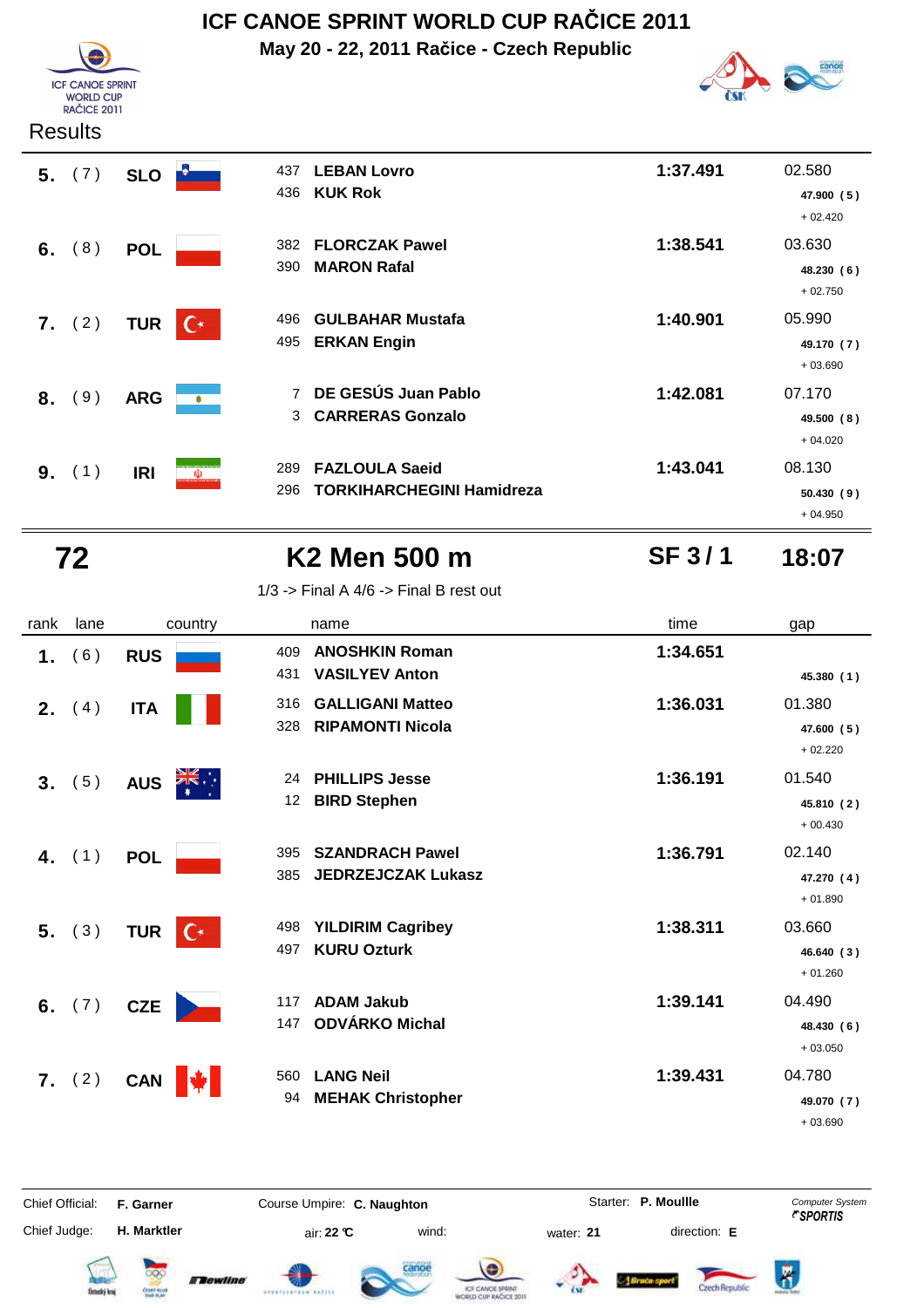# ICF CANOE SPRINT WORLD CUP RAČICE 2011

**May 20 - 22, 2011 Račice - Czech Republic**

Results

| rank | lane | country | | name | time | gap |
|---|---|---|---|---|---|---|
| 5. | (7) | SLO | 437 | LEBAN Lovro | 1:37.491 | 02.580 |
| | | | 436 | KUK Rok | | 47.900 (5) + 02.420 |
| 6. | (8) | POL | 382 | FLORCZAK Pawel | 1:38.541 | 03.630 |
| | | | 390 | MARON Rafal | | 48.230 (6) + 02.750 |
| 7. | (2) | TUR | 496 | GULBAHAR Mustafa | 1:40.901 | 05.990 |
| | | | 495 | ERKAN Engin | | 49.170 (7) + 03.690 |
| 8. | (9) | ARG | 7 | DE GESÚS Juan Pablo | 1:42.081 | 07.170 |
| | | | 3 | CARRERAS Gonzalo | | 49.500 (8) + 04.020 |
| 9. | (1) | IRI | 289 | FAZLOULA Saeid | 1:43.041 | 08.130 |
| | | | 296 | TORKIHARCHEGINI Hamidreza | | 50.430 (9) + 04.950 |

## 72 K2 Men 500 m SF 3 / 1 18:07

1/3 -> Final A 4/6 -> Final B rest out

| rank | lane | country | | name | time | gap |
|---|---|---|---|---|---|---|
| 1. | (6) | RUS | 409 | ANOSHKIN Roman | 1:34.651 | |
| | | | 431 | VASILYEV Anton | | 45.380 (1) |
| 2. | (4) | ITA | 316 | GALLIGANI Matteo | 1:36.031 | 01.380 |
| | | | 328 | RIPAMONTI Nicola | | 47.600 (5) + 02.220 |
| 3. | (5) | AUS | 24 | PHILLIPS Jesse | 1:36.191 | 01.540 |
| | | | 12 | BIRD Stephen | | 45.810 (2) + 00.430 |
| 4. | (1) | POL | 395 | SZANDRACH Pawel | 1:36.791 | 02.140 |
| | | | 385 | JEDRZEJCZAK Lukasz | | 47.270 (4) + 01.890 |
| 5. | (3) | TUR | 498 | YILDIRIM Cagribey | 1:38.311 | 03.660 |
| | | | 497 | KURU Ozturk | | 46.640 (3) + 01.260 |
| 6. | (7) | CZE | 117 | ADAM Jakub | 1:39.141 | 04.490 |
| | | | 147 | ODVÁRKO Michal | | 48.430 (6) + 03.050 |
| 7. | (2) | CAN | 560 | LANG Neil | 1:39.431 | 04.780 |
| | | | 94 | MEHAK Christopher | | 49.070 (7) + 03.690 |

Chief Official: **F. Garner** Course Umpire: **C. Naughton** Starter: **P. Moullle**

Chief Judge: **H. Marktler** air: **22 °C** wind: water: **21** direction: **E**

Computer System SPORTIS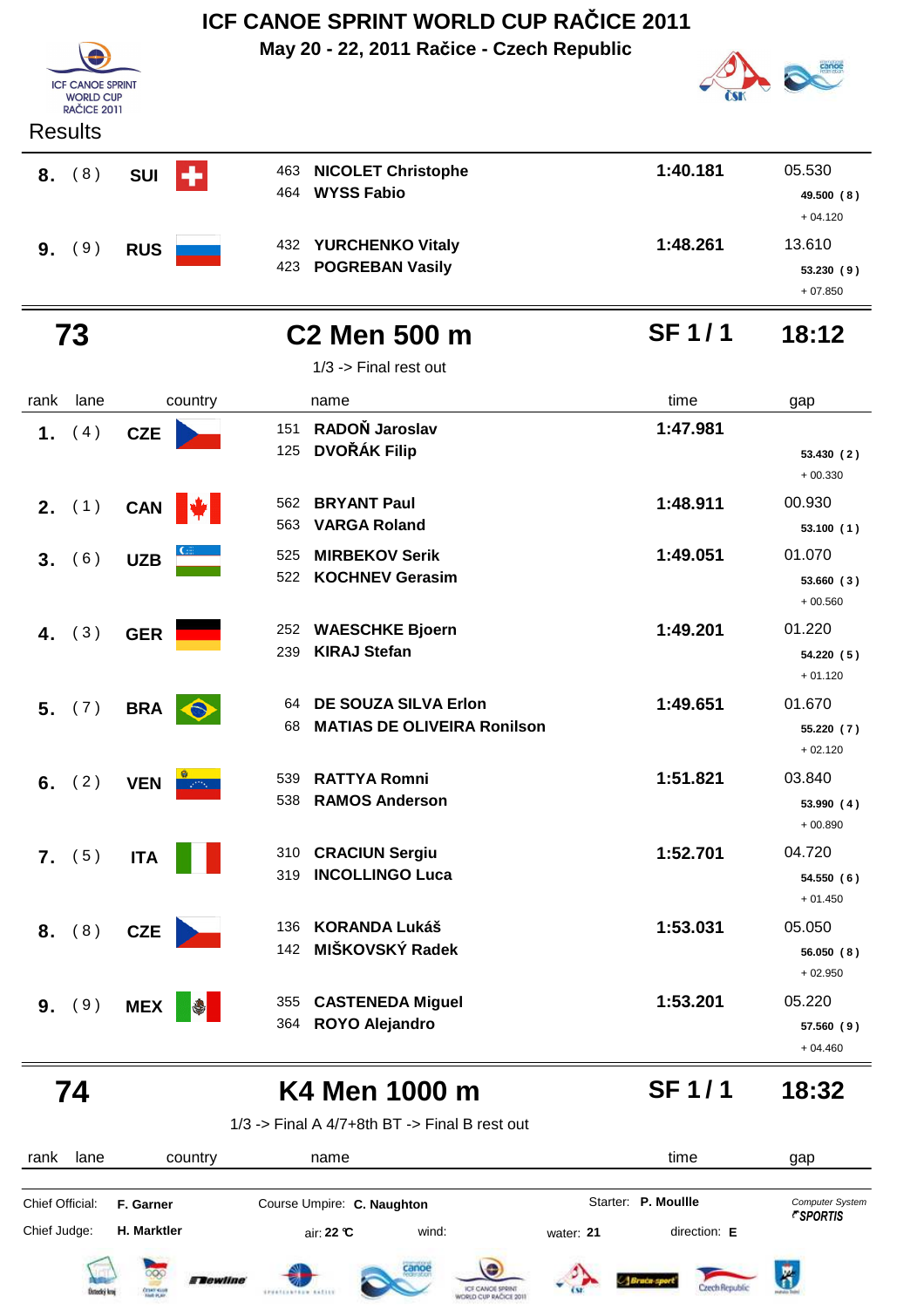# ICF CANOE SPRINT WORLD CUP RAČICE 2011

**May 20 - 22, 2011 Račice - Czech Republic**

Results

| rank | lane | country | | name | time | gap |
|---|---|---|---|---|---|---|
| 8. | (8) | SUI | 463 | NICOLET Christophe | 1:40.181 | 05.530 |
| | | | 464 | WYSS Fabio | | 49.500 (8) + 04.120 |
| 9. | (9) | RUS | 432 | YURCHENKO Vitaly | 1:48.261 | 13.610 |
| | | | 423 | POGREBAN Vasily | | 53.230 (9) + 07.850 |

## 73 — C2 Men 500 m — SF 1 / 1 — 18:12

1/3 -> Final rest out

| rank | lane | country | | name | time | gap |
|---|---|---|---|---|---|---|
| 1. | (4) | CZE | 151 | RADOŇ Jaroslav | 1:47.981 | |
| | | | 125 | DVOŘÁK Filip | | 53.430 (2) + 00.330 |
| 2. | (1) | CAN | 562 | BRYANT Paul | 1:48.911 | 00.930 |
| | | | 563 | VARGA Roland | | 53.100 (1) |
| 3. | (6) | UZB | 525 | MIRBEKOV Serik | 1:49.051 | 01.070 |
| | | | 522 | KOCHNEV Gerasim | | 53.660 (3) + 00.560 |
| 4. | (3) | GER | 252 | WAESCHKE Bjoern | 1:49.201 | 01.220 |
| | | | 239 | KIRAJ Stefan | | 54.220 (5) + 01.120 |
| 5. | (7) | BRA | 64 | DE SOUZA SILVA Erlon | 1:49.651 | 01.670 |
| | | | 68 | MATIAS DE OLIVEIRA Ronilson | | 55.220 (7) + 02.120 |
| 6. | (2) | VEN | 539 | RATTYA Romni | 1:51.821 | 03.840 |
| | | | 538 | RAMOS Anderson | | 53.990 (4) + 00.890 |
| 7. | (5) | ITA | 310 | CRACIUN Sergiu | 1:52.701 | 04.720 |
| | | | 319 | INCOLLINGO Luca | | 54.550 (6) + 01.450 |
| 8. | (8) | CZE | 136 | KORANDA Lukáš | 1:53.031 | 05.050 |
| | | | 142 | MIŠKOVSKÝ Radek | | 56.050 (8) + 02.950 |
| 9. | (9) | MEX | 355 | CASTENEDA Miguel | 1:53.201 | 05.220 |
| | | | 364 | ROYO Alejandro | | 57.560 (9) + 04.460 |

## 74 — K4 Men 1000 m — SF 1 / 1 — 18:32

1/3 -> Final A 4/7+8th BT -> Final B rest out

| rank | lane | country | name | time | gap |
|---|---|---|---|---|---|

Chief Official: **F. Garner** — Course Umpire: **C. Naughton** — Starter: **P. Moullle** — Computer System SPORTIS

Chief Judge: **H. Marktler** — air: **22 °C** — wind: — water: **21** — direction: **E**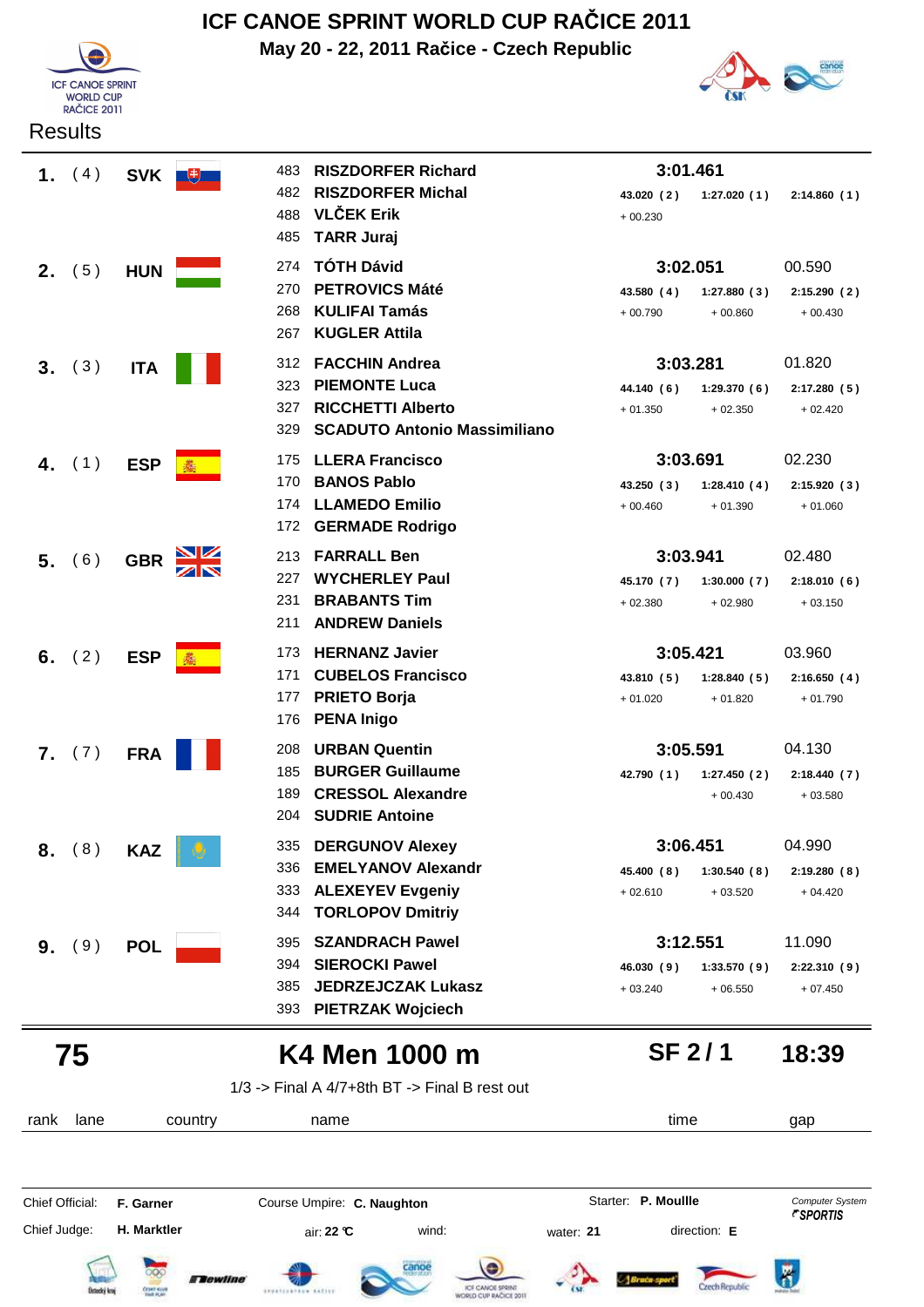# ICF CANOE SPRINT WORLD CUP RAČICE 2011

**May 20 - 22, 2011 Račice - Czech Republic**

Results

## 75 K4 Men 1000 m SF 2 / 1 18:39

1/3 -> Final A 4/7+8th BT -> Final B rest out

| rank | lane | country | name | time | | | gap |
|---|---|---|---|---|---|---|---|
| **1.** | ( 4 ) | **SVK** | 483 **RISZDORFER Richard**<br>482 **RISZDORFER Michal**<br>488 **VLČEK Erik**<br>485 **TARR Juraj** | **3:01.461**<br>**43.020 ( 2 )**<br>+ 00.230 | **1:27.020 ( 1 )** | **2:14.860 ( 1 )** | |
| **2.** | ( 5 ) | **HUN** | 274 **TÓTH Dávid**<br>270 **PETROVICS Máté**<br>268 **KULIFAI Tamás**<br>267 **KUGLER Attila** | **3:02.051**<br>**43.580 ( 4 )**<br>+ 00.790 | **1:27.880 ( 3 )**<br>+ 00.860 | **2:15.290 ( 2 )**<br>+ 00.430 | 00.590 |
| **3.** | ( 3 ) | **ITA** | 312 **FACCHIN Andrea**<br>323 **PIEMONTE Luca**<br>327 **RICCHETTI Alberto**<br>329 **SCADUTO Antonio Massimiliano** | **3:03.281**<br>**44.140 ( 6 )**<br>+ 01.350 | **1:29.370 ( 6 )**<br>+ 02.350 | **2:17.280 ( 5 )**<br>+ 02.420 | 01.820 |
| **4.** | ( 1 ) | **ESP** | 175 **LLERA Francisco**<br>170 **BANOS Pablo**<br>174 **LLAMEDO Emilio**<br>172 **GERMADE Rodrigo** | **3:03.691**<br>**43.250 ( 3 )**<br>+ 00.460 | **1:28.410 ( 4 )**<br>+ 01.390 | **2:15.920 ( 3 )**<br>+ 01.060 | 02.230 |
| **5.** | ( 6 ) | **GBR** | 213 **FARRALL Ben**<br>227 **WYCHERLEY Paul**<br>231 **BRABANTS Tim**<br>211 **ANDREW Daniels** | **3:03.941**<br>**45.170 ( 7 )**<br>+ 02.380 | **1:30.000 ( 7 )**<br>+ 02.980 | **2:18.010 ( 6 )**<br>+ 03.150 | 02.480 |
| **6.** | ( 2 ) | **ESP** | 173 **HERNANZ Javier**<br>171 **CUBELOS Francisco**<br>177 **PRIETO Borja**<br>176 **PENA Inigo** | **3:05.421**<br>**43.810 ( 5 )**<br>+ 01.020 | **1:28.840 ( 5 )**<br>+ 01.820 | **2:16.650 ( 4 )**<br>+ 01.790 | 03.960 |
| **7.** | ( 7 ) | **FRA** | 208 **URBAN Quentin**<br>185 **BURGER Guillaume**<br>189 **CRESSOL Alexandre**<br>204 **SUDRIE Antoine** | **3:05.591**<br>**42.790 ( 1 )** | **1:27.450 ( 2 )**<br>+ 00.430 | **2:18.440 ( 7 )**<br>+ 03.580 | 04.130 |
| **8.** | ( 8 ) | **KAZ** | 335 **DERGUNOV Alexey**<br>336 **EMELYANOV Alexandr**<br>333 **ALEXEYEV Evgeniy**<br>344 **TORLOPOV Dmitriy** | **3:06.451**<br>**45.400 ( 8 )**<br>+ 02.610 | **1:30.540 ( 8 )**<br>+ 03.520 | **2:19.280 ( 8 )**<br>+ 04.420 | 04.990 |
| **9.** | ( 9 ) | **POL** | 395 **SZANDRACH Pawel**<br>394 **SIEROCKI Pawel**<br>385 **JEDRZEJCZAK Lukasz**<br>393 **PIETRZAK Wojciech** | **3:12.551**<br>**46.030 ( 9 )**<br>+ 03.240 | **1:33.570 ( 9 )**<br>+ 06.550 | **2:22.310 ( 9 )**<br>+ 07.450 | 11.090 |

Chief Official: **F. Garner** Course Umpire: **C. Naughton** Starter: **P. Moullle** Computer System *SPORTIS*

Chief Judge: **H. Marktler** air: **22 °C** wind: water: **21** direction: **E**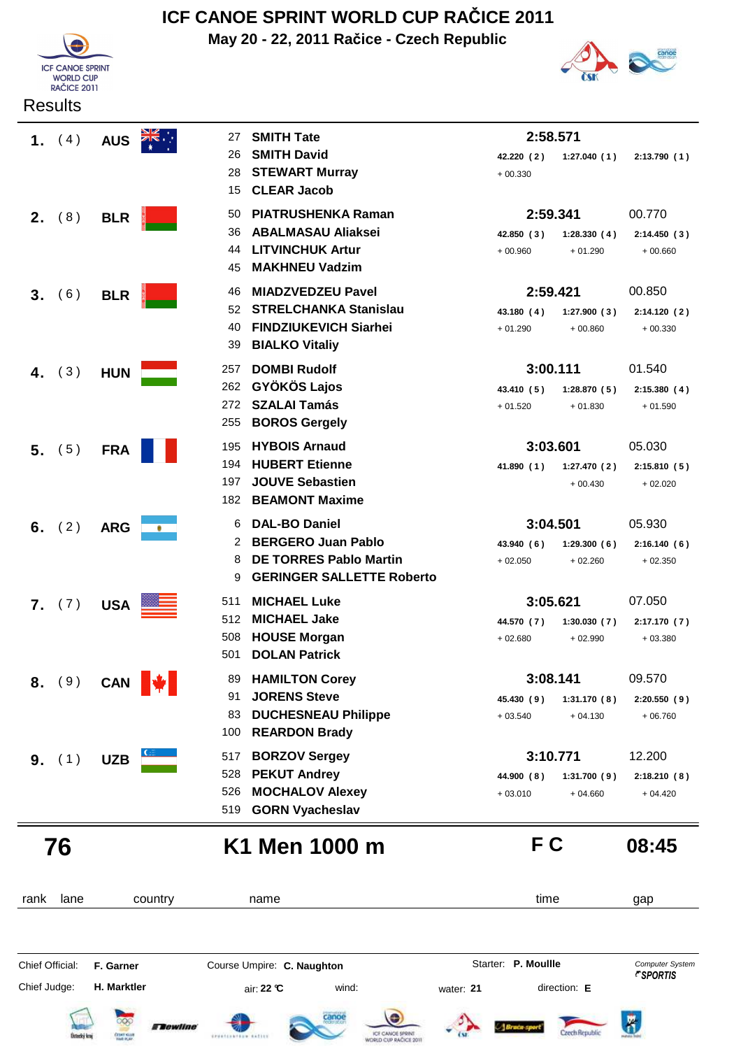# ICF CANOE SPRINT WORLD CUP RAČICE 2011

**May 20 - 22, 2011 Račice - Czech Republic**

ICF CANOE SPRINT WORLD CUP RAČICE 2011

Results

| rank | lane | country | name | time | | | gap |
|---|---|---|---|---|---|---|---|
| **1.** | ( 4 ) | **AUS** | 27 **SMITH Tate**<br>26 **SMITH David**<br>28 **STEWART Murray**<br>15 **CLEAR Jacob** | **2:58.571** | | | |
| | | | | 42.220 ( 2 ) | 1:27.040 ( 1 ) | 2:13.790 ( 1 ) | |
| | | | | + 00.330 | | | |
| **2.** | ( 8 ) | **BLR** | 50 **PIATRUSHENKA Raman**<br>36 **ABALMASAU Aliaksei**<br>44 **LITVINCHUK Artur**<br>45 **MAKHNEU Vadzim** | **2:59.341** | | | 00.770 |
| | | | | 42.850 ( 3 ) | 1:28.330 ( 4 ) | 2:14.450 ( 3 ) | |
| | | | | + 00.960 | + 01.290 | + 00.660 | |
| **3.** | ( 6 ) | **BLR** | 46 **MIADZVEDZEU Pavel**<br>52 **STRELCHANKA Stanislau**<br>40 **FINDZIUKEVICH Siarhei**<br>39 **BIALKO Vitaliy** | **2:59.421** | | | 00.850 |
| | | | | 43.180 ( 4 ) | 1:27.900 ( 3 ) | 2:14.120 ( 2 ) | |
| | | | | + 01.290 | + 00.860 | + 00.330 | |
| **4.** | ( 3 ) | **HUN** | 257 **DOMBI Rudolf**<br>262 **GYÖKÖS Lajos**<br>272 **SZALAI Tamás**<br>255 **BOROS Gergely** | **3:00.111** | | | 01.540 |
| | | | | 43.410 ( 5 ) | 1:28.870 ( 5 ) | 2:15.380 ( 4 ) | |
| | | | | + 01.520 | + 01.830 | + 01.590 | |
| **5.** | ( 5 ) | **FRA** | 195 **HYBOIS Arnaud**<br>194 **HUBERT Etienne**<br>197 **JOUVE Sebastien**<br>182 **BEAMONT Maxime** | **3:03.601** | | | 05.030 |
| | | | | 41.890 ( 1 ) | 1:27.470 ( 2 ) | 2:15.810 ( 5 ) | |
| | | | | | + 00.430 | + 02.020 | |
| **6.** | ( 2 ) | **ARG** | 6 **DAL-BO Daniel**<br>2 **BERGERO Juan Pablo**<br>8 **DE TORRES Pablo Martin**<br>9 **GERINGER SALLETTE Roberto** | **3:04.501** | | | 05.930 |
| | | | | 43.940 ( 6 ) | 1:29.300 ( 6 ) | 2:16.140 ( 6 ) | |
| | | | | + 02.050 | + 02.260 | + 02.350 | |
| **7.** | ( 7 ) | **USA** | 511 **MICHAEL Luke**<br>512 **MICHAEL Jake**<br>508 **HOUSE Morgan**<br>501 **DOLAN Patrick** | **3:05.621** | | | 07.050 |
| | | | | 44.570 ( 7 ) | 1:30.030 ( 7 ) | 2:17.170 ( 7 ) | |
| | | | | + 02.680 | + 02.990 | + 03.380 | |
| **8.** | ( 9 ) | **CAN** | 89 **HAMILTON Corey**<br>91 **JORENS Steve**<br>83 **DUCHESNEAU Philippe**<br>100 **REARDON Brady** | **3:08.141** | | | 09.570 |
| | | | | 45.430 ( 9 ) | 1:31.170 ( 8 ) | 2:20.550 ( 9 ) | |
| | | | | + 03.540 | + 04.130 | + 06.760 | |
| **9.** | ( 1 ) | **UZB** | 517 **BORZOV Sergey**<br>528 **PEKUT Andrey**<br>526 **MOCHALOV Alexey**<br>519 **GORN Vyacheslav** | **3:10.771** | | | 12.200 |
| | | | | 44.900 ( 8 ) | 1:31.700 ( 9 ) | 2:18.210 ( 8 ) | |
| | | | | + 03.010 | + 04.660 | + 04.420 | |

## 76 — K1 Men 1000 m — F C — 08:45

Chief Official: **F. Garner** Course Umpire: **C. Naughton** Starter: **P. Moullle** Computer System SPORTIS

Chief Judge: **H. Marktler** air: **22 °C** wind: water: **21** direction: **E**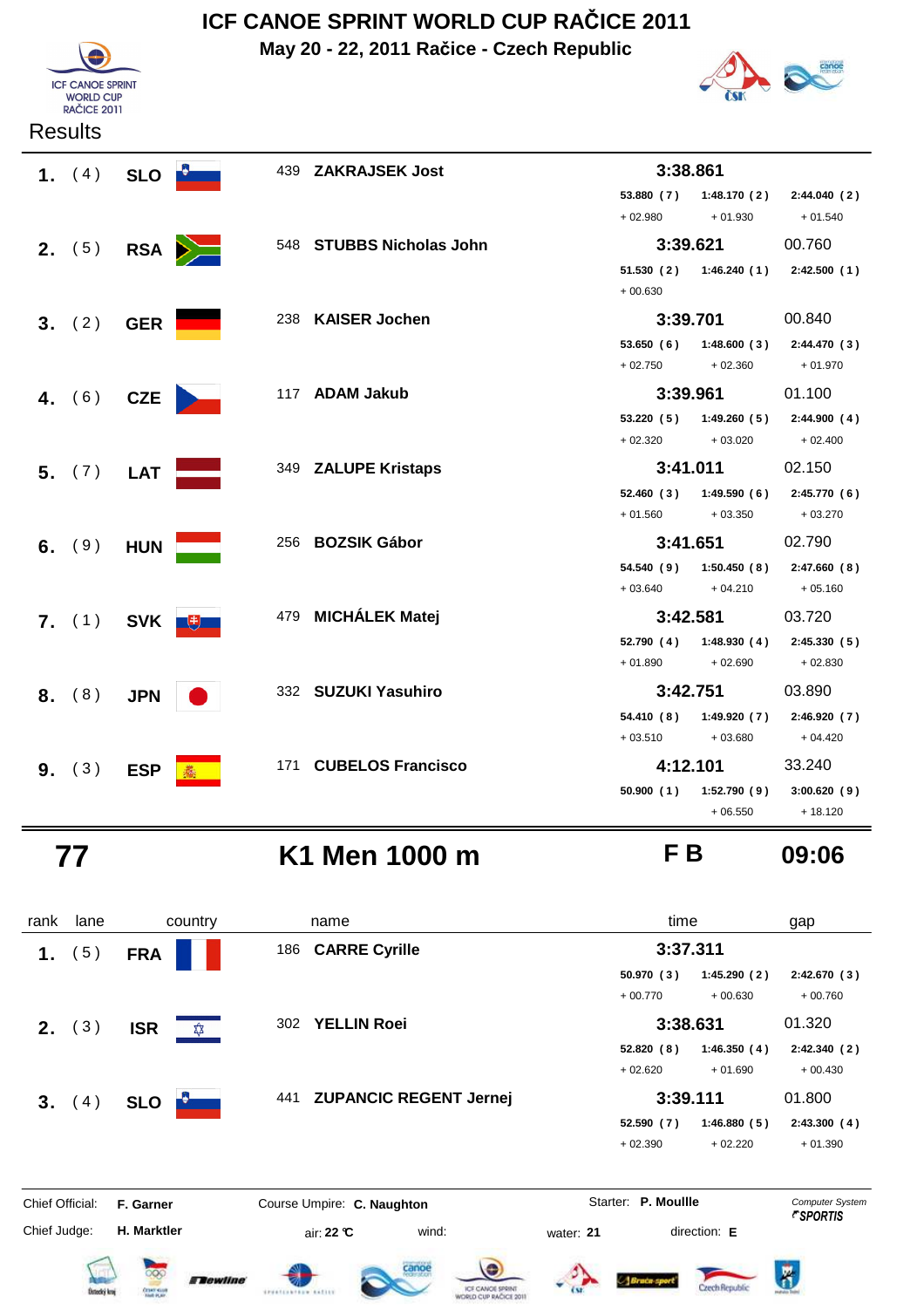# ICF CANOE SPRINT WORLD CUP RAČICE 2011

**May 20 - 22, 2011 Račice - Czech Republic**

ICF CANOE SPRINT WORLD CUP RAČICE 2011

Results

| rank | lane | country | | name | time | | | gap |
|---|---|---|---|---|---|---|---|---|
| **1.** | ( 4 ) | **SLO** | 439 | **ZAKRAJSEK Jost** | **3:38.861** | | | |
| | | | | | 53.880 ( 7 ) | 1:48.170 ( 2 ) | 2:44.040 ( 2 ) | |
| | | | | | + 02.980 | + 01.930 | + 01.540 | |
| **2.** | ( 5 ) | **RSA** | 548 | **STUBBS Nicholas John** | **3:39.621** | | | 00.760 |
| | | | | | 51.530 ( 2 ) | 1:46.240 ( 1 ) | 2:42.500 ( 1 ) | |
| | | | | | + 00.630 | | | |
| **3.** | ( 2 ) | **GER** | 238 | **KAISER Jochen** | **3:39.701** | | | 00.840 |
| | | | | | 53.650 ( 6 ) | 1:48.600 ( 3 ) | 2:44.470 ( 3 ) | |
| | | | | | + 02.750 | + 02.360 | + 01.970 | |
| **4.** | ( 6 ) | **CZE** | 117 | **ADAM Jakub** | **3:39.961** | | | 01.100 |
| | | | | | 53.220 ( 5 ) | 1:49.260 ( 5 ) | 2:44.900 ( 4 ) | |
| | | | | | + 02.320 | + 03.020 | + 02.400 | |
| **5.** | ( 7 ) | **LAT** | 349 | **ZALUPE Kristaps** | **3:41.011** | | | 02.150 |
| | | | | | 52.460 ( 3 ) | 1:49.590 ( 6 ) | 2:45.770 ( 6 ) | |
| | | | | | + 01.560 | + 03.350 | + 03.270 | |
| **6.** | ( 9 ) | **HUN** | 256 | **BOZSIK Gábor** | **3:41.651** | | | 02.790 |
| | | | | | 54.540 ( 9 ) | 1:50.450 ( 8 ) | 2:47.660 ( 8 ) | |
| | | | | | + 03.640 | + 04.210 | + 05.160 | |
| **7.** | ( 1 ) | **SVK** | 479 | **MICHÁLEK Matej** | **3:42.581** | | | 03.720 |
| | | | | | 52.790 ( 4 ) | 1:48.930 ( 4 ) | 2:45.330 ( 5 ) | |
| | | | | | + 01.890 | + 02.690 | + 02.830 | |
| **8.** | ( 8 ) | **JPN** | 332 | **SUZUKI Yasuhiro** | **3:42.751** | | | 03.890 |
| | | | | | 54.410 ( 8 ) | 1:49.920 ( 7 ) | 2:46.920 ( 7 ) | |
| | | | | | + 03.510 | + 03.680 | + 04.420 | |
| **9.** | ( 3 ) | **ESP** | 171 | **CUBELOS Francisco** | **4:12.101** | | | 33.240 |
| | | | | | 50.900 ( 1 ) | 1:52.790 ( 9 ) | 3:00.620 ( 9 ) | |
| | | | | | | + 06.550 | + 18.120 | |

## 77 K1 Men 1000 m F B 09:06

| rank | lane | country | | name | time | | | gap |
|---|---|---|---|---|---|---|---|---|
| **1.** | ( 5 ) | **FRA** | 186 | **CARRE Cyrille** | **3:37.311** | | | |
| | | | | | 50.970 ( 3 ) | 1:45.290 ( 2 ) | 2:42.670 ( 3 ) | |
| | | | | | + 00.770 | + 00.630 | + 00.760 | |
| **2.** | ( 3 ) | **ISR** | 302 | **YELLIN Roei** | **3:38.631** | | | 01.320 |
| | | | | | 52.820 ( 8 ) | 1:46.350 ( 4 ) | 2:42.340 ( 2 ) | |
| | | | | | + 02.620 | + 01.690 | + 00.430 | |
| **3.** | ( 4 ) | **SLO** | 441 | **ZUPANCIC REGENT Jernej** | **3:39.111** | | | 01.800 |
| | | | | | 52.590 ( 7 ) | 1:46.880 ( 5 ) | 2:43.300 ( 4 ) | |
| | | | | | + 02.390 | + 02.220 | + 01.390 | |

Chief Official: **F. Garner** Course Umpire: **C. Naughton** Starter: **P. Moullle** Computer System SPORTIS

Chief Judge: **H. Marktler** air: **22 °C** wind: water: **21** direction: **E**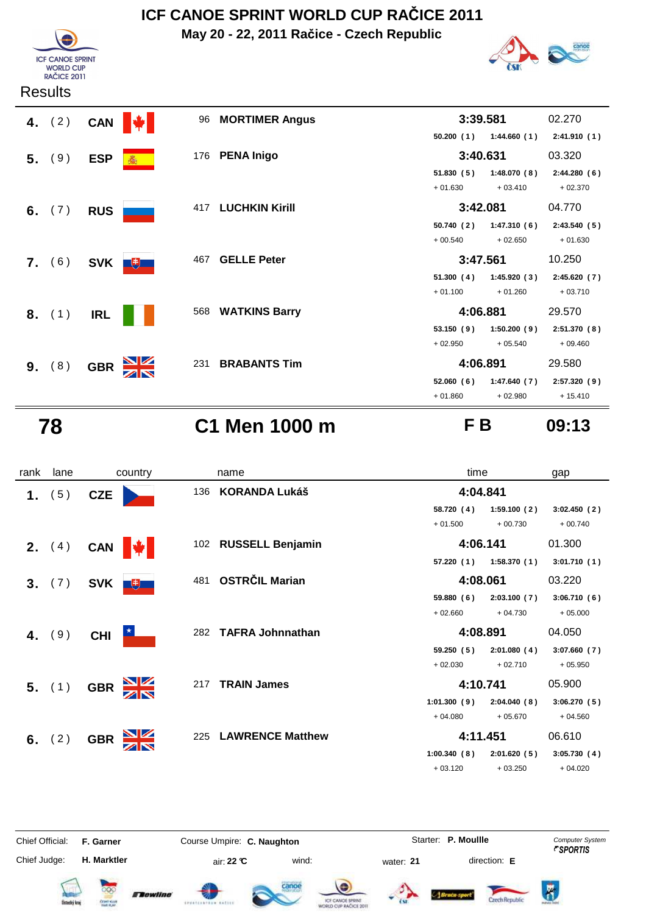# ICF CANOE SPRINT WORLD CUP RAČICE 2011

**May 20 - 22, 2011 Račice - Czech Republic**

Results

| rank | lane | country | no. | name | time | | | gap |
|---|---|---|---|---|---|---|---|---|
| 4. | (2) | CAN | 96 | MORTIMER Angus | 3:39.581 | | | 02.270 |
| | | | | | 50.200 (1) | 1:44.660 (1) | 2:41.910 (1) | |
| 5. | (9) | ESP | 176 | PENA Inigo | 3:40.631 | | | 03.320 |
| | | | | | 51.830 (5) | 1:48.070 (8) | 2:44.280 (6) | |
| | | | | | + 01.630 | + 03.410 | + 02.370 | |
| 6. | (7) | RUS | 417 | LUCHKIN Kirill | 3:42.081 | | | 04.770 |
| | | | | | 50.740 (2) | 1:47.310 (6) | 2:43.540 (5) | |
| | | | | | + 00.540 | + 02.650 | + 01.630 | |
| 7. | (6) | SVK | 467 | GELLE Peter | 3:47.561 | | | 10.250 |
| | | | | | 51.300 (4) | 1:45.920 (3) | 2:45.620 (7) | |
| | | | | | + 01.100 | + 01.260 | + 03.710 | |
| 8. | (1) | IRL | 568 | WATKINS Barry | 4:06.881 | | | 29.570 |
| | | | | | 53.150 (9) | 1:50.200 (9) | 2:51.370 (8) | |
| | | | | | + 02.950 | + 05.540 | + 09.460 | |
| 9. | (8) | GBR | 231 | BRABANTS Tim | 4:06.891 | | | 29.580 |
| | | | | | 52.060 (6) | 1:47.640 (7) | 2:57.320 (9) | |
| | | | | | + 01.860 | + 02.980 | + 15.410 | |

## 78 — C1 Men 1000 m — F B — 09:13

| rank | lane | country | no. | name | time | | | gap |
|---|---|---|---|---|---|---|---|---|
| 1. | (5) | CZE | 136 | KORANDA Lukáš | 4:04.841 | | | |
| | | | | | 58.720 (4) | 1:59.100 (2) | 3:02.450 (2) | |
| | | | | | + 01.500 | + 00.730 | + 00.740 | |
| 2. | (4) | CAN | 102 | RUSSELL Benjamin | 4:06.141 | | | 01.300 |
| | | | | | 57.220 (1) | 1:58.370 (1) | 3:01.710 (1) | |
| 3. | (7) | SVK | 481 | OSTRČIL Marian | 4:08.061 | | | 03.220 |
| | | | | | 59.880 (6) | 2:03.100 (7) | 3:06.710 (6) | |
| | | | | | + 02.660 | + 04.730 | + 05.000 | |
| 4. | (9) | CHI | 282 | TAFRA Johnnathan | 4:08.891 | | | 04.050 |
| | | | | | 59.250 (5) | 2:01.080 (4) | 3:07.660 (7) | |
| | | | | | + 02.030 | + 02.710 | + 05.950 | |
| 5. | (1) | GBR | 217 | TRAIN James | 4:10.741 | | | 05.900 |
| | | | | | 1:01.300 (9) | 2:04.040 (8) | 3:06.270 (5) | |
| | | | | | + 04.080 | + 05.670 | + 04.560 | |
| 6. | (2) | GBR | 225 | LAWRENCE Matthew | 4:11.451 | | | 06.610 |
| | | | | | 1:00.340 (8) | 2:01.620 (5) | 3:05.730 (4) | |
| | | | | | + 03.120 | + 03.250 | + 04.020 | |

Chief Official: **F. Garner** — Course Umpire: **C. Naughton** — Starter: **P. Moullle** — Computer System SPORTIS

Chief Judge: **H. Marktler** — air: **22 °C** — wind: — water: **21** — direction: **E**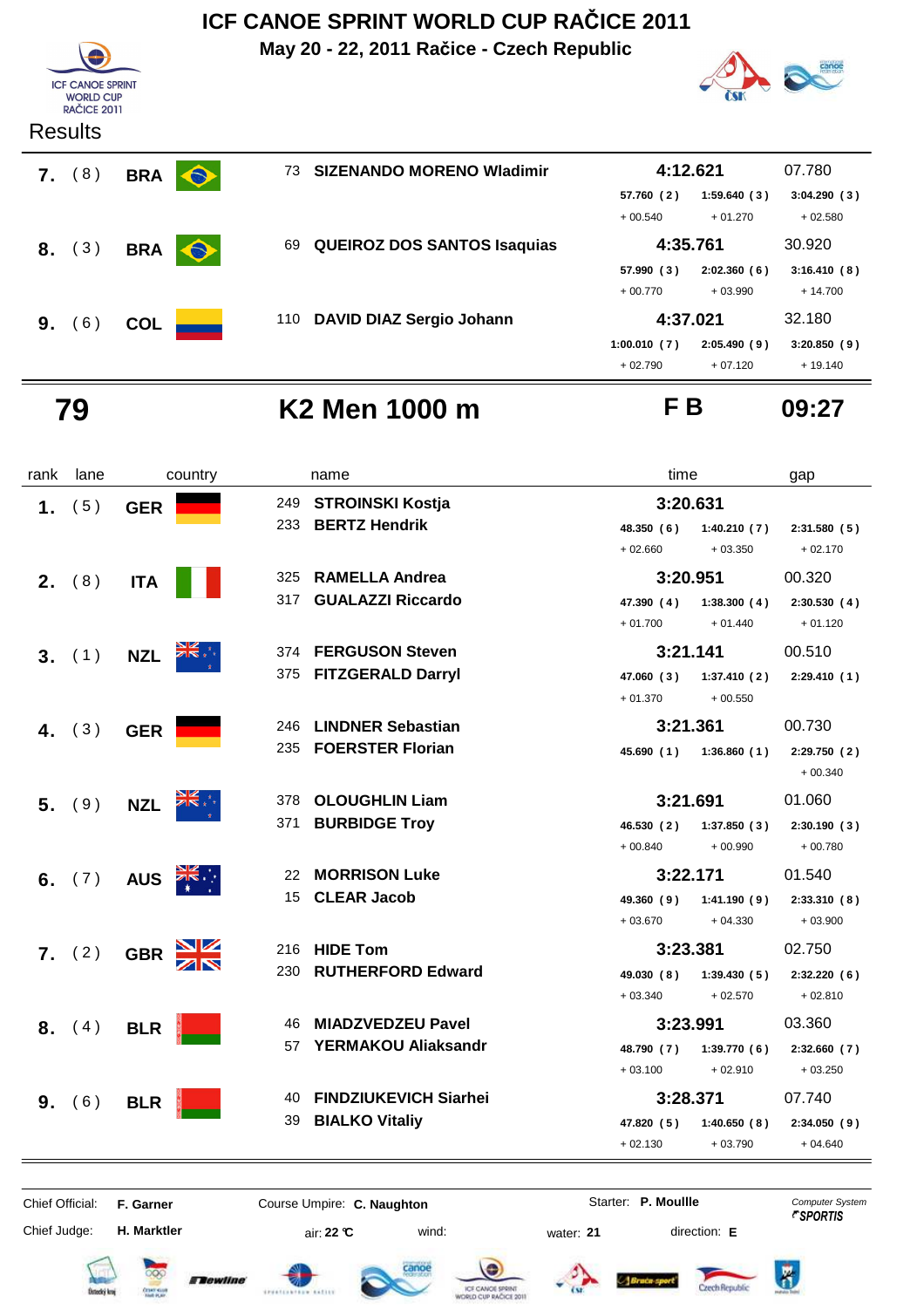# ICF CANOE SPRINT WORLD CUP RAČICE 2011

**May 20 - 22, 2011 Račice - Czech Republic**

Results

| rank | lane | country | name | time | | | gap |
|---|---|---|---|---|---|---|---|
| 7. | (8) | BRA | 73 SIZENANDO MORENO Wladimir | 4:12.621 | | | 07.780 |
| | | | | 57.760 (2) | 1:59.640 (3) | 3:04.290 (3) | |
| | | | | + 00.540 | + 01.270 | + 02.580 | |
| 8. | (3) | BRA | 69 QUEIROZ DOS SANTOS Isaquias | 4:35.761 | | | 30.920 |
| | | | | 57.990 (3) | 2:02.360 (6) | 3:16.410 (8) | |
| | | | | + 00.770 | + 03.990 | + 14.700 | |
| 9. | (6) | COL | 110 DAVID DIAZ Sergio Johann | 4:37.021 | | | 32.180 |
| | | | | 1:00.010 (7) | 2:05.490 (9) | 3:20.850 (9) | |
| | | | | + 02.790 | + 07.120 | + 19.140 | |

## 79 K2 Men 1000 m FB 09:27

| rank | lane | country | name | time | | | gap |
|---|---|---|---|---|---|---|---|
| 1. | (5) | GER | 249 STROINSKI Kostja / 233 BERTZ Hendrik | 3:20.631 | | | |
| | | | | 48.350 (6) | 1:40.210 (7) | 2:31.580 (5) | |
| | | | | + 02.660 | + 03.350 | + 02.170 | |
| 2. | (8) | ITA | 325 RAMELLA Andrea / 317 GUALAZZI Riccardo | 3:20.951 | | | 00.320 |
| | | | | 47.390 (4) | 1:38.300 (4) | 2:30.530 (4) | |
| | | | | + 01.700 | + 01.440 | + 01.120 | |
| 3. | (1) | NZL | 374 FERGUSON Steven / 375 FITZGERALD Darryl | 3:21.141 | | | 00.510 |
| | | | | 47.060 (3) | 1:37.410 (2) | 2:29.410 (1) | |
| | | | | + 01.370 | + 00.550 | | |
| 4. | (3) | GER | 246 LINDNER Sebastian / 235 FOERSTER Florian | 3:21.361 | | | 00.730 |
| | | | | 45.690 (1) | 1:36.860 (1) | 2:29.750 (2) | |
| | | | | | | + 00.340 | |
| 5. | (9) | NZL | 378 OLOUGHLIN Liam / 371 BURBIDGE Troy | 3:21.691 | | | 01.060 |
| | | | | 46.530 (2) | 1:37.850 (3) | 2:30.190 (3) | |
| | | | | + 00.840 | + 00.990 | + 00.780 | |
| 6. | (7) | AUS | 22 MORRISON Luke / 15 CLEAR Jacob | 3:22.171 | | | 01.540 |
| | | | | 49.360 (9) | 1:41.190 (9) | 2:33.310 (8) | |
| | | | | + 03.670 | + 04.330 | + 03.900 | |
| 7. | (2) | GBR | 216 HIDE Tom / 230 RUTHERFORD Edward | 3:23.381 | | | 02.750 |
| | | | | 49.030 (8) | 1:39.430 (5) | 2:32.220 (6) | |
| | | | | + 03.340 | + 02.570 | + 02.810 | |
| 8. | (4) | BLR | 46 MIADZVEDZEU Pavel / 57 YERMAKOU Aliaksandr | 3:23.991 | | | 03.360 |
| | | | | 48.790 (7) | 1:39.770 (6) | 2:32.660 (7) | |
| | | | | + 03.100 | + 02.910 | + 03.250 | |
| 9. | (6) | BLR | 40 FINDZIUKEVICH Siarhei / 39 BIALKO Vitaliy | 3:28.371 | | | 07.740 |
| | | | | 47.820 (5) | 1:40.650 (8) | 2:34.050 (9) | |
| | | | | + 02.130 | + 03.790 | + 04.640 | |

Chief Official: **F. Garner** Course Umpire: **C. Naughton** Starter: **P. Moullle**

Chief Judge: **H. Marktler** air: **22 °C** wind: water: **21** direction: **E**

Computer System SPORTIS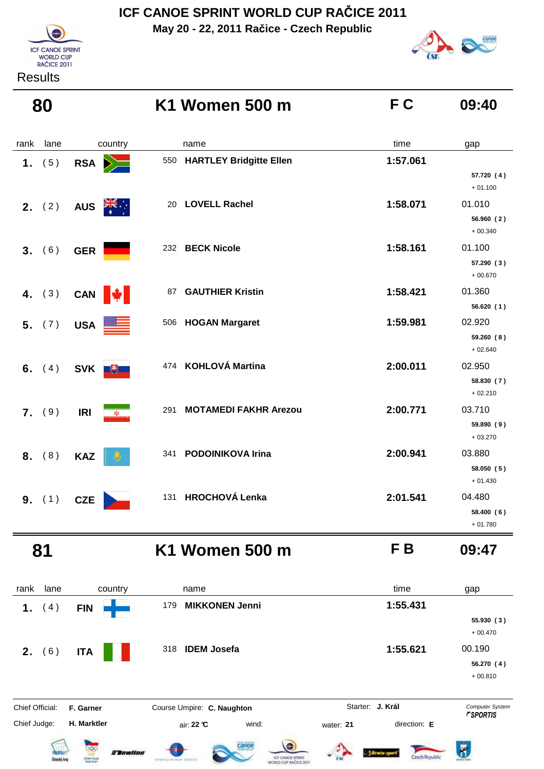# ICF CANOE SPRINT WORLD CUP RAČICE 2011

**May 20 - 22, 2011 Račice - Czech Republic**

Results

## 80 — K1 Women 500 m — F C — 09:40

| rank | lane | country | | name | time | gap | split |
|---|---|---|---|---|---|---|---|
| 1. | (5) | RSA | 550 | **HARTLEY Bridgitte Ellen** | **1:57.061** | | **57.720 (4)** + 01.100 |
| 2. | (2) | AUS | 20 | **LOVELL Rachel** | **1:58.071** | 01.010 | **56.960 (2)** + 00.340 |
| 3. | (6) | GER | 232 | **BECK Nicole** | **1:58.161** | 01.100 | **57.290 (3)** + 00.670 |
| 4. | (3) | CAN | 87 | **GAUTHIER Kristin** | **1:58.421** | 01.360 | **56.620 (1)** |
| 5. | (7) | USA | 506 | **HOGAN Margaret** | **1:59.981** | 02.920 | **59.260 (8)** + 02.640 |
| 6. | (4) | SVK | 474 | **KOHLOVÁ Martina** | **2:00.011** | 02.950 | **58.830 (7)** + 02.210 |
| 7. | (9) | IRI | 291 | **MOTAMEDI FAKHR Arezou** | **2:00.771** | 03.710 | **59.890 (9)** + 03.270 |
| 8. | (8) | KAZ | 341 | **PODOINIKOVA Irina** | **2:00.941** | 03.880 | **58.050 (5)** + 01.430 |
| 9. | (1) | CZE | 131 | **HROCHOVÁ Lenka** | **2:01.541** | 04.480 | **58.400 (6)** + 01.780 |

## 81 — K1 Women 500 m — F B — 09:47

| rank | lane | country | | name | time | gap | split |
|---|---|---|---|---|---|---|---|
| 1. | (4) | FIN | 179 | **MIKKONEN Jenni** | **1:55.431** | | **55.930 (3)** + 00.470 |
| 2. | (6) | ITA | 318 | **IDEM Josefa** | **1:55.621** | 00.190 | **56.270 (4)** + 00.810 |

Chief Official: **F. Garner** Course Umpire: **C. Naughton** Starter: **J. Král** Computer System SPORTIS

Chief Judge: **H. Marktler** air: **22 °C** wind: water: **21** direction: **E**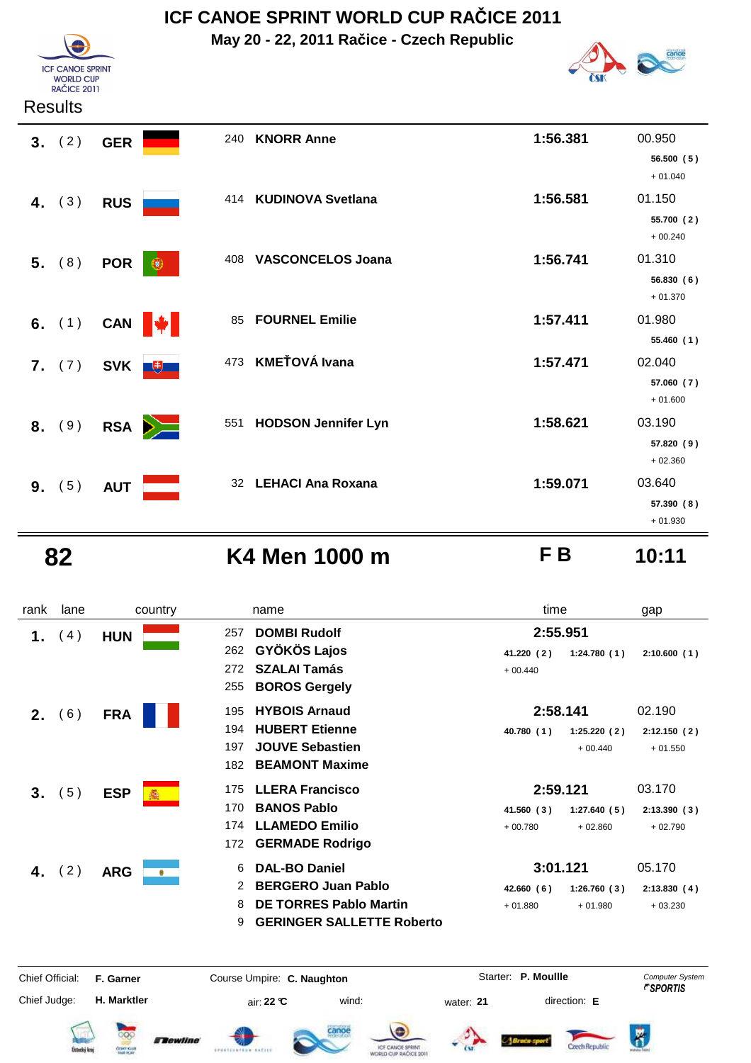# ICF CANOE SPRINT WORLD CUP RAČICE 2011

**May 20 - 22, 2011 Račice - Czech Republic**

Results

| rank | lane | country | | name | time | gap |
|---|---|---|---|---|---|---|
| **3.** | (2) | **GER** | 240 | **KNORR Anne** | **1:56.381** | 00.950 |
| | | | | | | **56.500 (5)** |
| | | | | | | + 01.040 |
| **4.** | (3) | **RUS** | 414 | **KUDINOVA Svetlana** | **1:56.581** | 01.150 |
| | | | | | | **55.700 (2)** |
| | | | | | | + 00.240 |
| **5.** | (8) | **POR** | 408 | **VASCONCELOS Joana** | **1:56.741** | 01.310 |
| | | | | | | **56.830 (6)** |
| | | | | | | + 01.370 |
| **6.** | (1) | **CAN** | 85 | **FOURNEL Emilie** | **1:57.411** | 01.980 |
| | | | | | | **55.460 (1)** |
| **7.** | (7) | **SVK** | 473 | **KMEŤOVÁ Ivana** | **1:57.471** | 02.040 |
| | | | | | | **57.060 (7)** |
| | | | | | | + 01.600 |
| **8.** | (9) | **RSA** | 551 | **HODSON Jennifer Lyn** | **1:58.621** | 03.190 |
| | | | | | | **57.820 (9)** |
| | | | | | | + 02.360 |
| **9.** | (5) | **AUT** | 32 | **LEHACI Ana Roxana** | **1:59.071** | 03.640 |
| | | | | | | **57.390 (8)** |
| | | | | | | + 01.930 |

## 82 K4 Men 1000 m F B 10:11

| rank | lane | country | | name | time | | gap |
|---|---|---|---|---|---|---|---|
| **1.** | (4) | **HUN** | 257 | **DOMBI Rudolf** | **2:55.951** | | |
| | | | 262 | **GYÖKÖS Lajos** | **41.220 (2)** | **1:24.780 (1)** | **2:10.600 (1)** |
| | | | 272 | **SZALAI Tamás** | + 00.440 | | |
| | | | 255 | **BOROS Gergely** | | | |
| **2.** | (6) | **FRA** | 195 | **HYBOIS Arnaud** | **2:58.141** | | 02.190 |
| | | | 194 | **HUBERT Etienne** | **40.780 (1)** | **1:25.220 (2)** | **2:12.150 (2)** |
| | | | 197 | **JOUVE Sebastien** | | + 00.440 | + 01.550 |
| | | | 182 | **BEAMONT Maxime** | | | |
| **3.** | (5) | **ESP** | 175 | **LLERA Francisco** | **2:59.121** | | 03.170 |
| | | | 170 | **BANOS Pablo** | **41.560 (3)** | **1:27.640 (5)** | **2:13.390 (3)** |
| | | | 174 | **LLAMEDO Emilio** | + 00.780 | + 02.860 | + 02.790 |
| | | | 172 | **GERMADE Rodrigo** | | | |
| **4.** | (2) | **ARG** | 6 | **DAL-BO Daniel** | **3:01.121** | | 05.170 |
| | | | 2 | **BERGERO Juan Pablo** | **42.660 (6)** | **1:26.760 (3)** | **2:13.830 (4)** |
| | | | 8 | **DE TORRES Pablo Martin** | + 01.880 | + 01.980 | + 03.230 |
| | | | 9 | **GERINGER SALLETTE Roberto** | | | |

Chief Official: **F. Garner** Course Umpire: **C. Naughton** Starter: **P. Moullle**

Chief Judge: **H. Marktler** air: **22 °C** wind: water: **21** direction: **E**

Computer System SPORTIS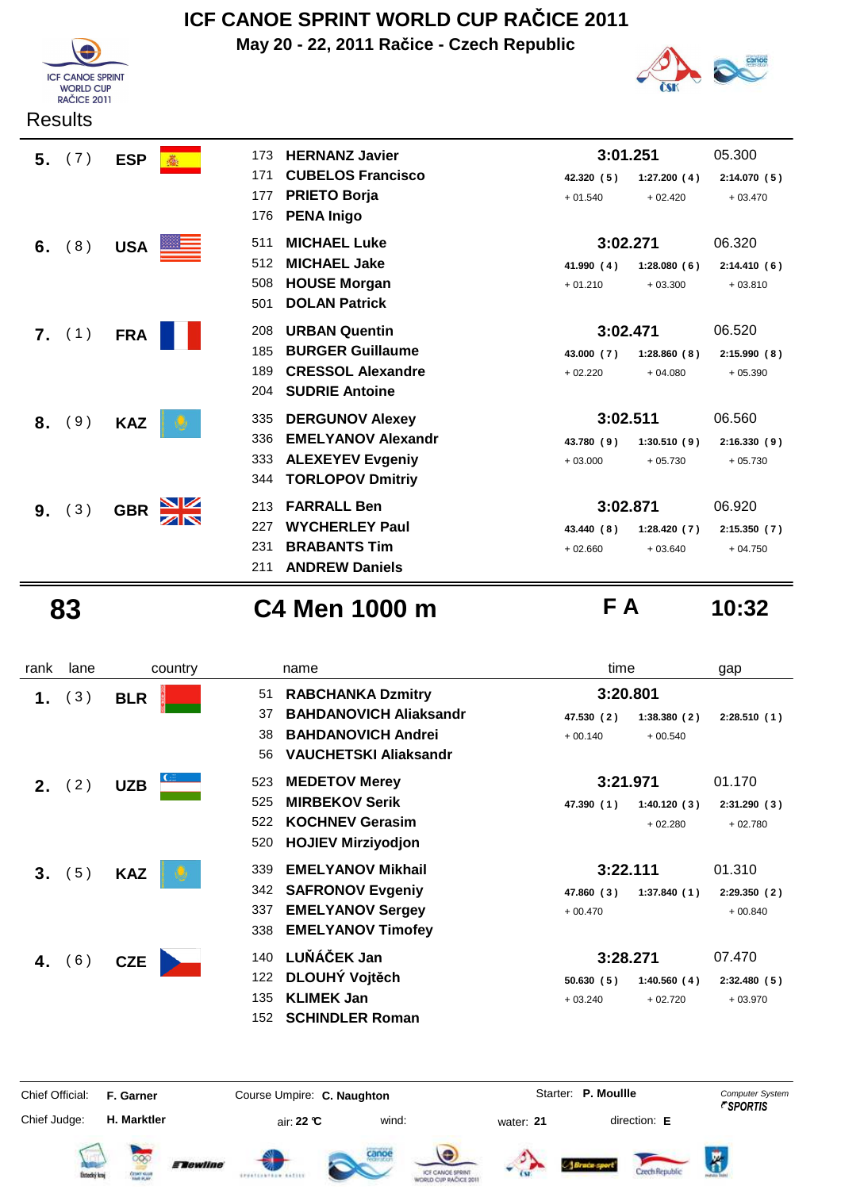# ICF CANOE SPRINT WORLD CUP RAČICE 2011

**May 20 - 22, 2011 Račice - Czech Republic**

Results

| rank | lane | country | | name | time | | | gap |
|---|---|---|---|---|---|---|---|---|
| **5.** | (7) | **ESP** | 173 | **HERNANZ Javier** | **3:01.251** | | | 05.300 |
| | | | 171 | **CUBELOS Francisco** | 42.320 (5) | 1:27.200 (4) | 2:14.070 (5) | |
| | | | 177 | **PRIETO Borja** | + 01.540 | + 02.420 | + 03.470 | |
| | | | 176 | **PENA Inigo** | | | | |
| **6.** | (8) | **USA** | 511 | **MICHAEL Luke** | **3:02.271** | | | 06.320 |
| | | | 512 | **MICHAEL Jake** | 41.990 (4) | 1:28.080 (6) | 2:14.410 (6) | |
| | | | 508 | **HOUSE Morgan** | + 01.210 | + 03.300 | + 03.810 | |
| | | | 501 | **DOLAN Patrick** | | | | |
| **7.** | (1) | **FRA** | 208 | **URBAN Quentin** | **3:02.471** | | | 06.520 |
| | | | 185 | **BURGER Guillaume** | 43.000 (7) | 1:28.860 (8) | 2:15.990 (8) | |
| | | | 189 | **CRESSOL Alexandre** | + 02.220 | + 04.080 | + 05.390 | |
| | | | 204 | **SUDRIE Antoine** | | | | |
| **8.** | (9) | **KAZ** | 335 | **DERGUNOV Alexey** | **3:02.511** | | | 06.560 |
| | | | 336 | **EMELYANOV Alexandr** | 43.780 (9) | 1:30.510 (9) | 2:16.330 (9) | |
| | | | 333 | **ALEXEYEV Evgeniy** | + 03.000 | + 05.730 | + 05.730 | |
| | | | 344 | **TORLOPOV Dmitriy** | | | | |
| **9.** | (3) | **GBR** | 213 | **FARRALL Ben** | **3:02.871** | | | 06.920 |
| | | | 227 | **WYCHERLEY Paul** | 43.440 (8) | 1:28.420 (7) | 2:15.350 (7) | |
| | | | 231 | **BRABANTS Tim** | + 02.660 | + 03.640 | + 04.750 | |
| | | | 211 | **ANDREW Daniels** | | | | |

## 83 C4 Men 1000 m F A 10:32

| rank | lane | country | | name | time | | | gap |
|---|---|---|---|---|---|---|---|---|
| **1.** | (3) | **BLR** | 51 | **RABCHANKA Dzmitry** | **3:20.801** | | | |
| | | | 37 | **BAHDANOVICH Aliaksandr** | 47.530 (2) | 1:38.380 (2) | 2:28.510 (1) | |
| | | | 38 | **BAHDANOVICH Andrei** | + 00.140 | + 00.540 | | |
| | | | 56 | **VAUCHETSKI Aliaksandr** | | | | |
| **2.** | (2) | **UZB** | 523 | **MEDETOV Merey** | **3:21.971** | | | 01.170 |
| | | | 525 | **MIRBEKOV Serik** | 47.390 (1) | 1:40.120 (3) | 2:31.290 (3) | |
| | | | 522 | **KOCHNEV Gerasim** | | + 02.280 | + 02.780 | |
| | | | 520 | **HOJIEV Mirziyodjon** | | | | |
| **3.** | (5) | **KAZ** | 339 | **EMELYANOV Mikhail** | **3:22.111** | | | 01.310 |
| | | | 342 | **SAFRONOV Evgeniy** | 47.860 (3) | 1:37.840 (1) | 2:29.350 (2) | |
| | | | 337 | **EMELYANOV Sergey** | + 00.470 | | + 00.840 | |
| | | | 338 | **EMELYANOV Timofey** | | | | |
| **4.** | (6) | **CZE** | 140 | **LUŇÁČEK Jan** | **3:28.271** | | | 07.470 |
| | | | 122 | **DLOUHÝ Vojtěch** | 50.630 (5) | 1:40.560 (4) | 2:32.480 (5) | |
| | | | 135 | **KLIMEK Jan** | + 03.240 | + 02.720 | + 03.970 | |
| | | | 152 | **SCHINDLER Roman** | | | | |

Chief Official: **F. Garner** Course Umpire: **C. Naughton** Starter: **P. Moullle** Computer System SPORTIS

Chief Judge: **H. Marktler** air: **22 °C** wind: water: **21** direction: **E**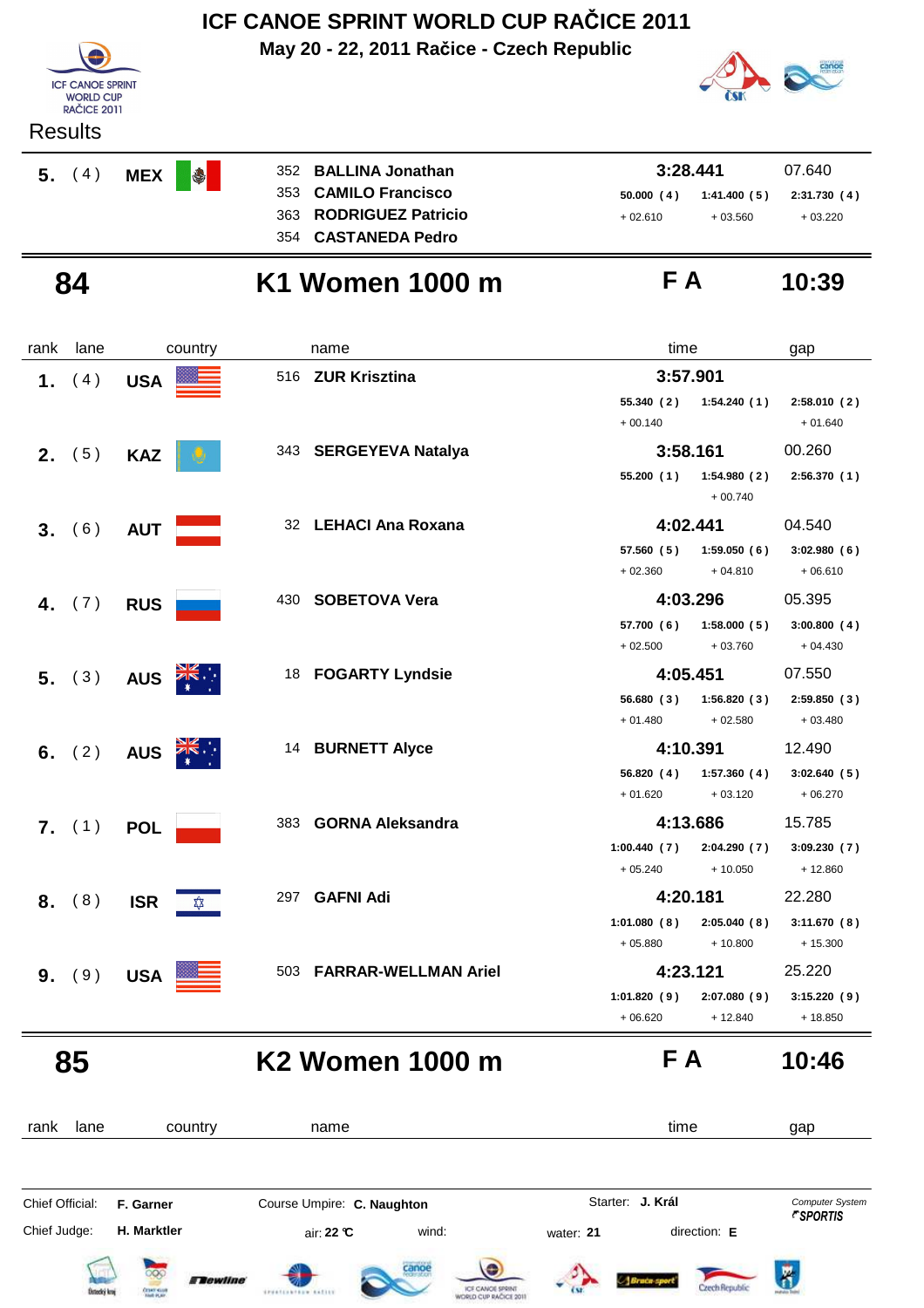# ICF CANOE SPRINT WORLD CUP RAČICE 2011

**May 20 - 22, 2011 Račice - Czech Republic**

Results

| rank | lane | country | name | time | | | gap |
|---|---|---|---|---|---|---|---|
| **5.** | ( 4 ) | **MEX** | 352 **BALLINA Jonathan**<br>353 **CAMILO Francisco**<br>363 **RODRIGUEZ Patricio**<br>354 **CASTANEDA Pedro** | **3:28.441** | | | 07.640 |
| | | | | 50.000 ( 4 ) | 1:41.400 ( 5 ) | 2:31.730 ( 4 ) | |
| | | | | + 02.610 | + 03.560 | + 03.220 | |

## 84 K1 Women 1000 m — F A — 10:39

| rank | lane | country | name | time | | | gap |
|---|---|---|---|---|---|---|---|
| **1.** | ( 4 ) | **USA** | 516 **ZUR Krisztina** | **3:57.901** | | | |
| | | | | 55.340 ( 2 ) | 1:54.240 ( 1 ) | 2:58.010 ( 2 ) | |
| | | | | + 00.140 | | + 01.640 | |
| **2.** | ( 5 ) | **KAZ** | 343 **SERGEYEVA Natalya** | **3:58.161** | | | 00.260 |
| | | | | 55.200 ( 1 ) | 1:54.980 ( 2 ) | 2:56.370 ( 1 ) | |
| | | | | | + 00.740 | | |
| **3.** | ( 6 ) | **AUT** | 32 **LEHACI Ana Roxana** | **4:02.441** | | | 04.540 |
| | | | | 57.560 ( 5 ) | 1:59.050 ( 6 ) | 3:02.980 ( 6 ) | |
| | | | | + 02.360 | + 04.810 | + 06.610 | |
| **4.** | ( 7 ) | **RUS** | 430 **SOBETOVA Vera** | **4:03.296** | | | 05.395 |
| | | | | 57.700 ( 6 ) | 1:58.000 ( 5 ) | 3:00.800 ( 4 ) | |
| | | | | + 02.500 | + 03.760 | + 04.430 | |
| **5.** | ( 3 ) | **AUS** | 18 **FOGARTY Lyndsie** | **4:05.451** | | | 07.550 |
| | | | | 56.680 ( 3 ) | 1:56.820 ( 3 ) | 2:59.850 ( 3 ) | |
| | | | | + 01.480 | + 02.580 | + 03.480 | |
| **6.** | ( 2 ) | **AUS** | 14 **BURNETT Alyce** | **4:10.391** | | | 12.490 |
| | | | | 56.820 ( 4 ) | 1:57.360 ( 4 ) | 3:02.640 ( 5 ) | |
| | | | | + 01.620 | + 03.120 | + 06.270 | |
| **7.** | ( 1 ) | **POL** | 383 **GORNA Aleksandra** | **4:13.686** | | | 15.785 |
| | | | | 1:00.440 ( 7 ) | 2:04.290 ( 7 ) | 3:09.230 ( 7 ) | |
| | | | | + 05.240 | + 10.050 | + 12.860 | |
| **8.** | ( 8 ) | **ISR** | 297 **GAFNI Adi** | **4:20.181** | | | 22.280 |
| | | | | 1:01.080 ( 8 ) | 2:05.040 ( 8 ) | 3:11.670 ( 8 ) | |
| | | | | + 05.880 | + 10.800 | + 15.300 | |
| **9.** | ( 9 ) | **USA** | 503 **FARRAR-WELLMAN Ariel** | **4:23.121** | | | 25.220 |
| | | | | 1:01.820 ( 9 ) | 2:07.080 ( 9 ) | 3:15.220 ( 9 ) | |
| | | | | + 06.620 | + 12.840 | + 18.850 | |

## 85 K2 Women 1000 m — F A — 10:46

| rank | lane | country | name | time | gap |
|---|---|---|---|---|---|

Chief Official: **F. Garner** Course Umpire: **C. Naughton** Starter: **J. Král**

Chief Judge: **H. Marktler** air: **22 °C** wind: water: **21** direction: **E**

Computer System SPORTIS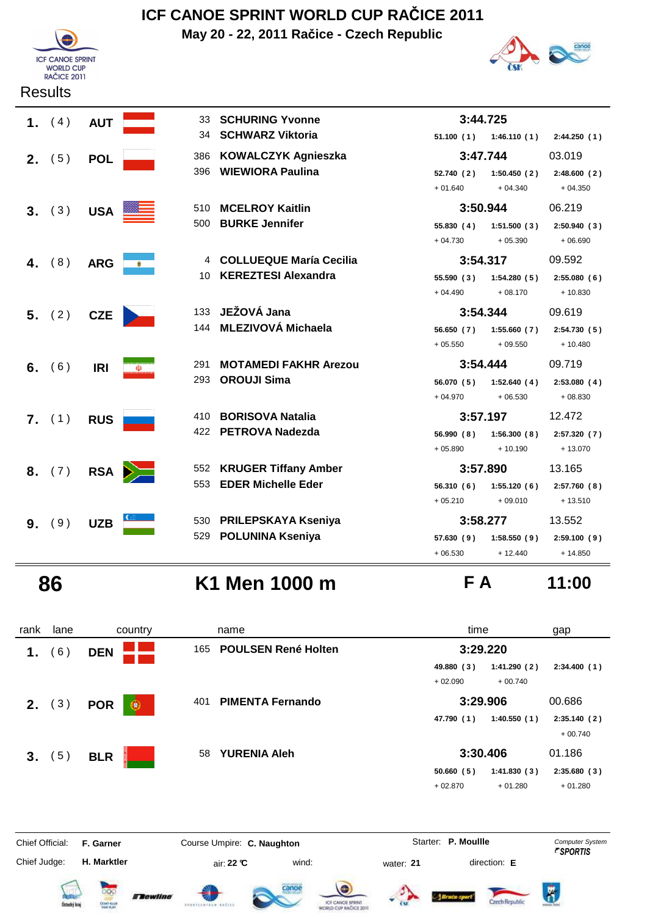# ICF CANOE SPRINT WORLD CUP RAČICE 2011

**May 20 - 22, 2011 Račice - Czech Republic**

Results

| rank | lane | country | name | time | | | gap |
|---|---|---|---|---|---|---|---|
| **1.** | ( 4 ) | **AUT** | 33 **SCHURING Yvonne**<br>34 **SCHWARZ Viktoria** | **3:44.725** | | | |
| | | | | 51.100 ( 1 ) | 1:46.110 ( 1 ) | 2:44.250 ( 1 ) | |
| **2.** | ( 5 ) | **POL** | 386 **KOWALCZYK Agnieszka**<br>396 **WIEWIORA Paulina** | **3:47.744** | | | 03.019 |
| | | | | 52.740 ( 2 ) | 1:50.450 ( 2 ) | 2:48.600 ( 2 ) | |
| | | | | + 01.640 | + 04.340 | + 04.350 | |
| **3.** | ( 3 ) | **USA** | 510 **MCELROY Kaitlin**<br>500 **BURKE Jennifer** | **3:50.944** | | | 06.219 |
| | | | | 55.830 ( 4 ) | 1:51.500 ( 3 ) | 2:50.940 ( 3 ) | |
| | | | | + 04.730 | + 05.390 | + 06.690 | |
| **4.** | ( 8 ) | **ARG** | 4 **COLLUEQUE María Cecilia**<br>10 **KEREZTESI Alexandra** | **3:54.317** | | | 09.592 |
| | | | | 55.590 ( 3 ) | 1:54.280 ( 5 ) | 2:55.080 ( 6 ) | |
| | | | | + 04.490 | + 08.170 | + 10.830 | |
| **5.** | ( 2 ) | **CZE** | 133 **JEŽOVÁ Jana**<br>144 **MLEZIVOVÁ Michaela** | **3:54.344** | | | 09.619 |
| | | | | 56.650 ( 7 ) | 1:55.660 ( 7 ) | 2:54.730 ( 5 ) | |
| | | | | + 05.550 | + 09.550 | + 10.480 | |
| **6.** | ( 6 ) | **IRI** | 291 **MOTAMEDI FAKHR Arezou**<br>293 **OROUJI Sima** | **3:54.444** | | | 09.719 |
| | | | | 56.070 ( 5 ) | 1:52.640 ( 4 ) | 2:53.080 ( 4 ) | |
| | | | | + 04.970 | + 06.530 | + 08.830 | |
| **7.** | ( 1 ) | **RUS** | 410 **BORISOVA Natalia**<br>422 **PETROVA Nadezda** | **3:57.197** | | | 12.472 |
| | | | | 56.990 ( 8 ) | 1:56.300 ( 8 ) | 2:57.320 ( 7 ) | |
| | | | | + 05.890 | + 10.190 | + 13.070 | |
| **8.** | ( 7 ) | **RSA** | 552 **KRUGER Tiffany Amber**<br>553 **EDER Michelle Eder** | **3:57.890** | | | 13.165 |
| | | | | 56.310 ( 6 ) | 1:55.120 ( 6 ) | 2:57.760 ( 8 ) | |
| | | | | + 05.210 | + 09.010 | + 13.510 | |
| **9.** | ( 9 ) | **UZB** | 530 **PRILEPSKAYA Kseniya**<br>529 **POLUNINA Kseniya** | **3:58.277** | | | 13.552 |
| | | | | 57.630 ( 9 ) | 1:58.550 ( 9 ) | 2:59.100 ( 9 ) | |
| | | | | + 06.530 | + 12.440 | + 14.850 | |

## 86 K1 Men 1000 m F A 11:00

| rank | lane | country | name | time | | | gap |
|---|---|---|---|---|---|---|---|
| **1.** | ( 6 ) | **DEN** | 165 **POULSEN René Holten** | **3:29.220** | | | |
| | | | | 49.880 ( 3 ) | 1:41.290 ( 2 ) | 2:34.400 ( 1 ) | |
| | | | | + 02.090 | + 00.740 | | |
| **2.** | ( 3 ) | **POR** | 401 **PIMENTA Fernando** | **3:29.906** | | | 00.686 |
| | | | | 47.790 ( 1 ) | 1:40.550 ( 1 ) | 2:35.140 ( 2 ) | |
| | | | | | | + 00.740 | |
| **3.** | ( 5 ) | **BLR** | 58 **YURENIA Aleh** | **3:30.406** | | | 01.186 |
| | | | | 50.660 ( 5 ) | 1:41.830 ( 3 ) | 2:35.680 ( 3 ) | |
| | | | | + 02.870 | + 01.280 | + 01.280 | |

Chief Official: **F. Garner** Course Umpire: **C. Naughton** Starter: **P. Moullle**

Chief Judge: **H. Marktler** air: **22 °C** wind: water: **21** direction: **E**

*Computer System SPORTIS*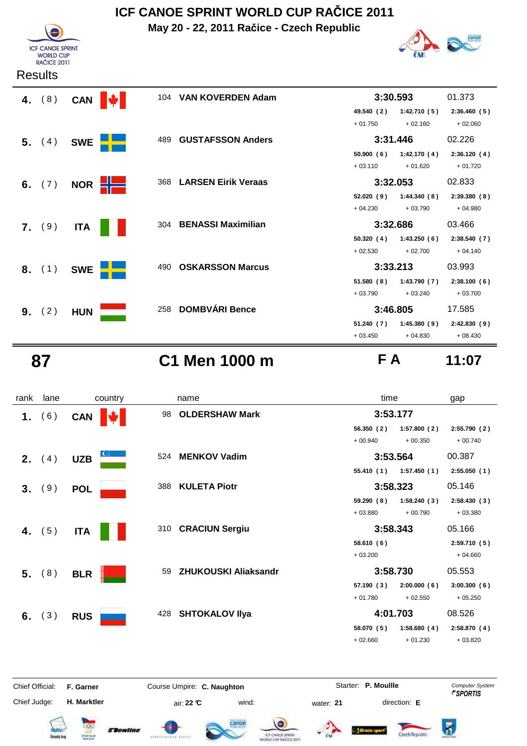# ICF CANOE SPRINT WORLD CUP RAČICE 2011

**May 20 - 22, 2011 Račice - Czech Republic**

Results

| rank | lane | country | | name | time | | | gap |
|---|---|---|---|---|---|---|---|---|
| 4. | (8) | CAN | 104 | VAN KOVERDEN Adam | 3:30.593 | | | 01.373 |
| | | | | | 49.540 (2) | 1:42.710 (5) | 2:36.460 (5) | |
| | | | | | + 01.750 | + 02.160 | + 02.060 | |
| 5. | (4) | SWE | 489 | GUSTAFSSON Anders | 3:31.446 | | | 02.226 |
| | | | | | 50.900 (6) | 1:42.170 (4) | 2:36.120 (4) | |
| | | | | | + 03.110 | + 01.620 | + 01.720 | |
| 6. | (7) | NOR | 368 | LARSEN Eirik Veraas | 3:32.053 | | | 02.833 |
| | | | | | 52.020 (9) | 1:44.340 (8) | 2:39.380 (8) | |
| | | | | | + 04.230 | + 03.790 | + 04.980 | |
| 7. | (9) | ITA | 304 | BENASSI Maximilian | 3:32.686 | | | 03.466 |
| | | | | | 50.320 (4) | 1:43.250 (6) | 2:38.540 (7) | |
| | | | | | + 02.530 | + 02.700 | + 04.140 | |
| 8. | (1) | SWE | 490 | OSKARSSON Marcus | 3:33.213 | | | 03.993 |
| | | | | | 51.580 (8) | 1:43.790 (7) | 2:38.100 (6) | |
| | | | | | + 03.790 | + 03.240 | + 03.700 | |
| 9. | (2) | HUN | 258 | DOMBVÁRI Bence | 3:46.805 | | | 17.585 |
| | | | | | 51.240 (7) | 1:45.380 (9) | 2:42.830 (9) | |
| | | | | | + 03.450 | + 04.830 | + 08.430 | |

## 87 — C1 Men 1000 m — F A — 11:07

| rank | lane | country | | name | time | | | gap |
|---|---|---|---|---|---|---|---|---|
| 1. | (6) | CAN | 98 | OLDERSHAW Mark | 3:53.177 | | | |
| | | | | | 56.350 (2) | 1:57.800 (2) | 2:55.790 (2) | |
| | | | | | + 00.940 | + 00.350 | + 00.740 | |
| 2. | (4) | UZB | 524 | MENKOV Vadim | 3:53.564 | | | 00.387 |
| | | | | | 55.410 (1) | 1:57.450 (1) | 2:55.050 (1) | |
| 3. | (9) | POL | 388 | KULETA Piotr | 3:58.323 | | | 05.146 |
| | | | | | 59.290 (8) | 1:58.240 (3) | 2:58.430 (3) | |
| | | | | | + 03.880 | + 00.790 | + 03.380 | |
| 4. | (5) | ITA | 310 | CRACIUN Sergiu | 3:58.343 | | | 05.166 |
| | | | | | 58.610 (6) | | 2:59.710 (5) | |
| | | | | | + 03.200 | | + 04.660 | |
| 5. | (8) | BLR | 59 | ZHUKOUSKI Aliaksandr | 3:58.730 | | | 05.553 |
| | | | | | 57.190 (3) | 2:00.000 (6) | 3:00.300 (6) | |
| | | | | | + 01.780 | + 02.550 | + 05.250 | |
| 6. | (3) | RUS | 428 | SHTOKALOV Ilya | 4:01.703 | | | 08.526 |
| | | | | | 58.070 (5) | 1:58.680 (4) | 2:58.870 (4) | |
| | | | | | + 02.660 | + 01.230 | + 03.820 | |

Chief Official: **F. Garner** — Course Umpire: **C. Naughton** — Starter: **P. Moullle** — Computer System SPORTIS

Chief Judge: **H. Marktler** — air: **22 °C** — wind: — water: **21** — direction: **E**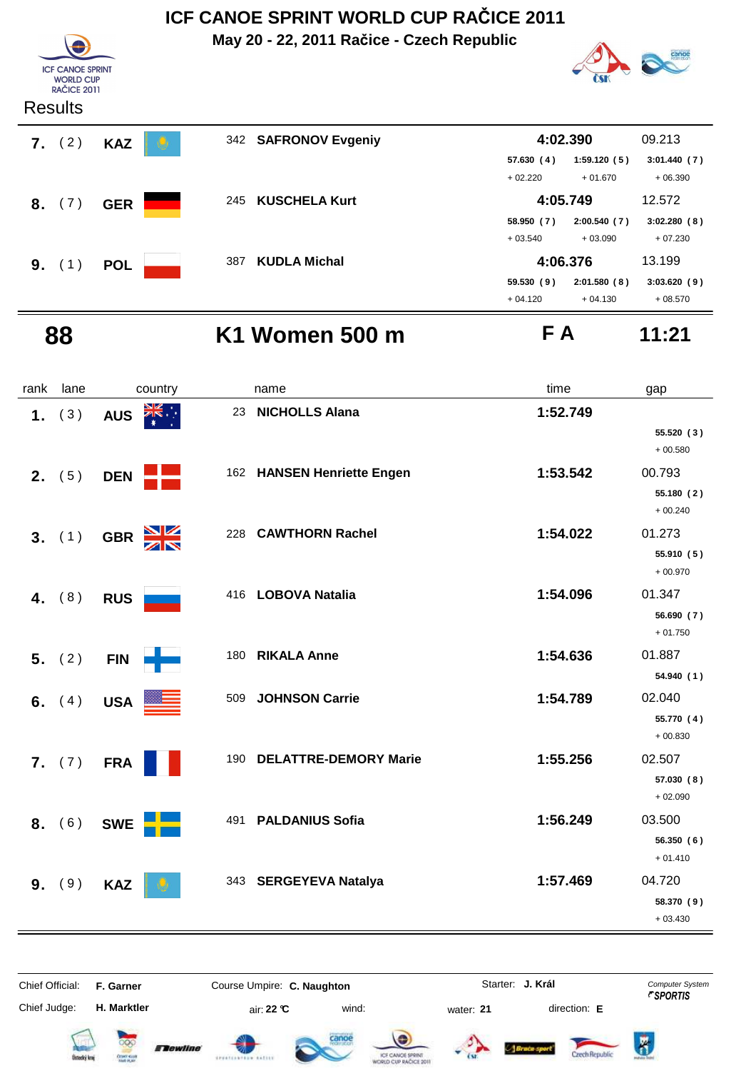# ICF CANOE SPRINT WORLD CUP RAČICE 2011

**May 20 - 22, 2011 Račice - Czech Republic**

Results

| rank | lane | country | name | time | gap |
|---|---|---|---|---|---|
| 7. | (2) | KAZ | 342 **SAFRONOV Evgeniy** | **4:02.390** | 09.213 |
| | | | | 57.630 (4) / 1:59.120 (5) / 3:01.440 (7) | |
| | | | | + 02.220 / + 01.670 / + 06.390 | |
| 8. | (7) | GER | 245 **KUSCHELA Kurt** | **4:05.749** | 12.572 |
| | | | | 58.950 (7) / 2:00.540 (7) / 3:02.280 (8) | |
| | | | | + 03.540 / + 03.090 / + 07.230 | |
| 9. | (1) | POL | 387 **KUDLA Michal** | **4:06.376** | 13.199 |
| | | | | 59.530 (9) / 2:01.580 (8) / 3:03.620 (9) | |
| | | | | + 04.120 / + 04.130 / + 08.570 | |

## 88 — K1 Women 500 m — F A — 11:21

| rank | lane | country | name | time | gap | 250 m |
|---|---|---|---|---|---|---|
| 1. | (3) | AUS | 23 **NICHOLLS Alana** | **1:52.749** | | 55.520 (3) + 00.580 |
| 2. | (5) | DEN | 162 **HANSEN Henriette Engen** | **1:53.542** | 00.793 | 55.180 (2) + 00.240 |
| 3. | (1) | GBR | 228 **CAWTHORN Rachel** | **1:54.022** | 01.273 | 55.910 (5) + 00.970 |
| 4. | (8) | RUS | 416 **LOBOVA Natalia** | **1:54.096** | 01.347 | 56.690 (7) + 01.750 |
| 5. | (2) | FIN | 180 **RIKALA Anne** | **1:54.636** | 01.887 | 54.940 (1) |
| 6. | (4) | USA | 509 **JOHNSON Carrie** | **1:54.789** | 02.040 | 55.770 (4) + 00.830 |
| 7. | (7) | FRA | 190 **DELATTRE-DEMORY Marie** | **1:55.256** | 02.507 | 57.030 (8) + 02.090 |
| 8. | (6) | SWE | 491 **PALDANIUS Sofia** | **1:56.249** | 03.500 | 56.350 (6) + 01.410 |
| 9. | (9) | KAZ | 343 **SERGEYEVA Natalya** | **1:57.469** | 04.720 | 58.370 (9) + 03.430 |

Chief Official: **F. Garner** — Course Umpire: **C. Naughton** — Starter: **J. Král** — Computer System SPORTIS

Chief Judge: **H. Marktler** — air: **22 °C** — wind: — water: **21** — direction: **E**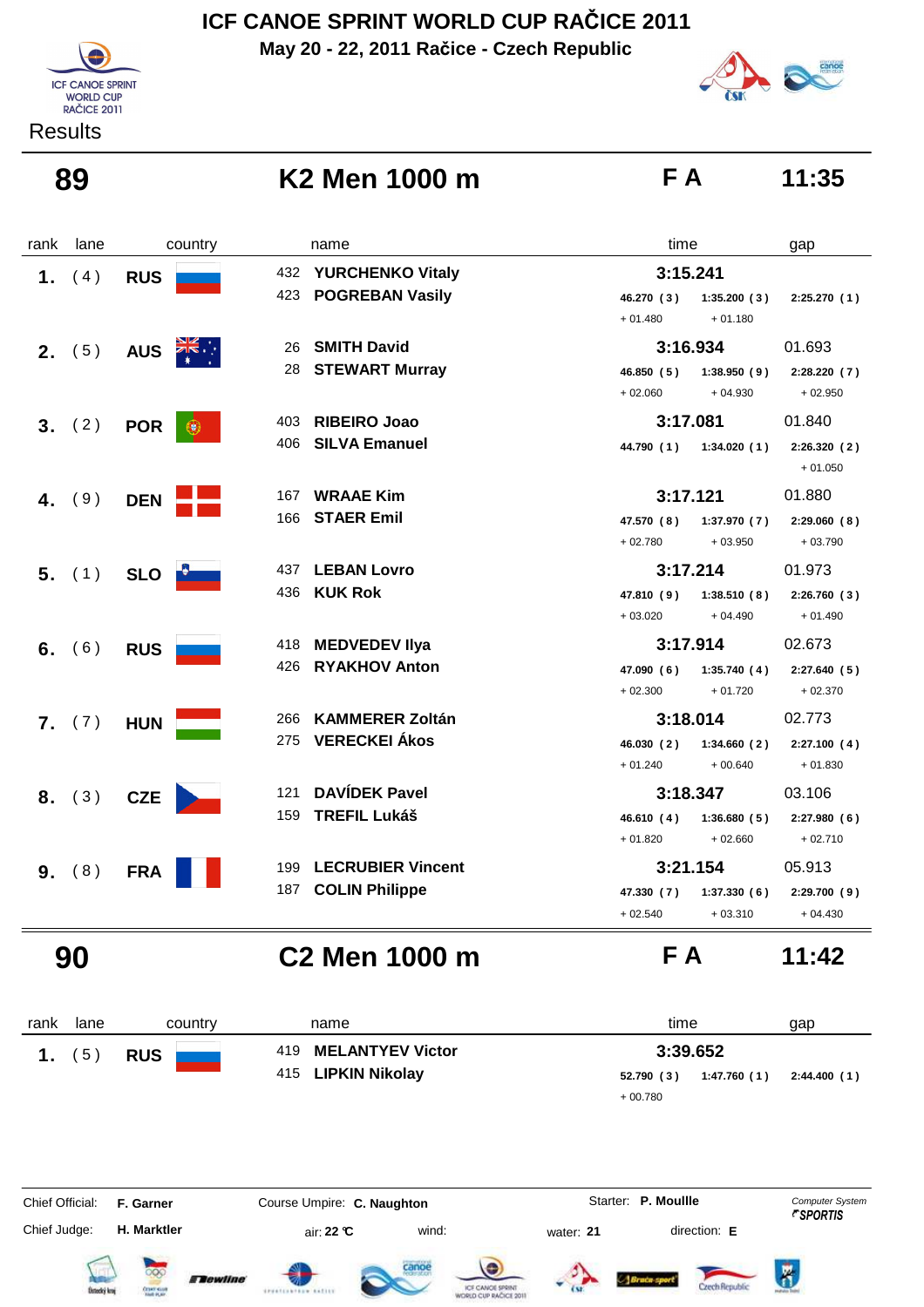# ICF CANOE SPRINT WORLD CUP RAČICE 2011

**May 20 - 22, 2011 Račice - Czech Republic**

Results

## 89 K2 Men 1000 m — F A — 11:35

| rank | lane | country | name | time | | | gap |
|---|---|---|---|---|---|---|---|
| 1. | ( 4 ) | RUS | 432 **YURCHENKO Vitaly** / 423 **POGREBAN Vasily** | **3:15.241** | | | |
| | | | | 46.270 ( 3 ) | 1:35.200 ( 3 ) | 2:25.270 ( 1 ) | |
| | | | | + 01.480 | + 01.180 | | |
| 2. | ( 5 ) | AUS | 26 **SMITH David** / 28 **STEWART Murray** | **3:16.934** | | | 01.693 |
| | | | | 46.850 ( 5 ) | 1:38.950 ( 9 ) | 2:28.220 ( 7 ) | |
| | | | | + 02.060 | + 04.930 | + 02.950 | |
| 3. | ( 2 ) | POR | 403 **RIBEIRO Joao** / 406 **SILVA Emanuel** | **3:17.081** | | | 01.840 |
| | | | | 44.790 ( 1 ) | 1:34.020 ( 1 ) | 2:26.320 ( 2 ) | |
| | | | | | | + 01.050 | |
| 4. | ( 9 ) | DEN | 167 **WRAAE Kim** / 166 **STAER Emil** | **3:17.121** | | | 01.880 |
| | | | | 47.570 ( 8 ) | 1:37.970 ( 7 ) | 2:29.060 ( 8 ) | |
| | | | | + 02.780 | + 03.950 | + 03.790 | |
| 5. | ( 1 ) | SLO | 437 **LEBAN Lovro** / 436 **KUK Rok** | **3:17.214** | | | 01.973 |
| | | | | 47.810 ( 9 ) | 1:38.510 ( 8 ) | 2:26.760 ( 3 ) | |
| | | | | + 03.020 | + 04.490 | + 01.490 | |
| 6. | ( 6 ) | RUS | 418 **MEDVEDEV Ilya** / 426 **RYAKHOV Anton** | **3:17.914** | | | 02.673 |
| | | | | 47.090 ( 6 ) | 1:35.740 ( 4 ) | 2:27.640 ( 5 ) | |
| | | | | + 02.300 | + 01.720 | + 02.370 | |
| 7. | ( 7 ) | HUN | 266 **KAMMERER Zoltán** / 275 **VERECKEI Ákos** | **3:18.014** | | | 02.773 |
| | | | | 46.030 ( 2 ) | 1:34.660 ( 2 ) | 2:27.100 ( 4 ) | |
| | | | | + 01.240 | + 00.640 | + 01.830 | |
| 8. | ( 3 ) | CZE | 121 **DAVÍDEK Pavel** / 159 **TREFIL Lukáš** | **3:18.347** | | | 03.106 |
| | | | | 46.610 ( 4 ) | 1:36.680 ( 5 ) | 2:27.980 ( 6 ) | |
| | | | | + 01.820 | + 02.660 | + 02.710 | |
| 9. | ( 8 ) | FRA | 199 **LECRUBIER Vincent** / 187 **COLIN Philippe** | **3:21.154** | | | 05.913 |
| | | | | 47.330 ( 7 ) | 1:37.330 ( 6 ) | 2:29.700 ( 9 ) | |
| | | | | + 02.540 | + 03.310 | + 04.430 | |

## 90 C2 Men 1000 m — F A — 11:42

| rank | lane | country | name | time | | | gap |
|---|---|---|---|---|---|---|---|
| 1. | ( 5 ) | RUS | 419 **MELANTYEV Victor** / 415 **LIPKIN Nikolay** | **3:39.652** | | | |
| | | | | 52.790 ( 3 ) | 1:47.760 ( 1 ) | 2:44.400 ( 1 ) | |
| | | | | + 00.780 | | | |

Chief Official: **F. Garner** — Course Umpire: **C. Naughton** — Starter: **P. Moullle** — Computer System SPORTIS

Chief Judge: **H. Marktler** — air: **22 °C** — wind: — water: **21** — direction: **E**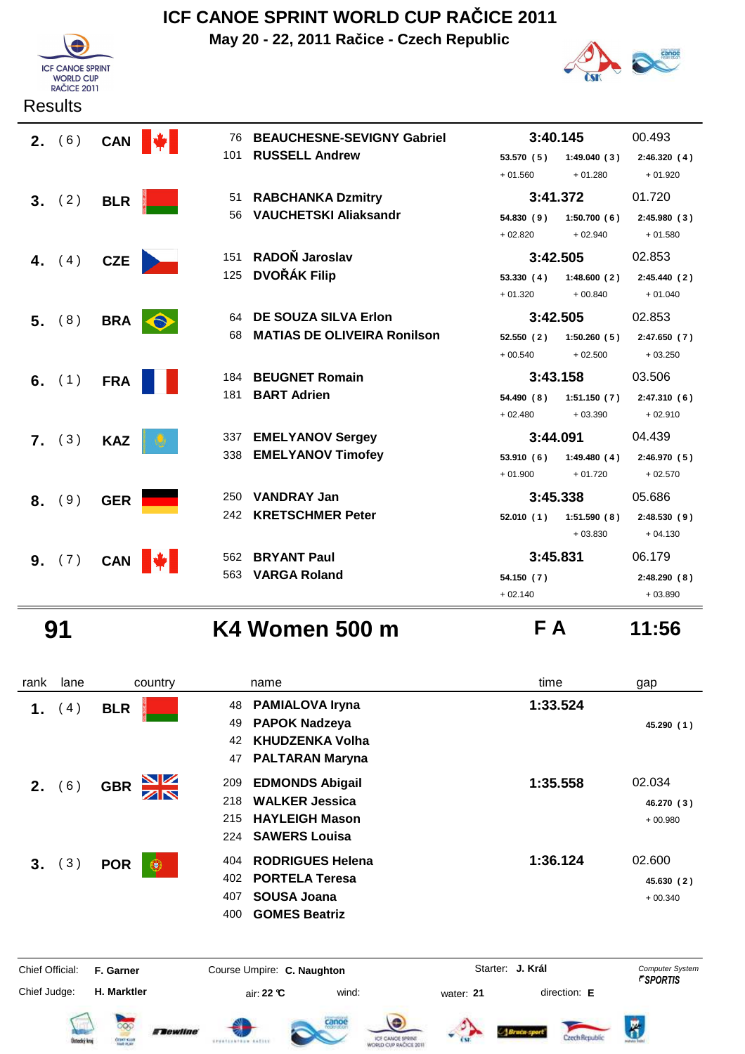# ICF CANOE SPRINT WORLD CUP RAČICE 2011

**May 20 - 22, 2011 Račice - Czech Republic**

Results

| rank | lane | country | | name | time | | | gap |
|---|---|---|---|---|---|---|---|---|
| 2. | (6) | CAN | 76 | BEAUCHESNE-SEVIGNY Gabriel | 3:40.145 | | | 00.493 |
| | | | 101 | RUSSELL Andrew | 53.570 (5) | 1:49.040 (3) | 2:46.320 (4) | |
| | | | | | + 01.560 | + 01.280 | + 01.920 | |
| 3. | (2) | BLR | 51 | RABCHANKA Dzmitry | 3:41.372 | | | 01.720 |
| | | | 56 | VAUCHETSKI Aliaksandr | 54.830 (9) | 1:50.700 (6) | 2:45.980 (3) | |
| | | | | | + 02.820 | + 02.940 | + 01.580 | |
| 4. | (4) | CZE | 151 | RADOŇ Jaroslav | 3:42.505 | | | 02.853 |
| | | | 125 | DVOŘÁK Filip | 53.330 (4) | 1:48.600 (2) | 2:45.440 (2) | |
| | | | | | + 01.320 | + 00.840 | + 01.040 | |
| 5. | (8) | BRA | 64 | DE SOUZA SILVA Erlon | 3:42.505 | | | 02.853 |
| | | | 68 | MATIAS DE OLIVEIRA Ronilson | 52.550 (2) | 1:50.260 (5) | 2:47.650 (7) | |
| | | | | | + 00.540 | + 02.500 | + 03.250 | |
| 6. | (1) | FRA | 184 | BEUGNET Romain | 3:43.158 | | | 03.506 |
| | | | 181 | BART Adrien | 54.490 (8) | 1:51.150 (7) | 2:47.310 (6) | |
| | | | | | + 02.480 | + 03.390 | + 02.910 | |
| 7. | (3) | KAZ | 337 | EMELYANOV Sergey | 3:44.091 | | | 04.439 |
| | | | 338 | EMELYANOV Timofey | 53.910 (6) | 1:49.480 (4) | 2:46.970 (5) | |
| | | | | | + 01.900 | + 01.720 | + 02.570 | |
| 8. | (9) | GER | 250 | VANDRAY Jan | 3:45.338 | | | 05.686 |
| | | | 242 | KRETSCHMER Peter | 52.010 (1) | 1:51.590 (8) | 2:48.530 (9) | |
| | | | | | | + 03.830 | + 04.130 | |
| 9. | (7) | CAN | 562 | BRYANT Paul | 3:45.831 | | | 06.179 |
| | | | 563 | VARGA Roland | 54.150 (7) | | 2:48.290 (8) | |
| | | | | | + 02.140 | | + 03.890 | |

## 91 K4 Women 500 m — F A — 11:56

| rank | lane | country | | name | time | gap |
|---|---|---|---|---|---|---|
| 1. | (4) | BLR | 48 | PAMIALOVA Iryna | 1:33.524 | |
| | | | 49 | PAPOK Nadzeya | | 45.290 (1) |
| | | | 42 | KHUDZENKA Volha | | |
| | | | 47 | PALTARAN Maryna | | |
| 2. | (6) | GBR | 209 | EDMONDS Abigail | 1:35.558 | 02.034 |
| | | | 218 | WALKER Jessica | | 46.270 (3) |
| | | | 215 | HAYLEIGH Mason | | + 00.980 |
| | | | 224 | SAWERS Louisa | | |
| 3. | (3) | POR | 404 | RODRIGUES Helena | 1:36.124 | 02.600 |
| | | | 402 | PORTELA Teresa | | 45.630 (2) |
| | | | 407 | SOUSA Joana | | + 00.340 |
| | | | 400 | GOMES Beatriz | | |

Chief Official: **F. Garner** Course Umpire: **C. Naughton** Starter: **J. Král** Computer System SPORTIS

Chief Judge: **H. Marktler** air: **22 °C** wind: water: **21** direction: **E**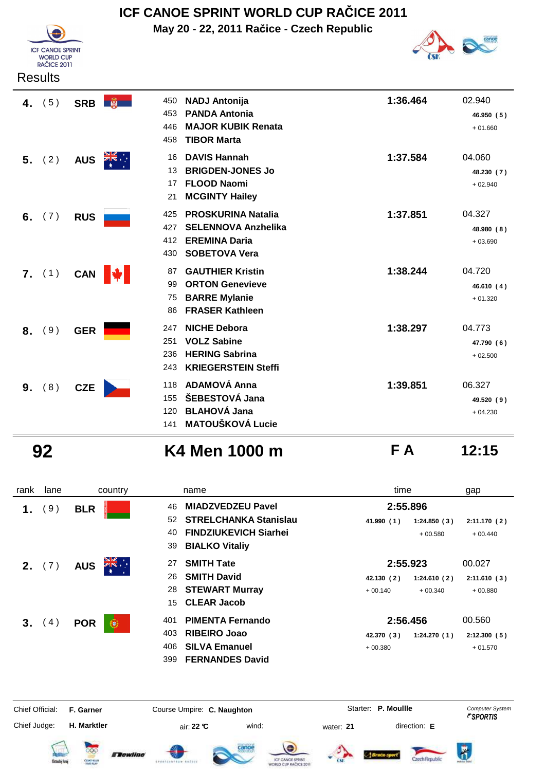# ICF CANOE SPRINT WORLD CUP RAČICE 2011

**May 20 - 22, 2011 Račice - Czech Republic**

Results

| rank | lane | country | no. | name | time | gap |
|---|---|---|---|---|---|---|
| **4.** | ( 5 ) | **SRB** | 450 | **NADJ Antonija** | **1:36.464** | 02.940 |
| | | | 453 | **PANDA Antonia** | | **46.950 ( 5 )** |
| | | | 446 | **MAJOR KUBIK Renata** | | + 01.660 |
| | | | 458 | **TIBOR Marta** | | |
| **5.** | ( 2 ) | **AUS** | 16 | **DAVIS Hannah** | **1:37.584** | 04.060 |
| | | | 13 | **BRIGDEN-JONES Jo** | | **48.230 ( 7 )** |
| | | | 17 | **FLOOD Naomi** | | + 02.940 |
| | | | 21 | **MCGINTY Hailey** | | |
| **6.** | ( 7 ) | **RUS** | 425 | **PROSKURINA Natalia** | **1:37.851** | 04.327 |
| | | | 427 | **SELENNOVA Anzhelika** | | **48.980 ( 8 )** |
| | | | 412 | **EREMINA Daria** | | + 03.690 |
| | | | 430 | **SOBETOVA Vera** | | |
| **7.** | ( 1 ) | **CAN** | 87 | **GAUTHIER Kristin** | **1:38.244** | 04.720 |
| | | | 99 | **ORTON Genevieve** | | **46.610 ( 4 )** |
| | | | 75 | **BARRE Mylanie** | | + 01.320 |
| | | | 86 | **FRASER Kathleen** | | |
| **8.** | ( 9 ) | **GER** | 247 | **NICHE Debora** | **1:38.297** | 04.773 |
| | | | 251 | **VOLZ Sabine** | | **47.790 ( 6 )** |
| | | | 236 | **HERING Sabrina** | | + 02.500 |
| | | | 243 | **KRIEGERSTEIN Steffi** | | |
| **9.** | ( 8 ) | **CZE** | 118 | **ADAMOVÁ Anna** | **1:39.851** | 06.327 |
| | | | 155 | **ŠEBESTOVÁ Jana** | | **49.520 ( 9 )** |
| | | | 120 | **BLAHOVÁ Jana** | | + 04.230 |
| | | | 141 | **MATOUŠKOVÁ Lucie** | | |

## 92 K4 Men 1000 m F A 12:15

| rank | lane | country | no. | name | 250 m | 500 m | 750 m | time / gap |
|---|---|---|---|---|---|---|---|---|
| **1.** | ( 9 ) | **BLR** | 46 | **MIADZVEDZEU Pavel** | | | | **2:55.896** |
| | | | 52 | **STRELCHANKA Stanislau** | **41.990 ( 1 )** | **1:24.850 ( 3 )** | **2:11.170 ( 2 )** | |
| | | | 40 | **FINDZIUKEVICH Siarhei** | | + 00.580 | + 00.440 | |
| | | | 39 | **BIALKO Vitaliy** | | | | |
| **2.** | ( 7 ) | **AUS** | 27 | **SMITH Tate** | | | | **2:55.923** / 00.027 |
| | | | 26 | **SMITH David** | **42.130 ( 2 )** | **1:24.610 ( 2 )** | **2:11.610 ( 3 )** | |
| | | | 28 | **STEWART Murray** | + 00.140 | + 00.340 | + 00.880 | |
| | | | 15 | **CLEAR Jacob** | | | | |
| **3.** | ( 4 ) | **POR** | 401 | **PIMENTA Fernando** | | | | **2:56.456** / 00.560 |
| | | | 403 | **RIBEIRO Joao** | **42.370 ( 3 )** | **1:24.270 ( 1 )** | **2:12.300 ( 5 )** | |
| | | | 406 | **SILVA Emanuel** | + 00.380 | | + 01.570 | |
| | | | 399 | **FERNANDES David** | | | | |

Chief Official: **F. Garner** Course Umpire: **C. Naughton** Starter: **P. Moullle** Computer System SPORTIS

Chief Judge: **H. Marktler** air: **22 °C** wind: water: **21** direction: **E**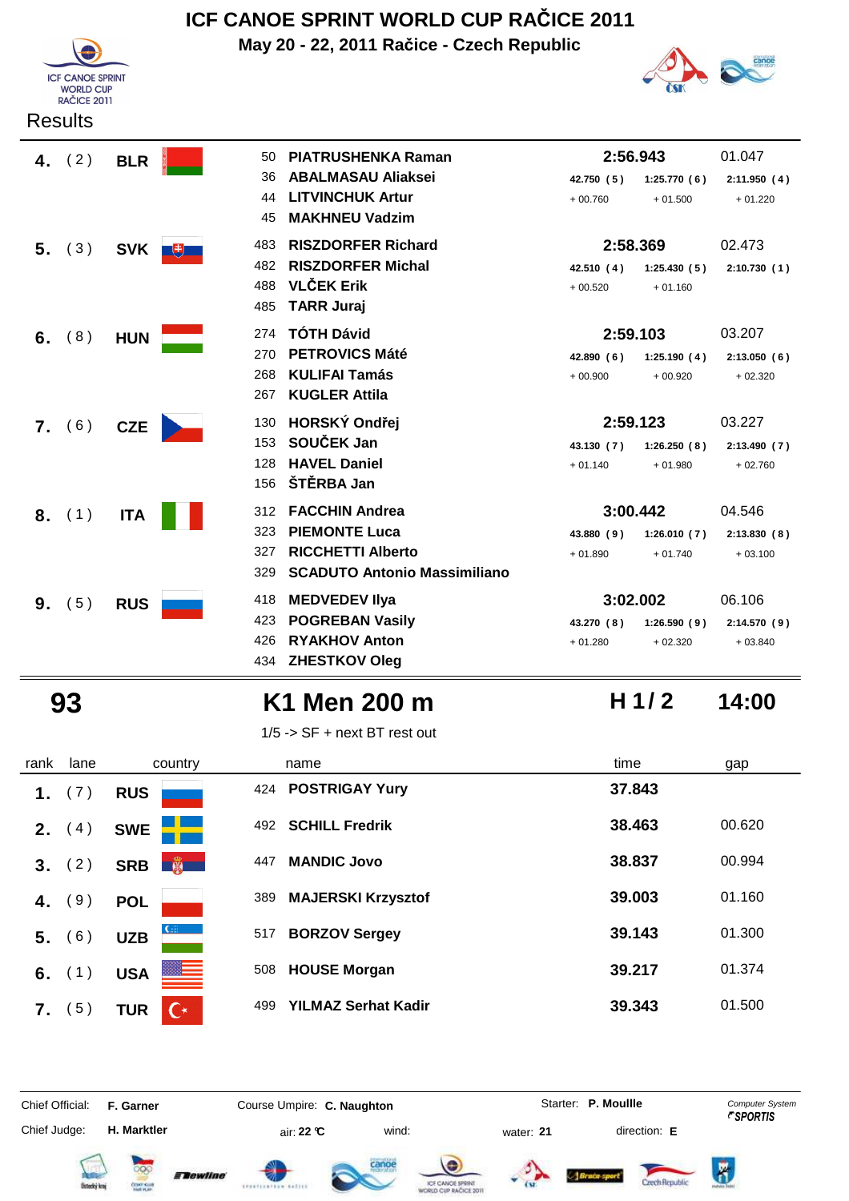# ICF CANOE SPRINT WORLD CUP RAČICE 2011

**May 20 - 22, 2011 Račice - Czech Republic**

Results

| rank | lane | country | no. | name | time | | | gap |
|---|---|---|---|---|---|---|---|---|
| **4.** | (2) | **BLR** | 50 | **PIATRUSHENKA Raman** | **2:56.943** | | | 01.047 |
| | | | 36 | **ABALMASAU Aliaksei** | 42.750 (5) | 1:25.770 (6) | 2:11.950 (4) | |
| | | | 44 | **LITVINCHUK Artur** | + 00.760 | + 01.500 | + 01.220 | |
| | | | 45 | **MAKHNEU Vadzim** | | | | |
| **5.** | (3) | **SVK** | 483 | **RISZDORFER Richard** | **2:58.369** | | | 02.473 |
| | | | 482 | **RISZDORFER Michal** | 42.510 (4) | 1:25.430 (5) | 2:10.730 (1) | |
| | | | 488 | **VLČEK Erik** | + 00.520 | + 01.160 | | |
| | | | 485 | **TARR Juraj** | | | | |
| **6.** | (8) | **HUN** | 274 | **TÓTH Dávid** | **2:59.103** | | | 03.207 |
| | | | 270 | **PETROVICS Máté** | 42.890 (6) | 1:25.190 (4) | 2:13.050 (6) | |
| | | | 268 | **KULIFAI Tamás** | + 00.900 | + 00.920 | + 02.320 | |
| | | | 267 | **KUGLER Attila** | | | | |
| **7.** | (6) | **CZE** | 130 | **HORSKÝ Ondřej** | **2:59.123** | | | 03.227 |
| | | | 153 | **SOUČEK Jan** | 43.130 (7) | 1:26.250 (8) | 2:13.490 (7) | |
| | | | 128 | **HAVEL Daniel** | + 01.140 | + 01.980 | + 02.760 | |
| | | | 156 | **ŠTĚRBA Jan** | | | | |
| **8.** | (1) | **ITA** | 312 | **FACCHIN Andrea** | **3:00.442** | | | 04.546 |
| | | | 323 | **PIEMONTE Luca** | 43.880 (9) | 1:26.010 (7) | 2:13.830 (8) | |
| | | | 327 | **RICCHETTI Alberto** | + 01.890 | + 01.740 | + 03.100 | |
| | | | 329 | **SCADUTO Antonio Massimiliano** | | | | |
| **9.** | (5) | **RUS** | 418 | **MEDVEDEV Ilya** | **3:02.002** | | | 06.106 |
| | | | 423 | **POGREBAN Vasily** | 43.270 (8) | 1:26.590 (9) | 2:14.570 (9) | |
| | | | 426 | **RYAKHOV Anton** | + 01.280 | + 02.320 | + 03.840 | |
| | | | 434 | **ZHESTKOV Oleg** | | | | |

## 93 K1 Men 200 m H 1/2 14:00

1/5 -> SF + next BT rest out

| rank | lane | country | no. | name | time | gap |
|---|---|---|---|---|---|---|
| **1.** | (7) | **RUS** | 424 | **POSTRIGAY Yury** | **37.843** | |
| **2.** | (4) | **SWE** | 492 | **SCHILL Fredrik** | **38.463** | 00.620 |
| **3.** | (2) | **SRB** | 447 | **MANDIC Jovo** | **38.837** | 00.994 |
| **4.** | (9) | **POL** | 389 | **MAJERSKI Krzysztof** | **39.003** | 01.160 |
| **5.** | (6) | **UZB** | 517 | **BORZOV Sergey** | **39.143** | 01.300 |
| **6.** | (1) | **USA** | 508 | **HOUSE Morgan** | **39.217** | 01.374 |
| **7.** | (5) | **TUR** | 499 | **YILMAZ Serhat Kadir** | **39.343** | 01.500 |

Chief Official: **F. Garner** Course Umpire: **C. Naughton** Starter: **P. Moullle** Computer System *SPORTIS*

Chief Judge: **H. Marktler** air: **22 °C** wind: water: **21** direction: **E**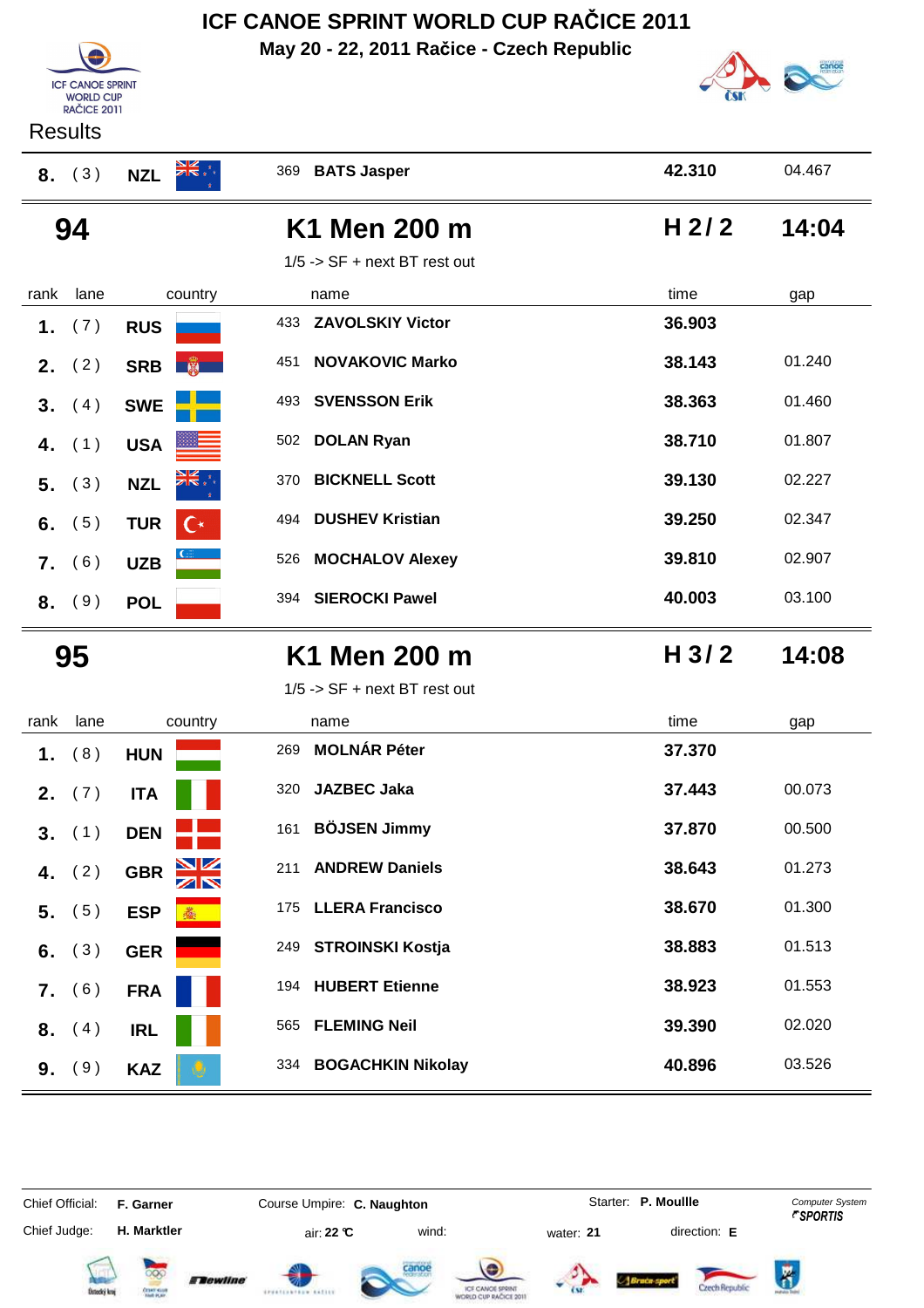# ICF CANOE SPRINT WORLD CUP RAČICE 2011

**May 20 - 22, 2011 Račice - Czech Republic**

Results

| rank | lane | country | | name | time | gap |
|---|---|---|---|---|---|---|
| 8. | (3) | NZL | 369 | BATS Jasper | 42.310 | 04.467 |

## 94 — K1 Men 200 m — H 2 / 2 — 14:04

1/5 -> SF + next BT rest out

| rank | lane | country | | name | time | gap |
|---|---|---|---|---|---|---|
| 1. | (7) | RUS | 433 | ZAVOLSKIY Victor | 36.903 | |
| 2. | (2) | SRB | 451 | NOVAKOVIC Marko | 38.143 | 01.240 |
| 3. | (4) | SWE | 493 | SVENSSON Erik | 38.363 | 01.460 |
| 4. | (1) | USA | 502 | DOLAN Ryan | 38.710 | 01.807 |
| 5. | (3) | NZL | 370 | BICKNELL Scott | 39.130 | 02.227 |
| 6. | (5) | TUR | 494 | DUSHEV Kristian | 39.250 | 02.347 |
| 7. | (6) | UZB | 526 | MOCHALOV Alexey | 39.810 | 02.907 |
| 8. | (9) | POL | 394 | SIEROCKI Pawel | 40.003 | 03.100 |

## 95 — K1 Men 200 m — H 3 / 2 — 14:08

1/5 -> SF + next BT rest out

| rank | lane | country | | name | time | gap |
|---|---|---|---|---|---|---|
| 1. | (8) | HUN | 269 | MOLNÁR Péter | 37.370 | |
| 2. | (7) | ITA | 320 | JAZBEC Jaka | 37.443 | 00.073 |
| 3. | (1) | DEN | 161 | BÖJSEN Jimmy | 37.870 | 00.500 |
| 4. | (2) | GBR | 211 | ANDREW Daniels | 38.643 | 01.273 |
| 5. | (5) | ESP | 175 | LLERA Francisco | 38.670 | 01.300 |
| 6. | (3) | GER | 249 | STROINSKI Kostja | 38.883 | 01.513 |
| 7. | (6) | FRA | 194 | HUBERT Etienne | 38.923 | 01.553 |
| 8. | (4) | IRL | 565 | FLEMING Neil | 39.390 | 02.020 |
| 9. | (9) | KAZ | 334 | BOGACHKIN Nikolay | 40.896 | 03.526 |

Chief Official: **F. Garner** Course Umpire: **C. Naughton** Starter: **P. Moullle** Computer System *SPORTIS*

Chief Judge: **H. Marktler** air: **22 °C** wind: water: **21** direction: **E**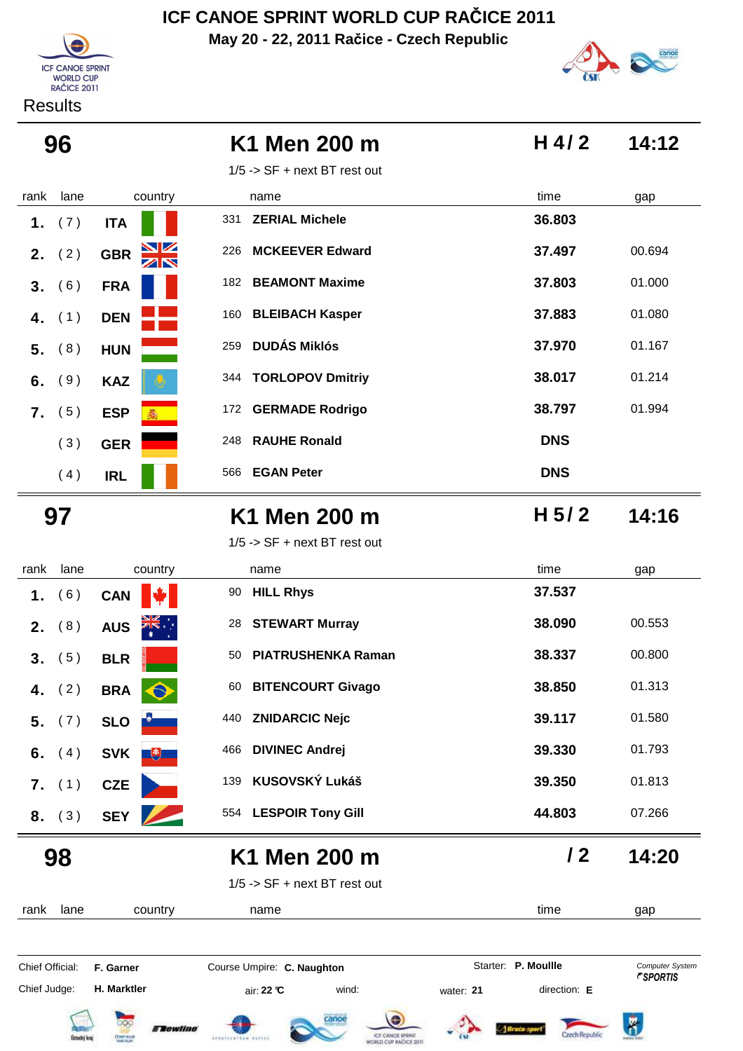# ICF CANOE SPRINT WORLD CUP RAČICE 2011

**May 20 - 22, 2011 Račice - Czech Republic**

Results

## 96 — K1 Men 200 m — H 4 / 2 — 14:12

1/5 -> SF + next BT rest out

| rank | lane | country | | name | time | gap |
|---|---|---|---|---|---|---|
| 1. | (7) | ITA | 331 | **ZERIAL Michele** | **36.803** | |
| 2. | (2) | GBR | 226 | **MCKEEVER Edward** | **37.497** | 00.694 |
| 3. | (6) | FRA | 182 | **BEAMONT Maxime** | **37.803** | 01.000 |
| 4. | (1) | DEN | 160 | **BLEIBACH Kasper** | **37.883** | 01.080 |
| 5. | (8) | HUN | 259 | **DUDÁS Miklós** | **37.970** | 01.167 |
| 6. | (9) | KAZ | 344 | **TORLOPOV Dmitriy** | **38.017** | 01.214 |
| 7. | (5) | ESP | 172 | **GERMADE Rodrigo** | **38.797** | 01.994 |
| | (3) | GER | 248 | **RAUHE Ronald** | **DNS** | |
| | (4) | IRL | 566 | **EGAN Peter** | **DNS** | |

## 97 — K1 Men 200 m — H 5 / 2 — 14:16

1/5 -> SF + next BT rest out

| rank | lane | country | | name | time | gap |
|---|---|---|---|---|---|---|
| 1. | (6) | CAN | 90 | **HILL Rhys** | **37.537** | |
| 2. | (8) | AUS | 28 | **STEWART Murray** | **38.090** | 00.553 |
| 3. | (5) | BLR | 50 | **PIATRUSHENKA Raman** | **38.337** | 00.800 |
| 4. | (2) | BRA | 60 | **BITENCOURT Givago** | **38.850** | 01.313 |
| 5. | (7) | SLO | 440 | **ZNIDARCIC Nejc** | **39.117** | 01.580 |
| 6. | (4) | SVK | 466 | **DIVINEC Andrej** | **39.330** | 01.793 |
| 7. | (1) | CZE | 139 | **KUSOVSKÝ Lukáš** | **39.350** | 01.813 |
| 8. | (3) | SEY | 554 | **LESPOIR Tony Gill** | **44.803** | 07.266 |

## 98 — K1 Men 200 m — / 2 — 14:20

1/5 -> SF + next BT rest out

| rank | lane | country | name | time | gap |
|---|---|---|---|---|---|

Chief Official: **F. Garner** — Course Umpire: **C. Naughton** — Starter: **P. Moullle**

Chief Judge: **H. Marktler** — air: **22 °C** — wind: — water: **21** — direction: **E**

Computer System SPORTIS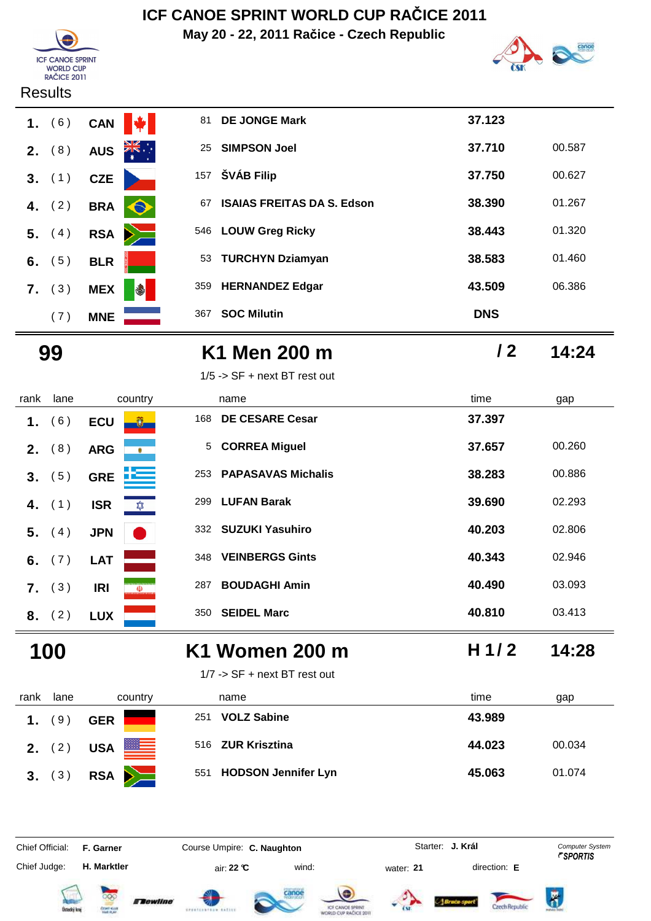# ICF CANOE SPRINT WORLD CUP RAČICE 2011

**May 20 - 22, 2011 Račice - Czech Republic**

Results

| rank | lane | country | | name | time | gap |
|---|---|---|---|---|---|---|
| 1. | ( 6 ) | CAN | 81 | DE JONGE Mark | 37.123 | |
| 2. | ( 8 ) | AUS | 25 | SIMPSON Joel | 37.710 | 00.587 |
| 3. | ( 1 ) | CZE | 157 | ŠVÁB Filip | 37.750 | 00.627 |
| 4. | ( 2 ) | BRA | 67 | ISAIAS FREITAS DA S. Edson | 38.390 | 01.267 |
| 5. | ( 4 ) | RSA | 546 | LOUW Greg Ricky | 38.443 | 01.320 |
| 6. | ( 5 ) | BLR | 53 | TURCHYN Dziamyan | 38.583 | 01.460 |
| 7. | ( 3 ) | MEX | 359 | HERNANDEZ Edgar | 43.509 | 06.386 |
| | ( 7 ) | MNE | 367 | SOC Milutin | DNS | |

## 99 — K1 Men 200 m — / 2 — 14:24

1/5 -> SF + next BT rest out

| rank | lane | country | | name | time | gap |
|---|---|---|---|---|---|---|
| 1. | ( 6 ) | ECU | 168 | DE CESARE Cesar | 37.397 | |
| 2. | ( 8 ) | ARG | 5 | CORREA Miguel | 37.657 | 00.260 |
| 3. | ( 5 ) | GRE | 253 | PAPASAVAS Michalis | 38.283 | 00.886 |
| 4. | ( 1 ) | ISR | 299 | LUFAN Barak | 39.690 | 02.293 |
| 5. | ( 4 ) | JPN | 332 | SUZUKI Yasuhiro | 40.203 | 02.806 |
| 6. | ( 7 ) | LAT | 348 | VEINBERGS Gints | 40.343 | 02.946 |
| 7. | ( 3 ) | IRI | 287 | BOUDAGHI Amin | 40.490 | 03.093 |
| 8. | ( 2 ) | LUX | 350 | SEIDEL Marc | 40.810 | 03.413 |

## 100 — K1 Women 200 m — H 1 / 2 — 14:28

1/7 -> SF + next BT rest out

| rank | lane | country | | name | time | gap |
|---|---|---|---|---|---|---|
| 1. | ( 9 ) | GER | 251 | VOLZ Sabine | 43.989 | |
| 2. | ( 2 ) | USA | 516 | ZUR Krisztina | 44.023 | 00.034 |
| 3. | ( 3 ) | RSA | 551 | HODSON Jennifer Lyn | 45.063 | 01.074 |

Chief Official: **F. Garner** Course Umpire: **C. Naughton** Starter: **J. Král** Computer System SPORTIS

Chief Judge: **H. Marktler** air: **22 °C** wind: water: **21** direction: **E**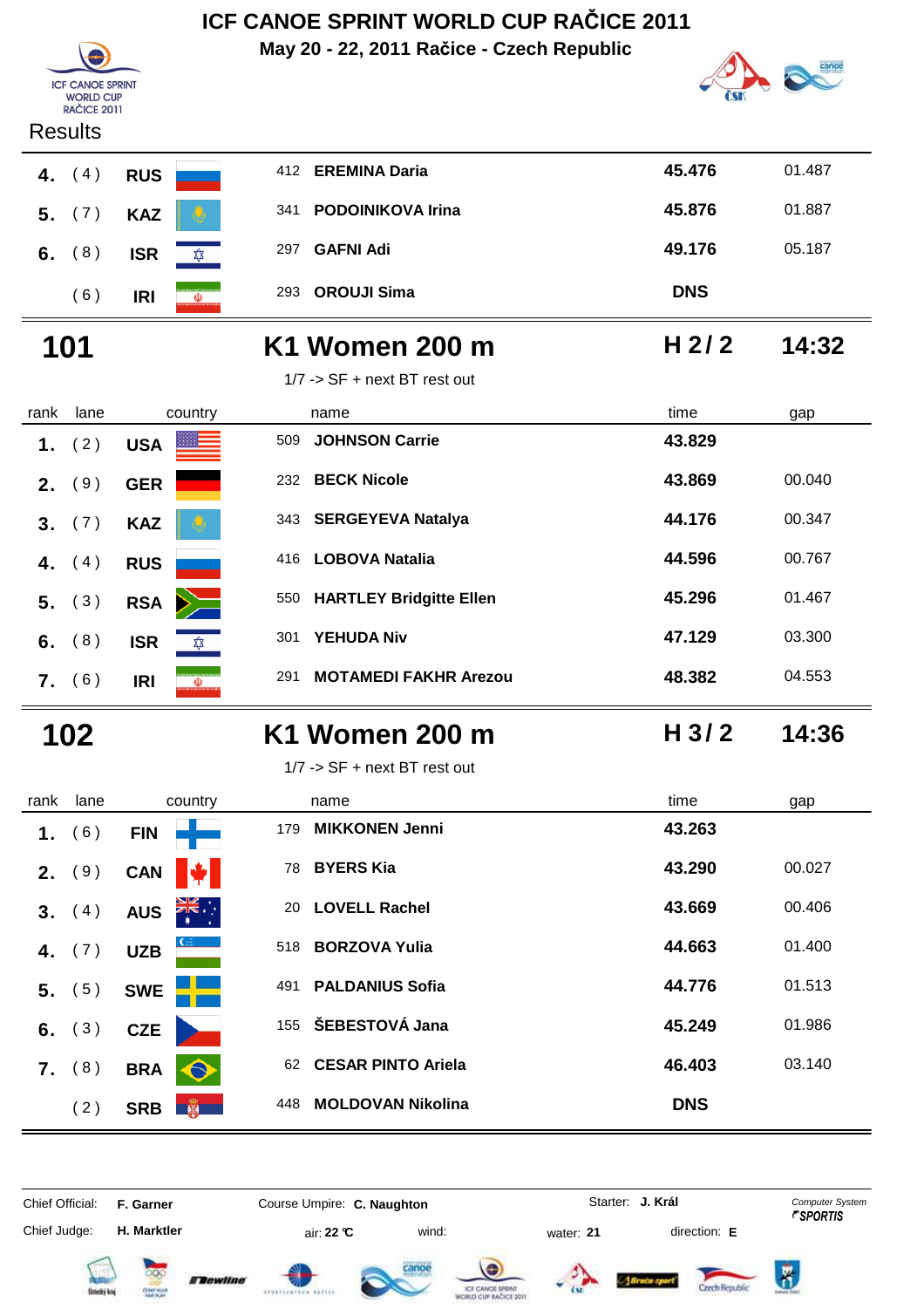# ICF CANOE SPRINT WORLD CUP RAČICE 2011

**May 20 - 22, 2011 Račice - Czech Republic**

Results

| rank | lane | country | | name | time | gap |
|---|---|---|---|---|---|---|
| 4. | (4) | RUS | 412 | EREMINA Daria | 45.476 | 01.487 |
| 5. | (7) | KAZ | 341 | PODOINIKOVA Irina | 45.876 | 01.887 |
| 6. | (8) | ISR | 297 | GAFNI Adi | 49.176 | 05.187 |
| | (6) | IRI | 293 | OROUJI Sima | DNS | |

## 101 K1 Women 200 m H 2/ 2 14:32

1/7 -> SF + next BT rest out

| rank | lane | country | | name | time | gap |
|---|---|---|---|---|---|---|
| 1. | (2) | USA | 509 | JOHNSON Carrie | 43.829 | |
| 2. | (9) | GER | 232 | BECK Nicole | 43.869 | 00.040 |
| 3. | (7) | KAZ | 343 | SERGEYEVA Natalya | 44.176 | 00.347 |
| 4. | (4) | RUS | 416 | LOBOVA Natalia | 44.596 | 00.767 |
| 5. | (3) | RSA | 550 | HARTLEY Bridgitte Ellen | 45.296 | 01.467 |
| 6. | (8) | ISR | 301 | YEHUDA Niv | 47.129 | 03.300 |
| 7. | (6) | IRI | 291 | MOTAMEDI FAKHR Arezou | 48.382 | 04.553 |

## 102 K1 Women 200 m H 3/ 2 14:36

1/7 -> SF + next BT rest out

| rank | lane | country | | name | time | gap |
|---|---|---|---|---|---|---|
| 1. | (6) | FIN | 179 | MIKKONEN Jenni | 43.263 | |
| 2. | (9) | CAN | 78 | BYERS Kia | 43.290 | 00.027 |
| 3. | (4) | AUS | 20 | LOVELL Rachel | 43.669 | 00.406 |
| 4. | (7) | UZB | 518 | BORZOVA Yulia | 44.663 | 01.400 |
| 5. | (5) | SWE | 491 | PALDANIUS Sofia | 44.776 | 01.513 |
| 6. | (3) | CZE | 155 | ŠEBESTOVÁ Jana | 45.249 | 01.986 |
| 7. | (8) | BRA | 62 | CESAR PINTO Ariela | 46.403 | 03.140 |
| | (2) | SRB | 448 | MOLDOVAN Nikolina | DNS | |

Chief Official: **F. Garner** Course Umpire: **C. Naughton** Starter: **J. Král** Computer System SPORTIS

Chief Judge: **H. Marktler** air: **22 °C** wind: water: **21** direction: **E**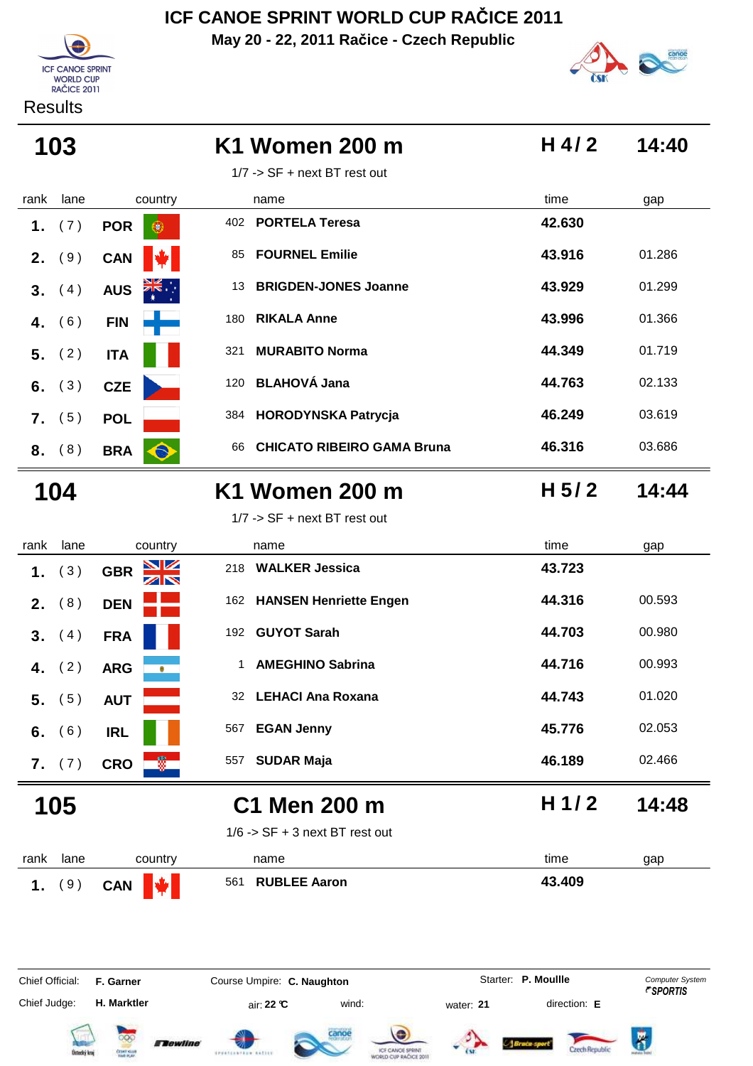# ICF CANOE SPRINT WORLD CUP RAČICE 2011

**May 20 - 22, 2011 Račice - Czech Republic**

Results

## 103 — K1 Women 200 m — H 4 / 2 — 14:40

1/7 -> SF + next BT rest out

| rank | lane | country | | name | time | gap |
|---|---|---|---|---|---|---|
| 1. | (7) | POR | 402 | **PORTELA Teresa** | **42.630** | |
| 2. | (9) | CAN | 85 | **FOURNEL Emilie** | **43.916** | 01.286 |
| 3. | (4) | AUS | 13 | **BRIGDEN-JONES Joanne** | **43.929** | 01.299 |
| 4. | (6) | FIN | 180 | **RIKALA Anne** | **43.996** | 01.366 |
| 5. | (2) | ITA | 321 | **MURABITO Norma** | **44.349** | 01.719 |
| 6. | (3) | CZE | 120 | **BLAHOVÁ Jana** | **44.763** | 02.133 |
| 7. | (5) | POL | 384 | **HORODYNSKA Patrycja** | **46.249** | 03.619 |
| 8. | (8) | BRA | 66 | **CHICATO RIBEIRO GAMA Bruna** | **46.316** | 03.686 |

## 104 — K1 Women 200 m — H 5 / 2 — 14:44

1/7 -> SF + next BT rest out

| rank | lane | country | | name | time | gap |
|---|---|---|---|---|---|---|
| 1. | (3) | GBR | 218 | **WALKER Jessica** | **43.723** | |
| 2. | (8) | DEN | 162 | **HANSEN Henriette Engen** | **44.316** | 00.593 |
| 3. | (4) | FRA | 192 | **GUYOT Sarah** | **44.703** | 00.980 |
| 4. | (2) | ARG | 1 | **AMEGHINO Sabrina** | **44.716** | 00.993 |
| 5. | (5) | AUT | 32 | **LEHACI Ana Roxana** | **44.743** | 01.020 |
| 6. | (6) | IRL | 567 | **EGAN Jenny** | **45.776** | 02.053 |
| 7. | (7) | CRO | 557 | **SUDAR Maja** | **46.189** | 02.466 |

## 105 — C1 Men 200 m — H 1 / 2 — 14:48

1/6 -> SF + 3 next BT rest out

| rank | lane | country | | name | time | gap |
|---|---|---|---|---|---|---|
| 1. | (9) | CAN | 561 | **RUBLEE Aaron** | **43.409** | |

Chief Official: **F. Garner** — Course Umpire: **C. Naughton** — Starter: **P. Moullle** — Computer System *SPORTIS*

Chief Judge: **H. Marktler** — air: **22 °C** — wind: — water: **21** — direction: **E**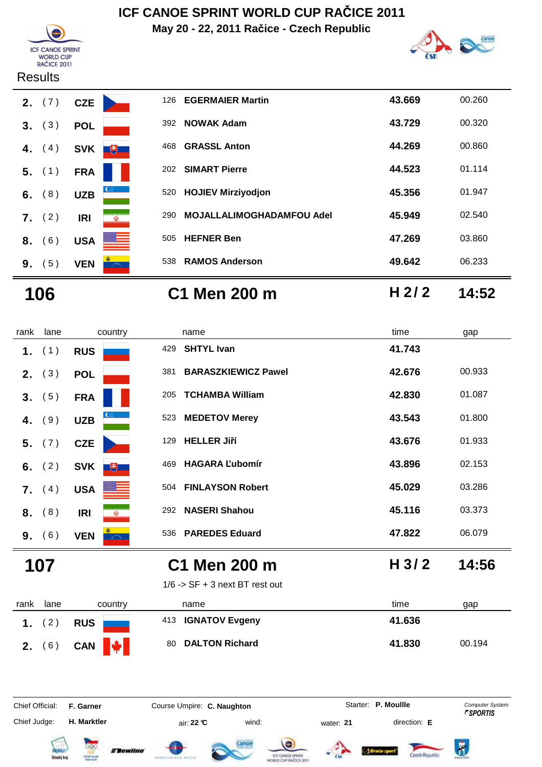# ICF CANOE SPRINT WORLD CUP RAČICE 2011

May 20 - 22, 2011 Račice - Czech Republic

Results

| rank | lane | country | | name | time | gap |
|---|---|---|---|---|---|---|
| 2. | ( 7 ) | CZE | 126 | **EGERMAIER Martin** | **43.669** | 00.260 |
| 3. | ( 3 ) | POL | 392 | **NOWAK Adam** | **43.729** | 00.320 |
| 4. | ( 4 ) | SVK | 468 | **GRASSL Anton** | **44.269** | 00.860 |
| 5. | ( 1 ) | FRA | 202 | **SIMART Pierre** | **44.523** | 01.114 |
| 6. | ( 8 ) | UZB | 520 | **HOJIEV Mirziyodjon** | **45.356** | 01.947 |
| 7. | ( 2 ) | IRI | 290 | **MOJALLALIMOGHADAMFOU Adel** | **45.949** | 02.540 |
| 8. | ( 6 ) | USA | 505 | **HEFNER Ben** | **47.269** | 03.860 |
| 9. | ( 5 ) | VEN | 538 | **RAMOS Anderson** | **49.642** | 06.233 |

## 106 C1 Men 200 m H 2 / 2 14:52

| rank | lane | country | | name | time | gap |
|---|---|---|---|---|---|---|
| 1. | ( 1 ) | RUS | 429 | **SHTYL Ivan** | **41.743** | |
| 2. | ( 3 ) | POL | 381 | **BARASZKIEWICZ Pawel** | **42.676** | 00.933 |
| 3. | ( 5 ) | FRA | 205 | **TCHAMBA William** | **42.830** | 01.087 |
| 4. | ( 9 ) | UZB | 523 | **MEDETOV Merey** | **43.543** | 01.800 |
| 5. | ( 7 ) | CZE | 129 | **HELLER Jiří** | **43.676** | 01.933 |
| 6. | ( 2 ) | SVK | 469 | **HAGARA Ľubomír** | **43.896** | 02.153 |
| 7. | ( 4 ) | USA | 504 | **FINLAYSON Robert** | **45.029** | 03.286 |
| 8. | ( 8 ) | IRI | 292 | **NASERI Shahou** | **45.116** | 03.373 |
| 9. | ( 6 ) | VEN | 536 | **PAREDES Eduard** | **47.822** | 06.079 |

## 107 C1 Men 200 m H 3 / 2 14:56

1/6 -> SF + 3 next BT rest out

| rank | lane | country | | name | time | gap |
|---|---|---|---|---|---|---|
| 1. | ( 2 ) | RUS | 413 | **IGNATOV Evgeny** | **41.636** | |
| 2. | ( 6 ) | CAN | 80 | **DALTON Richard** | **41.830** | 00.194 |

Chief Official: **F. Garner** Course Umpire: **C. Naughton** Starter: **P. Moullle**

Chief Judge: **H. Marktler** air: **22 °C** wind: water: **21** direction: **E**

*Computer System* ***SPORTIS***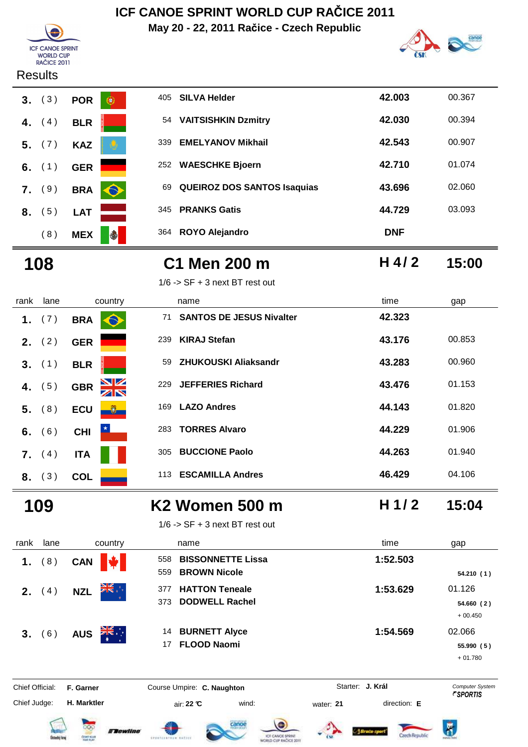# ICF CANOE SPRINT WORLD CUP RAČICE 2011

**May 20 - 22, 2011 Račice - Czech Republic**

Results

| rank | lane | country | | name | time | gap |
|---|---|---|---|---|---|---|
| 3. | (3) | POR | 405 | SILVA Helder | 42.003 | 00.367 |
| 4. | (4) | BLR | 54 | VAITSISHKIN Dzmitry | 42.030 | 00.394 |
| 5. | (7) | KAZ | 339 | EMELYANOV Mikhail | 42.543 | 00.907 |
| 6. | (1) | GER | 252 | WAESCHKE Bjoern | 42.710 | 01.074 |
| 7. | (9) | BRA | 69 | QUEIROZ DOS SANTOS Isaquias | 43.696 | 02.060 |
| 8. | (5) | LAT | 345 | PRANKS Gatis | 44.729 | 03.093 |
| | (8) | MEX | 364 | ROYO Alejandro | DNF | |

## 108 C1 Men 200 m H 4/ 2 15:00

1/6 -> SF + 3 next BT rest out

| rank | lane | country | | name | time | gap |
|---|---|---|---|---|---|---|
| 1. | (7) | BRA | 71 | SANTOS DE JESUS Nivalter | 42.323 | |
| 2. | (2) | GER | 239 | KIRAJ Stefan | 43.176 | 00.853 |
| 3. | (1) | BLR | 59 | ZHUKOUSKI Aliaksandr | 43.283 | 00.960 |
| 4. | (5) | GBR | 229 | JEFFERIES Richard | 43.476 | 01.153 |
| 5. | (8) | ECU | 169 | LAZO Andres | 44.143 | 01.820 |
| 6. | (6) | CHI | 283 | TORRES Alvaro | 44.229 | 01.906 |
| 7. | (4) | ITA | 305 | BUCCIONE Paolo | 44.263 | 01.940 |
| 8. | (3) | COL | 113 | ESCAMILLA Andres | 46.429 | 04.106 |

## 109 K2 Women 500 m H 1/ 2 15:04

1/6 -> SF + 3 next BT rest out

| rank | lane | country | | name | time | gap |
|---|---|---|---|---|---|---|
| 1. | (8) | CAN | 558 | BISSONNETTE Lissa | 1:52.503 | |
| | | | 559 | BROWN Nicole | | 54.210 (1) |
| 2. | (4) | NZL | 377 | HATTON Teneale | 1:53.629 | 01.126 |
| | | | 373 | DODWELL Rachel | | 54.660 (2) + 00.450 |
| 3. | (6) | AUS | 14 | BURNETT Alyce | 1:54.569 | 02.066 |
| | | | 17 | FLOOD Naomi | | 55.990 (5) + 01.780 |

Chief Official: **F. Garner** Course Umpire: **C. Naughton** Starter: **J. Král** Computer System SPORTIS

Chief Judge: **H. Marktler** air: **22 °C** wind: water: **21** direction: **E**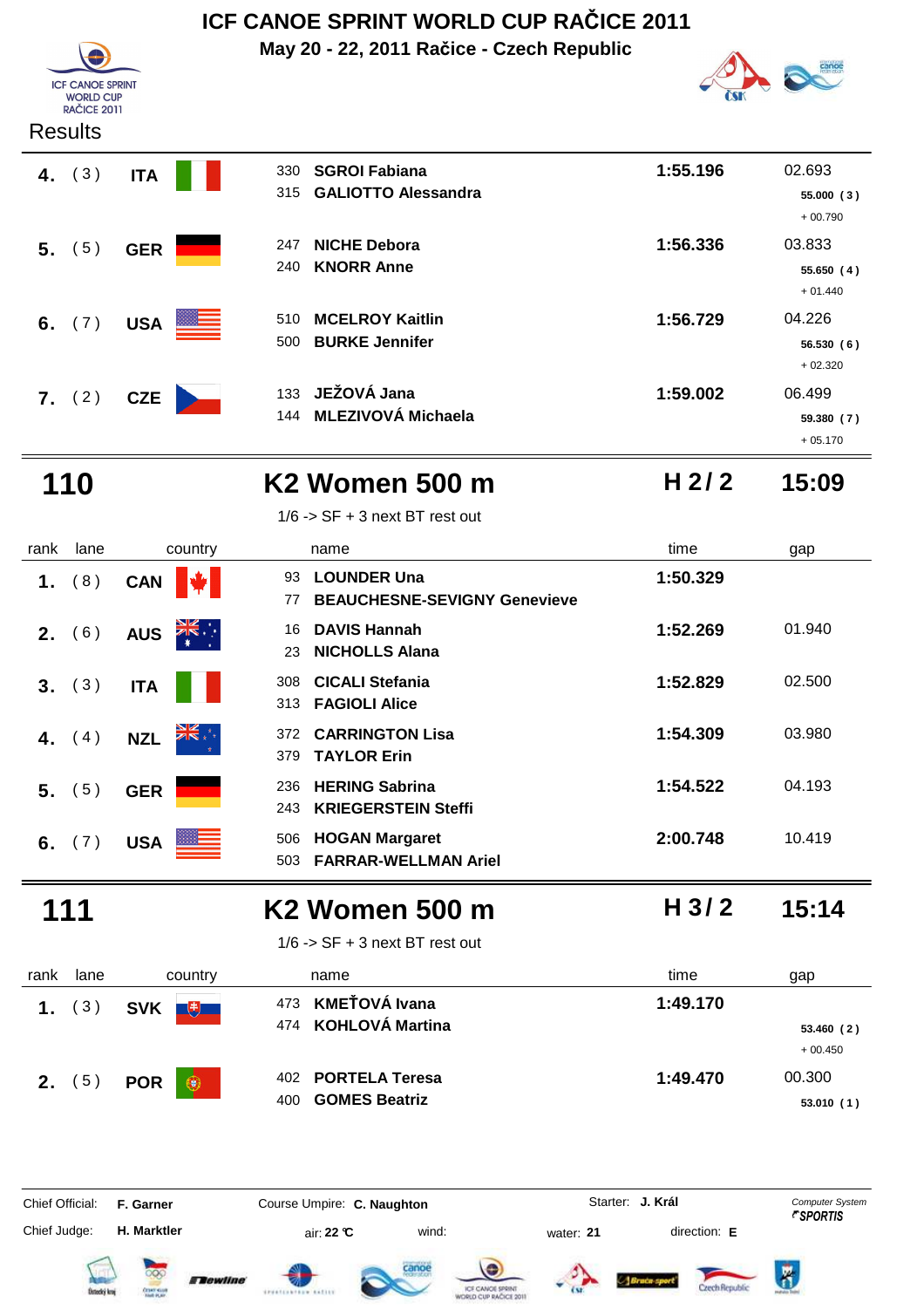# ICF CANOE SPRINT WORLD CUP RAČICE 2011

**May 20 - 22, 2011 Račice - Czech Republic**

Results

| rank | lane | country | name | time | gap |
|---|---|---|---|---|---|
| 4. | (3) | ITA | 330 SGROI Fabiana<br>315 GALIOTTO Alessandra | 1:55.196 | 02.693<br>55.000 (3)<br>+ 00.790 |
| 5. | (5) | GER | 247 NICHE Debora<br>240 KNORR Anne | 1:56.336 | 03.833<br>55.650 (4)<br>+ 01.440 |
| 6. | (7) | USA | 510 MCELROY Kaitlin<br>500 BURKE Jennifer | 1:56.729 | 04.226<br>56.530 (6)<br>+ 02.320 |
| 7. | (2) | CZE | 133 JEŽOVÁ Jana<br>144 MLEZIVOVÁ Michaela | 1:59.002 | 06.499<br>59.380 (7)<br>+ 05.170 |

## 110 K2 Women 500 m H 2 / 2 15:09

1/6 -> SF + 3 next BT rest out

| rank | lane | country | name | time | gap |
|---|---|---|---|---|---|
| 1. | (8) | CAN | 93 LOUNDER Una<br>77 BEAUCHESNE-SEVIGNY Genevieve | 1:50.329 | |
| 2. | (6) | AUS | 16 DAVIS Hannah<br>23 NICHOLLS Alana | 1:52.269 | 01.940 |
| 3. | (3) | ITA | 308 CICALI Stefania<br>313 FAGIOLI Alice | 1:52.829 | 02.500 |
| 4. | (4) | NZL | 372 CARRINGTON Lisa<br>379 TAYLOR Erin | 1:54.309 | 03.980 |
| 5. | (5) | GER | 236 HERING Sabrina<br>243 KRIEGERSTEIN Steffi | 1:54.522 | 04.193 |
| 6. | (7) | USA | 506 HOGAN Margaret<br>503 FARRAR-WELLMAN Ariel | 2:00.748 | 10.419 |

## 111 K2 Women 500 m H 3 / 2 15:14

1/6 -> SF + 3 next BT rest out

| rank | lane | country | name | time | gap |
|---|---|---|---|---|---|
| 1. | (3) | SVK | 473 KMEŤOVÁ Ivana<br>474 KOHLOVÁ Martina | 1:49.170 | 53.460 (2)<br>+ 00.450 |
| 2. | (5) | POR | 402 PORTELA Teresa<br>400 GOMES Beatriz | 1:49.470 | 00.300<br>53.010 (1) |

Chief Official: **F. Garner** Course Umpire: **C. Naughton** Starter: **J. Král** Computer System SPORTIS

Chief Judge: **H. Marktler** air: **22 °C** wind: water: **21** direction: **E**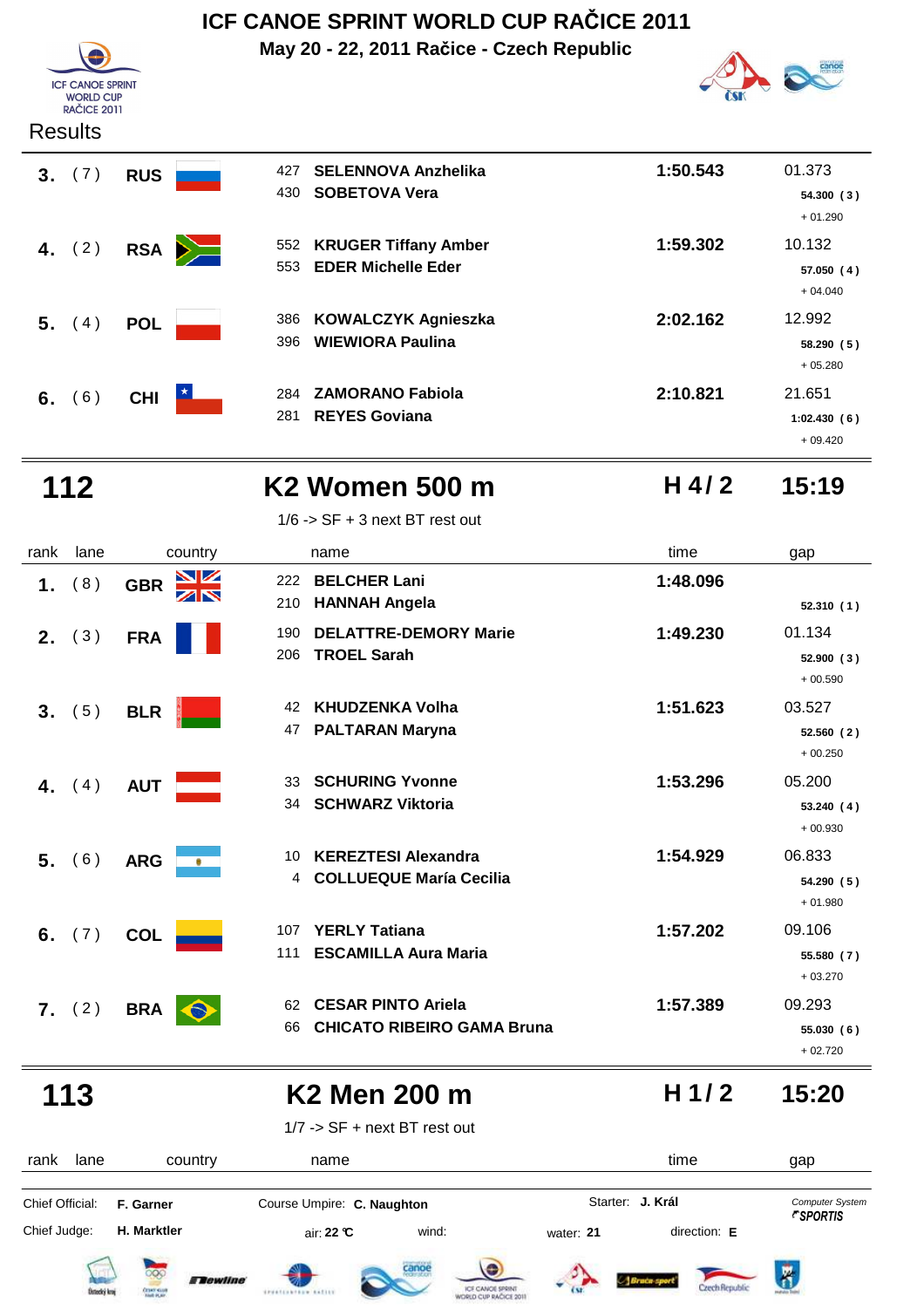# ICF CANOE SPRINT WORLD CUP RAČICE 2011

**May 20 - 22, 2011 Račice - Czech Republic**

ICF CANOE SPRINT WORLD CUP RAČICE 2011

Results

| rank | lane | country | name | time | gap |
|---|---|---|---|---|---|
| **3.** | (7) | **RUS** | 427 **SELENNOVA Anzhelika**<br>430 **SOBETOVA Vera** | **1:50.543** | 01.373<br>**54.300 (3)**<br>+ 01.290 |
| **4.** | (2) | **RSA** | 552 **KRUGER Tiffany Amber**<br>553 **EDER Michelle Eder** | **1:59.302** | 10.132<br>**57.050 (4)**<br>+ 04.040 |
| **5.** | (4) | **POL** | 386 **KOWALCZYK Agnieszka**<br>396 **WIEWIORA Paulina** | **2:02.162** | 12.992<br>**58.290 (5)**<br>+ 05.280 |
| **6.** | (6) | **CHI** | 284 **ZAMORANO Fabiola**<br>281 **REYES Goviana** | **2:10.821** | 21.651<br>**1:02.430 (6)**<br>+ 09.420 |

## 112 — K2 Women 500 m — H 4 / 2 — 15:19

1/6 -> SF + 3 next BT rest out

| rank | lane | country | name | time | gap |
|---|---|---|---|---|---|
| **1.** | (8) | **GBR** | 222 **BELCHER Lani**<br>210 **HANNAH Angela** | **1:48.096** | **52.310 (1)** |
| **2.** | (3) | **FRA** | 190 **DELATTRE-DEMORY Marie**<br>206 **TROEL Sarah** | **1:49.230** | 01.134<br>**52.900 (3)**<br>+ 00.590 |
| **3.** | (5) | **BLR** | 42 **KHUDZENKA Volha**<br>47 **PALTARAN Maryna** | **1:51.623** | 03.527<br>**52.560 (2)**<br>+ 00.250 |
| **4.** | (4) | **AUT** | 33 **SCHURING Yvonne**<br>34 **SCHWARZ Viktoria** | **1:53.296** | 05.200<br>**53.240 (4)**<br>+ 00.930 |
| **5.** | (6) | **ARG** | 10 **KEREZTESI Alexandra**<br>4 **COLLUEQUE María Cecilia** | **1:54.929** | 06.833<br>**54.290 (5)**<br>+ 01.980 |
| **6.** | (7) | **COL** | 107 **YERLY Tatiana**<br>111 **ESCAMILLA Aura Maria** | **1:57.202** | 09.106<br>**55.580 (7)**<br>+ 03.270 |
| **7.** | (2) | **BRA** | 62 **CESAR PINTO Ariela**<br>66 **CHICATO RIBEIRO GAMA Bruna** | **1:57.389** | 09.293<br>**55.030 (6)**<br>+ 02.720 |

## 113 — K2 Men 200 m — H 1 / 2 — 15:20

1/7 -> SF + next BT rest out

| rank | lane | country | name | time | gap |
|---|---|---|---|---|---|

Chief Official: **F. Garner** Course Umpire: **C. Naughton** Starter: **J. Král** Computer System *SPORTIS*

Chief Judge: **H. Marktler** air: **22 °C** wind: water: **21** direction: **E**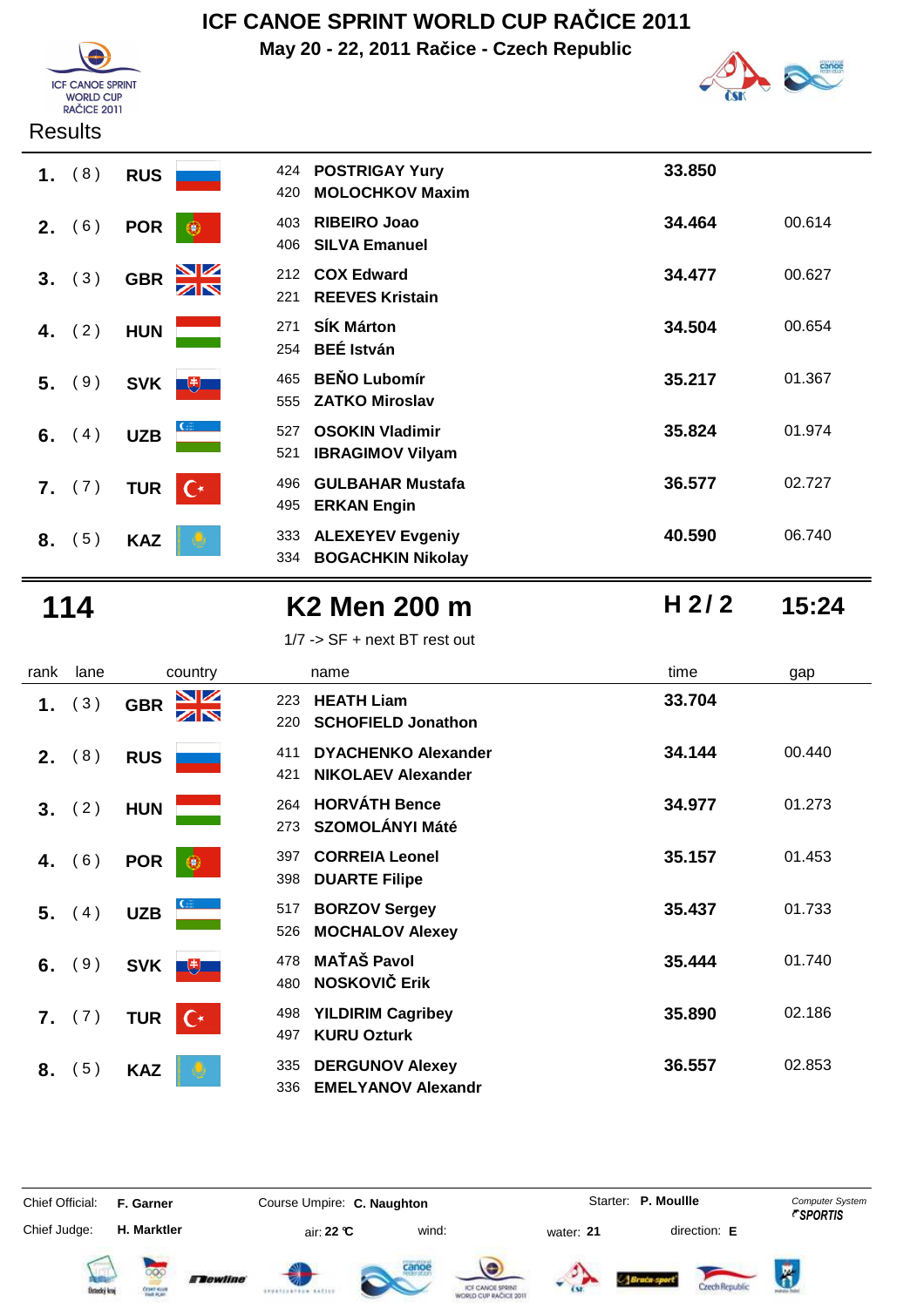# ICF CANOE SPRINT WORLD CUP RAČICE 2011

**May 20 - 22, 2011 Račice - Czech Republic**

Results

| rank | lane | country | name | time | gap |
|---|---|---|---|---|---|
| 1. | (8) | RUS | 424 POSTRIGAY Yury<br>420 MOLOCHKOV Maxim | 33.850 | |
| 2. | (6) | POR | 403 RIBEIRO Joao<br>406 SILVA Emanuel | 34.464 | 00.614 |
| 3. | (3) | GBR | 212 COX Edward<br>221 REEVES Kristain | 34.477 | 00.627 |
| 4. | (2) | HUN | 271 SÍK Márton<br>254 BEÉ István | 34.504 | 00.654 |
| 5. | (9) | SVK | 465 BEŇO Lubomír<br>555 ZATKO Miroslav | 35.217 | 01.367 |
| 6. | (4) | UZB | 527 OSOKIN Vladimir<br>521 IBRAGIMOV Vilyam | 35.824 | 01.974 |
| 7. | (7) | TUR | 496 GULBAHAR Mustafa<br>495 ERKAN Engin | 36.577 | 02.727 |
| 8. | (5) | KAZ | 333 ALEXEYEV Evgeniy<br>334 BOGACHKIN Nikolay | 40.590 | 06.740 |

## 114 K2 Men 200 m — H 2 / 2 — 15:24

1/7 -> SF + next BT rest out

| rank | lane | country | name | time | gap |
|---|---|---|---|---|---|
| 1. | (3) | GBR | 223 HEATH Liam<br>220 SCHOFIELD Jonathon | 33.704 | |
| 2. | (8) | RUS | 411 DYACHENKO Alexander<br>421 NIKOLAEV Alexander | 34.144 | 00.440 |
| 3. | (2) | HUN | 264 HORVÁTH Bence<br>273 SZOMOLÁNYI Máté | 34.977 | 01.273 |
| 4. | (6) | POR | 397 CORREIA Leonel<br>398 DUARTE Filipe | 35.157 | 01.453 |
| 5. | (4) | UZB | 517 BORZOV Sergey<br>526 MOCHALOV Alexey | 35.437 | 01.733 |
| 6. | (9) | SVK | 478 MAŤAŠ Pavol<br>480 NOSKOVIČ Erik | 35.444 | 01.740 |
| 7. | (7) | TUR | 498 YILDIRIM Cagribey<br>497 KURU Ozturk | 35.890 | 02.186 |
| 8. | (5) | KAZ | 335 DERGUNOV Alexey<br>336 EMELYANOV Alexandr | 36.557 | 02.853 |

Chief Official: **F. Garner** — Course Umpire: **C. Naughton** — Starter: **P. Moullle** — Computer System SPORTIS

Chief Judge: **H. Marktler** — air: **22 °C** — wind: — water: **21** — direction: **E**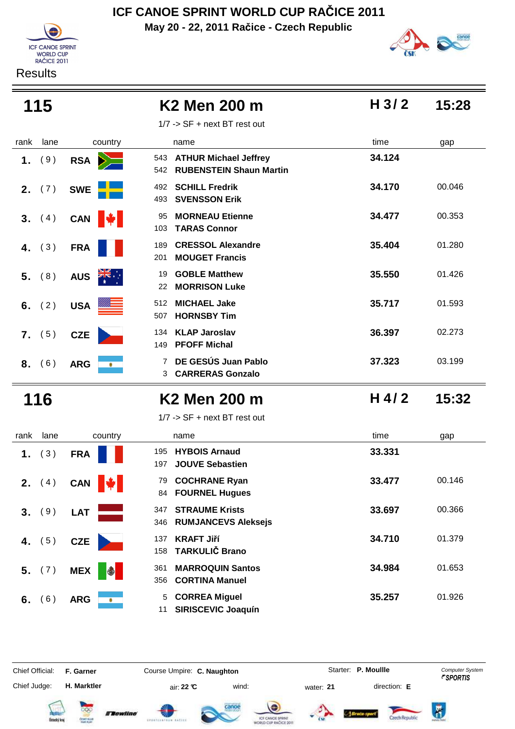# ICF CANOE SPRINT WORLD CUP RAČICE 2011

**May 20 - 22, 2011 Račice - Czech Republic**

Results

## 115 — K2 Men 200 m — H 3 / 2 — 15:28

1/7 -> SF + next BT rest out

| rank | lane | country | | name | time | gap |
|---|---|---|---|---|---|---|
| 1. | ( 9 ) | RSA | 543<br>542 | **ATHUR Michael Jeffrey**<br>**RUBENSTEIN Shaun Martin** | **34.124** | |
| 2. | ( 7 ) | SWE | 492<br>493 | **SCHILL Fredrik**<br>**SVENSSON Erik** | **34.170** | 00.046 |
| 3. | ( 4 ) | CAN | 95<br>103 | **MORNEAU Etienne**<br>**TARAS Connor** | **34.477** | 00.353 |
| 4. | ( 3 ) | FRA | 189<br>201 | **CRESSOL Alexandre**<br>**MOUGET Francis** | **35.404** | 01.280 |
| 5. | ( 8 ) | AUS | 19<br>22 | **GOBLE Matthew**<br>**MORRISON Luke** | **35.550** | 01.426 |
| 6. | ( 2 ) | USA | 512<br>507 | **MICHAEL Jake**<br>**HORNSBY Tim** | **35.717** | 01.593 |
| 7. | ( 5 ) | CZE | 134<br>149 | **KLAP Jaroslav**<br>**PFOFF Michal** | **36.397** | 02.273 |
| 8. | ( 6 ) | ARG | 7<br>3 | **DE GESÚS Juan Pablo**<br>**CARRERAS Gonzalo** | **37.323** | 03.199 |

## 116 — K2 Men 200 m — H 4 / 2 — 15:32

1/7 -> SF + next BT rest out

| rank | lane | country | | name | time | gap |
|---|---|---|---|---|---|---|
| 1. | ( 3 ) | FRA | 195<br>197 | **HYBOIS Arnaud**<br>**JOUVE Sebastien** | **33.331** | |
| 2. | ( 4 ) | CAN | 79<br>84 | **COCHRANE Ryan**<br>**FOURNEL Hugues** | **33.477** | 00.146 |
| 3. | ( 9 ) | LAT | 347<br>346 | **STRAUME Krists**<br>**RUMJANCEVS Aleksejs** | **33.697** | 00.366 |
| 4. | ( 5 ) | CZE | 137<br>158 | **KRAFT Jiří**<br>**TARKULIČ Brano** | **34.710** | 01.379 |
| 5. | ( 7 ) | MEX | 361<br>356 | **MARROQUIN Santos**<br>**CORTINA Manuel** | **34.984** | 01.653 |
| 6. | ( 6 ) | ARG | 5<br>11 | **CORREA Miguel**<br>**SIRISCEVIC Joaquín** | **35.257** | 01.926 |

Chief Official: **F. Garner** — Course Umpire: **C. Naughton** — Starter: **P. Moullle** — Computer System *SPORTIS*

Chief Judge: **H. Marktler** — air: **22 °C** — wind: — water: **21** — direction: **E**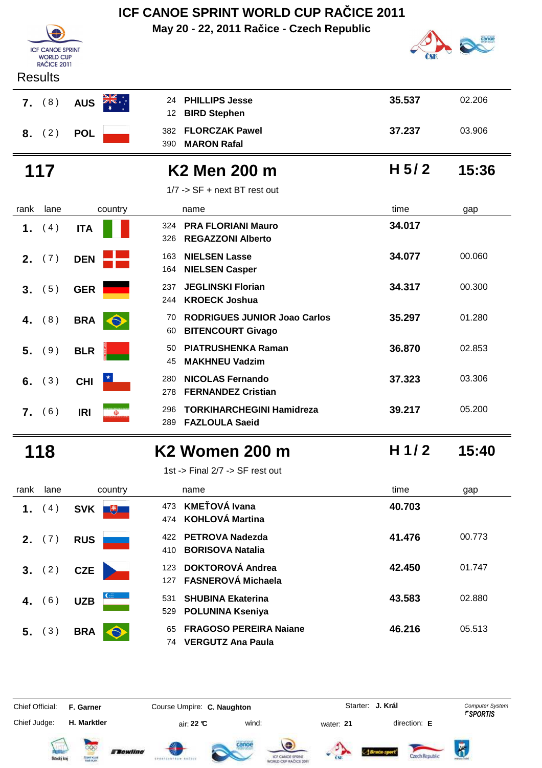# ICF CANOE SPRINT WORLD CUP RAČICE 2011

**May 20 - 22, 2011 Račice - Czech Republic**

Results

| rank | lane | country | name | time | gap |
|---|---|---|---|---|---|
| 7. | (8) | AUS | 24 PHILLIPS Jesse<br>12 BIRD Stephen | 35.537 | 02.206 |
| 8. | (2) | POL | 382 FLORCZAK Pawel<br>390 MARON Rafal | 37.237 | 03.906 |

## 117 — K2 Men 200 m — H 5/ 2 — 15:36

1/7 -> SF + next BT rest out

| rank | lane | country | name | time | gap |
|---|---|---|---|---|---|
| 1. | (4) | ITA | 324 PRA FLORIANI Mauro<br>326 REGAZZONI Alberto | 34.017 | |
| 2. | (7) | DEN | 163 NIELSEN Lasse<br>164 NIELSEN Casper | 34.077 | 00.060 |
| 3. | (5) | GER | 237 JEGLINSKI Florian<br>244 KROECK Joshua | 34.317 | 00.300 |
| 4. | (8) | BRA | 70 RODRIGUES JUNIOR Joao Carlos<br>60 BITENCOURT Givago | 35.297 | 01.280 |
| 5. | (9) | BLR | 50 PIATRUSHENKA Raman<br>45 MAKHNEU Vadzim | 36.870 | 02.853 |
| 6. | (3) | CHI | 280 NICOLAS Fernando<br>278 FERNANDEZ Cristian | 37.323 | 03.306 |
| 7. | (6) | IRI | 296 TORKIHARCHEGINI Hamidreza<br>289 FAZLOULA Saeid | 39.217 | 05.200 |

## 118 — K2 Women 200 m — H 1/ 2 — 15:40

1st -> Final 2/7 -> SF rest out

| rank | lane | country | name | time | gap |
|---|---|---|---|---|---|
| 1. | (4) | SVK | 473 KMEŤOVÁ Ivana<br>474 KOHLOVÁ Martina | 40.703 | |
| 2. | (7) | RUS | 422 PETROVA Nadezda<br>410 BORISOVA Natalia | 41.476 | 00.773 |
| 3. | (2) | CZE | 123 DOKTOROVÁ Andrea<br>127 FASNEROVÁ Michaela | 42.450 | 01.747 |
| 4. | (6) | UZB | 531 SHUBINA Ekaterina<br>529 POLUNINA Kseniya | 43.583 | 02.880 |
| 5. | (3) | BRA | 65 FRAGOSO PEREIRA Naiane<br>74 VERGUTZ Ana Paula | 46.216 | 05.513 |

Chief Official: **F. Garner** — Course Umpire: **C. Naughton** — Starter: **J. Král** — Computer System SPORTIS

Chief Judge: **H. Marktler** — air: **22 °C** — wind: — water: **21** — direction: **E**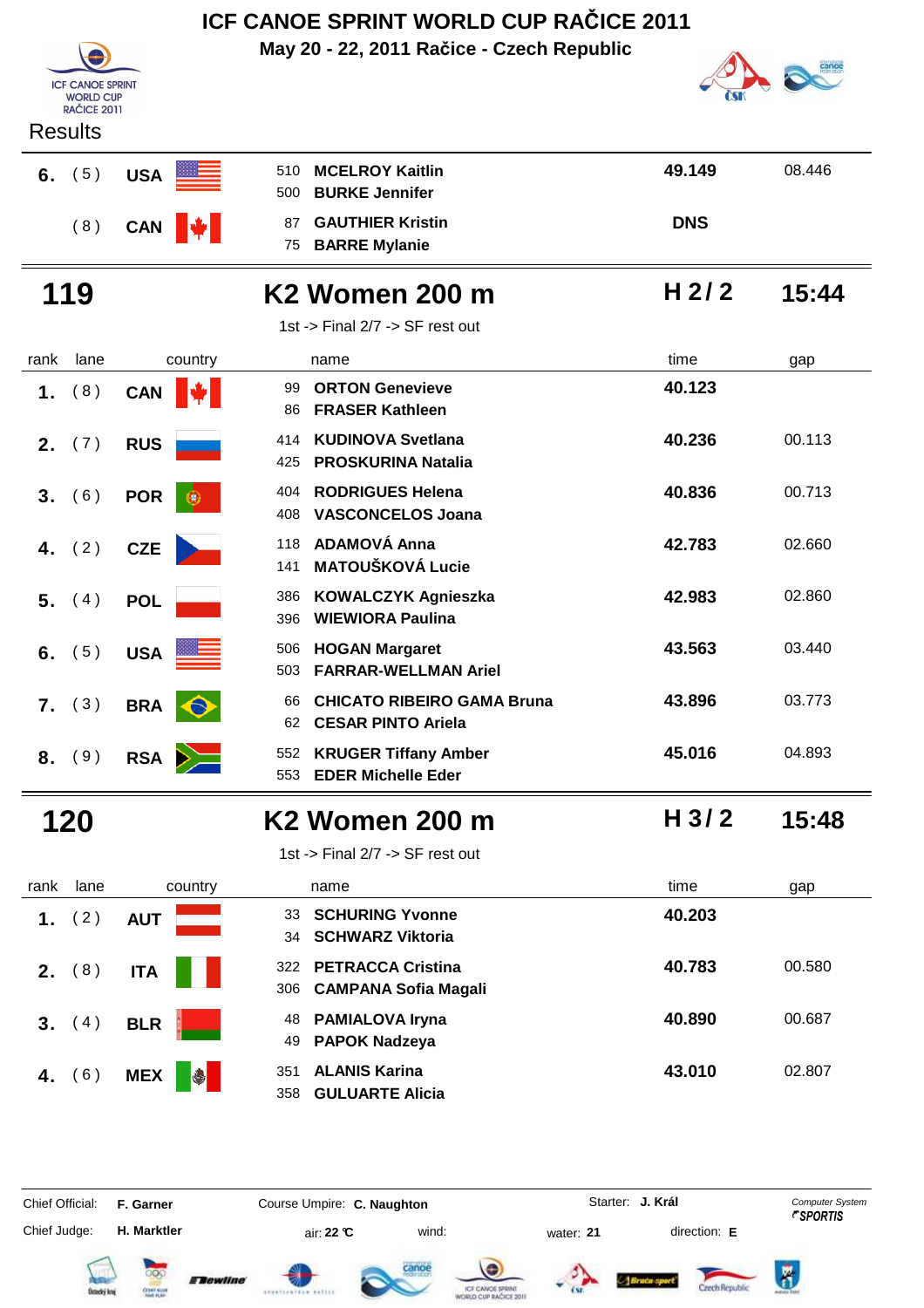# ICF CANOE SPRINT WORLD CUP RAČICE 2011

**May 20 - 22, 2011 Račice - Czech Republic**

Results

| rank | lane | country | name | time | gap |
|---|---|---|---|---|---|
| 6. | (5) | USA | 510 MCELROY Kaitlin<br>500 BURKE Jennifer | 49.149 | 08.446 |
| | (8) | CAN | 87 GAUTHIER Kristin<br>75 BARRE Mylanie | DNS | |

## 119 — K2 Women 200 m — H 2 / 2 — 15:44

1st -> Final 2/7 -> SF rest out

| rank | lane | country | name | time | gap |
|---|---|---|---|---|---|
| 1. | (8) | CAN | 99 ORTON Genevieve<br>86 FRASER Kathleen | 40.123 | |
| 2. | (7) | RUS | 414 KUDINOVA Svetlana<br>425 PROSKURINA Natalia | 40.236 | 00.113 |
| 3. | (6) | POR | 404 RODRIGUES Helena<br>408 VASCONCELOS Joana | 40.836 | 00.713 |
| 4. | (2) | CZE | 118 ADAMOVÁ Anna<br>141 MATOUŠKOVÁ Lucie | 42.783 | 02.660 |
| 5. | (4) | POL | 386 KOWALCZYK Agnieszka<br>396 WIEWIORA Paulina | 42.983 | 02.860 |
| 6. | (5) | USA | 506 HOGAN Margaret<br>503 FARRAR-WELLMAN Ariel | 43.563 | 03.440 |
| 7. | (3) | BRA | 66 CHICATO RIBEIRO GAMA Bruna<br>62 CESAR PINTO Ariela | 43.896 | 03.773 |
| 8. | (9) | RSA | 552 KRUGER Tiffany Amber<br>553 EDER Michelle Eder | 45.016 | 04.893 |

## 120 — K2 Women 200 m — H 3 / 2 — 15:48

1st -> Final 2/7 -> SF rest out

| rank | lane | country | name | time | gap |
|---|---|---|---|---|---|
| 1. | (2) | AUT | 33 SCHURING Yvonne<br>34 SCHWARZ Viktoria | 40.203 | |
| 2. | (8) | ITA | 322 PETRACCA Cristina<br>306 CAMPANA Sofia Magali | 40.783 | 00.580 |
| 3. | (4) | BLR | 48 PAMIALOVA Iryna<br>49 PAPOK Nadzeya | 40.890 | 00.687 |
| 4. | (6) | MEX | 351 ALANIS Karina<br>358 GULUARTE Alicia | 43.010 | 02.807 |

Chief Official: **F. Garner** &nbsp; Course Umpire: **C. Naughton** &nbsp; Starter: **J. Král** &nbsp; Computer System SPORTIS

Chief Judge: **H. Marktler** &nbsp; air: **22 °C** &nbsp; wind: &nbsp; water: **21** &nbsp; direction: **E**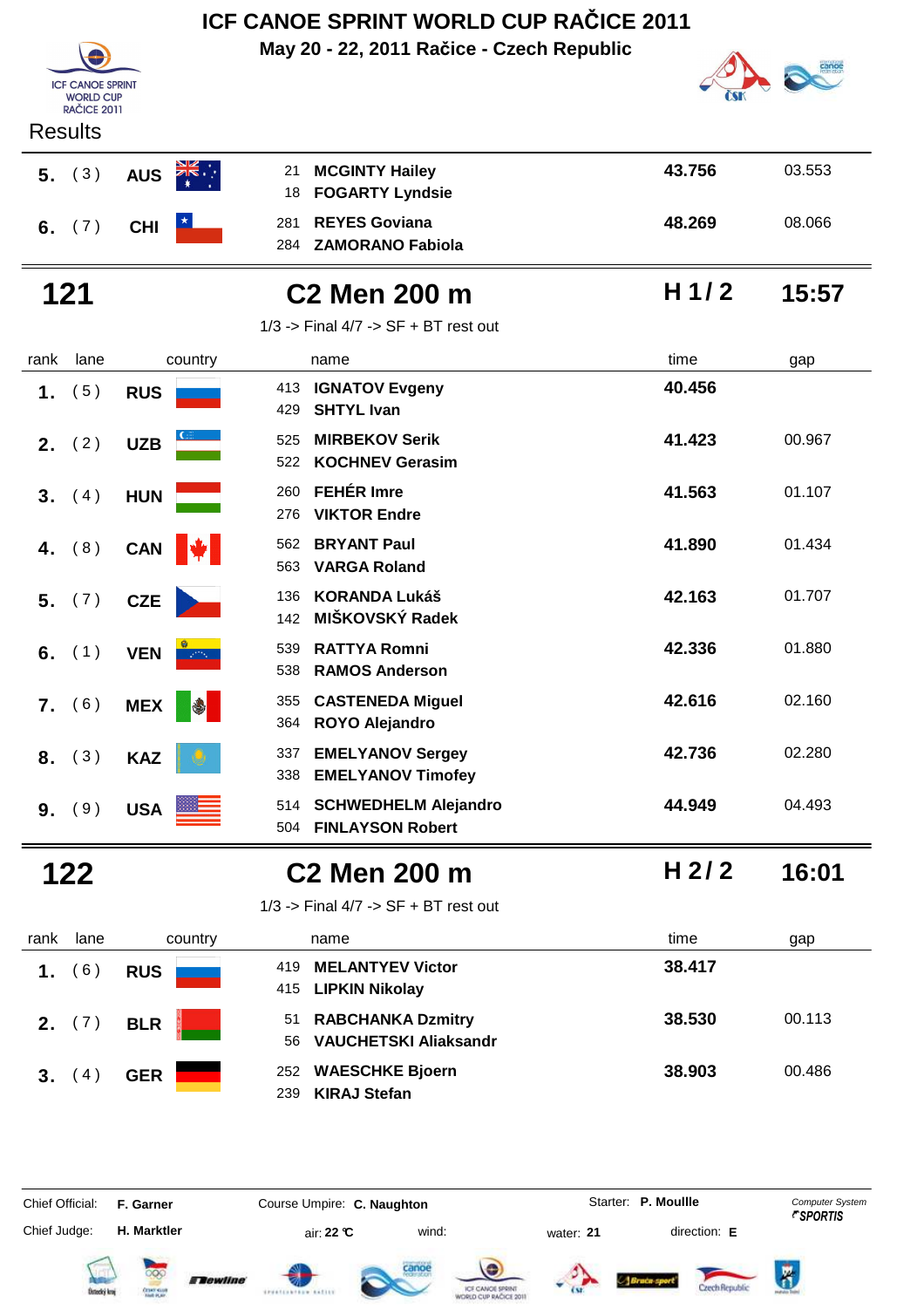# ICF CANOE SPRINT WORLD CUP RAČICE 2011

**May 20 - 22, 2011 Račice - Czech Republic**

Results

| rank | lane | country | | name | time | gap |
|---|---|---|---|---|---|---|
| 5. | (3) | AUS | 21 / 18 | MCGINTY Hailey / FOGARTY Lyndsie | 43.756 | 03.553 |
| 6. | (7) | CHI | 281 / 284 | REYES Goviana / ZAMORANO Fabiola | 48.269 | 08.066 |

## 121 C2 Men 200 m — H 1/ 2 — 15:57

1/3 -> Final 4/7 -> SF + BT rest out

| rank | lane | country | | name | time | gap |
|---|---|---|---|---|---|---|
| 1. | (5) | RUS | 413 / 429 | IGNATOV Evgeny / SHTYL Ivan | 40.456 | |
| 2. | (2) | UZB | 525 / 522 | MIRBEKOV Serik / KOCHNEV Gerasim | 41.423 | 00.967 |
| 3. | (4) | HUN | 260 / 276 | FEHÉR Imre / VIKTOR Endre | 41.563 | 01.107 |
| 4. | (8) | CAN | 562 / 563 | BRYANT Paul / VARGA Roland | 41.890 | 01.434 |
| 5. | (7) | CZE | 136 / 142 | KORANDA Lukáš / MIŠKOVSKÝ Radek | 42.163 | 01.707 |
| 6. | (1) | VEN | 539 / 538 | RATTYA Romni / RAMOS Anderson | 42.336 | 01.880 |
| 7. | (6) | MEX | 355 / 364 | CASTENEDA Miguel / ROYO Alejandro | 42.616 | 02.160 |
| 8. | (3) | KAZ | 337 / 338 | EMELYANOV Sergey / EMELYANOV Timofey | 42.736 | 02.280 |
| 9. | (9) | USA | 514 / 504 | SCHWEDHELM Alejandro / FINLAYSON Robert | 44.949 | 04.493 |

## 122 C2 Men 200 m — H 2/ 2 — 16:01

1/3 -> Final 4/7 -> SF + BT rest out

| rank | lane | country | | name | time | gap |
|---|---|---|---|---|---|---|
| 1. | (6) | RUS | 419 / 415 | MELANTYEV Victor / LIPKIN Nikolay | 38.417 | |
| 2. | (7) | BLR | 51 / 56 | RABCHANKA Dzmitry / VAUCHETSKI Aliaksandr | 38.530 | 00.113 |
| 3. | (4) | GER | 252 / 239 | WAESCHKE Bjoern / KIRAJ Stefan | 38.903 | 00.486 |

Chief Official: **F. Garner** — Course Umpire: **C. Naughton** — Starter: **P. Moullle** — Computer System SPORTIS

Chief Judge: **H. Marktler** — air: **22 °C** — wind: — water: **21** — direction: **E**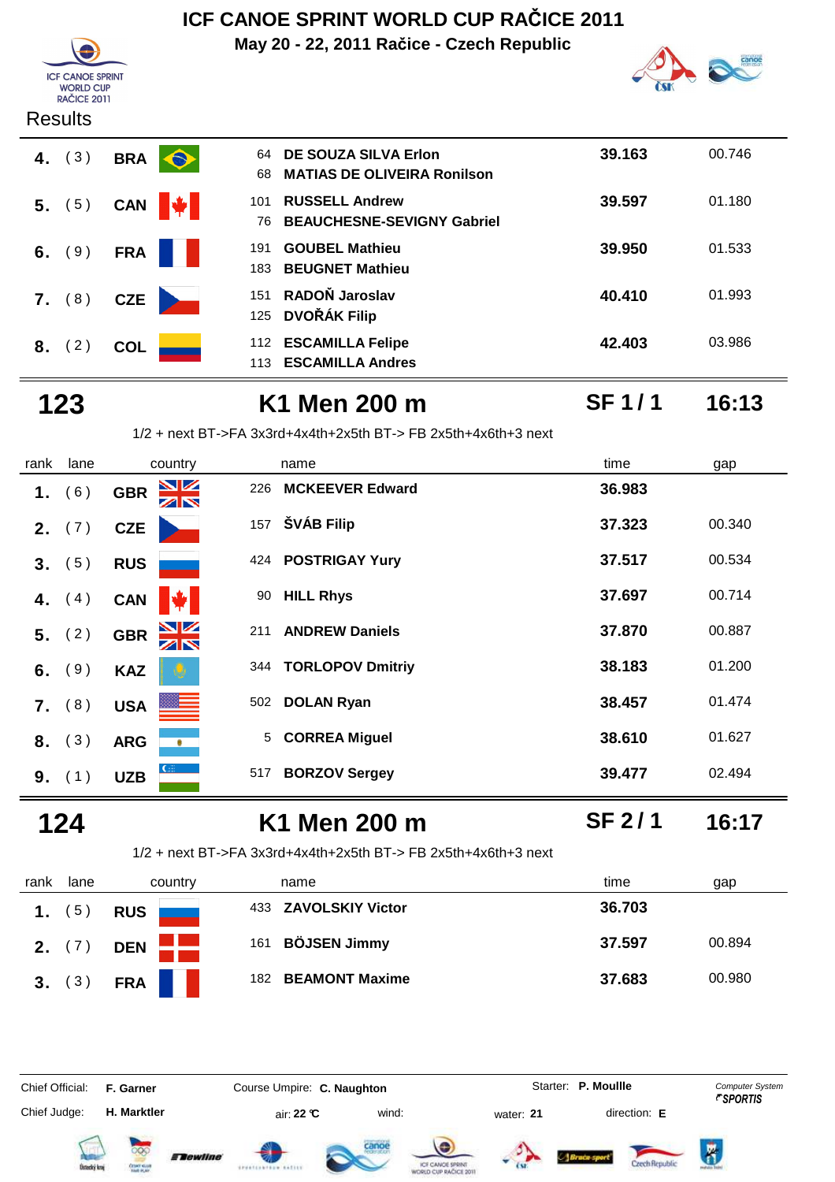# ICF CANOE SPRINT WORLD CUP RAČICE 2011

**May 20 - 22, 2011 Račice - Czech Republic**

Results

| rank | lane | country | no. | name | time | gap |
|---|---|---|---|---|---|---|
| 4. | (3) | BRA | 64 | DE SOUZA SILVA Erlon | 39.163 | 00.746 |
| | | | 68 | MATIAS DE OLIVEIRA Ronilson | | |
| 5. | (5) | CAN | 101 | RUSSELL Andrew | 39.597 | 01.180 |
| | | | 76 | BEAUCHESNE-SEVIGNY Gabriel | | |
| 6. | (9) | FRA | 191 | GOUBEL Mathieu | 39.950 | 01.533 |
| | | | 183 | BEUGNET Mathieu | | |
| 7. | (8) | CZE | 151 | RADOŇ Jaroslav | 40.410 | 01.993 |
| | | | 125 | DVOŘÁK Filip | | |
| 8. | (2) | COL | 112 | ESCAMILLA Felipe | 42.403 | 03.986 |
| | | | 113 | ESCAMILLA Andres | | |

## 123 K1 Men 200 m SF 1 / 1 16:13

1/2 + next BT->FA 3x3rd+4x4th+2x5th BT-> FB 2x5th+4x6th+3 next

| rank | lane | country | no. | name | time | gap |
|---|---|---|---|---|---|---|
| 1. | (6) | GBR | 226 | MCKEEVER Edward | 36.983 | |
| 2. | (7) | CZE | 157 | ŠVÁB Filip | 37.323 | 00.340 |
| 3. | (5) | RUS | 424 | POSTRIGAY Yury | 37.517 | 00.534 |
| 4. | (4) | CAN | 90 | HILL Rhys | 37.697 | 00.714 |
| 5. | (2) | GBR | 211 | ANDREW Daniels | 37.870 | 00.887 |
| 6. | (9) | KAZ | 344 | TORLOPOV Dmitriy | 38.183 | 01.200 |
| 7. | (8) | USA | 502 | DOLAN Ryan | 38.457 | 01.474 |
| 8. | (3) | ARG | 5 | CORREA Miguel | 38.610 | 01.627 |
| 9. | (1) | UZB | 517 | BORZOV Sergey | 39.477 | 02.494 |

## 124 K1 Men 200 m SF 2 / 1 16:17

1/2 + next BT->FA 3x3rd+4x4th+2x5th BT-> FB 2x5th+4x6th+3 next

| rank | lane | country | no. | name | time | gap |
|---|---|---|---|---|---|---|
| 1. | (5) | RUS | 433 | ZAVOLSKIY Victor | 36.703 | |
| 2. | (7) | DEN | 161 | BÖJSEN Jimmy | 37.597 | 00.894 |
| 3. | (3) | FRA | 182 | BEAMONT Maxime | 37.683 | 00.980 |

Chief Official: **F. Garner** Course Umpire: **C. Naughton** Starter: **P. Moullle**

Chief Judge: **H. Marktler** air: **22 °C** wind: water: **21** direction: **E**

Computer System SPORTIS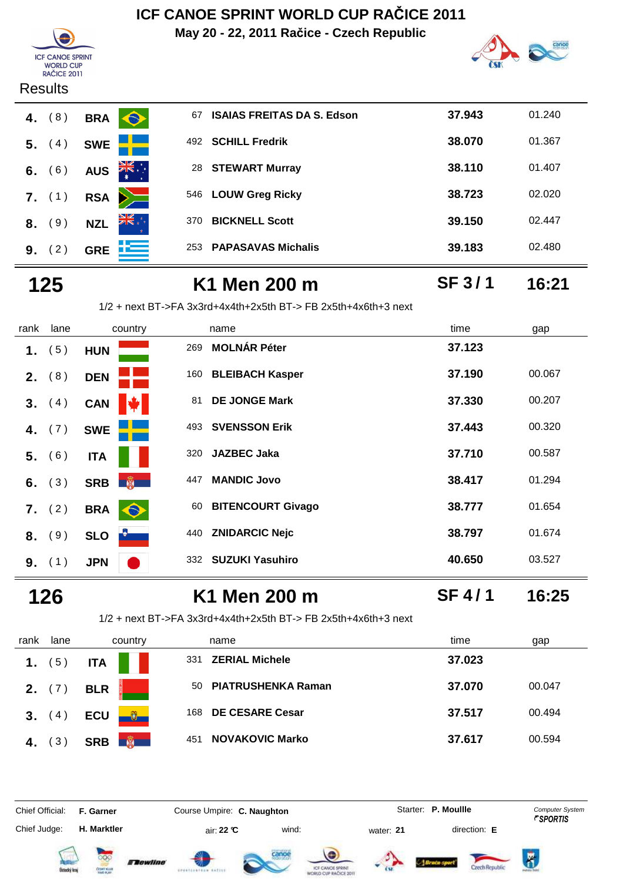# ICF CANOE SPRINT WORLD CUP RAČICE 2011

**May 20 - 22, 2011 Račice - Czech Republic**

Results

| rank | lane | country | | name | time | gap |
|---|---|---|---|---|---|---|
| 4. | ( 8 ) | BRA | 67 | ISAIAS FREITAS DA S. Edson | 37.943 | 01.240 |
| 5. | ( 4 ) | SWE | 492 | SCHILL Fredrik | 38.070 | 01.367 |
| 6. | ( 6 ) | AUS | 28 | STEWART Murray | 38.110 | 01.407 |
| 7. | ( 1 ) | RSA | 546 | LOUW Greg Ricky | 38.723 | 02.020 |
| 8. | ( 9 ) | NZL | 370 | BICKNELL Scott | 39.150 | 02.447 |
| 9. | ( 2 ) | GRE | 253 | PAPASAVAS Michalis | 39.183 | 02.480 |

## 125 K1 Men 200 m SF 3 / 1 16:21

1/2 + next BT->FA 3x3rd+4x4th+2x5th BT-> FB 2x5th+4x6th+3 next

| rank | lane | country | | name | time | gap |
|---|---|---|---|---|---|---|
| 1. | ( 5 ) | HUN | 269 | MOLNÁR Péter | 37.123 | |
| 2. | ( 8 ) | DEN | 160 | BLEIBACH Kasper | 37.190 | 00.067 |
| 3. | ( 4 ) | CAN | 81 | DE JONGE Mark | 37.330 | 00.207 |
| 4. | ( 7 ) | SWE | 493 | SVENSSON Erik | 37.443 | 00.320 |
| 5. | ( 6 ) | ITA | 320 | JAZBEC Jaka | 37.710 | 00.587 |
| 6. | ( 3 ) | SRB | 447 | MANDIC Jovo | 38.417 | 01.294 |
| 7. | ( 2 ) | BRA | 60 | BITENCOURT Givago | 38.777 | 01.654 |
| 8. | ( 9 ) | SLO | 440 | ZNIDARCIC Nejc | 38.797 | 01.674 |
| 9. | ( 1 ) | JPN | 332 | SUZUKI Yasuhiro | 40.650 | 03.527 |

## 126 K1 Men 200 m SF 4 / 1 16:25

1/2 + next BT->FA 3x3rd+4x4th+2x5th BT-> FB 2x5th+4x6th+3 next

| rank | lane | country | | name | time | gap |
|---|---|---|---|---|---|---|
| 1. | ( 5 ) | ITA | 331 | ZERIAL Michele | 37.023 | |
| 2. | ( 7 ) | BLR | 50 | PIATRUSHENKA Raman | 37.070 | 00.047 |
| 3. | ( 4 ) | ECU | 168 | DE CESARE Cesar | 37.517 | 00.494 |
| 4. | ( 3 ) | SRB | 451 | NOVAKOVIC Marko | 37.617 | 00.594 |

Chief Official: **F. Garner** Course Umpire: **C. Naughton** Starter: **P. Moullle** Computer System SPORTIS

Chief Judge: **H. Marktler** air: **22 °C** wind: water: **21** direction: **E**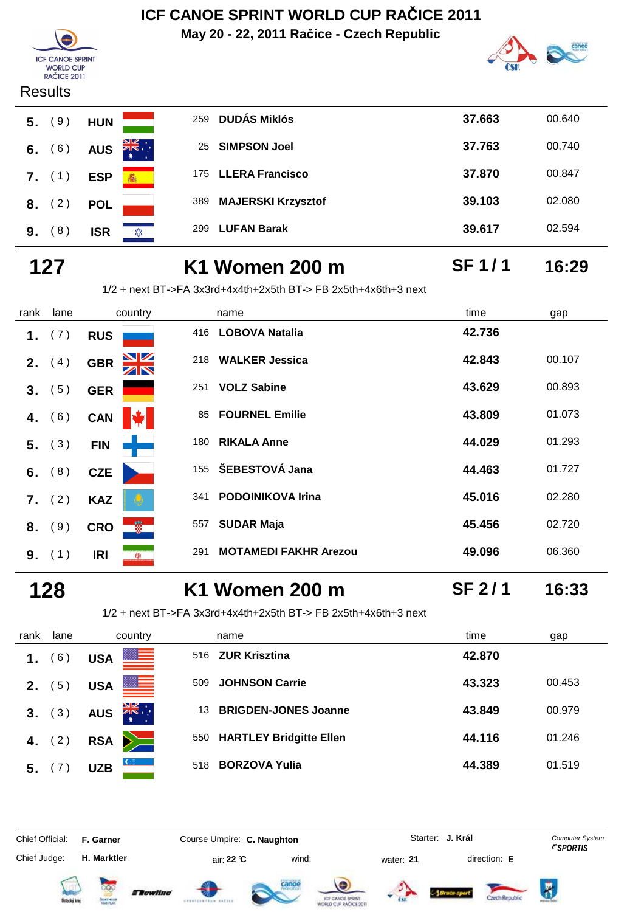# ICF CANOE SPRINT WORLD CUP RAČICE 2011

**May 20 - 22, 2011 Račice - Czech Republic**

Results

| rank | lane | country | | name | time | gap |
|---|---|---|---|---|---|---|
| 5. | (9) | HUN | 259 | DUDÁS Miklós | 37.663 | 00.640 |
| 6. | (6) | AUS | 25 | SIMPSON Joel | 37.763 | 00.740 |
| 7. | (1) | ESP | 175 | LLERA Francisco | 37.870 | 00.847 |
| 8. | (2) | POL | 389 | MAJERSKI Krzysztof | 39.103 | 02.080 |
| 9. | (8) | ISR | 299 | LUFAN Barak | 39.617 | 02.594 |

## 127 K1 Women 200 m SF 1 / 1 16:29

1/2 + next BT->FA 3x3rd+4x4th+2x5th BT-> FB 2x5th+4x6th+3 next

| rank | lane | country | | name | time | gap |
|---|---|---|---|---|---|---|
| 1. | (7) | RUS | 416 | LOBOVA Natalia | 42.736 | |
| 2. | (4) | GBR | 218 | WALKER Jessica | 42.843 | 00.107 |
| 3. | (5) | GER | 251 | VOLZ Sabine | 43.629 | 00.893 |
| 4. | (6) | CAN | 85 | FOURNEL Emilie | 43.809 | 01.073 |
| 5. | (3) | FIN | 180 | RIKALA Anne | 44.029 | 01.293 |
| 6. | (8) | CZE | 155 | ŠEBESTOVÁ Jana | 44.463 | 01.727 |
| 7. | (2) | KAZ | 341 | PODOINIKOVA Irina | 45.016 | 02.280 |
| 8. | (9) | CRO | 557 | SUDAR Maja | 45.456 | 02.720 |
| 9. | (1) | IRI | 291 | MOTAMEDI FAKHR Arezou | 49.096 | 06.360 |

## 128 K1 Women 200 m SF 2 / 1 16:33

1/2 + next BT->FA 3x3rd+4x4th+2x5th BT-> FB 2x5th+4x6th+3 next

| rank | lane | country | | name | time | gap |
|---|---|---|---|---|---|---|
| 1. | (6) | USA | 516 | ZUR Krisztina | 42.870 | |
| 2. | (5) | USA | 509 | JOHNSON Carrie | 43.323 | 00.453 |
| 3. | (3) | AUS | 13 | BRIGDEN-JONES Joanne | 43.849 | 00.979 |
| 4. | (2) | RSA | 550 | HARTLEY Bridgitte Ellen | 44.116 | 01.246 |
| 5. | (7) | UZB | 518 | BORZOVA Yulia | 44.389 | 01.519 |

Chief Official: **F. Garner** Course Umpire: **C. Naughton** Starter: **J. Král** Computer System SPORTIS

Chief Judge: **H. Marktler** air: **22 °C** wind: water: **21** direction: **E**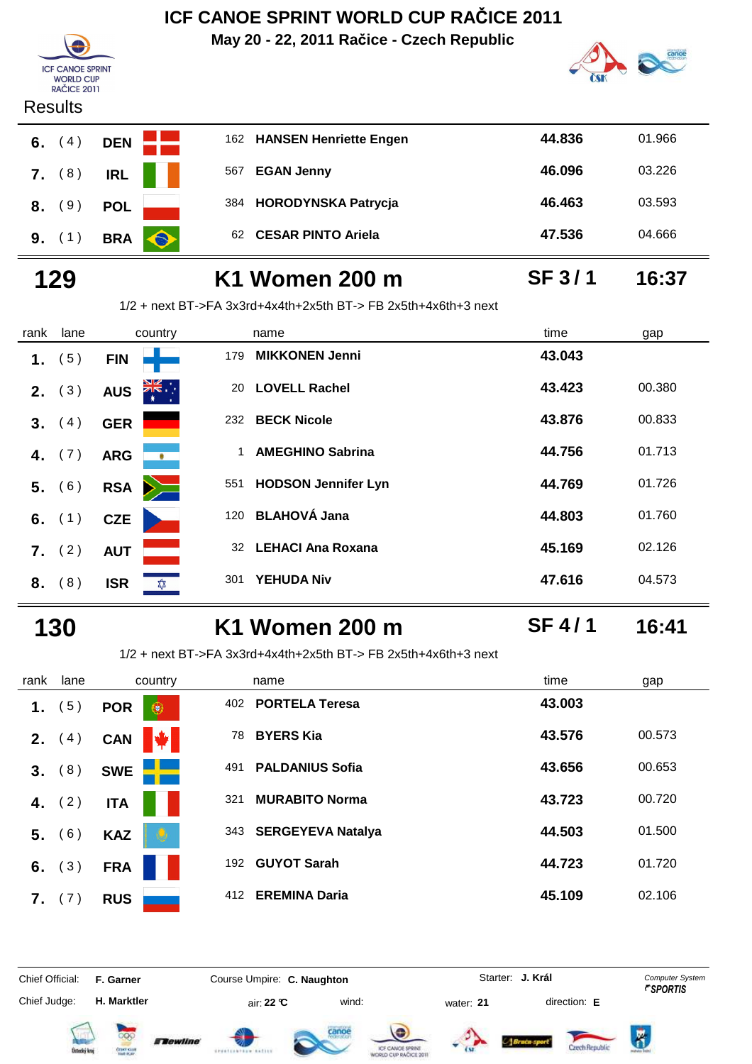# ICF CANOE SPRINT WORLD CUP RAČICE 2011

**May 20 - 22, 2011 Račice - Czech Republic**

Results

| rank | lane | country | | name | time | gap |
|---|---|---|---|---|---|---|
| 6. | (4) | DEN | 162 | HANSEN Henriette Engen | 44.836 | 01.966 |
| 7. | (8) | IRL | 567 | EGAN Jenny | 46.096 | 03.226 |
| 8. | (9) | POL | 384 | HORODYNSKA Patrycja | 46.463 | 03.593 |
| 9. | (1) | BRA | 62 | CESAR PINTO Ariela | 47.536 | 04.666 |

## 129 K1 Women 200 m SF 3 / 1 16:37

1/2 + next BT->FA 3x3rd+4x4th+2x5th BT-> FB 2x5th+4x6th+3 next

| rank | lane | country | | name | time | gap |
|---|---|---|---|---|---|---|
| 1. | (5) | FIN | 179 | MIKKONEN Jenni | 43.043 | |
| 2. | (3) | AUS | 20 | LOVELL Rachel | 43.423 | 00.380 |
| 3. | (4) | GER | 232 | BECK Nicole | 43.876 | 00.833 |
| 4. | (7) | ARG | 1 | AMEGHINO Sabrina | 44.756 | 01.713 |
| 5. | (6) | RSA | 551 | HODSON Jennifer Lyn | 44.769 | 01.726 |
| 6. | (1) | CZE | 120 | BLAHOVÁ Jana | 44.803 | 01.760 |
| 7. | (2) | AUT | 32 | LEHACI Ana Roxana | 45.169 | 02.126 |
| 8. | (8) | ISR | 301 | YEHUDA Niv | 47.616 | 04.573 |

## 130 K1 Women 200 m SF 4 / 1 16:41

1/2 + next BT->FA 3x3rd+4x4th+2x5th BT-> FB 2x5th+4x6th+3 next

| rank | lane | country | | name | time | gap |
|---|---|---|---|---|---|---|
| 1. | (5) | POR | 402 | PORTELA Teresa | 43.003 | |
| 2. | (4) | CAN | 78 | BYERS Kia | 43.576 | 00.573 |
| 3. | (8) | SWE | 491 | PALDANIUS Sofia | 43.656 | 00.653 |
| 4. | (2) | ITA | 321 | MURABITO Norma | 43.723 | 00.720 |
| 5. | (6) | KAZ | 343 | SERGEYEVA Natalya | 44.503 | 01.500 |
| 6. | (3) | FRA | 192 | GUYOT Sarah | 44.723 | 01.720 |
| 7. | (7) | RUS | 412 | EREMINA Daria | 45.109 | 02.106 |

Chief Official: **F. Garner** Course Umpire: **C. Naughton** Starter: **J. Král**

Chief Judge: **H. Marktler** air: **22 °C** wind: water: **21** direction: **E**

Computer System SPORTIS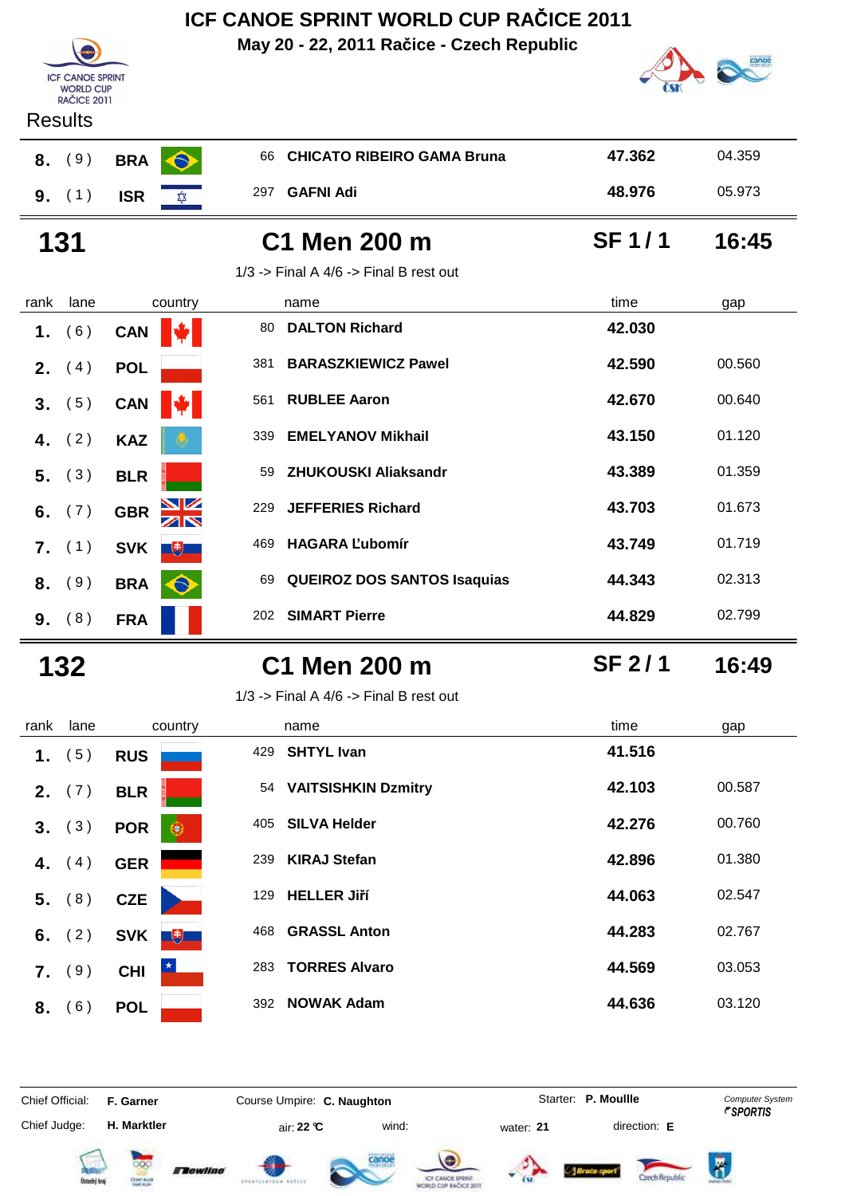# ICF CANOE SPRINT WORLD CUP RAČICE 2011

May 20 - 22, 2011 Račice - Czech Republic

Results

| rank | lane | country | | name | time | gap |
|---|---|---|---|---|---|---|
| 8. | (9) | BRA | 66 | CHICATO RIBEIRO GAMA Bruna | 47.362 | 04.359 |
| 9. | (1) | ISR | 297 | GAFNI Adi | 48.976 | 05.973 |

## 131 C1 Men 200 m SF 1 / 1 16:45

1/3 -> Final A 4/6 -> Final B rest out

| rank | lane | country | | name | time | gap |
|---|---|---|---|---|---|---|
| 1. | (6) | CAN | 80 | DALTON Richard | 42.030 | |
| 2. | (4) | POL | 381 | BARASZKIEWICZ Pawel | 42.590 | 00.560 |
| 3. | (5) | CAN | 561 | RUBLEE Aaron | 42.670 | 00.640 |
| 4. | (2) | KAZ | 339 | EMELYANOV Mikhail | 43.150 | 01.120 |
| 5. | (3) | BLR | 59 | ZHUKOUSKI Aliaksandr | 43.389 | 01.359 |
| 6. | (7) | GBR | 229 | JEFFERIES Richard | 43.703 | 01.673 |
| 7. | (1) | SVK | 469 | HAGARA Ľubomír | 43.749 | 01.719 |
| 8. | (9) | BRA | 69 | QUEIROZ DOS SANTOS Isaquias | 44.343 | 02.313 |
| 9. | (8) | FRA | 202 | SIMART Pierre | 44.829 | 02.799 |

## 132 C1 Men 200 m SF 2 / 1 16:49

1/3 -> Final A 4/6 -> Final B rest out

| rank | lane | country | | name | time | gap |
|---|---|---|---|---|---|---|
| 1. | (5) | RUS | 429 | SHTYL Ivan | 41.516 | |
| 2. | (7) | BLR | 54 | VAITSISHKIN Dzmitry | 42.103 | 00.587 |
| 3. | (3) | POR | 405 | SILVA Helder | 42.276 | 00.760 |
| 4. | (4) | GER | 239 | KIRAJ Stefan | 42.896 | 01.380 |
| 5. | (8) | CZE | 129 | HELLER Jiří | 44.063 | 02.547 |
| 6. | (2) | SVK | 468 | GRASSL Anton | 44.283 | 02.767 |
| 7. | (9) | CHI | 283 | TORRES Alvaro | 44.569 | 03.053 |
| 8. | (6) | POL | 392 | NOWAK Adam | 44.636 | 03.120 |

Chief Official: **F. Garner** Course Umpire: **C. Naughton** Starter: **P. Moullle** Computer System SPORTIS

Chief Judge: **H. Marktler** air: **22 °C** wind: water: **21** direction: **E**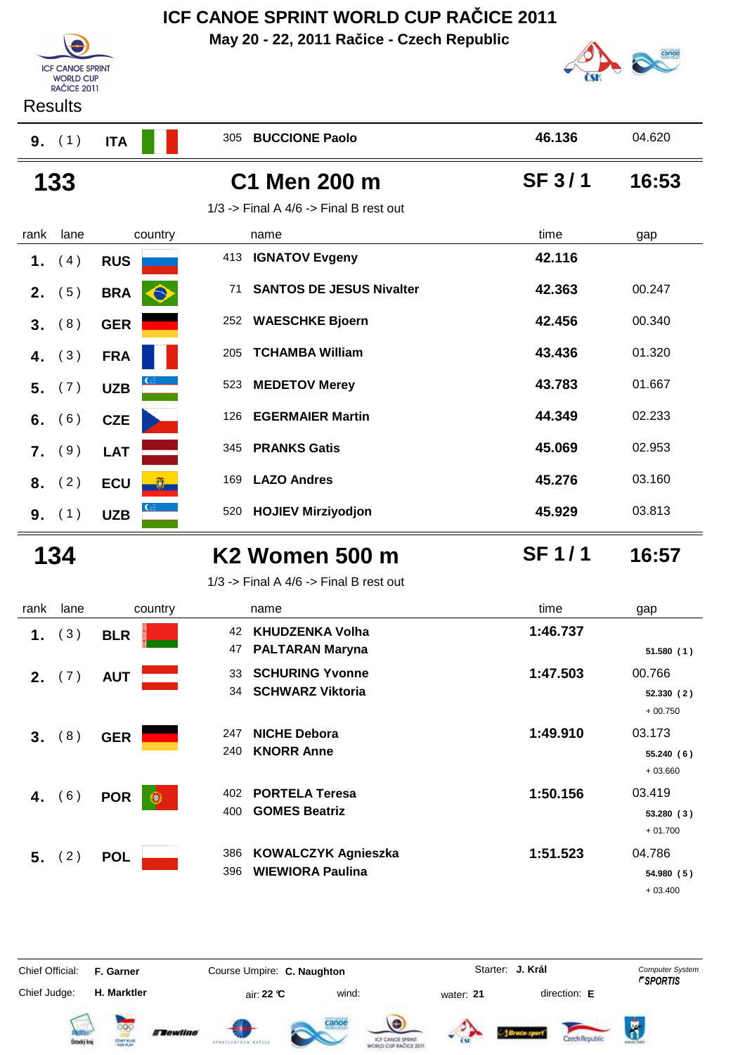# ICF CANOE SPRINT WORLD CUP RAČICE 2011

**May 20 - 22, 2011 Račice - Czech Republic**

Results

| rank | lane | country | | name | time | gap |
|---|---|---|---|---|---|---|
| 9. | (1) | ITA | 305 | BUCCIONE Paolo | 46.136 | 04.620 |

## 133 — C1 Men 200 m — SF 3 / 1 — 16:53

1/3 -> Final A 4/6 -> Final B rest out

| rank | lane | country | | name | time | gap |
|---|---|---|---|---|---|---|
| 1. | (4) | RUS | 413 | IGNATOV Evgeny | 42.116 | |
| 2. | (5) | BRA | 71 | SANTOS DE JESUS Nivalter | 42.363 | 00.247 |
| 3. | (8) | GER | 252 | WAESCHKE Bjoern | 42.456 | 00.340 |
| 4. | (3) | FRA | 205 | TCHAMBA William | 43.436 | 01.320 |
| 5. | (7) | UZB | 523 | MEDETOV Merey | 43.783 | 01.667 |
| 6. | (6) | CZE | 126 | EGERMAIER Martin | 44.349 | 02.233 |
| 7. | (9) | LAT | 345 | PRANKS Gatis | 45.069 | 02.953 |
| 8. | (2) | ECU | 169 | LAZO Andres | 45.276 | 03.160 |
| 9. | (1) | UZB | 520 | HOJIEV Mirziyodjon | 45.929 | 03.813 |

## 134 — K2 Women 500 m — SF 1 / 1 — 16:57

1/3 -> Final A 4/6 -> Final B rest out

| rank | lane | country | | name | time | gap |
|---|---|---|---|---|---|---|
| 1. | (3) | BLR | 42 | KHUDZENKA Volha | 1:46.737 | |
| | | | 47 | PALTARAN Maryna | | 51.580 (1) |
| 2. | (7) | AUT | 33 | SCHURING Yvonne | 1:47.503 | 00.766 |
| | | | 34 | SCHWARZ Viktoria | | 52.330 (2) + 00.750 |
| 3. | (8) | GER | 247 | NICHE Debora | 1:49.910 | 03.173 |
| | | | 240 | KNORR Anne | | 55.240 (6) + 03.660 |
| 4. | (6) | POR | 402 | PORTELA Teresa | 1:50.156 | 03.419 |
| | | | 400 | GOMES Beatriz | | 53.280 (3) + 01.700 |
| 5. | (2) | POL | 386 | KOWALCZYK Agnieszka | 1:51.523 | 04.786 |
| | | | 396 | WIEWIORA Paulina | | 54.980 (5) + 03.400 |

Chief Official: **F. Garner** Course Umpire: **C. Naughton** Starter: **J. Král** Computer System SPORTIS

Chief Judge: **H. Marktler** air: **22 °C** wind: water: **21** direction: **E**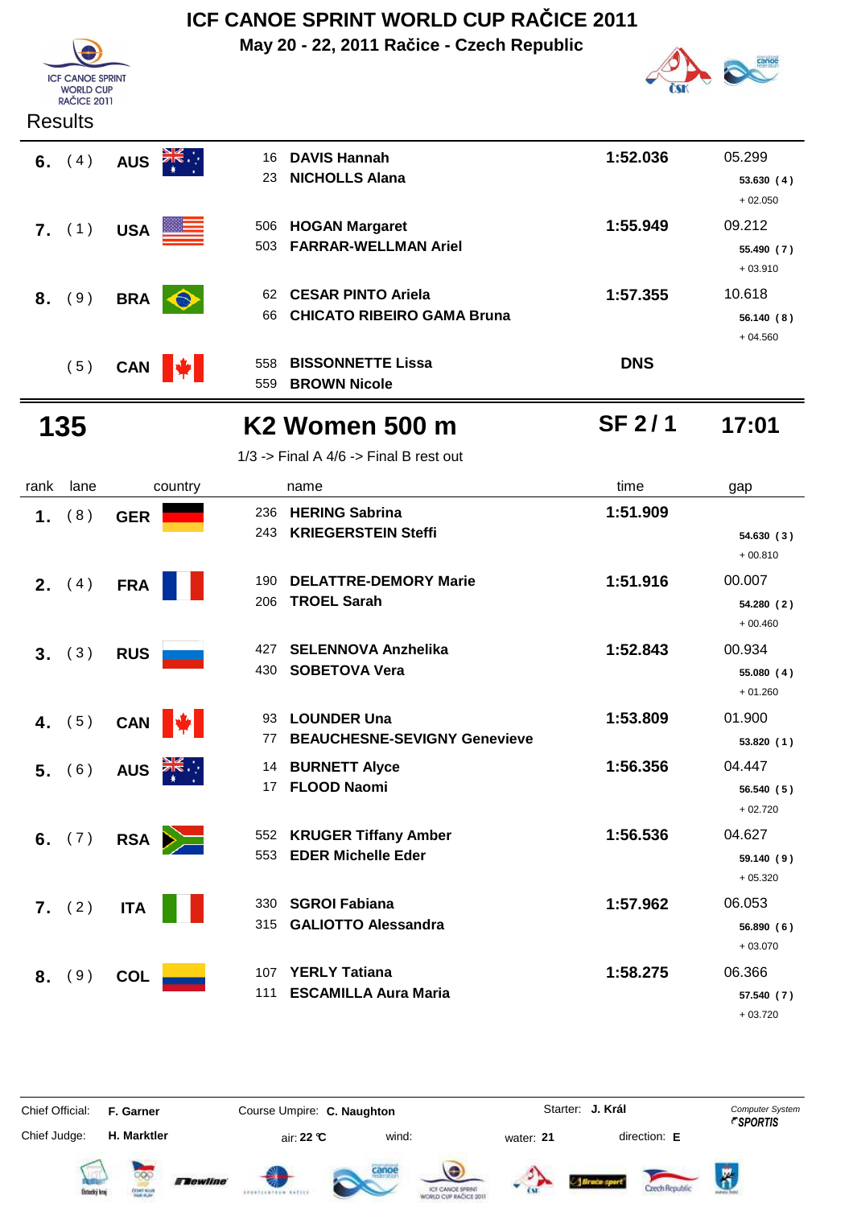# ICF CANOE SPRINT WORLD CUP RAČICE 2011

**May 20 - 22, 2011 Račice - Czech Republic**

Results

| rank | lane | country | name | time | gap |
|---|---|---|---|---|---|
| **6.** | (4) | **AUS** | 16 **DAVIS Hannah**<br>23 **NICHOLLS Alana** | **1:52.036** | 05.299<br>**53.630 (4)**<br>+ 02.050 |
| **7.** | (1) | **USA** | 506 **HOGAN Margaret**<br>503 **FARRAR-WELLMAN Ariel** | **1:55.949** | 09.212<br>**55.490 (7)**<br>+ 03.910 |
| **8.** | (9) | **BRA** | 62 **CESAR PINTO Ariela**<br>66 **CHICATO RIBEIRO GAMA Bruna** | **1:57.355** | 10.618<br>**56.140 (8)**<br>+ 04.560 |
| | (5) | **CAN** | 558 **BISSONNETTE Lissa**<br>559 **BROWN Nicole** | **DNS** | |

## 135 K2 Women 500 m SF 2 / 1 17:01

1/3 -> Final A 4/6 -> Final B rest out

| rank | lane | country | name | time | gap |
|---|---|---|---|---|---|
| **1.** | (8) | **GER** | 236 **HERING Sabrina**<br>243 **KRIEGERSTEIN Steffi** | **1:51.909** | **54.630 (3)**<br>+ 00.810 |
| **2.** | (4) | **FRA** | 190 **DELATTRE-DEMORY Marie**<br>206 **TROEL Sarah** | **1:51.916** | 00.007<br>**54.280 (2)**<br>+ 00.460 |
| **3.** | (3) | **RUS** | 427 **SELENNOVA Anzhelika**<br>430 **SOBETOVA Vera** | **1:52.843** | 00.934<br>**55.080 (4)**<br>+ 01.260 |
| **4.** | (5) | **CAN** | 93 **LOUNDER Una**<br>77 **BEAUCHESNE-SEVIGNY Genevieve** | **1:53.809** | 01.900<br>**53.820 (1)** |
| **5.** | (6) | **AUS** | 14 **BURNETT Alyce**<br>17 **FLOOD Naomi** | **1:56.356** | 04.447<br>**56.540 (5)**<br>+ 02.720 |
| **6.** | (7) | **RSA** | 552 **KRUGER Tiffany Amber**<br>553 **EDER Michelle Eder** | **1:56.536** | 04.627<br>**59.140 (9)**<br>+ 05.320 |
| **7.** | (2) | **ITA** | 330 **SGROI Fabiana**<br>315 **GALIOTTO Alessandra** | **1:57.962** | 06.053<br>**56.890 (6)**<br>+ 03.070 |
| **8.** | (9) | **COL** | 107 **YERLY Tatiana**<br>111 **ESCAMILLA Aura Maria** | **1:58.275** | 06.366<br>**57.540 (7)**<br>+ 03.720 |

Chief Official: **F. Garner** Course Umpire: **C. Naughton** Starter: **J. Král**

Chief Judge: **H. Marktler** air: **22 °C** wind: water: **21** direction: **E**

*Computer System SPORTIS*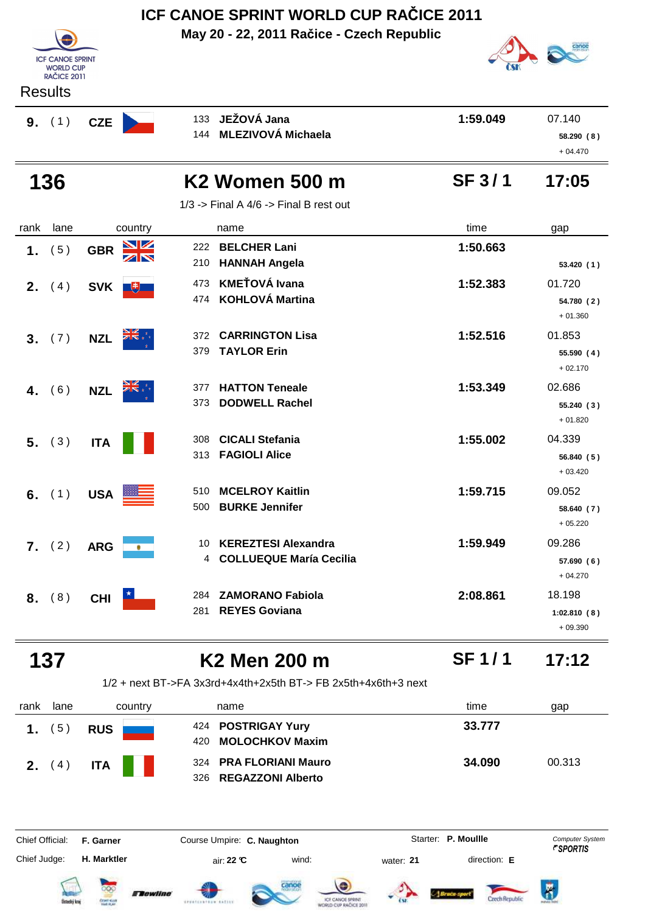# ICF CANOE SPRINT WORLD CUP RAČICE 2011

**May 20 - 22, 2011 Račice - Czech Republic**

Results

| rank | lane | country | name | time | gap |
|---|---|---|---|---|---|
| **9.** | (1) | **CZE** | 133 **JEŽOVÁ Jana**<br>144 **MLEZIVOVÁ Michaela** | **1:59.049** | 07.140<br>**58.290 (8)**<br>+ 04.470 |

## 136 K2 Women 500 m — SF 3 / 1 — 17:05

1/3 -> Final A 4/6 -> Final B rest out

| rank | lane | country | name | time | gap |
|---|---|---|---|---|---|
| **1.** | (5) | **GBR** | 222 **BELCHER Lani**<br>210 **HANNAH Angela** | **1:50.663** | **53.420 (1)** |
| **2.** | (4) | **SVK** | 473 **KMEŤOVÁ Ivana**<br>474 **KOHLOVÁ Martina** | **1:52.383** | 01.720<br>**54.780 (2)**<br>+ 01.360 |
| **3.** | (7) | **NZL** | 372 **CARRINGTON Lisa**<br>379 **TAYLOR Erin** | **1:52.516** | 01.853<br>**55.590 (4)**<br>+ 02.170 |
| **4.** | (6) | **NZL** | 377 **HATTON Teneale**<br>373 **DODWELL Rachel** | **1:53.349** | 02.686<br>**55.240 (3)**<br>+ 01.820 |
| **5.** | (3) | **ITA** | 308 **CICALI Stefania**<br>313 **FAGIOLI Alice** | **1:55.002** | 04.339<br>**56.840 (5)**<br>+ 03.420 |
| **6.** | (1) | **USA** | 510 **MCELROY Kaitlin**<br>500 **BURKE Jennifer** | **1:59.715** | 09.052<br>**58.640 (7)**<br>+ 05.220 |
| **7.** | (2) | **ARG** | 10 **KEREZTESI Alexandra**<br>4 **COLLUEQUE María Cecilia** | **1:59.949** | 09.286<br>**57.690 (6)**<br>+ 04.270 |
| **8.** | (8) | **CHI** | 284 **ZAMORANO Fabiola**<br>281 **REYES Goviana** | **2:08.861** | 18.198<br>**1:02.810 (8)**<br>+ 09.390 |

## 137 K2 Men 200 m — SF 1 / 1 — 17:12

1/2 + next BT->FA 3x3rd+4x4th+2x5th BT-> FB 2x5th+4x6th+3 next

| rank | lane | country | name | time | gap |
|---|---|---|---|---|---|
| **1.** | (5) | **RUS** | 424 **POSTRIGAY Yury**<br>420 **MOLOCHKOV Maxim** | **33.777** | |
| **2.** | (4) | **ITA** | 324 **PRA FLORIANI Mauro**<br>326 **REGAZZONI Alberto** | **34.090** | 00.313 |

Chief Official: **F. Garner** Course Umpire: **C. Naughton** Starter: **P. Moullle** Computer System *SPORTIS*

Chief Judge: **H. Marktler** air: **22 °C** wind: water: **21** direction: **E**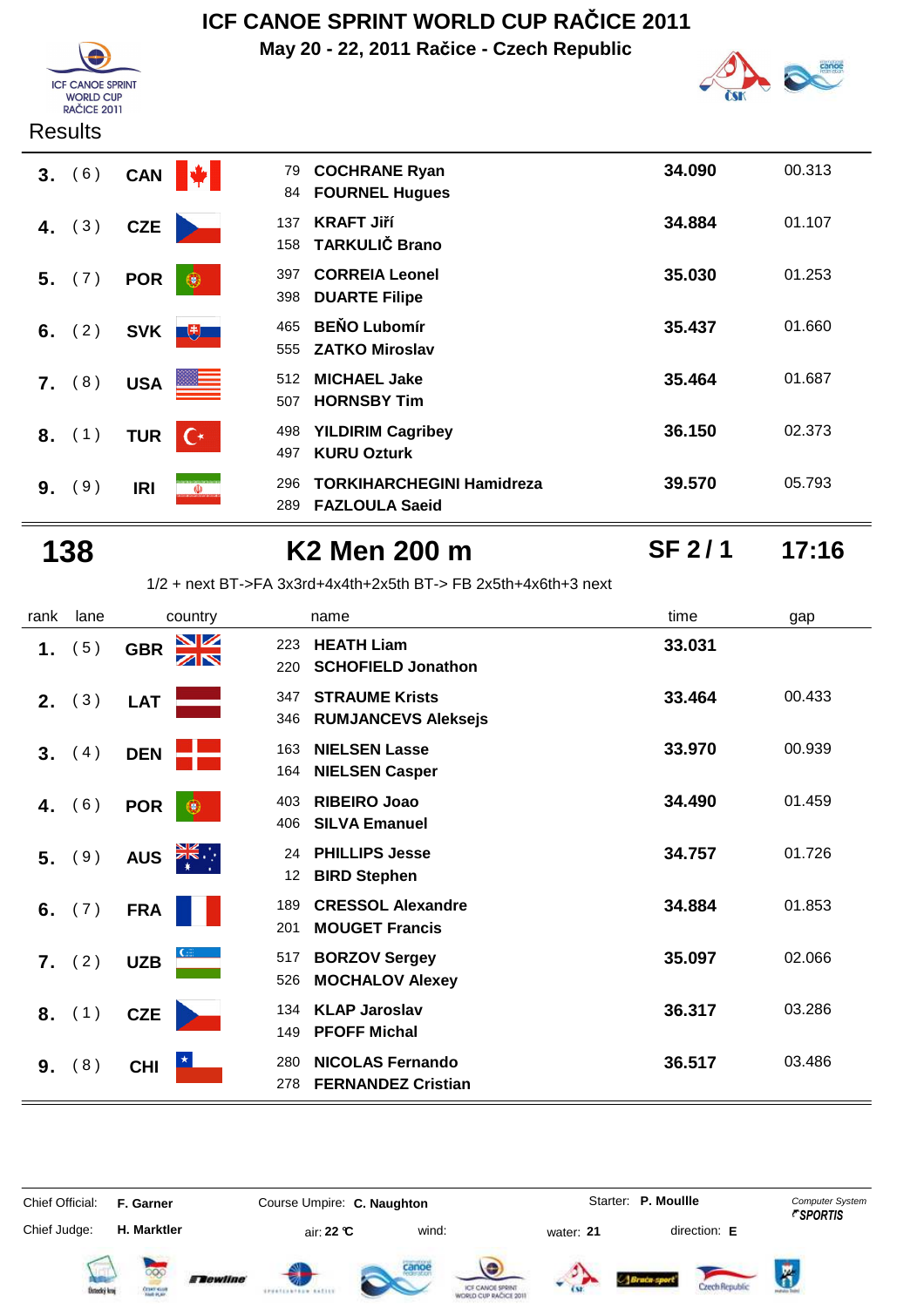# ICF CANOE SPRINT WORLD CUP RAČICE 2011

**May 20 - 22, 2011 Račice - Czech Republic**

Results

| rank | lane | country | | name | time | gap |
|---|---|---|---|---|---|---|
| **3.** | (6) | **CAN** | 79<br>84 | **COCHRANE Ryan**<br>**FOURNEL Hugues** | **34.090** | 00.313 |
| **4.** | (3) | **CZE** | 137<br>158 | **KRAFT Jiří**<br>**TARKULIČ Brano** | **34.884** | 01.107 |
| **5.** | (7) | **POR** | 397<br>398 | **CORREIA Leonel**<br>**DUARTE Filipe** | **35.030** | 01.253 |
| **6.** | (2) | **SVK** | 465<br>555 | **BEŇO Lubomír**<br>**ZATKO Miroslav** | **35.437** | 01.660 |
| **7.** | (8) | **USA** | 512<br>507 | **MICHAEL Jake**<br>**HORNSBY Tim** | **35.464** | 01.687 |
| **8.** | (1) | **TUR** | 498<br>497 | **YILDIRIM Cagribey**<br>**KURU Ozturk** | **36.150** | 02.373 |
| **9.** | (9) | **IRI** | 296<br>289 | **TORKIHARCHEGINI Hamidreza**<br>**FAZLOULA Saeid** | **39.570** | 05.793 |

## 138 — K2 Men 200 m — SF 2 / 1 — 17:16

1/2 + next BT->FA 3x3rd+4x4th+2x5th BT-> FB 2x5th+4x6th+3 next

| rank | lane | country | | name | time | gap |
|---|---|---|---|---|---|---|
| **1.** | (5) | **GBR** | 223<br>220 | **HEATH Liam**<br>**SCHOFIELD Jonathon** | **33.031** | |
| **2.** | (3) | **LAT** | 347<br>346 | **STRAUME Krists**<br>**RUMJANCEVS Aleksejs** | **33.464** | 00.433 |
| **3.** | (4) | **DEN** | 163<br>164 | **NIELSEN Lasse**<br>**NIELSEN Casper** | **33.970** | 00.939 |
| **4.** | (6) | **POR** | 403<br>406 | **RIBEIRO Joao**<br>**SILVA Emanuel** | **34.490** | 01.459 |
| **5.** | (9) | **AUS** | 24<br>12 | **PHILLIPS Jesse**<br>**BIRD Stephen** | **34.757** | 01.726 |
| **6.** | (7) | **FRA** | 189<br>201 | **CRESSOL Alexandre**<br>**MOUGET Francis** | **34.884** | 01.853 |
| **7.** | (2) | **UZB** | 517<br>526 | **BORZOV Sergey**<br>**MOCHALOV Alexey** | **35.097** | 02.066 |
| **8.** | (1) | **CZE** | 134<br>149 | **KLAP Jaroslav**<br>**PFOFF Michal** | **36.317** | 03.286 |
| **9.** | (8) | **CHI** | 280<br>278 | **NICOLAS Fernando**<br>**FERNANDEZ Cristian** | **36.517** | 03.486 |

Chief Official: **F. Garner** Course Umpire: **C. Naughton** Starter: **P. Moullle**

Chief Judge: **H. Marktler** air: **22 °C** wind: water: **21** direction: **E**

Computer System SPORTIS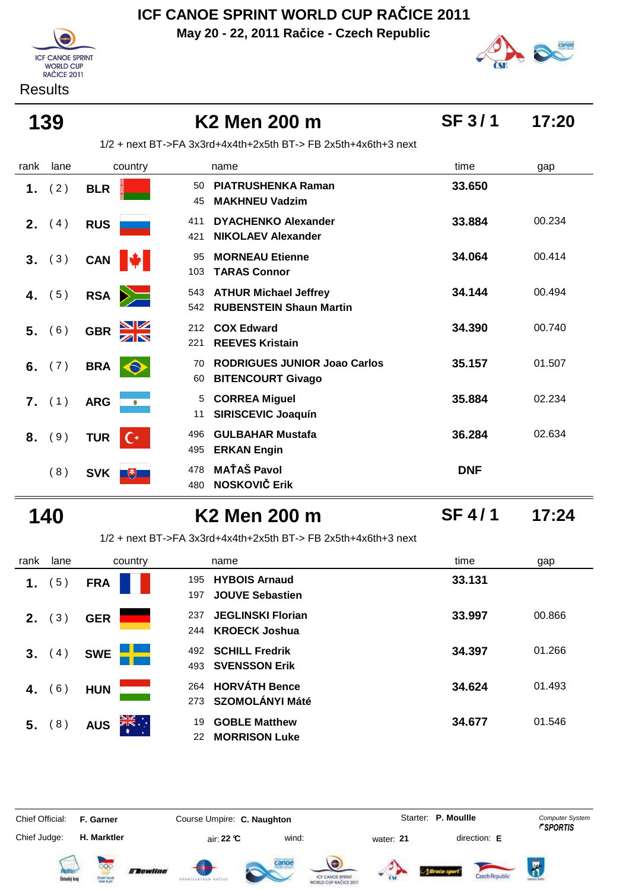# ICF CANOE SPRINT WORLD CUP RAČICE 2011

**May 20 - 22, 2011 Račice - Czech Republic**

Results

## 139 K2 Men 200 m SF 3 / 1 17:20

1/2 + next BT->FA 3x3rd+4x4th+2x5th BT-> FB 2x5th+4x6th+3 next

| rank | lane | country | name | time | gap |
|---|---|---|---|---|---|
| 1. | (2) | BLR | 50 PIATRUSHENKA Raman<br>45 MAKHNEU Vadzim | 33.650 | |
| 2. | (4) | RUS | 411 DYACHENKO Alexander<br>421 NIKOLAEV Alexander | 33.884 | 00.234 |
| 3. | (3) | CAN | 95 MORNEAU Etienne<br>103 TARAS Connor | 34.064 | 00.414 |
| 4. | (5) | RSA | 543 ATHUR Michael Jeffrey<br>542 RUBENSTEIN Shaun Martin | 34.144 | 00.494 |
| 5. | (6) | GBR | 212 COX Edward<br>221 REEVES Kristain | 34.390 | 00.740 |
| 6. | (7) | BRA | 70 RODRIGUES JUNIOR Joao Carlos<br>60 BITENCOURT Givago | 35.157 | 01.507 |
| 7. | (1) | ARG | 5 CORREA Miguel<br>11 SIRISCEVIC Joaquín | 35.884 | 02.234 |
| 8. | (9) | TUR | 496 GULBAHAR Mustafa<br>495 ERKAN Engin | 36.284 | 02.634 |
| | (8) | SVK | 478 MAŤAŠ Pavol<br>480 NOSKOVIČ Erik | DNF | |

## 140 K2 Men 200 m SF 4 / 1 17:24

1/2 + next BT->FA 3x3rd+4x4th+2x5th BT-> FB 2x5th+4x6th+3 next

| rank | lane | country | name | time | gap |
|---|---|---|---|---|---|
| 1. | (5) | FRA | 195 HYBOIS Arnaud<br>197 JOUVE Sebastien | 33.131 | |
| 2. | (3) | GER | 237 JEGLINSKI Florian<br>244 KROECK Joshua | 33.997 | 00.866 |
| 3. | (4) | SWE | 492 SCHILL Fredrik<br>493 SVENSSON Erik | 34.397 | 01.266 |
| 4. | (6) | HUN | 264 HORVÁTH Bence<br>273 SZOMOLÁNYI Máté | 34.624 | 01.493 |
| 5. | (8) | AUS | 19 GOBLE Matthew<br>22 MORRISON Luke | 34.677 | 01.546 |

Chief Official: **F. Garner** Course Umpire: **C. Naughton** Starter: **P. Moullle**

Chief Judge: **H. Marktler** air: **22 °C** wind: water: **21** direction: **E**

Computer System SPORTIS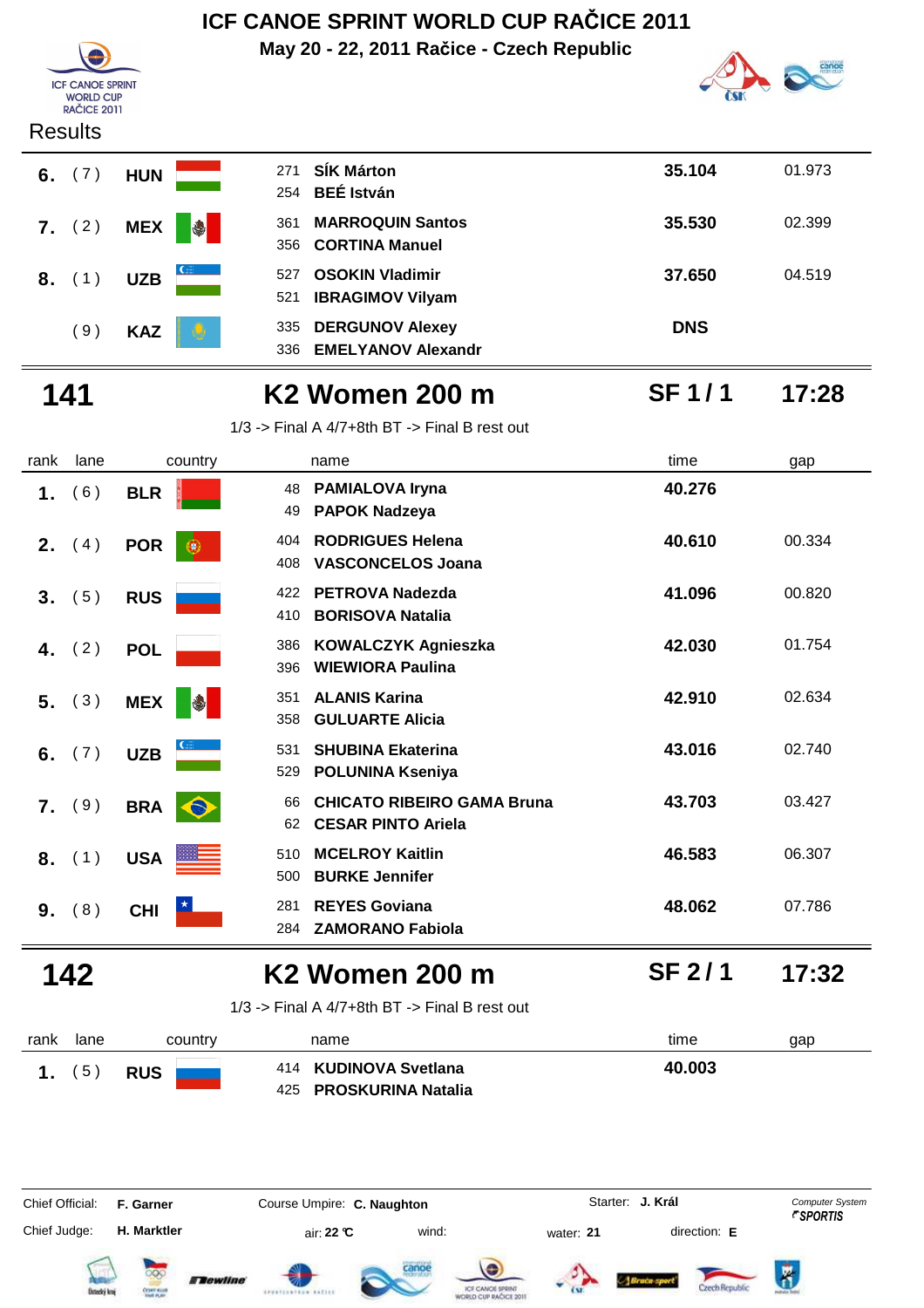# ICF CANOE SPRINT WORLD CUP RAČICE 2011

**May 20 - 22, 2011 Račice - Czech Republic**

Results

| rank | lane | country | | name | time | gap |
|---|---|---|---|---|---|---|
| **6.** | (7) | **HUN** | 271<br>254 | **SÍK Márton**<br>**BEÉ István** | **35.104** | 01.973 |
| **7.** | (2) | **MEX** | 361<br>356 | **MARROQUIN Santos**<br>**CORTINA Manuel** | **35.530** | 02.399 |
| **8.** | (1) | **UZB** | 527<br>521 | **OSOKIN Vladimir**<br>**IBRAGIMOV Vilyam** | **37.650** | 04.519 |
| | (9) | **KAZ** | 335<br>336 | **DERGUNOV Alexey**<br>**EMELYANOV Alexandr** | **DNS** | |

## 141 — K2 Women 200 m — SF 1 / 1 — 17:28

1/3 -> Final A 4/7+8th BT -> Final B rest out

| rank | lane | country | | name | time | gap |
|---|---|---|---|---|---|---|
| **1.** | (6) | **BLR** | 48<br>49 | **PAMIALOVA Iryna**<br>**PAPOK Nadzeya** | **40.276** | |
| **2.** | (4) | **POR** | 404<br>408 | **RODRIGUES Helena**<br>**VASCONCELOS Joana** | **40.610** | 00.334 |
| **3.** | (5) | **RUS** | 422<br>410 | **PETROVA Nadezda**<br>**BORISOVA Natalia** | **41.096** | 00.820 |
| **4.** | (2) | **POL** | 386<br>396 | **KOWALCZYK Agnieszka**<br>**WIEWIORA Paulina** | **42.030** | 01.754 |
| **5.** | (3) | **MEX** | 351<br>358 | **ALANIS Karina**<br>**GULUARTE Alicia** | **42.910** | 02.634 |
| **6.** | (7) | **UZB** | 531<br>529 | **SHUBINA Ekaterina**<br>**POLUNINA Kseniya** | **43.016** | 02.740 |
| **7.** | (9) | **BRA** | 66<br>62 | **CHICATO RIBEIRO GAMA Bruna**<br>**CESAR PINTO Ariela** | **43.703** | 03.427 |
| **8.** | (1) | **USA** | 510<br>500 | **MCELROY Kaitlin**<br>**BURKE Jennifer** | **46.583** | 06.307 |
| **9.** | (8) | **CHI** | 281<br>284 | **REYES Goviana**<br>**ZAMORANO Fabiola** | **48.062** | 07.786 |

## 142 — K2 Women 200 m — SF 2 / 1 — 17:32

1/3 -> Final A 4/7+8th BT -> Final B rest out

| rank | lane | country | | name | time | gap |
|---|---|---|---|---|---|---|
| **1.** | (5) | **RUS** | 414<br>425 | **KUDINOVA Svetlana**<br>**PROSKURINA Natalia** | **40.003** | |

Chief Official: **F. Garner** Course Umpire: **C. Naughton** Starter: **J. Král** Computer System SPORTIS

Chief Judge: **H. Marktler** air: **22 °C** wind: water: **21** direction: **E**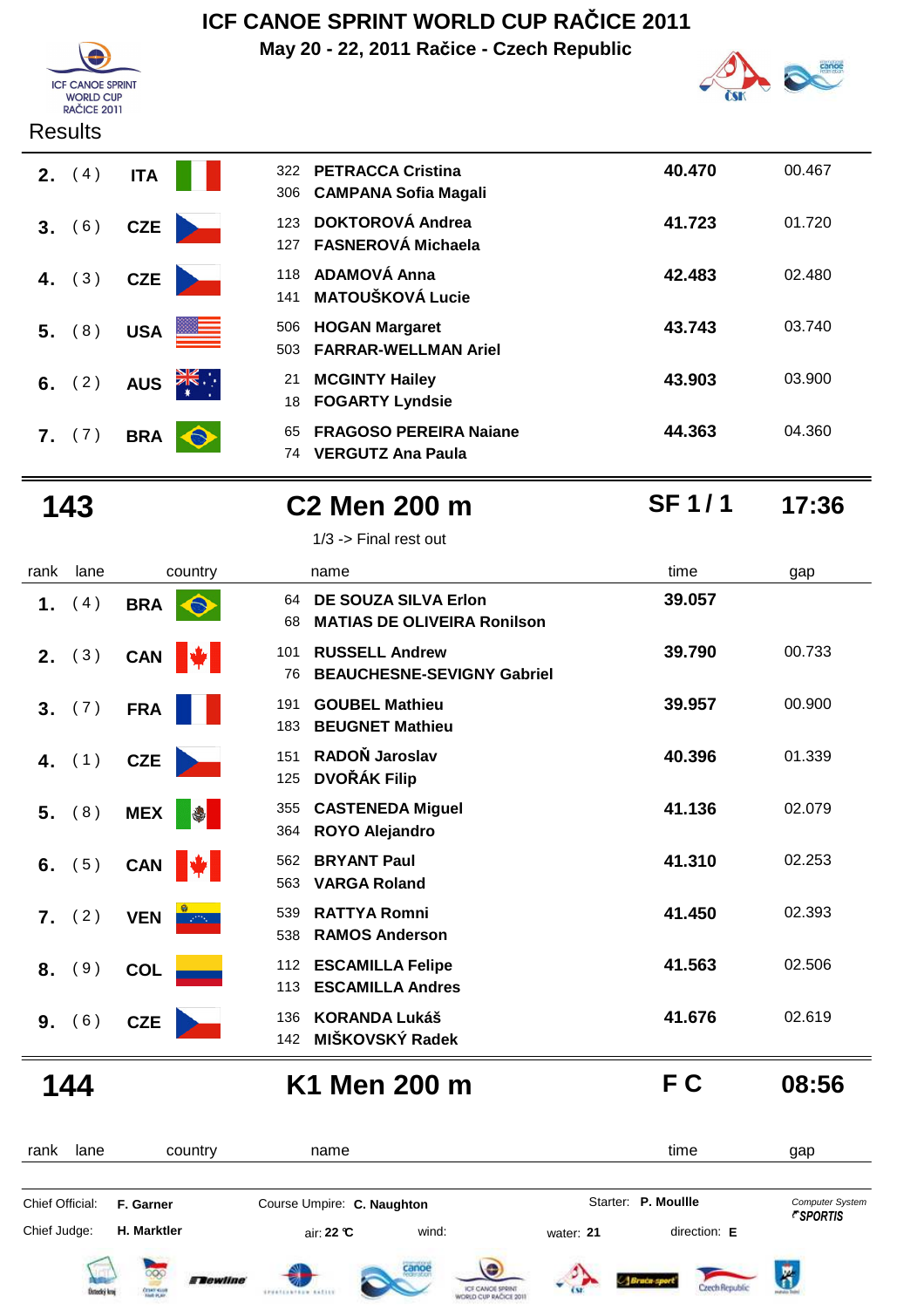# ICF CANOE SPRINT WORLD CUP RAČICE 2011

**May 20 - 22, 2011 Račice - Czech Republic**

Results

| rank | lane | country | no. | name | time | gap |
|---|---|---|---|---|---|---|
| **2.** | (4) | **ITA** | 322<br>306 | **PETRACCA Cristina**<br>**CAMPANA Sofia Magali** | **40.470** | 00.467 |
| **3.** | (6) | **CZE** | 123<br>127 | **DOKTOROVÁ Andrea**<br>**FASNEROVÁ Michaela** | **41.723** | 01.720 |
| **4.** | (3) | **CZE** | 118<br>141 | **ADAMOVÁ Anna**<br>**MATOUŠKOVÁ Lucie** | **42.483** | 02.480 |
| **5.** | (8) | **USA** | 506<br>503 | **HOGAN Margaret**<br>**FARRAR-WELLMAN Ariel** | **43.743** | 03.740 |
| **6.** | (2) | **AUS** | 21<br>18 | **MCGINTY Hailey**<br>**FOGARTY Lyndsie** | **43.903** | 03.900 |
| **7.** | (7) | **BRA** | 65<br>74 | **FRAGOSO PEREIRA Naiane**<br>**VERGUTZ Ana Paula** | **44.363** | 04.360 |

## 143 — C2 Men 200 m — SF 1 / 1 — 17:36

1/3 -> Final rest out

| rank | lane | country | no. | name | time | gap |
|---|---|---|---|---|---|---|
| **1.** | (4) | **BRA** | 64<br>68 | **DE SOUZA SILVA Erlon**<br>**MATIAS DE OLIVEIRA Ronilson** | **39.057** | |
| **2.** | (3) | **CAN** | 101<br>76 | **RUSSELL Andrew**<br>**BEAUCHESNE-SEVIGNY Gabriel** | **39.790** | 00.733 |
| **3.** | (7) | **FRA** | 191<br>183 | **GOUBEL Mathieu**<br>**BEUGNET Mathieu** | **39.957** | 00.900 |
| **4.** | (1) | **CZE** | 151<br>125 | **RADOŇ Jaroslav**<br>**DVOŘÁK Filip** | **40.396** | 01.339 |
| **5.** | (8) | **MEX** | 355<br>364 | **CASTENEDA Miguel**<br>**ROYO Alejandro** | **41.136** | 02.079 |
| **6.** | (5) | **CAN** | 562<br>563 | **BRYANT Paul**<br>**VARGA Roland** | **41.310** | 02.253 |
| **7.** | (2) | **VEN** | 539<br>538 | **RATTYA Romni**<br>**RAMOS Anderson** | **41.450** | 02.393 |
| **8.** | (9) | **COL** | 112<br>113 | **ESCAMILLA Felipe**<br>**ESCAMILLA Andres** | **41.563** | 02.506 |
| **9.** | (6) | **CZE** | 136<br>142 | **KORANDA Lukáš**<br>**MIŠKOVSKÝ Radek** | **41.676** | 02.619 |

## 144 — K1 Men 200 m — F C — 08:56

| rank | lane | country | name | time | gap |
|---|---|---|---|---|---|

Chief Official: **F. Garner** Course Umpire: **C. Naughton** Starter: **P. Moullle**

Chief Judge: **H. Marktler** air: **22 °C** wind: water: **21** direction: **E**

Computer System SPORTIS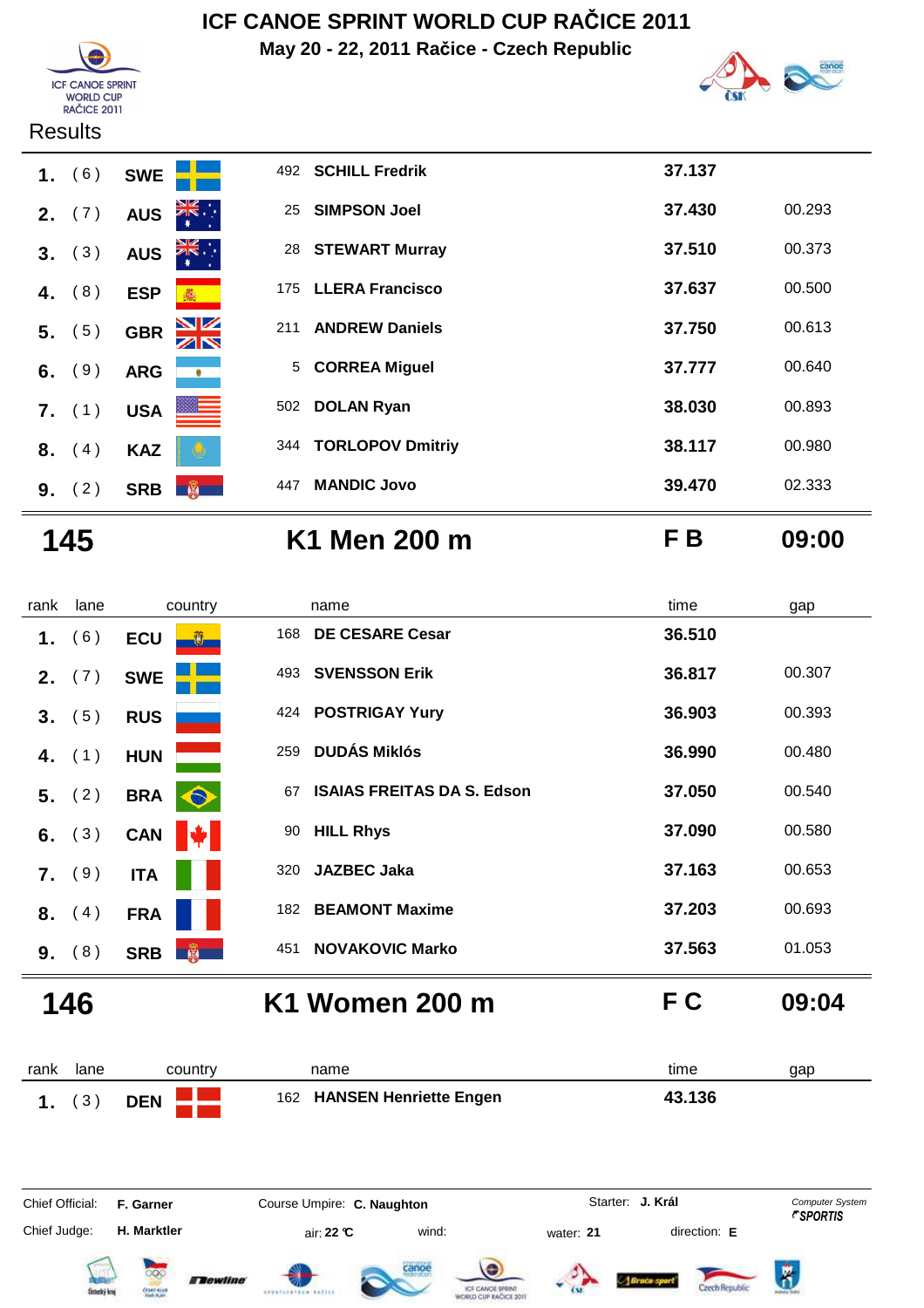# ICF CANOE SPRINT WORLD CUP RAČICE 2011

**May 20 - 22, 2011 Račice - Czech Republic**

Results

| rank | lane | country | | name | time | gap |
|---|---|---|---|---|---|---|
| 1. | ( 6 ) | SWE | 492 | SCHILL Fredrik | 37.137 | |
| 2. | ( 7 ) | AUS | 25 | SIMPSON Joel | 37.430 | 00.293 |
| 3. | ( 3 ) | AUS | 28 | STEWART Murray | 37.510 | 00.373 |
| 4. | ( 8 ) | ESP | 175 | LLERA Francisco | 37.637 | 00.500 |
| 5. | ( 5 ) | GBR | 211 | ANDREW Daniels | 37.750 | 00.613 |
| 6. | ( 9 ) | ARG | 5 | CORREA Miguel | 37.777 | 00.640 |
| 7. | ( 1 ) | USA | 502 | DOLAN Ryan | 38.030 | 00.893 |
| 8. | ( 4 ) | KAZ | 344 | TORLOPOV Dmitriy | 38.117 | 00.980 |
| 9. | ( 2 ) | SRB | 447 | MANDIC Jovo | 39.470 | 02.333 |

## 145 K1 Men 200 m F B 09:00

| rank | lane | country | | name | time | gap |
|---|---|---|---|---|---|---|
| 1. | ( 6 ) | ECU | 168 | DE CESARE Cesar | 36.510 | |
| 2. | ( 7 ) | SWE | 493 | SVENSSON Erik | 36.817 | 00.307 |
| 3. | ( 5 ) | RUS | 424 | POSTRIGAY Yury | 36.903 | 00.393 |
| 4. | ( 1 ) | HUN | 259 | DUDÁS Miklós | 36.990 | 00.480 |
| 5. | ( 2 ) | BRA | 67 | ISAIAS FREITAS DA S. Edson | 37.050 | 00.540 |
| 6. | ( 3 ) | CAN | 90 | HILL Rhys | 37.090 | 00.580 |
| 7. | ( 9 ) | ITA | 320 | JAZBEC Jaka | 37.163 | 00.653 |
| 8. | ( 4 ) | FRA | 182 | BEAMONT Maxime | 37.203 | 00.693 |
| 9. | ( 8 ) | SRB | 451 | NOVAKOVIC Marko | 37.563 | 01.053 |

## 146 K1 Women 200 m F C 09:04

| rank | lane | country | | name | time | gap |
|---|---|---|---|---|---|---|
| 1. | ( 3 ) | DEN | 162 | HANSEN Henriette Engen | 43.136 | |

Chief Official: **F. Garner** Course Umpire: **C. Naughton** Starter: **J. Král** Computer System *SPORTIS*

Chief Judge: **H. Marktler** air: **22 °C** wind: water: **21** direction: **E**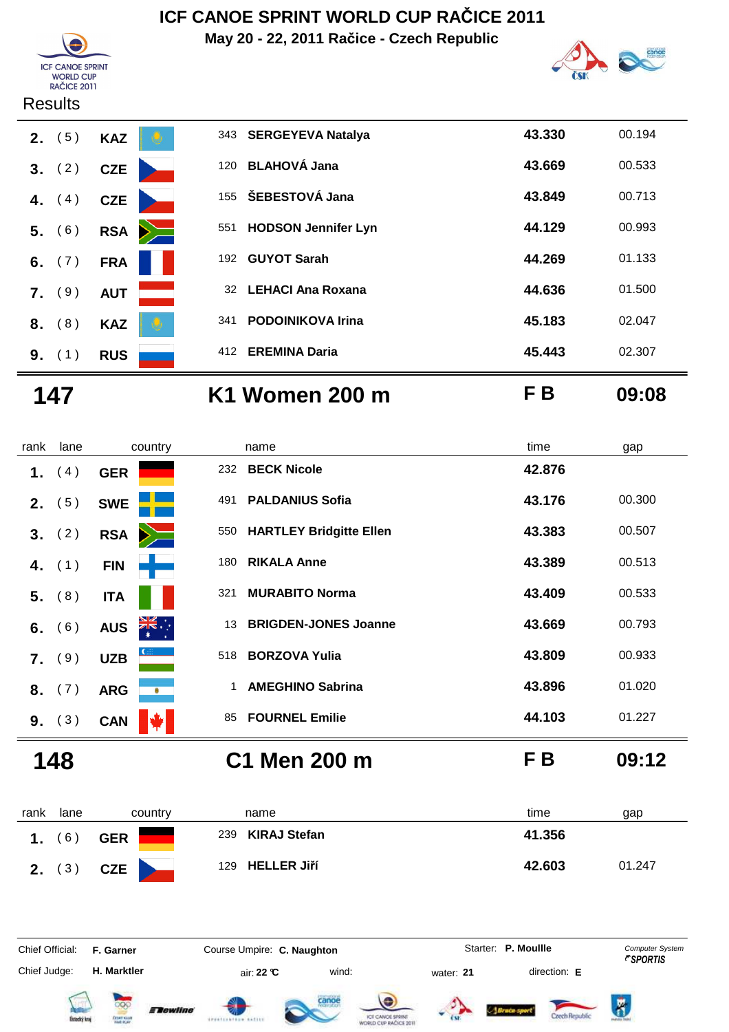# ICF CANOE SPRINT WORLD CUP RAČICE 2011

**May 20 - 22, 2011 Račice - Czech Republic**

Results

| rank | lane | country | | name | time | gap |
|---|---|---|---|---|---|---|
| 2. | (5) | KAZ | 343 | SERGEYEVA Natalya | 43.330 | 00.194 |
| 3. | (2) | CZE | 120 | BLAHOVÁ Jana | 43.669 | 00.533 |
| 4. | (4) | CZE | 155 | ŠEBESTOVÁ Jana | 43.849 | 00.713 |
| 5. | (6) | RSA | 551 | HODSON Jennifer Lyn | 44.129 | 00.993 |
| 6. | (7) | FRA | 192 | GUYOT Sarah | 44.269 | 01.133 |
| 7. | (9) | AUT | 32 | LEHACI Ana Roxana | 44.636 | 01.500 |
| 8. | (8) | KAZ | 341 | PODOINIKOVA Irina | 45.183 | 02.047 |
| 9. | (1) | RUS | 412 | EREMINA Daria | 45.443 | 02.307 |

## 147 — K1 Women 200 m — F B — 09:08

| rank | lane | country | | name | time | gap |
|---|---|---|---|---|---|---|
| 1. | (4) | GER | 232 | BECK Nicole | 42.876 | |
| 2. | (5) | SWE | 491 | PALDANIUS Sofia | 43.176 | 00.300 |
| 3. | (2) | RSA | 550 | HARTLEY Bridgitte Ellen | 43.383 | 00.507 |
| 4. | (1) | FIN | 180 | RIKALA Anne | 43.389 | 00.513 |
| 5. | (8) | ITA | 321 | MURABITO Norma | 43.409 | 00.533 |
| 6. | (6) | AUS | 13 | BRIGDEN-JONES Joanne | 43.669 | 00.793 |
| 7. | (9) | UZB | 518 | BORZOVA Yulia | 43.809 | 00.933 |
| 8. | (7) | ARG | 1 | AMEGHINO Sabrina | 43.896 | 01.020 |
| 9. | (3) | CAN | 85 | FOURNEL Emilie | 44.103 | 01.227 |

## 148 — C1 Men 200 m — F B — 09:12

| rank | lane | country | | name | time | gap |
|---|---|---|---|---|---|---|
| 1. | (6) | GER | 239 | KIRAJ Stefan | 41.356 | |
| 2. | (3) | CZE | 129 | HELLER Jiří | 42.603 | 01.247 |

Chief Official: **F. Garner** Course Umpire: **C. Naughton** Starter: **P. Moullle** Computer System SPORTIS

Chief Judge: **H. Marktler** air: **22 °C** wind: water: **21** direction: **E**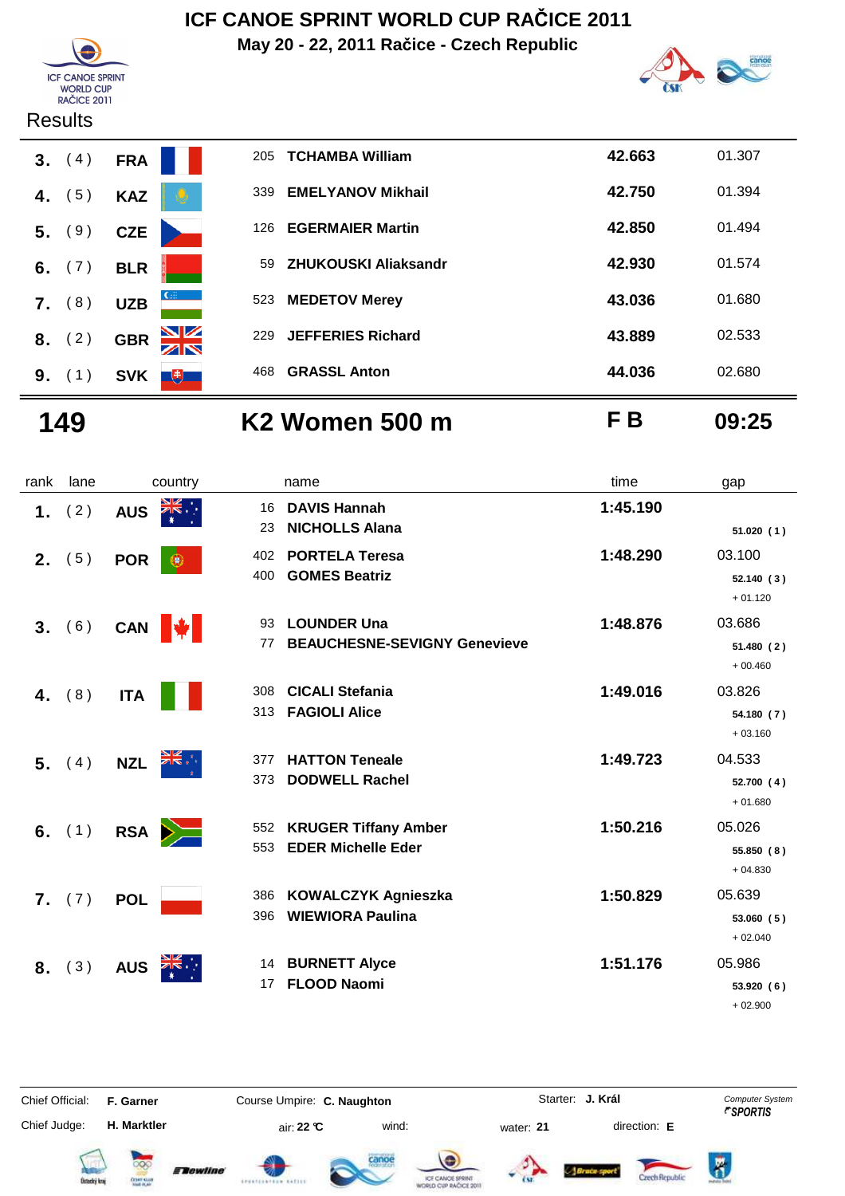# ICF CANOE SPRINT WORLD CUP RAČICE 2011

**May 20 - 22, 2011 Račice - Czech Republic**

Results

| rank | lane | country | | name | time | gap |
|---|---|---|---|---|---|---|
| 3. | ( 4 ) | FRA | 205 | **TCHAMBA William** | **42.663** | 01.307 |
| 4. | ( 5 ) | KAZ | 339 | **EMELYANOV Mikhail** | **42.750** | 01.394 |
| 5. | ( 9 ) | CZE | 126 | **EGERMAIER Martin** | **42.850** | 01.494 |
| 6. | ( 7 ) | BLR | 59 | **ZHUKOUSKI Aliaksandr** | **42.930** | 01.574 |
| 7. | ( 8 ) | UZB | 523 | **MEDETOV Merey** | **43.036** | 01.680 |
| 8. | ( 2 ) | GBR | 229 | **JEFFERIES Richard** | **43.889** | 02.533 |
| 9. | ( 1 ) | SVK | 468 | **GRASSL Anton** | **44.036** | 02.680 |

## 149 K2 Women 500 m F B 09:25

| rank | lane | country | | name | time | gap |
|---|---|---|---|---|---|---|
| 1. | ( 2 ) | AUS | 16<br>23 | **DAVIS Hannah**<br>**NICHOLLS Alana** | **1:45.190** | **51.020 ( 1 )** |
| 2. | ( 5 ) | POR | 402<br>400 | **PORTELA Teresa**<br>**GOMES Beatriz** | **1:48.290** | 03.100<br>**52.140 ( 3 )**<br>+ 01.120 |
| 3. | ( 6 ) | CAN | 93<br>77 | **LOUNDER Una**<br>**BEAUCHESNE-SEVIGNY Genevieve** | **1:48.876** | 03.686<br>**51.480 ( 2 )**<br>+ 00.460 |
| 4. | ( 8 ) | ITA | 308<br>313 | **CICALI Stefania**<br>**FAGIOLI Alice** | **1:49.016** | 03.826<br>**54.180 ( 7 )**<br>+ 03.160 |
| 5. | ( 4 ) | NZL | 377<br>373 | **HATTON Teneale**<br>**DODWELL Rachel** | **1:49.723** | 04.533<br>**52.700 ( 4 )**<br>+ 01.680 |
| 6. | ( 1 ) | RSA | 552<br>553 | **KRUGER Tiffany Amber**<br>**EDER Michelle Eder** | **1:50.216** | 05.026<br>**55.850 ( 8 )**<br>+ 04.830 |
| 7. | ( 7 ) | POL | 386<br>396 | **KOWALCZYK Agnieszka**<br>**WIEWIORA Paulina** | **1:50.829** | 05.639<br>**53.060 ( 5 )**<br>+ 02.040 |
| 8. | ( 3 ) | AUS | 14<br>17 | **BURNETT Alyce**<br>**FLOOD Naomi** | **1:51.176** | 05.986<br>**53.920 ( 6 )**<br>+ 02.900 |

Chief Official: **F. Garner** Course Umpire: **C. Naughton** Starter: **J. Král** *Computer System SPORTIS*

Chief Judge: **H. Marktler** air: **22 °C** wind: water: **21** direction: **E**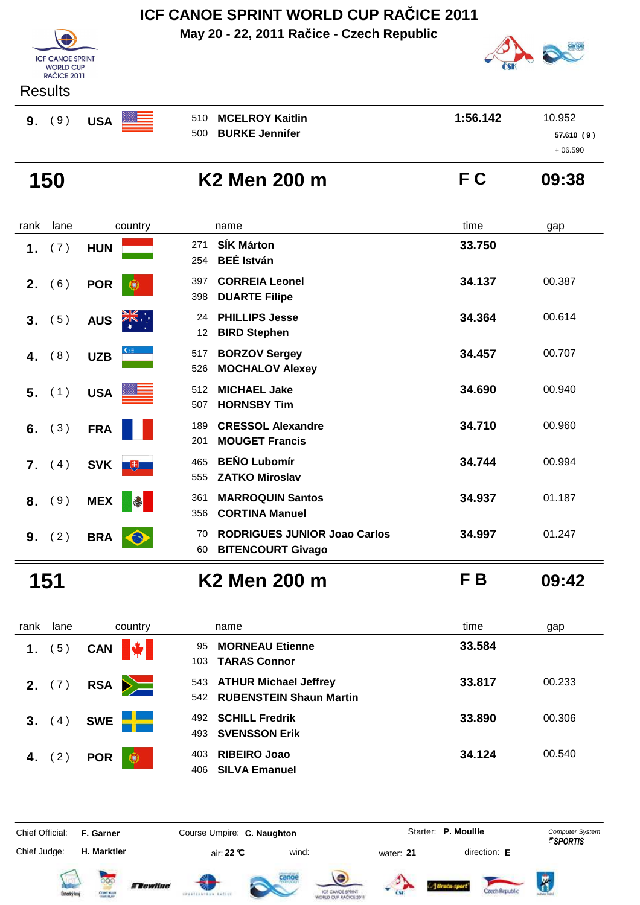# ICF CANOE SPRINT WORLD CUP RAČICE 2011

**May 20 - 22, 2011 Račice - Czech Republic**

Results

| | | | | | |
|---|---|---|---|---|---|
| **9.** | ( 9 ) | **USA** | 510 **MCELROY Kaitlin**<br>500 **BURKE Jennifer** | **1:56.142** | 10.952<br>57.610 ( 9 )<br>+ 06.590 |

## 150 K2 Men 200 m — F C — 09:38

| rank | lane | country | name | time | gap |
|---|---|---|---|---|---|
| **1.** | ( 7 ) | **HUN** | 271 **SÍK Márton**<br>254 **BEÉ István** | **33.750** | |
| **2.** | ( 6 ) | **POR** | 397 **CORREIA Leonel**<br>398 **DUARTE Filipe** | **34.137** | 00.387 |
| **3.** | ( 5 ) | **AUS** | 24 **PHILLIPS Jesse**<br>12 **BIRD Stephen** | **34.364** | 00.614 |
| **4.** | ( 8 ) | **UZB** | 517 **BORZOV Sergey**<br>526 **MOCHALOV Alexey** | **34.457** | 00.707 |
| **5.** | ( 1 ) | **USA** | 512 **MICHAEL Jake**<br>507 **HORNSBY Tim** | **34.690** | 00.940 |
| **6.** | ( 3 ) | **FRA** | 189 **CRESSOL Alexandre**<br>201 **MOUGET Francis** | **34.710** | 00.960 |
| **7.** | ( 4 ) | **SVK** | 465 **BEŇO Lubomír**<br>555 **ZATKO Miroslav** | **34.744** | 00.994 |
| **8.** | ( 9 ) | **MEX** | 361 **MARROQUIN Santos**<br>356 **CORTINA Manuel** | **34.937** | 01.187 |
| **9.** | ( 2 ) | **BRA** | 70 **RODRIGUES JUNIOR Joao Carlos**<br>60 **BITENCOURT Givago** | **34.997** | 01.247 |

## 151 K2 Men 200 m — F B — 09:42

| rank | lane | country | name | time | gap |
|---|---|---|---|---|---|
| **1.** | ( 5 ) | **CAN** | 95 **MORNEAU Etienne**<br>103 **TARAS Connor** | **33.584** | |
| **2.** | ( 7 ) | **RSA** | 543 **ATHUR Michael Jeffrey**<br>542 **RUBENSTEIN Shaun Martin** | **33.817** | 00.233 |
| **3.** | ( 4 ) | **SWE** | 492 **SCHILL Fredrik**<br>493 **SVENSSON Erik** | **33.890** | 00.306 |
| **4.** | ( 2 ) | **POR** | 403 **RIBEIRO Joao**<br>406 **SILVA Emanuel** | **34.124** | 00.540 |

Chief Official: **F. Garner** Course Umpire: **C. Naughton** Starter: **P. Moullle** Computer System *SPORTIS*

Chief Judge: **H. Marktler** air: **22 °C** wind: water: **21** direction: **E**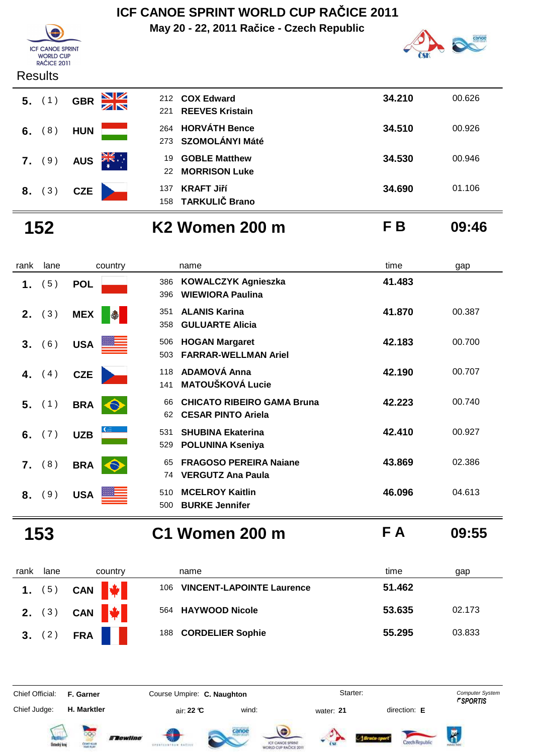# ICF CANOE SPRINT WORLD CUP RAČICE 2011

**May 20 - 22, 2011 Račice - Czech Republic**

Results

| rank | lane | country | | name | time | gap |
|---|---|---|---|---|---|---|
| **5.** | (1) | **GBR** | 212<br>221 | **COX Edward**<br>**REEVES Kristain** | **34.210** | 00.626 |
| **6.** | (8) | **HUN** | 264<br>273 | **HORVÁTH Bence**<br>**SZOMOLÁNYI Máté** | **34.510** | 00.926 |
| **7.** | (9) | **AUS** | 19<br>22 | **GOBLE Matthew**<br>**MORRISON Luke** | **34.530** | 00.946 |
| **8.** | (3) | **CZE** | 137<br>158 | **KRAFT Jiří**<br>**TARKULIČ Brano** | **34.690** | 01.106 |

## 152 K2 Women 200 m F B 09:46

| rank | lane | country | | name | time | gap |
|---|---|---|---|---|---|---|
| **1.** | (5) | **POL** | 386<br>396 | **KOWALCZYK Agnieszka**<br>**WIEWIORA Paulina** | **41.483** | |
| **2.** | (3) | **MEX** | 351<br>358 | **ALANIS Karina**<br>**GULUARTE Alicia** | **41.870** | 00.387 |
| **3.** | (6) | **USA** | 506<br>503 | **HOGAN Margaret**<br>**FARRAR-WELLMAN Ariel** | **42.183** | 00.700 |
| **4.** | (4) | **CZE** | 118<br>141 | **ADAMOVÁ Anna**<br>**MATOUŠKOVÁ Lucie** | **42.190** | 00.707 |
| **5.** | (1) | **BRA** | 66<br>62 | **CHICATO RIBEIRO GAMA Bruna**<br>**CESAR PINTO Ariela** | **42.223** | 00.740 |
| **6.** | (7) | **UZB** | 531<br>529 | **SHUBINA Ekaterina**<br>**POLUNINA Kseniya** | **42.410** | 00.927 |
| **7.** | (8) | **BRA** | 65<br>74 | **FRAGOSO PEREIRA Naiane**<br>**VERGUTZ Ana Paula** | **43.869** | 02.386 |
| **8.** | (9) | **USA** | 510<br>500 | **MCELROY Kaitlin**<br>**BURKE Jennifer** | **46.096** | 04.613 |

## 153 C1 Women 200 m F A 09:55

| rank | lane | country | | name | time | gap |
|---|---|---|---|---|---|---|
| **1.** | (5) | **CAN** | 106 | **VINCENT-LAPOINTE Laurence** | **51.462** | |
| **2.** | (3) | **CAN** | 564 | **HAYWOOD Nicole** | **53.635** | 02.173 |
| **3.** | (2) | **FRA** | 188 | **CORDELIER Sophie** | **55.295** | 03.833 |

Chief Official: **F. Garner** Course Umpire: **C. Naughton** Starter:

Chief Judge: **H. Marktler** air: **22 °C** wind: water: **21** direction: **E**

*Computer System* ***SPORTIS***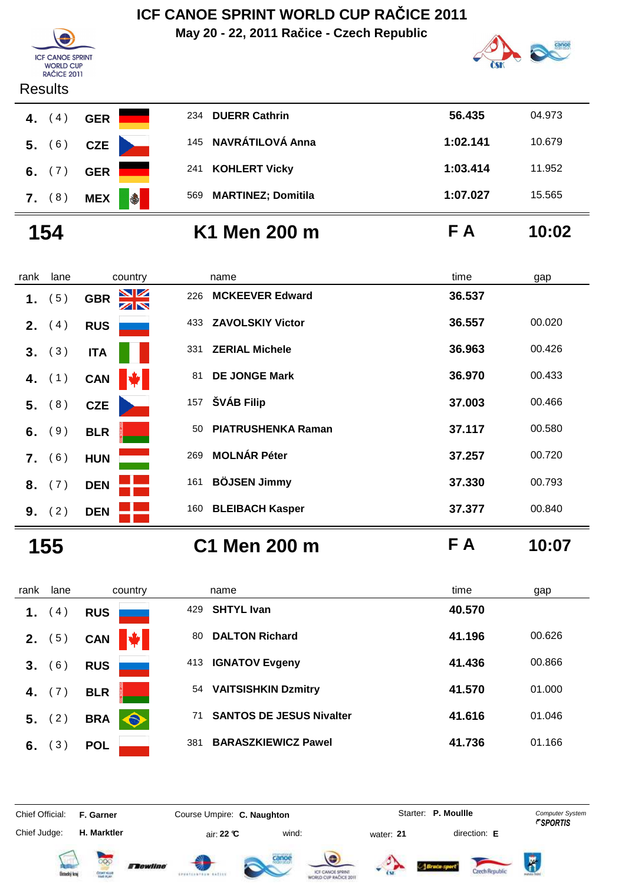# ICF CANOE SPRINT WORLD CUP RAČICE 2011

**May 20 - 22, 2011 Račice - Czech Republic**

ICF CANOE SPRINT WORLD CUP RAČICE 2011

Results

| rank | lane | country | | name | time | gap |
|---|---|---|---|---|---|---|
| 4. | ( 4 ) | GER | 234 | DUERR Cathrin | 56.435 | 04.973 |
| 5. | ( 6 ) | CZE | 145 | NAVRÁTILOVÁ Anna | 1:02.141 | 10.679 |
| 6. | ( 7 ) | GER | 241 | KOHLERT Vicky | 1:03.414 | 11.952 |
| 7. | ( 8 ) | MEX | 569 | MARTINEZ; Domitila | 1:07.027 | 15.565 |

## 154 K1 Men 200 m F A 10:02

| rank | lane | country | | name | time | gap |
|---|---|---|---|---|---|---|
| 1. | ( 5 ) | GBR | 226 | MCKEEVER Edward | 36.537 | |
| 2. | ( 4 ) | RUS | 433 | ZAVOLSKIY Victor | 36.557 | 00.020 |
| 3. | ( 3 ) | ITA | 331 | ZERIAL Michele | 36.963 | 00.426 |
| 4. | ( 1 ) | CAN | 81 | DE JONGE Mark | 36.970 | 00.433 |
| 5. | ( 8 ) | CZE | 157 | ŠVÁB Filip | 37.003 | 00.466 |
| 6. | ( 9 ) | BLR | 50 | PIATRUSHENKA Raman | 37.117 | 00.580 |
| 7. | ( 6 ) | HUN | 269 | MOLNÁR Péter | 37.257 | 00.720 |
| 8. | ( 7 ) | DEN | 161 | BÖJSEN Jimmy | 37.330 | 00.793 |
| 9. | ( 2 ) | DEN | 160 | BLEIBACH Kasper | 37.377 | 00.840 |

## 155 C1 Men 200 m F A 10:07

| rank | lane | country | | name | time | gap |
|---|---|---|---|---|---|---|
| 1. | ( 4 ) | RUS | 429 | SHTYL Ivan | 40.570 | |
| 2. | ( 5 ) | CAN | 80 | DALTON Richard | 41.196 | 00.626 |
| 3. | ( 6 ) | RUS | 413 | IGNATOV Evgeny | 41.436 | 00.866 |
| 4. | ( 7 ) | BLR | 54 | VAITSISHKIN Dzmitry | 41.570 | 01.000 |
| 5. | ( 2 ) | BRA | 71 | SANTOS DE JESUS Nivalter | 41.616 | 01.046 |
| 6. | ( 3 ) | POL | 381 | BARASZKIEWICZ Pawel | 41.736 | 01.166 |

Chief Official: **F. Garner** Course Umpire: **C. Naughton** Starter: **P. Moullle** Computer System SPORTIS

Chief Judge: **H. Marktler** air: **22 °C** wind: water: **21** direction: **E**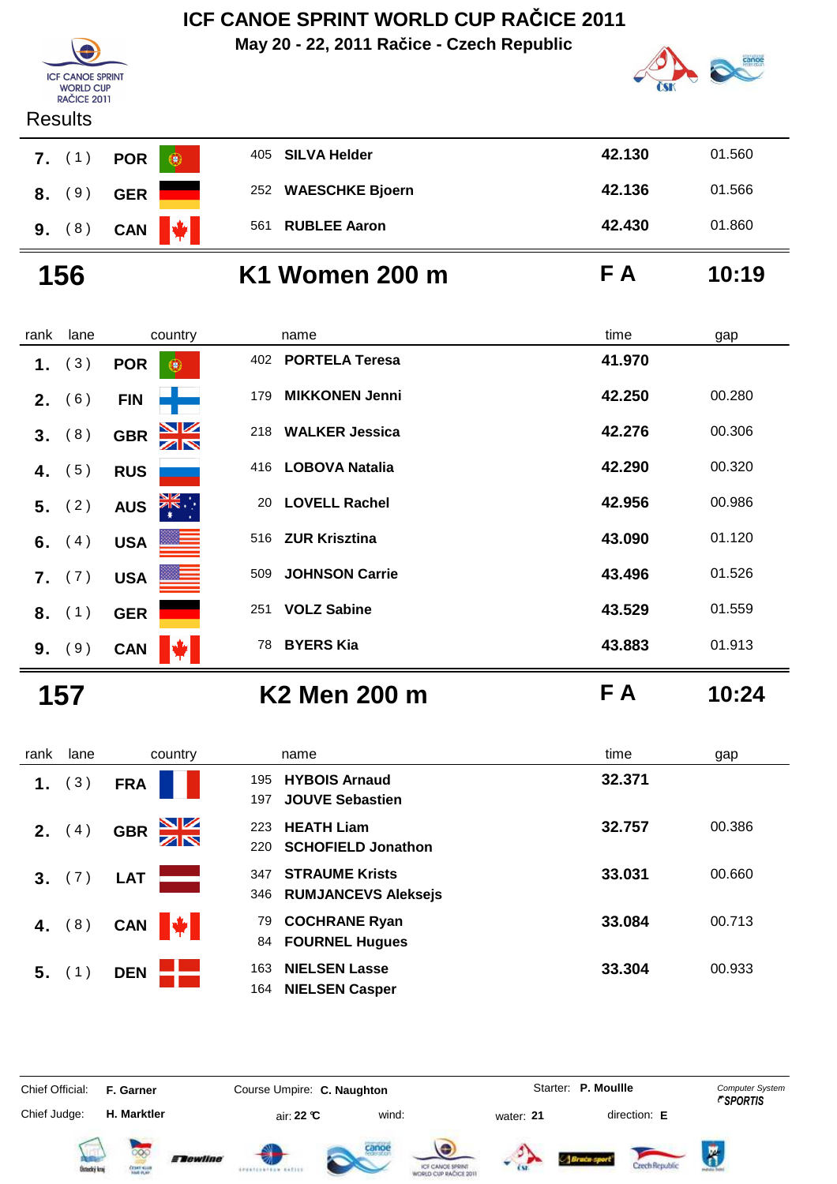# ICF CANOE SPRINT WORLD CUP RAČICE 2011

**May 20 - 22, 2011 Račice - Czech Republic**

Results

| rank | lane | country | | name | time | gap |
|---|---|---|---|---|---|---|
| 7. | ( 1 ) | POR | 405 | SILVA Helder | 42.130 | 01.560 |
| 8. | ( 9 ) | GER | 252 | WAESCHKE Bjoern | 42.136 | 01.566 |
| 9. | ( 8 ) | CAN | 561 | RUBLEE Aaron | 42.430 | 01.860 |

## 156 K1 Women 200 m F A 10:19

| rank | lane | country | | name | time | gap |
|---|---|---|---|---|---|---|
| 1. | ( 3 ) | POR | 402 | PORTELA Teresa | 41.970 | |
| 2. | ( 6 ) | FIN | 179 | MIKKONEN Jenni | 42.250 | 00.280 |
| 3. | ( 8 ) | GBR | 218 | WALKER Jessica | 42.276 | 00.306 |
| 4. | ( 5 ) | RUS | 416 | LOBOVA Natalia | 42.290 | 00.320 |
| 5. | ( 2 ) | AUS | 20 | LOVELL Rachel | 42.956 | 00.986 |
| 6. | ( 4 ) | USA | 516 | ZUR Krisztina | 43.090 | 01.120 |
| 7. | ( 7 ) | USA | 509 | JOHNSON Carrie | 43.496 | 01.526 |
| 8. | ( 1 ) | GER | 251 | VOLZ Sabine | 43.529 | 01.559 |
| 9. | ( 9 ) | CAN | 78 | BYERS Kia | 43.883 | 01.913 |

## 157 K2 Men 200 m F A 10:24

| rank | lane | country | | name | time | gap |
|---|---|---|---|---|---|---|
| 1. | ( 3 ) | FRA | 195<br>197 | HYBOIS Arnaud<br>JOUVE Sebastien | 32.371 | |
| 2. | ( 4 ) | GBR | 223<br>220 | HEATH Liam<br>SCHOFIELD Jonathon | 32.757 | 00.386 |
| 3. | ( 7 ) | LAT | 347<br>346 | STRAUME Krists<br>RUMJANCEVS Aleksejs | 33.031 | 00.660 |
| 4. | ( 8 ) | CAN | 79<br>84 | COCHRANE Ryan<br>FOURNEL Hugues | 33.084 | 00.713 |
| 5. | ( 1 ) | DEN | 163<br>164 | NIELSEN Lasse<br>NIELSEN Casper | 33.304 | 00.933 |

Chief Official: **F. Garner** Course Umpire: **C. Naughton** Starter: **P. Moullle** Computer System *SPORTIS*

Chief Judge: **H. Marktler** air: **22 °C** wind: water: **21** direction: **E**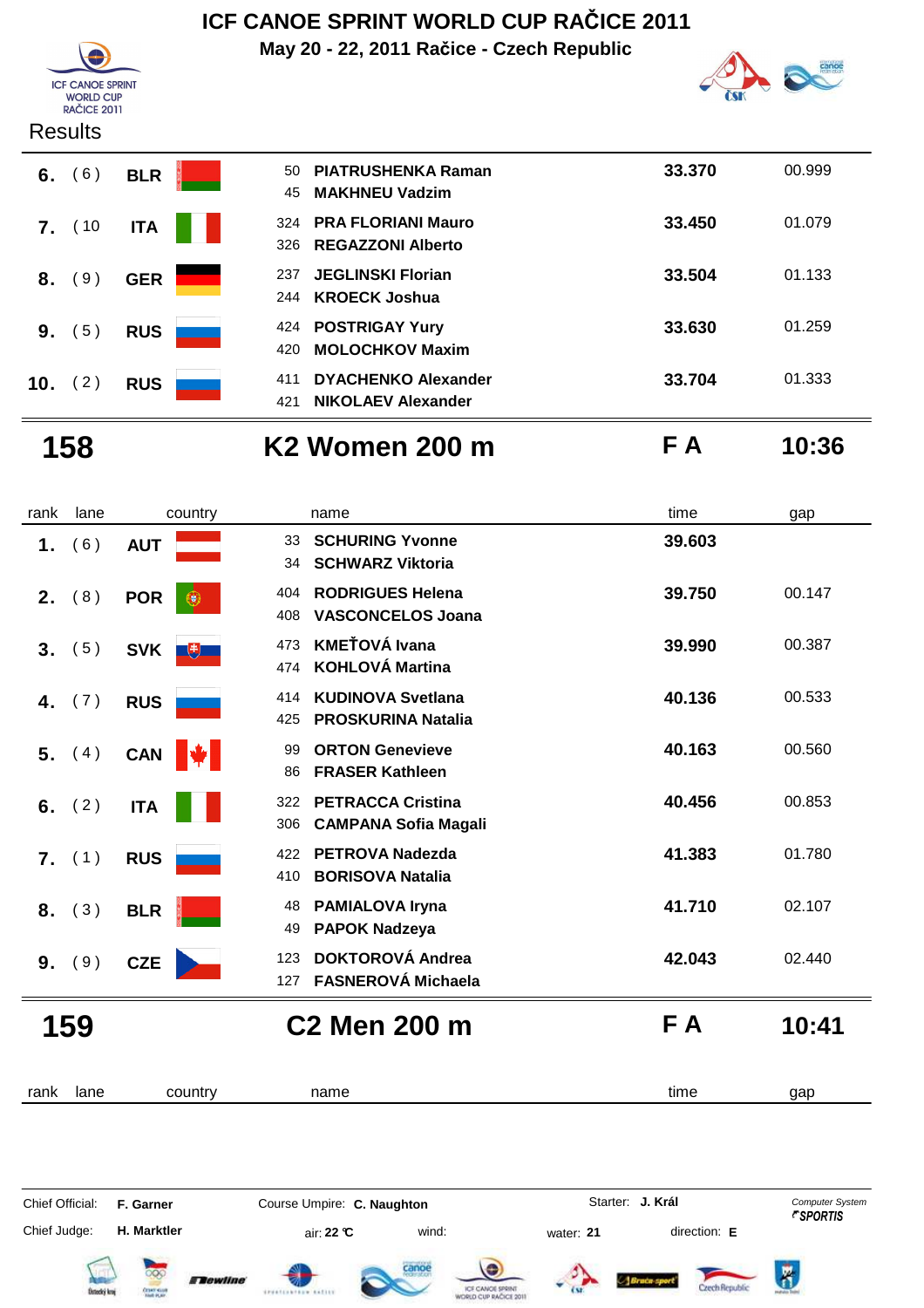# ICF CANOE SPRINT WORLD CUP RAČICE 2011

**May 20 - 22, 2011 Račice - Czech Republic**

Results

| rank | lane | country | | name | time | gap |
|---|---|---|---|---|---|---|
| **6.** | ( 6 ) | **BLR** | 50 | **PIATRUSHENKA Raman** | **33.370** | 00.999 |
| | | | 45 | **MAKHNEU Vadzim** | | |
| **7.** | ( 10 | **ITA** | 324 | **PRA FLORIANI Mauro** | **33.450** | 01.079 |
| | | | 326 | **REGAZZONI Alberto** | | |
| **8.** | ( 9 ) | **GER** | 237 | **JEGLINSKI Florian** | **33.504** | 01.133 |
| | | | 244 | **KROECK Joshua** | | |
| **9.** | ( 5 ) | **RUS** | 424 | **POSTRIGAY Yury** | **33.630** | 01.259 |
| | | | 420 | **MOLOCHKOV Maxim** | | |
| **10.** | ( 2 ) | **RUS** | 411 | **DYACHENKO Alexander** | **33.704** | 01.333 |
| | | | 421 | **NIKOLAEV Alexander** | | |

## 158 K2 Women 200 m — F A — 10:36

| rank | lane | country | | name | time | gap |
|---|---|---|---|---|---|---|
| **1.** | ( 6 ) | **AUT** | 33 | **SCHURING Yvonne** | **39.603** | |
| | | | 34 | **SCHWARZ Viktoria** | | |
| **2.** | ( 8 ) | **POR** | 404 | **RODRIGUES Helena** | **39.750** | 00.147 |
| | | | 408 | **VASCONCELOS Joana** | | |
| **3.** | ( 5 ) | **SVK** | 473 | **KMEŤOVÁ Ivana** | **39.990** | 00.387 |
| | | | 474 | **KOHLOVÁ Martina** | | |
| **4.** | ( 7 ) | **RUS** | 414 | **KUDINOVA Svetlana** | **40.136** | 00.533 |
| | | | 425 | **PROSKURINA Natalia** | | |
| **5.** | ( 4 ) | **CAN** | 99 | **ORTON Genevieve** | **40.163** | 00.560 |
| | | | 86 | **FRASER Kathleen** | | |
| **6.** | ( 2 ) | **ITA** | 322 | **PETRACCA Cristina** | **40.456** | 00.853 |
| | | | 306 | **CAMPANA Sofia Magali** | | |
| **7.** | ( 1 ) | **RUS** | 422 | **PETROVA Nadezda** | **41.383** | 01.780 |
| | | | 410 | **BORISOVA Natalia** | | |
| **8.** | ( 3 ) | **BLR** | 48 | **PAMIALOVA Iryna** | **41.710** | 02.107 |
| | | | 49 | **PAPOK Nadzeya** | | |
| **9.** | ( 9 ) | **CZE** | 123 | **DOKTOROVÁ Andrea** | **42.043** | 02.440 |
| | | | 127 | **FASNEROVÁ Michaela** | | |

## 159 C2 Men 200 m — F A — 10:41

| rank | lane | country | name | time | gap |
|---|---|---|---|---|---|

Chief Official: **F. Garner** Course Umpire: **C. Naughton** Starter: **J. Král**

Chief Judge: **H. Marktler** air: **22 °C** wind: water: **21** direction: **E**

Computer System SPORTIS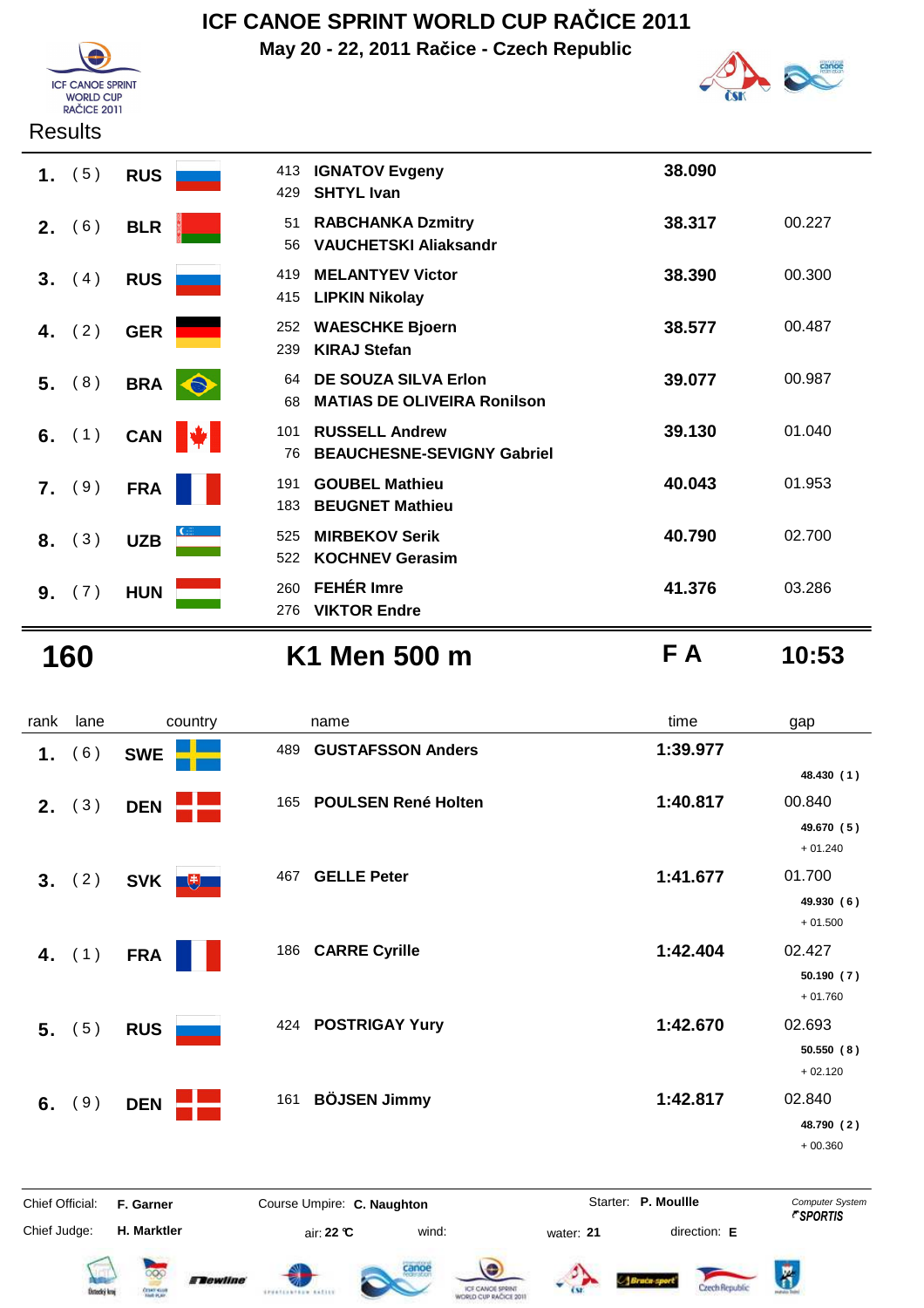# ICF CANOE SPRINT WORLD CUP RAČICE 2011

**May 20 - 22, 2011 Račice - Czech Republic**

Results

| rank | lane | country | | name | time | gap |
|---|---|---|---|---|---|---|
| 1. | (5) | RUS | 413<br>429 | IGNATOV Evgeny<br>SHTYL Ivan | 38.090 | |
| 2. | (6) | BLR | 51<br>56 | RABCHANKA Dzmitry<br>VAUCHETSKI Aliaksandr | 38.317 | 00.227 |
| 3. | (4) | RUS | 419<br>415 | MELANTYEV Victor<br>LIPKIN Nikolay | 38.390 | 00.300 |
| 4. | (2) | GER | 252<br>239 | WAESCHKE Bjoern<br>KIRAJ Stefan | 38.577 | 00.487 |
| 5. | (8) | BRA | 64<br>68 | DE SOUZA SILVA Erlon<br>MATIAS DE OLIVEIRA Ronilson | 39.077 | 00.987 |
| 6. | (1) | CAN | 101<br>76 | RUSSELL Andrew<br>BEAUCHESNE-SEVIGNY Gabriel | 39.130 | 01.040 |
| 7. | (9) | FRA | 191<br>183 | GOUBEL Mathieu<br>BEUGNET Mathieu | 40.043 | 01.953 |
| 8. | (3) | UZB | 525<br>522 | MIRBEKOV Serik<br>KOCHNEV Gerasim | 40.790 | 02.700 |
| 9. | (7) | HUN | 260<br>276 | FEHÉR Imre<br>VIKTOR Endre | 41.376 | 03.286 |

## 160 K1 Men 500 m F A 10:53

| rank | lane | country | | name | time | gap |
|---|---|---|---|---|---|---|
| 1. | (6) | SWE | 489 | GUSTAFSSON Anders | 1:39.977 | 48.430 (1) |
| 2. | (3) | DEN | 165 | POULSEN René Holten | 1:40.817 | 00.840<br>49.670 (5)<br>+ 01.240 |
| 3. | (2) | SVK | 467 | GELLE Peter | 1:41.677 | 01.700<br>49.930 (6)<br>+ 01.500 |
| 4. | (1) | FRA | 186 | CARRE Cyrille | 1:42.404 | 02.427<br>50.190 (7)<br>+ 01.760 |
| 5. | (5) | RUS | 424 | POSTRIGAY Yury | 1:42.670 | 02.693<br>50.550 (8)<br>+ 02.120 |
| 6. | (9) | DEN | 161 | BÖJSEN Jimmy | 1:42.817 | 02.840<br>48.790 (2)<br>+ 00.360 |

Chief Official: **F. Garner** Course Umpire: **C. Naughton** Starter: **P. Moullle**

Chief Judge: **H. Marktler** air: **22 °C** wind: water: **21** direction: **E**

Computer System SPORTIS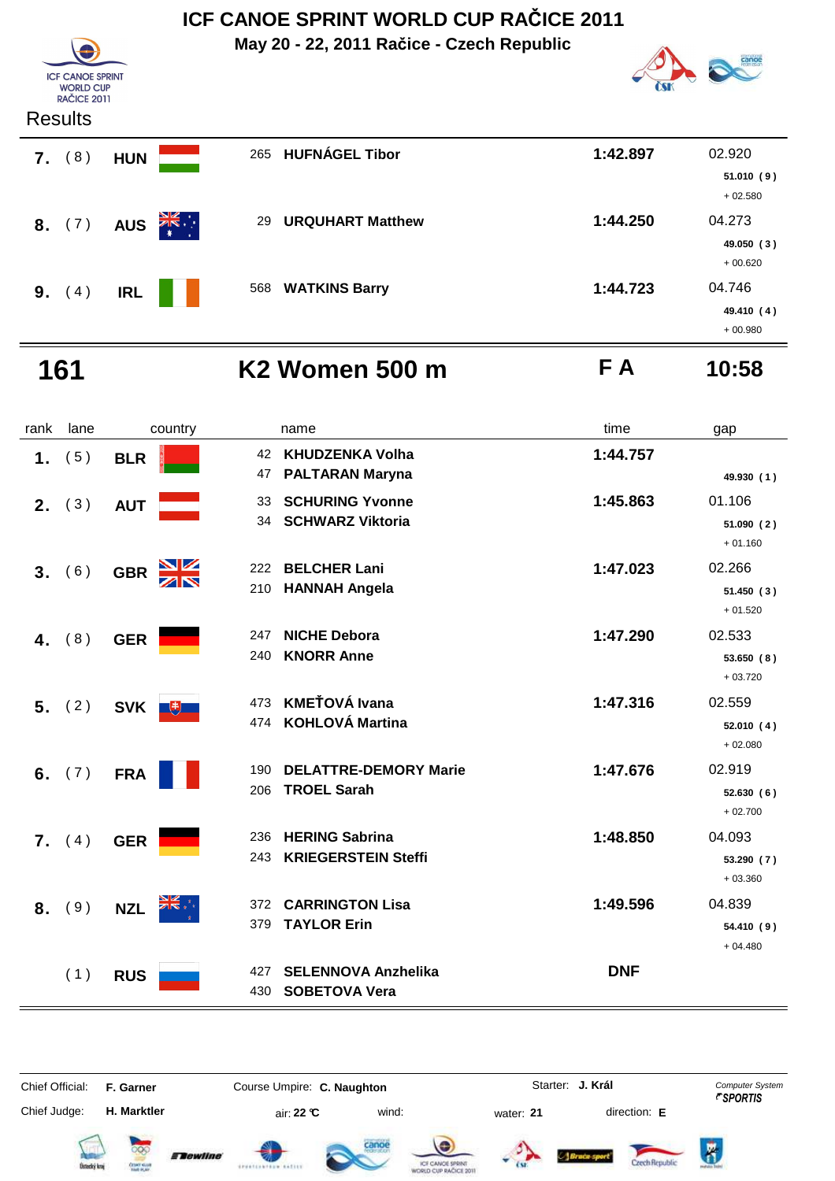# ICF CANOE SPRINT WORLD CUP RAČICE 2011

**May 20 - 22, 2011 Račice - Czech Republic**

Results

| rank | lane | country | name | time | gap |
|---|---|---|---|---|---|
| 7. | (8) | HUN | 265 HUFNÁGEL Tibor | 1:42.897 | 02.920<br>51.010 (9)<br>+ 02.580 |
| 8. | (7) | AUS | 29 URQUHART Matthew | 1:44.250 | 04.273<br>49.050 (3)<br>+ 00.620 |
| 9. | (4) | IRL | 568 WATKINS Barry | 1:44.723 | 04.746<br>49.410 (4)<br>+ 00.980 |

## 161 K2 Women 500 m F A 10:58

| rank | lane | country | name | time | gap |
|---|---|---|---|---|---|
| 1. | (5) | BLR | 42 KHUDZENKA Volha<br>47 PALTARAN Maryna | 1:44.757 | 49.930 (1) |
| 2. | (3) | AUT | 33 SCHURING Yvonne<br>34 SCHWARZ Viktoria | 1:45.863 | 01.106<br>51.090 (2)<br>+ 01.160 |
| 3. | (6) | GBR | 222 BELCHER Lani<br>210 HANNAH Angela | 1:47.023 | 02.266<br>51.450 (3)<br>+ 01.520 |
| 4. | (8) | GER | 247 NICHE Debora<br>240 KNORR Anne | 1:47.290 | 02.533<br>53.650 (8)<br>+ 03.720 |
| 5. | (2) | SVK | 473 KMEŤOVÁ Ivana<br>474 KOHLOVÁ Martina | 1:47.316 | 02.559<br>52.010 (4)<br>+ 02.080 |
| 6. | (7) | FRA | 190 DELATTRE-DEMORY Marie<br>206 TROEL Sarah | 1:47.676 | 02.919<br>52.630 (6)<br>+ 02.700 |
| 7. | (4) | GER | 236 HERING Sabrina<br>243 KRIEGERSTEIN Steffi | 1:48.850 | 04.093<br>53.290 (7)<br>+ 03.360 |
| 8. | (9) | NZL | 372 CARRINGTON Lisa<br>379 TAYLOR Erin | 1:49.596 | 04.839<br>54.410 (9)<br>+ 04.480 |
| | (1) | RUS | 427 SELENNOVA Anzhelika<br>430 SOBETOVA Vera | DNF | |

Chief Official: **F. Garner** Course Umpire: **C. Naughton** Starter: **J. Král** Computer System SPORTIS

Chief Judge: **H. Marktler** air: **22 °C** wind: water: **21** direction: **E**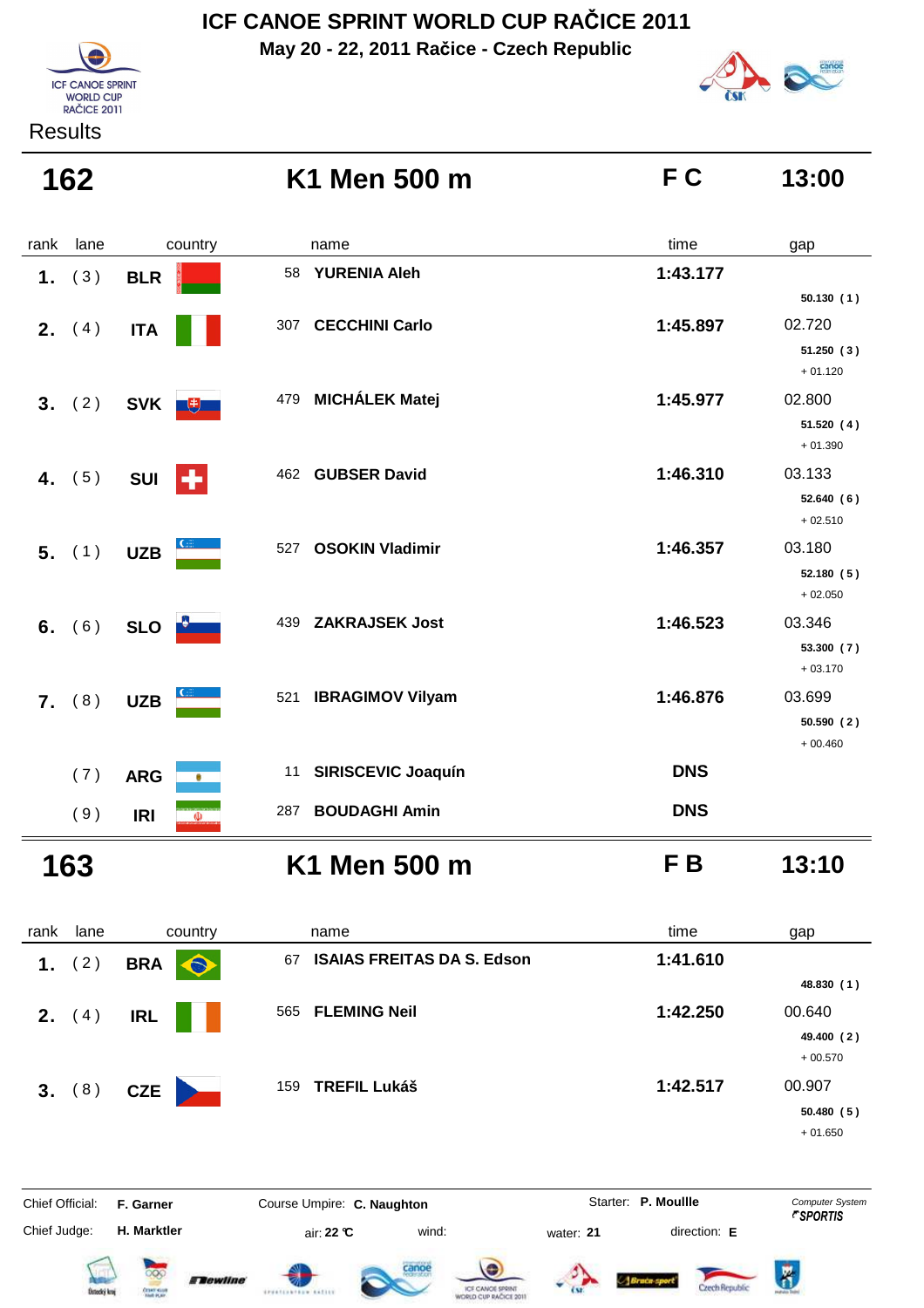# ICF CANOE SPRINT WORLD CUP RAČICE 2011

**May 20 - 22, 2011 Račice - Czech Republic**

Results

## 162 — K1 Men 500 m — F C — 13:00

| rank | lane | country | | name | time | gap |
|---|---|---|---|---|---|---|
| 1. | (3) | BLR | 58 | YURENIA Aleh | 1:43.177 | |
| | | | | | | 50.130 (1) |
| 2. | (4) | ITA | 307 | CECCHINI Carlo | 1:45.897 | 02.720 |
| | | | | | | 51.250 (3) |
| | | | | | | + 01.120 |
| 3. | (2) | SVK | 479 | MICHÁLEK Matej | 1:45.977 | 02.800 |
| | | | | | | 51.520 (4) |
| | | | | | | + 01.390 |
| 4. | (5) | SUI | 462 | GUBSER David | 1:46.310 | 03.133 |
| | | | | | | 52.640 (6) |
| | | | | | | + 02.510 |
| 5. | (1) | UZB | 527 | OSOKIN Vladimir | 1:46.357 | 03.180 |
| | | | | | | 52.180 (5) |
| | | | | | | + 02.050 |
| 6. | (6) | SLO | 439 | ZAKRAJSEK Jost | 1:46.523 | 03.346 |
| | | | | | | 53.300 (7) |
| | | | | | | + 03.170 |
| 7. | (8) | UZB | 521 | IBRAGIMOV Vilyam | 1:46.876 | 03.699 |
| | | | | | | 50.590 (2) |
| | | | | | | + 00.460 |
| | (7) | ARG | 11 | SIRISCEVIC Joaquín | DNS | |
| | (9) | IRI | 287 | BOUDAGHI Amin | DNS | |

## 163 — K1 Men 500 m — F B — 13:10

| rank | lane | country | | name | time | gap |
|---|---|---|---|---|---|---|
| 1. | (2) | BRA | 67 | ISAIAS FREITAS DA S. Edson | 1:41.610 | |
| | | | | | | 48.830 (1) |
| 2. | (4) | IRL | 565 | FLEMING Neil | 1:42.250 | 00.640 |
| | | | | | | 49.400 (2) |
| | | | | | | + 00.570 |
| 3. | (8) | CZE | 159 | TREFIL Lukáš | 1:42.517 | 00.907 |
| | | | | | | 50.480 (5) |
| | | | | | | + 01.650 |

Chief Official: **F. Garner** — Course Umpire: **C. Naughton** — Starter: **P. Moullle** — Computer System SPORTIS

Chief Judge: **H. Marktler** — air: **22 °C** — wind: — water: **21** — direction: **E**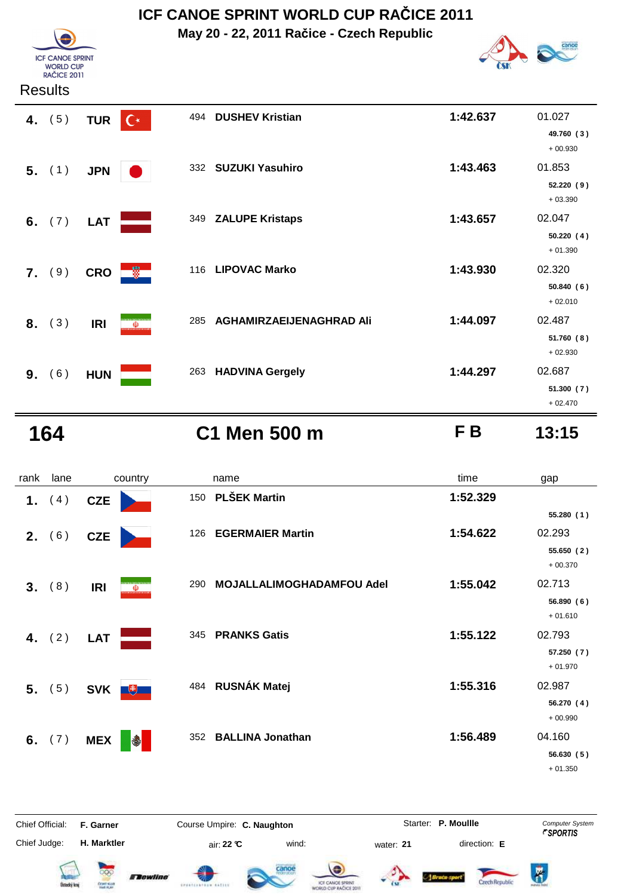# ICF CANOE SPRINT WORLD CUP RAČICE 2011

**May 20 - 22, 2011 Račice - Czech Republic**

Results

| rank | lane | country | name | time | gap |
|---|---|---|---|---|---|
| **4.** | ( 5 ) | **TUR** | 494 **DUSHEV Kristian** | **1:42.637** | 01.027<br>**49.760 ( 3 )**<br>+ 00.930 |
| **5.** | ( 1 ) | **JPN** | 332 **SUZUKI Yasuhiro** | **1:43.463** | 01.853<br>**52.220 ( 9 )**<br>+ 03.390 |
| **6.** | ( 7 ) | **LAT** | 349 **ZALUPE Kristaps** | **1:43.657** | 02.047<br>**50.220 ( 4 )**<br>+ 01.390 |
| **7.** | ( 9 ) | **CRO** | 116 **LIPOVAC Marko** | **1:43.930** | 02.320<br>**50.840 ( 6 )**<br>+ 02.010 |
| **8.** | ( 3 ) | **IRI** | 285 **AGHAMIRZAEIJENAGHRAD Ali** | **1:44.097** | 02.487<br>**51.760 ( 8 )**<br>+ 02.930 |
| **9.** | ( 6 ) | **HUN** | 263 **HADVINA Gergely** | **1:44.297** | 02.687<br>**51.300 ( 7 )**<br>+ 02.470 |

## 164 C1 Men 500 m F B 13:15

| rank | lane | country | name | time | gap |
|---|---|---|---|---|---|
| **1.** | ( 4 ) | **CZE** | 150 **PLŠEK Martin** | **1:52.329** | **55.280 ( 1 )** |
| **2.** | ( 6 ) | **CZE** | 126 **EGERMAIER Martin** | **1:54.622** | 02.293<br>**55.650 ( 2 )**<br>+ 00.370 |
| **3.** | ( 8 ) | **IRI** | 290 **MOJALLALIMOGHADAMFOU Adel** | **1:55.042** | 02.713<br>**56.890 ( 6 )**<br>+ 01.610 |
| **4.** | ( 2 ) | **LAT** | 345 **PRANKS Gatis** | **1:55.122** | 02.793<br>**57.250 ( 7 )**<br>+ 01.970 |
| **5.** | ( 5 ) | **SVK** | 484 **RUSNÁK Matej** | **1:55.316** | 02.987<br>**56.270 ( 4 )**<br>+ 00.990 |
| **6.** | ( 7 ) | **MEX** | 352 **BALLINA Jonathan** | **1:56.489** | 04.160<br>**56.630 ( 5 )**<br>+ 01.350 |

Chief Official: **F. Garner** Course Umpire: **C. Naughton** Starter: **P. Moullle**

Chief Judge: **H. Marktler** air: **22 °C** wind: water: **21** direction: **E**

*Computer System SPORTIS*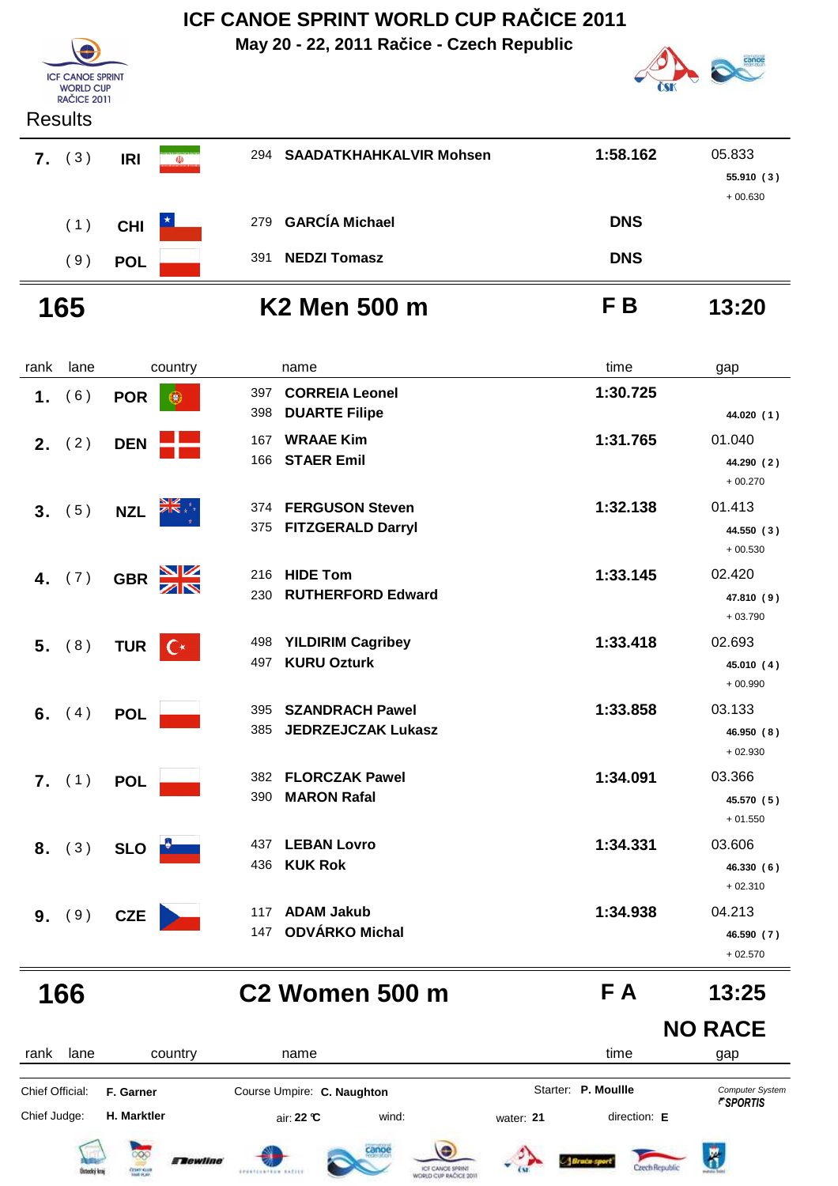# ICF CANOE SPRINT WORLD CUP RAČICE 2011

**May 20 - 22, 2011 Račice - Czech Republic**

Results

| rank | lane | country | name | time | gap |
|---|---|---|---|---|---|
| **7.** | (3) | **IRI** | 294 **SAADATKHAHKALVIR Mohsen** | **1:58.162** | 05.833<br>**55.910 (3)**<br>+ 00.630 |
| | (1) | **CHI** | 279 **GARCÍA Michael** | **DNS** | |
| | (9) | **POL** | 391 **NEDZI Tomasz** | **DNS** | |

## 165 — K2 Men 500 m — F B — 13:20

| rank | lane | country | name | time | gap |
|---|---|---|---|---|---|
| **1.** | (6) | **POR** | 397 **CORREIA Leonel**<br>398 **DUARTE Filipe** | **1:30.725** | **44.020 (1)** |
| **2.** | (2) | **DEN** | 167 **WRAAE Kim**<br>166 **STAER Emil** | **1:31.765** | 01.040<br>**44.290 (2)**<br>+ 00.270 |
| **3.** | (5) | **NZL** | 374 **FERGUSON Steven**<br>375 **FITZGERALD Darryl** | **1:32.138** | 01.413<br>**44.550 (3)**<br>+ 00.530 |
| **4.** | (7) | **GBR** | 216 **HIDE Tom**<br>230 **RUTHERFORD Edward** | **1:33.145** | 02.420<br>**47.810 (9)**<br>+ 03.790 |
| **5.** | (8) | **TUR** | 498 **YILDIRIM Cagribey**<br>497 **KURU Ozturk** | **1:33.418** | 02.693<br>**45.010 (4)**<br>+ 00.990 |
| **6.** | (4) | **POL** | 395 **SZANDRACH Pawel**<br>385 **JEDRZEJCZAK Lukasz** | **1:33.858** | 03.133<br>**46.950 (8)**<br>+ 02.930 |
| **7.** | (1) | **POL** | 382 **FLORCZAK Pawel**<br>390 **MARON Rafal** | **1:34.091** | 03.366<br>**45.570 (5)**<br>+ 01.550 |
| **8.** | (3) | **SLO** | 437 **LEBAN Lovro**<br>436 **KUK Rok** | **1:34.331** | 03.606<br>**46.330 (6)**<br>+ 02.310 |
| **9.** | (9) | **CZE** | 117 **ADAM Jakub**<br>147 **ODVÁRKO Michal** | **1:34.938** | 04.213<br>**46.590 (7)**<br>+ 02.570 |

## 166 — C2 Women 500 m — F A — 13:25

**NO RACE**

| rank | lane | country | name | time | gap |
|---|---|---|---|---|---|

Chief Official: **F. Garner** — Course Umpire: **C. Naughton** — Starter: **P. Moullle** — Computer System SPORTIS

Chief Judge: **H. Marktler** — air: **22 °C** — wind: — water: **21** — direction: **E**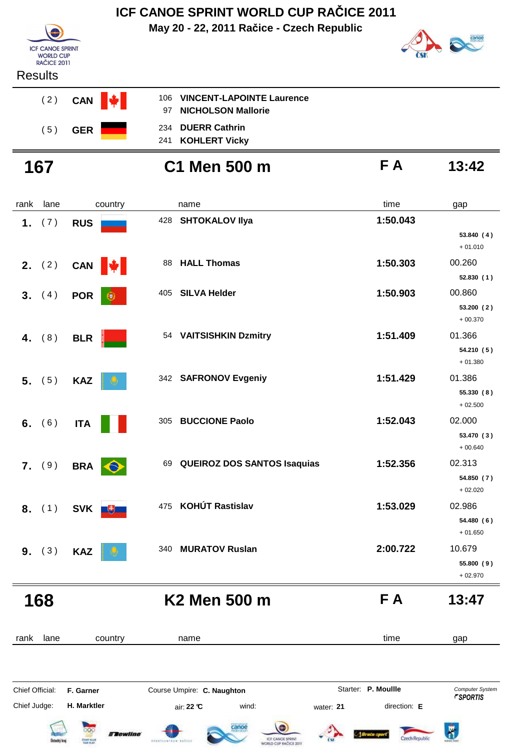# ICF CANOE SPRINT WORLD CUP RAČICE 2011

**May 20 - 22, 2011 Račice - Czech Republic**

Results

| | | | |
|---|---|---|---|
| ( 2 ) | CAN | 106 | **VINCENT-LAPOINTE Laurence** |
| | | 97 | **NICHOLSON Mallorie** |
| ( 5 ) | GER | 234 | **DUERR Cathrin** |
| | | 241 | **KOHLERT Vicky** |

## 167 — C1 Men 500 m — F A — 13:42

| rank | lane | country | | name | time | gap |
|---|---|---|---|---|---|---|
| 1. | ( 7 ) | RUS | 428 | **SHTOKALOV Ilya** | **1:50.043** | **53.840 ( 4 )** + 01.010 |
| 2. | ( 2 ) | CAN | 88 | **HALL Thomas** | **1:50.303** | 00.260 **52.830 ( 1 )** |
| 3. | ( 4 ) | POR | 405 | **SILVA Helder** | **1:50.903** | 00.860 **53.200 ( 2 )** + 00.370 |
| 4. | ( 8 ) | BLR | 54 | **VAITSISHKIN Dzmitry** | **1:51.409** | 01.366 **54.210 ( 5 )** + 01.380 |
| 5. | ( 5 ) | KAZ | 342 | **SAFRONOV Evgeniy** | **1:51.429** | 01.386 **55.330 ( 8 )** + 02.500 |
| 6. | ( 6 ) | ITA | 305 | **BUCCIONE Paolo** | **1:52.043** | 02.000 **53.470 ( 3 )** + 00.640 |
| 7. | ( 9 ) | BRA | 69 | **QUEIROZ DOS SANTOS Isaquias** | **1:52.356** | 02.313 **54.850 ( 7 )** + 02.020 |
| 8. | ( 1 ) | SVK | 475 | **KOHÚT Rastislav** | **1:53.029** | 02.986 **54.480 ( 6 )** + 01.650 |
| 9. | ( 3 ) | KAZ | 340 | **MURATOV Ruslan** | **2:00.722** | 10.679 **55.800 ( 9 )** + 02.970 |

## 168 — K2 Men 500 m — F A — 13:47

| rank | lane | country | name | time | gap |
|---|---|---|---|---|---|

Chief Official: **F. Garner** Course Umpire: **C. Naughton** Starter: **P. Moullle** Computer System SPORTIS

Chief Judge: **H. Marktler** air: **22 °C** wind: water: **21** direction: **E**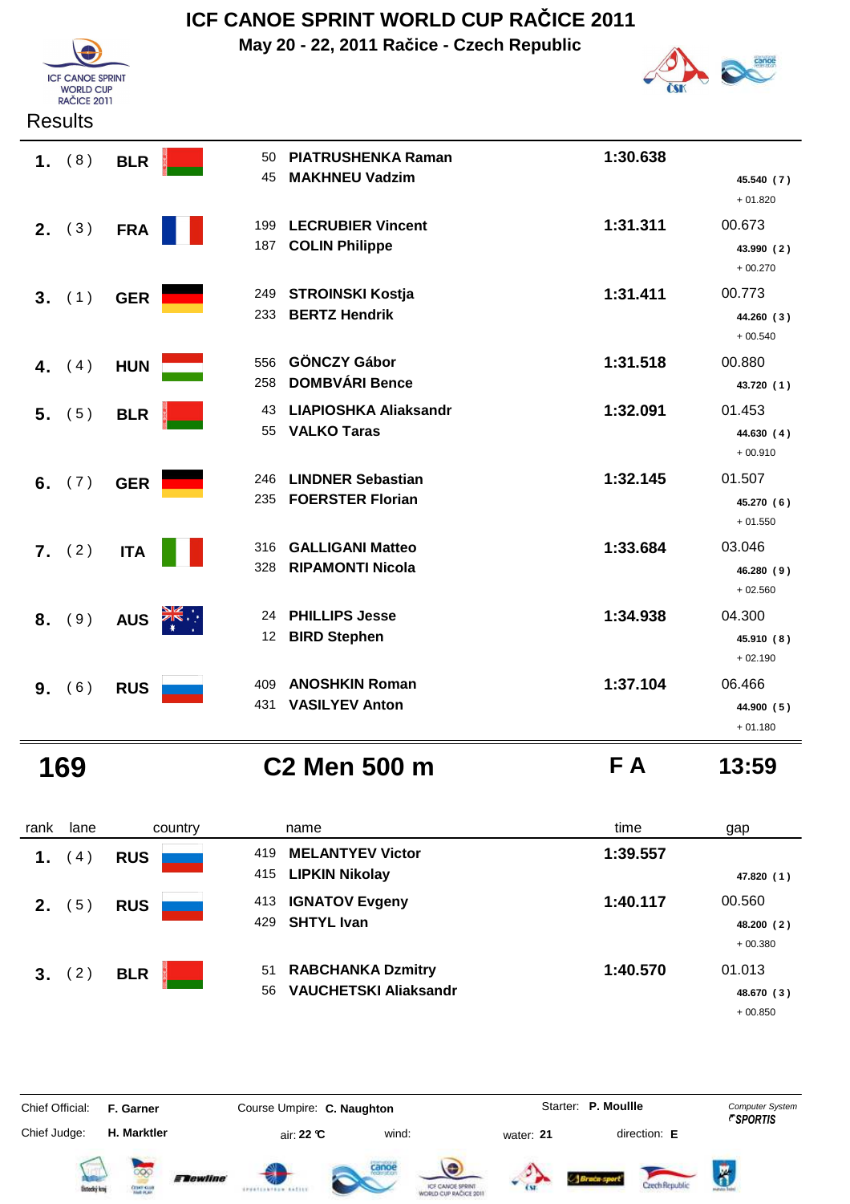# ICF CANOE SPRINT WORLD CUP RAČICE 2011

**May 20 - 22, 2011 Račice - Czech Republic**

Results

| rank | lane | country | no. | name | time | gap |
|---|---|---|---|---|---|---|
| **1.** | (8) | **BLR** | 50 | **PIATRUSHENKA Raman** | **1:30.638** | |
| | | | 45 | **MAKHNEU Vadzim** | | **45.540 (7)** + 01.820 |
| **2.** | (3) | **FRA** | 199 | **LECRUBIER Vincent** | **1:31.311** | 00.673 |
| | | | 187 | **COLIN Philippe** | | **43.990 (2)** + 00.270 |
| **3.** | (1) | **GER** | 249 | **STROINSKI Kostja** | **1:31.411** | 00.773 |
| | | | 233 | **BERTZ Hendrik** | | **44.260 (3)** + 00.540 |
| **4.** | (4) | **HUN** | 556 | **GÖNCZY Gábor** | **1:31.518** | 00.880 |
| | | | 258 | **DOMBVÁRI Bence** | | **43.720 (1)** |
| **5.** | (5) | **BLR** | 43 | **LIAPIOSHKA Aliaksandr** | **1:32.091** | 01.453 |
| | | | 55 | **VALKO Taras** | | **44.630 (4)** + 00.910 |
| **6.** | (7) | **GER** | 246 | **LINDNER Sebastian** | **1:32.145** | 01.507 |
| | | | 235 | **FOERSTER Florian** | | **45.270 (6)** + 01.550 |
| **7.** | (2) | **ITA** | 316 | **GALLIGANI Matteo** | **1:33.684** | 03.046 |
| | | | 328 | **RIPAMONTI Nicola** | | **46.280 (9)** + 02.560 |
| **8.** | (9) | **AUS** | 24 | **PHILLIPS Jesse** | **1:34.938** | 04.300 |
| | | | 12 | **BIRD Stephen** | | **45.910 (8)** + 02.190 |
| **9.** | (6) | **RUS** | 409 | **ANOSHKIN Roman** | **1:37.104** | 06.466 |
| | | | 431 | **VASILYEV Anton** | | **44.900 (5)** + 01.180 |

## 169 — C2 Men 500 m — F A — 13:59

| rank | lane | country | no. | name | time | gap |
|---|---|---|---|---|---|---|
| **1.** | (4) | **RUS** | 419 | **MELANTYEV Victor** | **1:39.557** | |
| | | | 415 | **LIPKIN Nikolay** | | **47.820 (1)** |
| **2.** | (5) | **RUS** | 413 | **IGNATOV Evgeny** | **1:40.117** | 00.560 |
| | | | 429 | **SHTYL Ivan** | | **48.200 (2)** + 00.380 |
| **3.** | (2) | **BLR** | 51 | **RABCHANKA Dzmitry** | **1:40.570** | 01.013 |
| | | | 56 | **VAUCHETSKI Aliaksandr** | | **48.670 (3)** + 00.850 |

Chief Official: **F. Garner** Course Umpire: **C. Naughton** Starter: **P. Moullle**

Chief Judge: **H. Marktler** air: **22 °C** wind: water: **21** direction: **E**

Computer System SPORTIS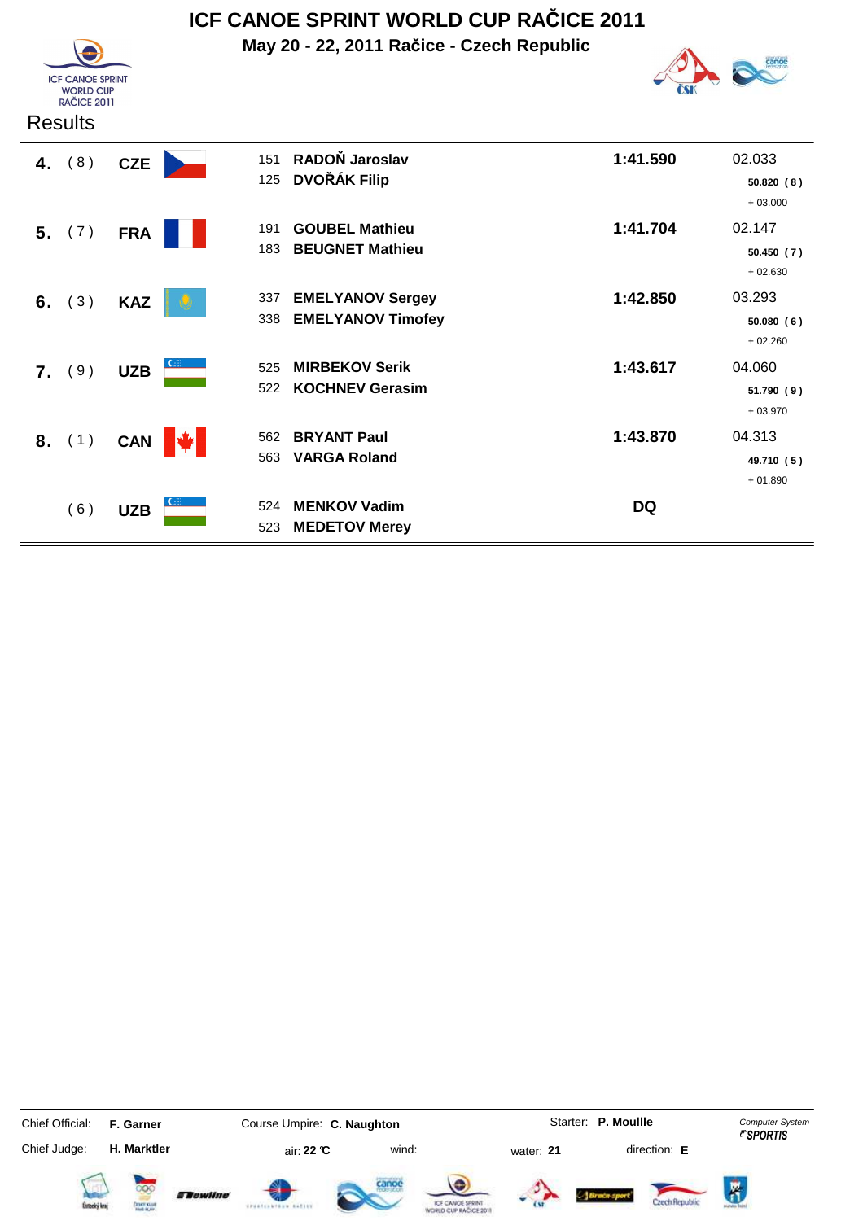# ICF CANOE SPRINT WORLD CUP RAČICE 2011

**May 20 - 22, 2011 Račice - Czech Republic**

## Results

| Rank | Lane | Nation | Bib | Name | Time | Behind / Split |
|---|---|---|---|---|---|---|
| **4.** | ( 8 ) | **CZE** | 151 | **RADOŇ Jaroslav** | **1:41.590** | 02.033 |
| | | | 125 | **DVOŘÁK Filip** | | **50.820 ( 8 )** |
| | | | | | | + 03.000 |
| **5.** | ( 7 ) | **FRA** | 191 | **GOUBEL Mathieu** | **1:41.704** | 02.147 |
| | | | 183 | **BEUGNET Mathieu** | | **50.450 ( 7 )** |
| | | | | | | + 02.630 |
| **6.** | ( 3 ) | **KAZ** | 337 | **EMELYANOV Sergey** | **1:42.850** | 03.293 |
| | | | 338 | **EMELYANOV Timofey** | | **50.080 ( 6 )** |
| | | | | | | + 02.260 |
| **7.** | ( 9 ) | **UZB** | 525 | **MIRBEKOV Serik** | **1:43.617** | 04.060 |
| | | | 522 | **KOCHNEV Gerasim** | | **51.790 ( 9 )** |
| | | | | | | + 03.970 |
| **8.** | ( 1 ) | **CAN** | 562 | **BRYANT Paul** | **1:43.870** | 04.313 |
| | | | 563 | **VARGA Roland** | | **49.710 ( 5 )** |
| | | | | | | + 01.890 |
| | ( 6 ) | **UZB** | 524 | **MENKOV Vadim** | **DQ** | |
| | | | 523 | **MEDETOV Merey** | | |

Chief Official: **F. Garner** Course Umpire: **C. Naughton** Starter: **P. Moullle**

Chief Judge: **H. Marktler** air: **22 °C** wind: water: **21** direction: **E**

*Computer System SPORTIS*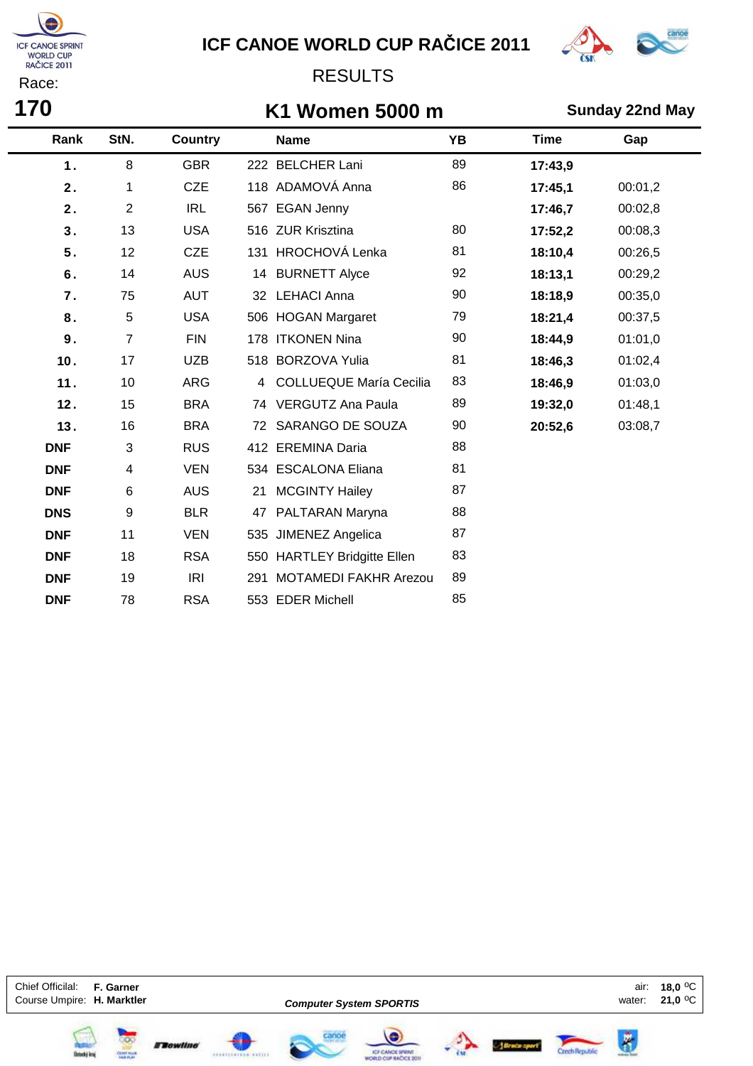# ICF CANOE WORLD CUP RAČICE 2011

## RESULTS

Race: **170**

## K1 Women 5000 m

**Sunday 22nd May**

| Rank | StN. | Country | Name | YB | Time | Gap |
|---|---|---|---|---|---|---|
| 1. | 8 | GBR | 222 BELCHER Lani | 89 | 17:43,9 | |
| 2. | 1 | CZE | 118 ADAMOVÁ Anna | 86 | 17:45,1 | 00:01,2 |
| 2. | 2 | IRL | 567 EGAN Jenny | | 17:46,7 | 00:02,8 |
| 3. | 13 | USA | 516 ZUR Krisztina | 80 | 17:52,2 | 00:08,3 |
| 5. | 12 | CZE | 131 HROCHOVÁ Lenka | 81 | 18:10,4 | 00:26,5 |
| 6. | 14 | AUS | 14 BURNETT Alyce | 92 | 18:13,1 | 00:29,2 |
| 7. | 75 | AUT | 32 LEHACI Anna | 90 | 18:18,9 | 00:35,0 |
| 8. | 5 | USA | 506 HOGAN Margaret | 79 | 18:21,4 | 00:37,5 |
| 9. | 7 | FIN | 178 ITKONEN Nina | 90 | 18:44,9 | 01:01,0 |
| 10. | 17 | UZB | 518 BORZOVA Yulia | 81 | 18:46,3 | 01:02,4 |
| 11. | 10 | ARG | 4 COLLUEQUE María Cecilia | 83 | 18:46,9 | 01:03,0 |
| 12. | 15 | BRA | 74 VERGUTZ Ana Paula | 89 | 19:32,0 | 01:48,1 |
| 13. | 16 | BRA | 72 SARANGO DE SOUZA | 90 | 20:52,6 | 03:08,7 |
| DNF | 3 | RUS | 412 EREMINA Daria | 88 | | |
| DNF | 4 | VEN | 534 ESCALONA Eliana | 81 | | |
| DNF | 6 | AUS | 21 MCGINTY Hailey | 87 | | |
| DNS | 9 | BLR | 47 PALTARAN Maryna | 88 | | |
| DNF | 11 | VEN | 535 JIMENEZ Angelica | 87 | | |
| DNF | 18 | RSA | 550 HARTLEY Bridgitte Ellen | 83 | | |
| DNF | 19 | IRI | 291 MOTAMEDI FAKHR Arezou | 89 | | |
| DNF | 78 | RSA | 553 EDER Michell | 85 | | |

Chief Official: **F. Garner**
Course Umpire: **H. Marktler**

*Computer System SPORTIS*

air: **18,0 °C**
water: **21,0 °C**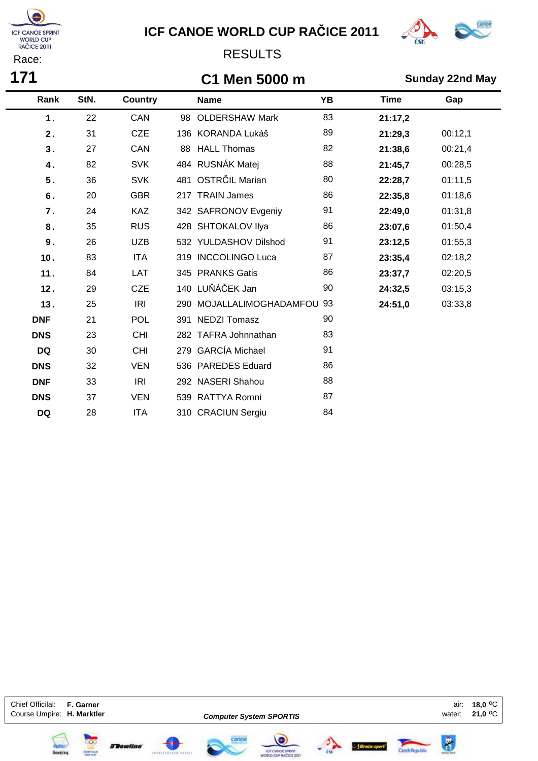# ICF CANOE WORLD CUP RAČICE 2011

RESULTS

Race:

**171**

## C1 Men 5000 m

**Sunday 22nd May**

| Rank | StN. | Country | | Name | YB | Time | Gap |
|---|---|---|---|---|---|---|---|
| 1. | 22 | CAN | 98 | OLDERSHAW Mark | 83 | 21:17,2 | |
| 2. | 31 | CZE | 136 | KORANDA Lukáš | 89 | 21:29,3 | 00:12,1 |
| 3. | 27 | CAN | 88 | HALL Thomas | 82 | 21:38,6 | 00:21,4 |
| 4. | 82 | SVK | 484 | RUSNÁK Matej | 88 | 21:45,7 | 00:28,5 |
| 5. | 36 | SVK | 481 | OSTRČIL Marian | 80 | 22:28,7 | 01:11,5 |
| 6. | 20 | GBR | 217 | TRAIN James | 86 | 22:35,8 | 01:18,6 |
| 7. | 24 | KAZ | 342 | SAFRONOV Evgeniy | 91 | 22:49,0 | 01:31,8 |
| 8. | 35 | RUS | 428 | SHTOKALOV Ilya | 86 | 23:07,6 | 01:50,4 |
| 9. | 26 | UZB | 532 | YULDASHOV Dilshod | 91 | 23:12,5 | 01:55,3 |
| 10. | 83 | ITA | 319 | INCCOLINGO Luca | 87 | 23:35,4 | 02:18,2 |
| 11. | 84 | LAT | 345 | PRANKS Gatis | 86 | 23:37,7 | 02:20,5 |
| 12. | 29 | CZE | 140 | LUŇÁČEK Jan | 90 | 24:32,5 | 03:15,3 |
| 13. | 25 | IRI | 290 | MOJALLALIMOGHADAMFOU | 93 | 24:51,0 | 03:33,8 |
| DNF | 21 | POL | 391 | NEDZI Tomasz | 90 | | |
| DNS | 23 | CHI | 282 | TAFRA Johnnathan | 83 | | |
| DQ | 30 | CHI | 279 | GARCÍA Michael | 91 | | |
| DNS | 32 | VEN | 536 | PAREDES Eduard | 86 | | |
| DNF | 33 | IRI | 292 | NASERI Shahou | 88 | | |
| DNS | 37 | VEN | 539 | RATTYA Romni | 87 | | |
| DQ | 28 | ITA | 310 | CRACIUN Sergiu | 84 | | |

Chief Official: **F. Garner**
Course Umpire: **H. Marktler**

***Computer System SPORTIS***

air: **18,0** °C
water: **21,0** °C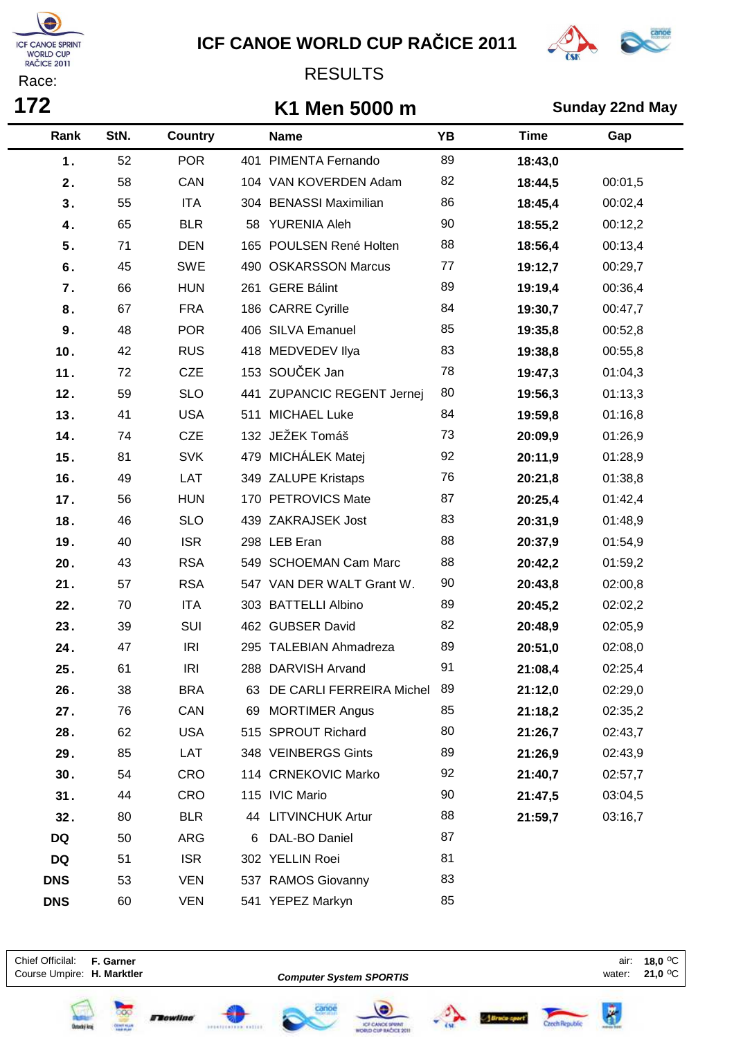# ICF CANOE WORLD CUP RAČICE 2011

RESULTS

Race: **172**

## K1 Men 5000 m

**Sunday 22nd May**

| Rank | StN. | Country | Name | YB | Time | Gap |
|---|---|---|---|---|---|---|
| 1. | 52 | POR | 401 PIMENTA Fernando | 89 | 18:43,0 | |
| 2. | 58 | CAN | 104 VAN KOVERDEN Adam | 82 | 18:44,5 | 00:01,5 |
| 3. | 55 | ITA | 304 BENASSI Maximilian | 86 | 18:45,4 | 00:02,4 |
| 4. | 65 | BLR | 58 YURENIA Aleh | 90 | 18:55,2 | 00:12,2 |
| 5. | 71 | DEN | 165 POULSEN René Holten | 88 | 18:56,4 | 00:13,4 |
| 6. | 45 | SWE | 490 OSKARSSON Marcus | 77 | 19:12,7 | 00:29,7 |
| 7. | 66 | HUN | 261 GERE Bálint | 89 | 19:19,4 | 00:36,4 |
| 8. | 67 | FRA | 186 CARRE Cyrille | 84 | 19:30,7 | 00:47,7 |
| 9. | 48 | POR | 406 SILVA Emanuel | 85 | 19:35,8 | 00:52,8 |
| 10. | 42 | RUS | 418 MEDVEDEV Ilya | 83 | 19:38,8 | 00:55,8 |
| 11. | 72 | CZE | 153 SOUČEK Jan | 78 | 19:47,3 | 01:04,3 |
| 12. | 59 | SLO | 441 ZUPANCIC REGENT Jernej | 80 | 19:56,3 | 01:13,3 |
| 13. | 41 | USA | 511 MICHAEL Luke | 84 | 19:59,8 | 01:16,8 |
| 14. | 74 | CZE | 132 JEŽEK Tomáš | 73 | 20:09,9 | 01:26,9 |
| 15. | 81 | SVK | 479 MICHÁLEK Matej | 92 | 20:11,9 | 01:28,9 |
| 16. | 49 | LAT | 349 ZALUPE Kristaps | 76 | 20:21,8 | 01:38,8 |
| 17. | 56 | HUN | 170 PETROVICS Mate | 87 | 20:25,4 | 01:42,4 |
| 18. | 46 | SLO | 439 ZAKRAJSEK Jost | 83 | 20:31,9 | 01:48,9 |
| 19. | 40 | ISR | 298 LEB Eran | 88 | 20:37,9 | 01:54,9 |
| 20. | 43 | RSA | 549 SCHOEMAN Cam Marc | 88 | 20:42,2 | 01:59,2 |
| 21. | 57 | RSA | 547 VAN DER WALT Grant W. | 90 | 20:43,8 | 02:00,8 |
| 22. | 70 | ITA | 303 BATTELLI Albino | 89 | 20:45,2 | 02:02,2 |
| 23. | 39 | SUI | 462 GUBSER David | 82 | 20:48,9 | 02:05,9 |
| 24. | 47 | IRI | 295 TALEBIAN Ahmadreza | 89 | 20:51,0 | 02:08,0 |
| 25. | 61 | IRI | 288 DARVISH Arvand | 91 | 21:08,4 | 02:25,4 |
| 26. | 38 | BRA | 63 DE CARLI FERREIRA Michel | 89 | 21:12,0 | 02:29,0 |
| 27. | 76 | CAN | 69 MORTIMER Angus | 85 | 21:18,2 | 02:35,2 |
| 28. | 62 | USA | 515 SPROUT Richard | 80 | 21:26,7 | 02:43,7 |
| 29. | 85 | LAT | 348 VEINBERGS Gints | 89 | 21:26,9 | 02:43,9 |
| 30. | 54 | CRO | 114 CRNEKOVIC Marko | 92 | 21:40,7 | 02:57,7 |
| 31. | 44 | CRO | 115 IVIC Mario | 90 | 21:47,5 | 03:04,5 |
| 32. | 80 | BLR | 44 LITVINCHUK Artur | 88 | 21:59,7 | 03:16,7 |
| DQ | 50 | ARG | 6 DAL-BO Daniel | 87 | | |
| DQ | 51 | ISR | 302 YELLIN Roei | 81 | | |
| DNS | 53 | VEN | 537 RAMOS Giovanny | 83 | | |
| DNS | 60 | VEN | 541 YEPEZ Markyn | 85 | | |

Chief Official: **F. Garner**
Course Umpire: **H. Marktler**

***Computer System SPORTIS***

air: **18,0 °C**
water: **21,0 °C**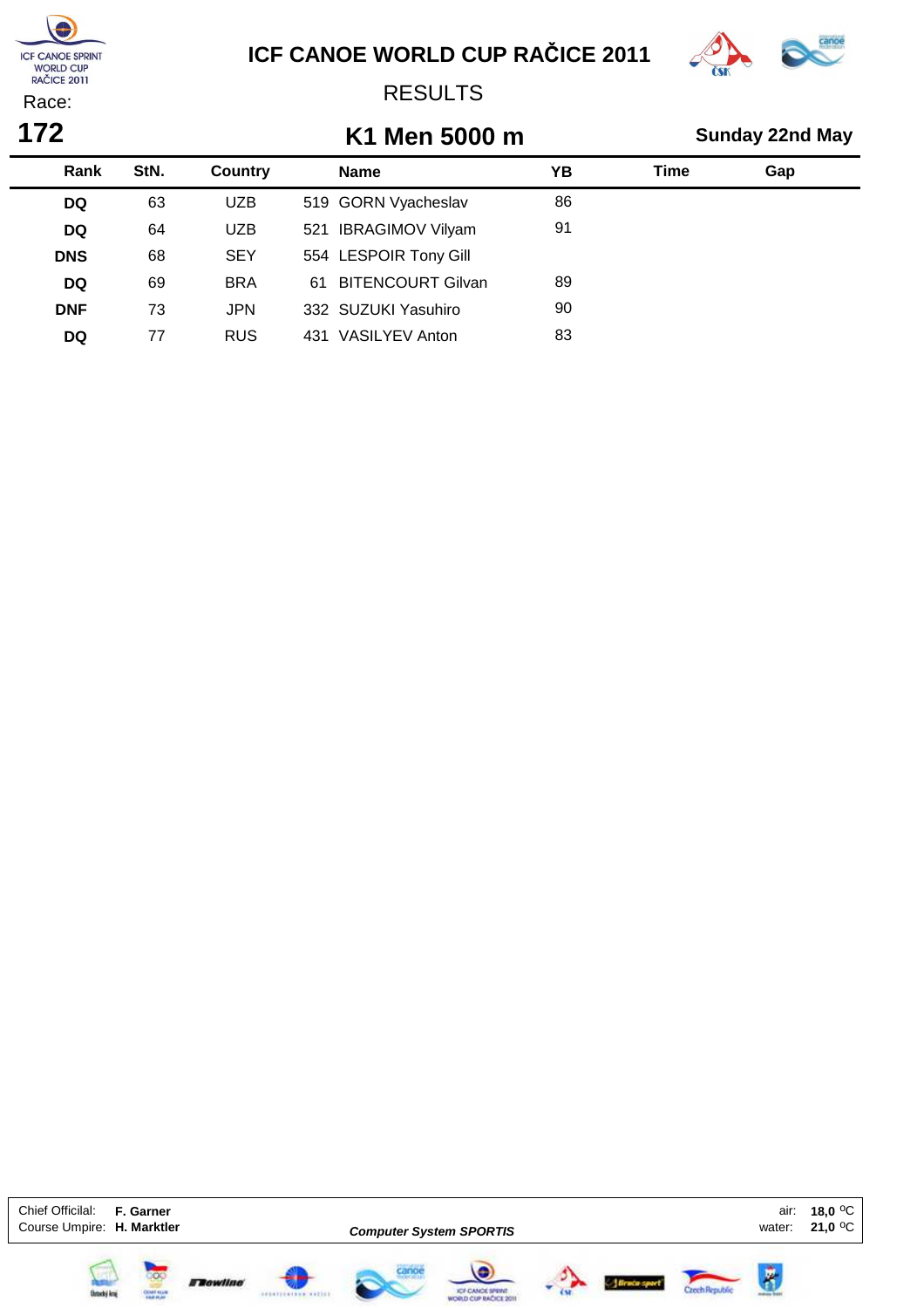# ICF CANOE WORLD CUP RAČICE 2011

RESULTS

Race:

**172**

## K1 Men 5000 m

**Sunday 22nd May**

| Rank | StN. | Country | Name | YB | Time | Gap |
|---|---|---|---|---|---|---|
| **DQ** | 63 | UZB | 519 GORN Vyacheslav | 86 | | |
| **DQ** | 64 | UZB | 521 IBRAGIMOV Vilyam | 91 | | |
| **DNS** | 68 | SEY | 554 LESPOIR Tony Gill | | | |
| **DQ** | 69 | BRA | 61 BITENCOURT Gilvan | 89 | | |
| **DNF** | 73 | JPN | 332 SUZUKI Yasuhiro | 90 | | |
| **DQ** | 77 | RUS | 431 VASILYEV Anton | 83 | | |

Chief Official: **F. Garner**
Course Umpire: **H. Marktler**

***Computer System SPORTIS***

air: **18,0 °C**
water: **21,0 °C**